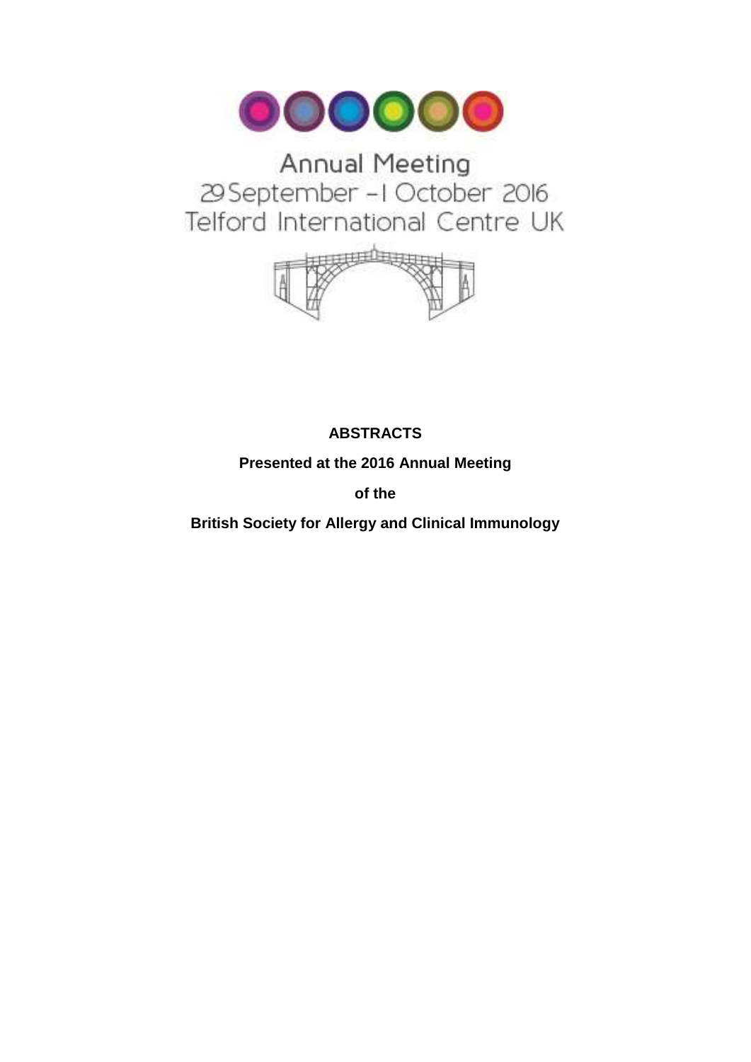Annual Meeting

29 September – 1 October 2016

Telford International Centre UK

**ABSTRACTS**

**Presented at the 2016 Annual Meeting**

**of the**

**British Society for Allergy and Clinical Immunology**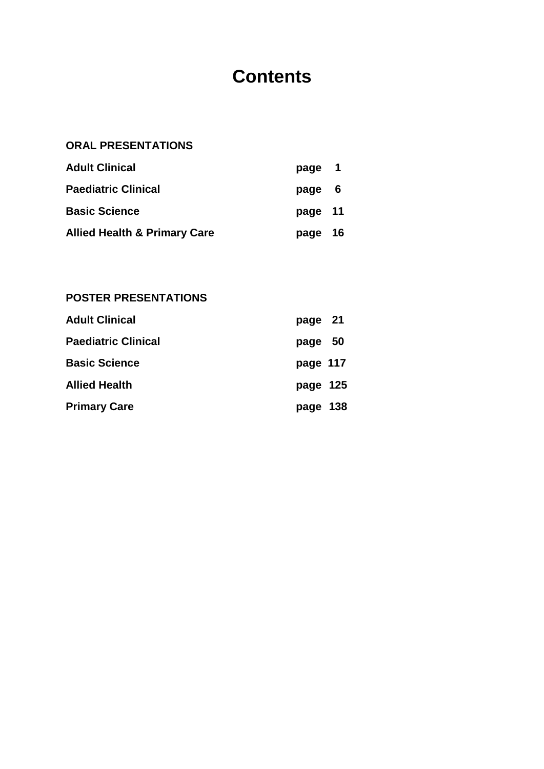# Contents

**ORAL PRESENTATIONS**

| | |
|---|---|
| **Adult Clinical** | **page 1** |
| **Paediatric Clinical** | **page 6** |
| **Basic Science** | **page 11** |
| **Allied Health & Primary Care** | **page 16** |

**POSTER PRESENTATIONS**

| | |
|---|---|
| **Adult Clinical** | **page 21** |
| **Paediatric Clinical** | **page 50** |
| **Basic Science** | **page 117** |
| **Allied Health** | **page 125** |
| **Primary Care** | **page 138** |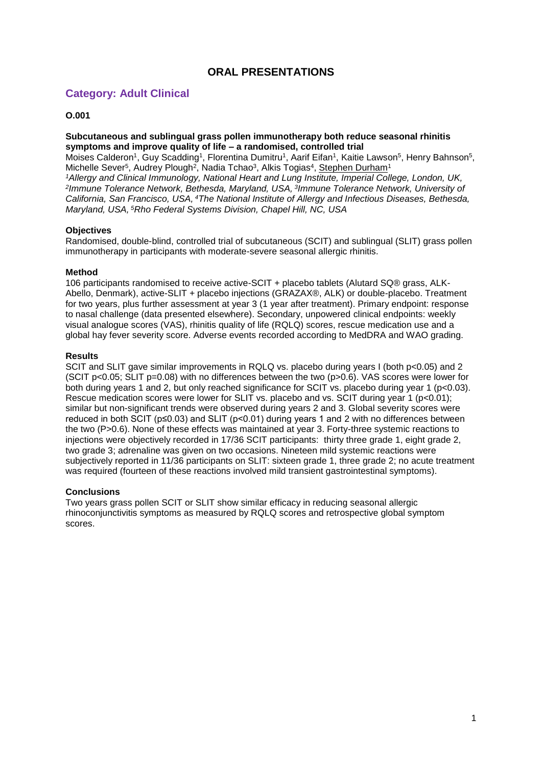## ORAL PRESENTATIONS

### Category: Adult Clinical

**O.001**

**Subcutaneous and sublingual grass pollen immunotherapy both reduce seasonal rhinitis symptoms and improve quality of life – a randomised, controlled trial**

Moises Calderon[1], Guy Scadding[1], Florentina Dumitru[1], Aarif Eifan[1], Kaitie Lawson[5], Henry Bahnson[5], Michelle Sever[5], Audrey Plough[2], Nadia Tchao[3], Alkis Togias[4], Stephen Durham[1]

*[1]Allergy and Clinical Immunology, National Heart and Lung Institute, Imperial College, London, UK, [2]Immune Tolerance Network, Bethesda, Maryland, USA, [3]Immune Tolerance Network, University of California, San Francisco, USA, [4]The National Institute of Allergy and Infectious Diseases, Bethesda, Maryland, USA, [5]Rho Federal Systems Division, Chapel Hill, NC, USA*

**Objectives**

Randomised, double-blind, controlled trial of subcutaneous (SCIT) and sublingual (SLIT) grass pollen immunotherapy in participants with moderate-severe seasonal allergic rhinitis.

**Method**

106 participants randomised to receive active-SCIT + placebo tablets (Alutard SQ® grass, ALK-Abello, Denmark), active-SLIT + placebo injections (GRAZAX®, ALK) or double-placebo. Treatment for two years, plus further assessment at year 3 (1 year after treatment). Primary endpoint: response to nasal challenge (data presented elsewhere). Secondary, unpowered clinical endpoints: weekly visual analogue scores (VAS), rhinitis quality of life (RQLQ) scores, rescue medication use and a global hay fever severity score. Adverse events recorded according to MedDRA and WAO grading.

**Results**

SCIT and SLIT gave similar improvements in RQLQ vs. placebo during years I (both $p<0.05$) and 2 (SCIT $p<0.05$; SLIT $p=0.08$) with no differences between the two ($p>0.6$). VAS scores were lower for both during years 1 and 2, but only reached significance for SCIT vs. placebo during year 1 ($p<0.03$). Rescue medication scores were lower for SLIT vs. placebo and vs. SCIT during year 1 ($p<0.01$); similar but non-significant trends were observed during years 2 and 3. Global severity scores were reduced in both SCIT ($p\leq0.03$) and SLIT ($p<0.01$) during years 1 and 2 with no differences between the two ($P>0.6$). None of these effects was maintained at year 3. Forty-three systemic reactions to injections were objectively recorded in 17/36 SCIT participants: thirty three grade 1, eight grade 2, two grade 3; adrenaline was given on two occasions. Nineteen mild systemic reactions were subjectively reported in 11/36 participants on SLIT: sixteen grade 1, three grade 2; no acute treatment was required (fourteen of these reactions involved mild transient gastrointestinal symptoms).

**Conclusions**

Two years grass pollen SCIT or SLIT show similar efficacy in reducing seasonal allergic rhinoconjunctivitis symptoms as measured by RQLQ scores and retrospective global symptom scores.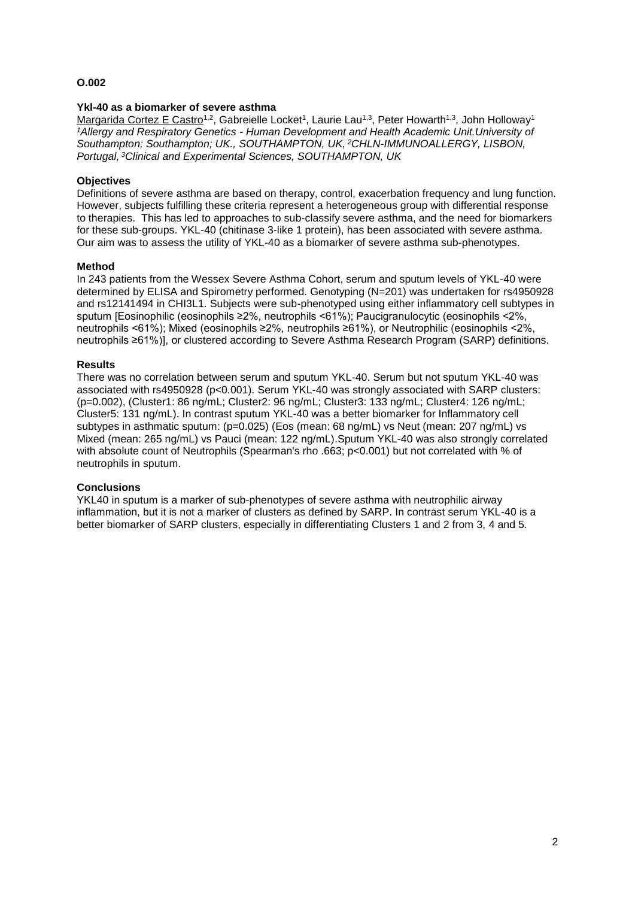**O.002**

**Ykl-40 as a biomarker of severe asthma**

Margarida Cortez E Castro[1,2], Gabreielle Locket[1], Laurie Lau[1,3], Peter Howarth[1,3], John Holloway[1]

*[1]Allergy and Respiratory Genetics - Human Development and Health Academic Unit.University of Southampton; Southampton; UK., SOUTHAMPTON, UK, [2]CHLN-IMMUNOALLERGY, LISBON, Portugal, [3]Clinical and Experimental Sciences, SOUTHAMPTON, UK*

**Objectives**

Definitions of severe asthma are based on therapy, control, exacerbation frequency and lung function. However, subjects fulfilling these criteria represent a heterogeneous group with differential response to therapies. This has led to approaches to sub-classify severe asthma, and the need for biomarkers for these sub-groups. YKL-40 (chitinase 3-like 1 protein), has been associated with severe asthma. Our aim was to assess the utility of YKL-40 as a biomarker of severe asthma sub-phenotypes.

**Method**

In 243 patients from the Wessex Severe Asthma Cohort, serum and sputum levels of YKL-40 were determined by ELISA and Spirometry performed. Genotyping (N=201) was undertaken for rs4950928 and rs12141494 in CHI3L1. Subjects were sub-phenotyped using either inflammatory cell subtypes in sputum [Eosinophilic (eosinophils ≥2%, neutrophils <61%); Paucigranulocytic (eosinophils <2%, neutrophils <61%); Mixed (eosinophils ≥2%, neutrophils ≥61%), or Neutrophilic (eosinophils <2%, neutrophils ≥61%)], or clustered according to Severe Asthma Research Program (SARP) definitions.

**Results**

There was no correlation between serum and sputum YKL-40. Serum but not sputum YKL-40 was associated with rs4950928 ($p<0.001$). Serum YKL-40 was strongly associated with SARP clusters: ($p=0.002$), (Cluster1: 86 ng/mL; Cluster2: 96 ng/mL; Cluster3: 133 ng/mL; Cluster4: 126 ng/mL; Cluster5: 131 ng/mL). In contrast sputum YKL-40 was a better biomarker for Inflammatory cell subtypes in asthmatic sputum: ($p=0.025$) (Eos (mean: 68 ng/mL) vs Neut (mean: 207 ng/mL) vs Mixed (mean: 265 ng/mL) vs Pauci (mean: 122 ng/mL).Sputum YKL-40 was also strongly correlated with absolute count of Neutrophils (Spearman's rho .663; $p<0.001$) but not correlated with % of neutrophils in sputum.

**Conclusions**

YKL40 in sputum is a marker of sub-phenotypes of severe asthma with neutrophilic airway inflammation, but it is not a marker of clusters as defined by SARP. In contrast serum YKL-40 is a better biomarker of SARP clusters, especially in differentiating Clusters 1 and 2 from 3, 4 and 5.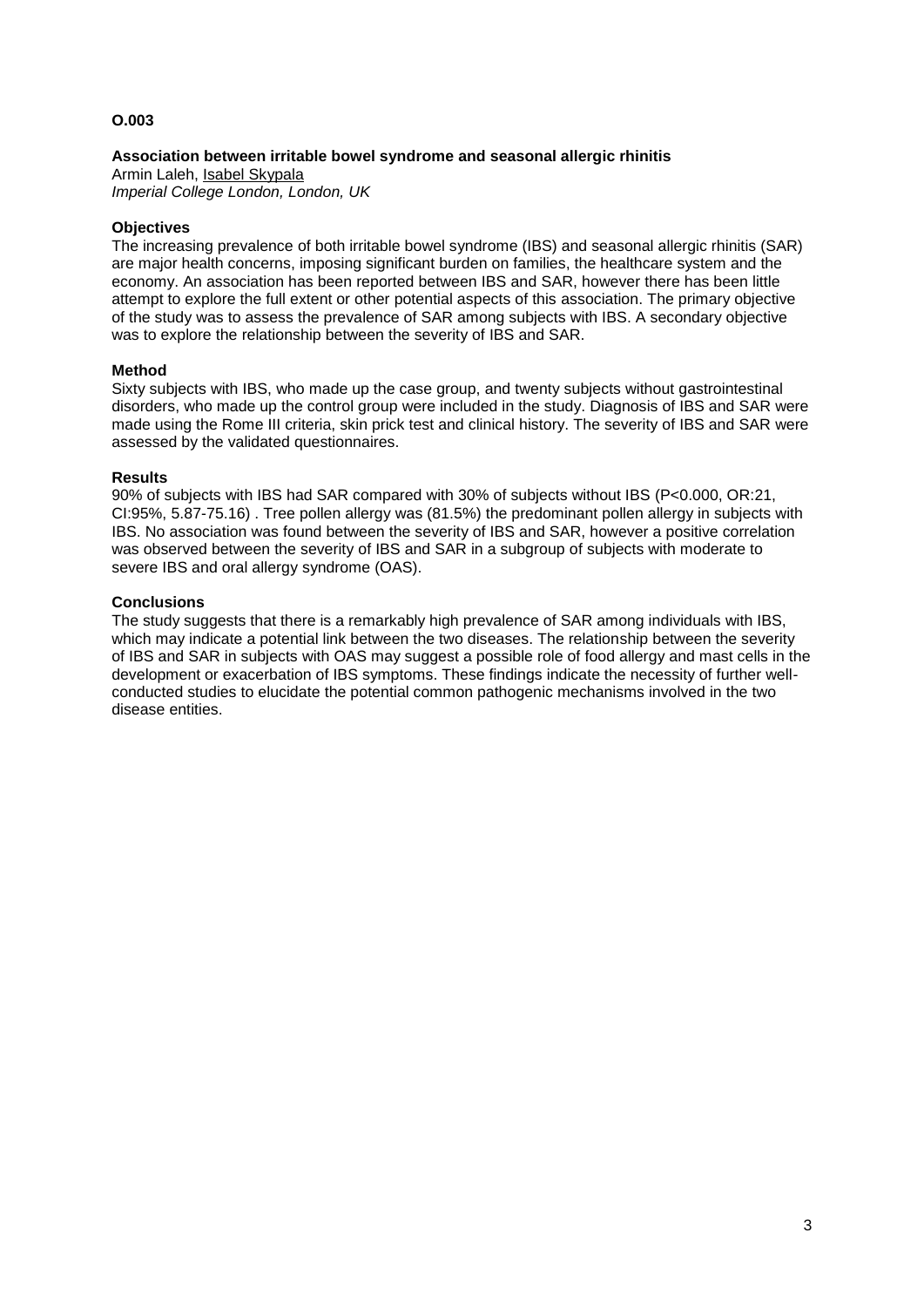**O.003**

**Association between irritable bowel syndrome and seasonal allergic rhinitis**

Armin Laleh, <u>Isabel Skypala</u>

*Imperial College London, London, UK*

**Objectives**

The increasing prevalence of both irritable bowel syndrome (IBS) and seasonal allergic rhinitis (SAR) are major health concerns, imposing significant burden on families, the healthcare system and the economy. An association has been reported between IBS and SAR, however there has been little attempt to explore the full extent or other potential aspects of this association. The primary objective of the study was to assess the prevalence of SAR among subjects with IBS. A secondary objective was to explore the relationship between the severity of IBS and SAR.

**Method**

Sixty subjects with IBS, who made up the case group, and twenty subjects without gastrointestinal disorders, who made up the control group were included in the study. Diagnosis of IBS and SAR were made using the Rome III criteria, skin prick test and clinical history. The severity of IBS and SAR were assessed by the validated questionnaires.

**Results**

90% of subjects with IBS had SAR compared with 30% of subjects without IBS (P<0.000, OR:21, CI:95%, 5.87-75.16) . Tree pollen allergy was (81.5%) the predominant pollen allergy in subjects with IBS. No association was found between the severity of IBS and SAR, however a positive correlation was observed between the severity of IBS and SAR in a subgroup of subjects with moderate to severe IBS and oral allergy syndrome (OAS).

**Conclusions**

The study suggests that there is a remarkably high prevalence of SAR among individuals with IBS, which may indicate a potential link between the two diseases. The relationship between the severity of IBS and SAR in subjects with OAS may suggest a possible role of food allergy and mast cells in the development or exacerbation of IBS symptoms. These findings indicate the necessity of further well-conducted studies to elucidate the potential common pathogenic mechanisms involved in the two disease entities.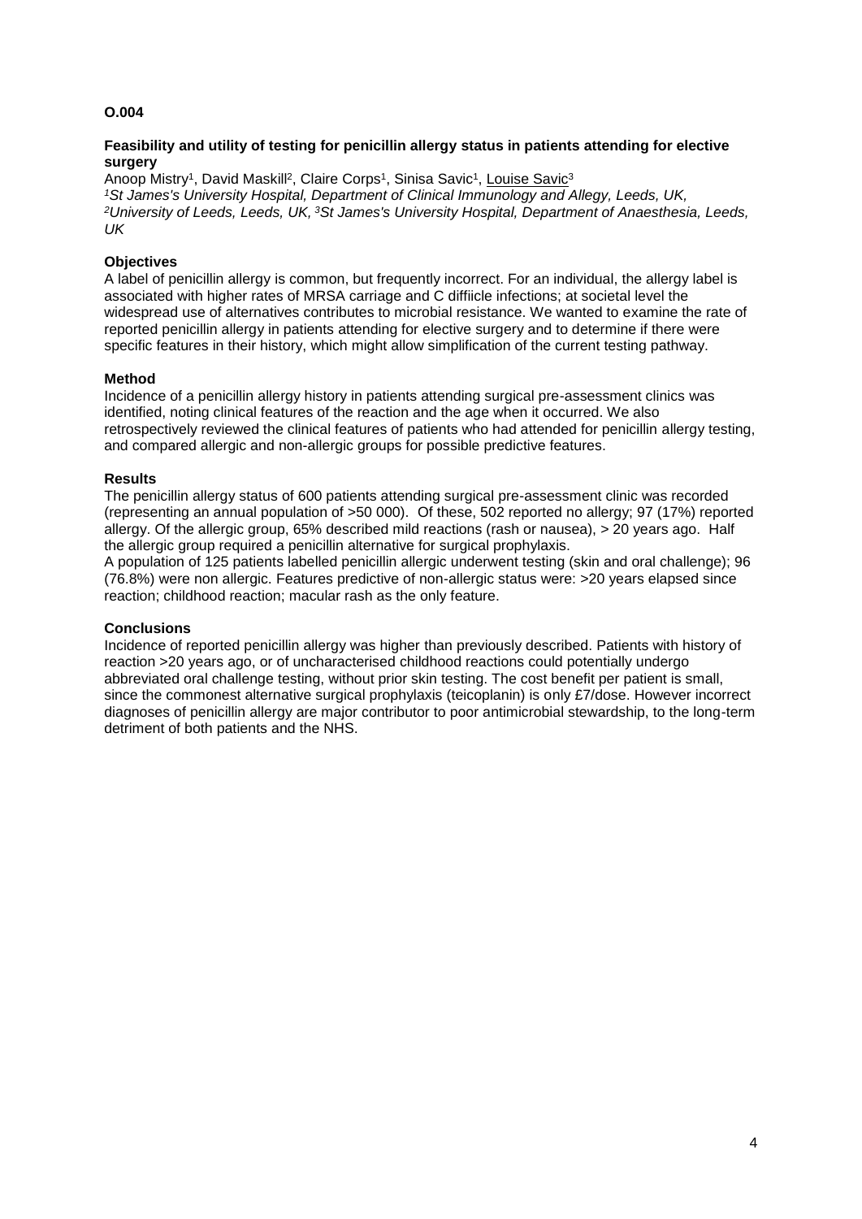**O.004**

**Feasibility and utility of testing for penicillin allergy status in patients attending for elective surgery**

Anoop Mistry[1], David Maskill[2], Claire Corps[1], Sinisa Savic[1], Louise Savic[3]

*[1]St James's University Hospital, Department of Clinical Immunology and Allegy, Leeds, UK, [2]University of Leeds, Leeds, UK, [3]St James's University Hospital, Department of Anaesthesia, Leeds, UK*

**Objectives**

A label of penicillin allergy is common, but frequently incorrect. For an individual, the allergy label is associated with higher rates of MRSA carriage and C diffiicle infections; at societal level the widespread use of alternatives contributes to microbial resistance. We wanted to examine the rate of reported penicillin allergy in patients attending for elective surgery and to determine if there were specific features in their history, which might allow simplification of the current testing pathway.

**Method**

Incidence of a penicillin allergy history in patients attending surgical pre-assessment clinics was identified, noting clinical features of the reaction and the age when it occurred. We also retrospectively reviewed the clinical features of patients who had attended for penicillin allergy testing, and compared allergic and non-allergic groups for possible predictive features.

**Results**

The penicillin allergy status of 600 patients attending surgical pre-assessment clinic was recorded (representing an annual population of >50 000). Of these, 502 reported no allergy; 97 (17%) reported allergy. Of the allergic group, 65% described mild reactions (rash or nausea), > 20 years ago. Half the allergic group required a penicillin alternative for surgical prophylaxis.

A population of 125 patients labelled penicillin allergic underwent testing (skin and oral challenge); 96 (76.8%) were non allergic. Features predictive of non-allergic status were: >20 years elapsed since reaction; childhood reaction; macular rash as the only feature.

**Conclusions**

Incidence of reported penicillin allergy was higher than previously described. Patients with history of reaction >20 years ago, or of uncharacterised childhood reactions could potentially undergo abbreviated oral challenge testing, without prior skin testing. The cost benefit per patient is small, since the commonest alternative surgical prophylaxis (teicoplanin) is only £7/dose. However incorrect diagnoses of penicillin allergy are major contributor to poor antimicrobial stewardship, to the long-term detriment of both patients and the NHS.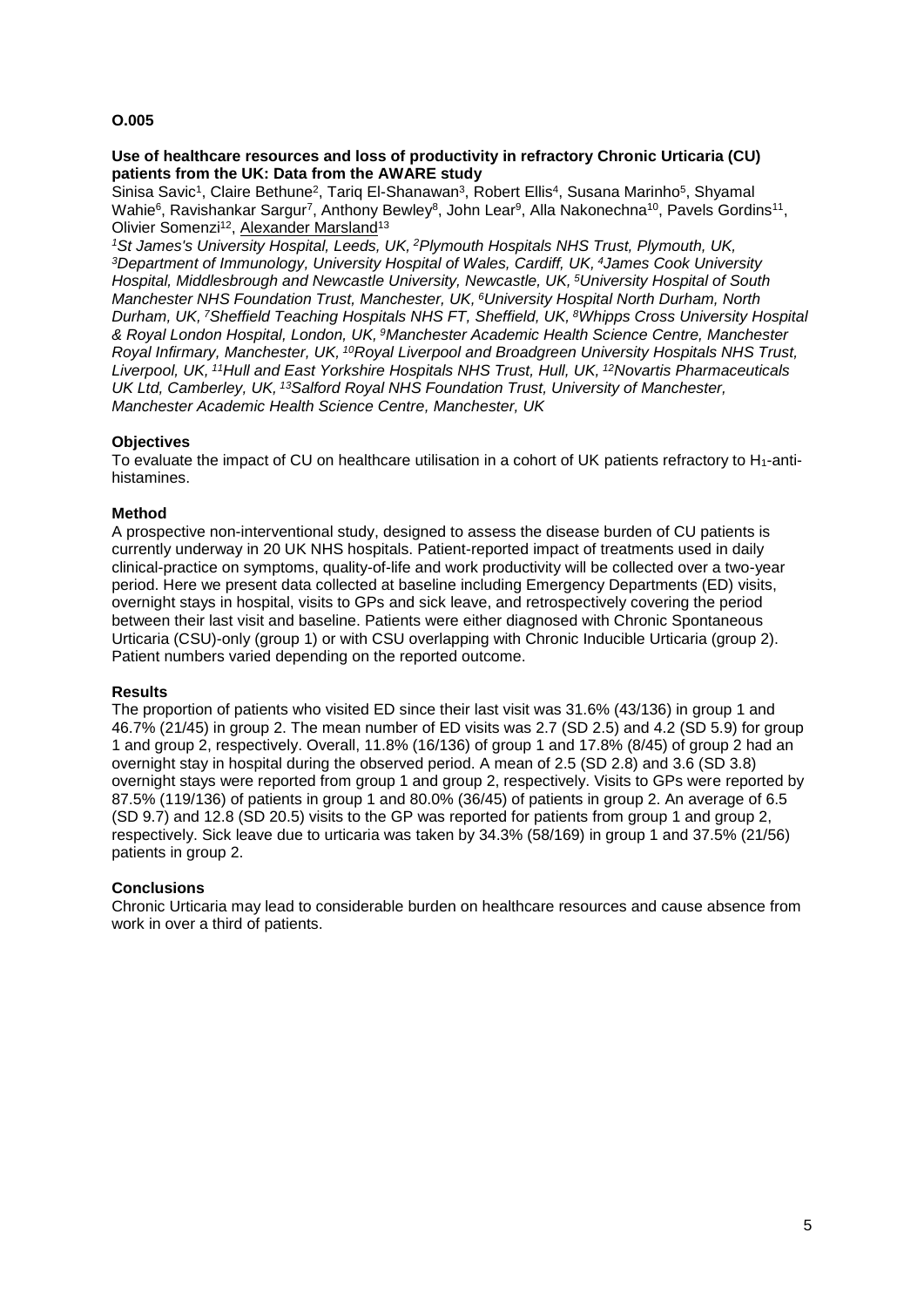**O.005**

**Use of healthcare resources and loss of productivity in refractory Chronic Urticaria (CU) patients from the UK: Data from the AWARE study**

Sinisa Savic[1], Claire Bethune[2], Tariq El-Shanawan[3], Robert Ellis[4], Susana Marinho[5], Shyamal Wahie[6], Ravishankar Sargur[7], Anthony Bewley[8], John Lear[9], Alla Nakonechna[10], Pavels Gordins[11], Olivier Somenzi[12], Alexander Marsland[13]

*[1]St James's University Hospital, Leeds, UK, [2]Plymouth Hospitals NHS Trust, Plymouth, UK, [3]Department of Immunology, University Hospital of Wales, Cardiff, UK, [4]James Cook University Hospital, Middlesbrough and Newcastle University, Newcastle, UK, [5]University Hospital of South Manchester NHS Foundation Trust, Manchester, UK, [6]University Hospital North Durham, North Durham, UK, [7]Sheffield Teaching Hospitals NHS FT, Sheffield, UK, [8]Whipps Cross University Hospital & Royal London Hospital, London, UK, [9]Manchester Academic Health Science Centre, Manchester Royal Infirmary, Manchester, UK, [10]Royal Liverpool and Broadgreen University Hospitals NHS Trust, Liverpool, UK, [11]Hull and East Yorkshire Hospitals NHS Trust, Hull, UK, [12]Novartis Pharmaceuticals UK Ltd, Camberley, UK, [13]Salford Royal NHS Foundation Trust, University of Manchester, Manchester Academic Health Science Centre, Manchester, UK*

**Objectives**

To evaluate the impact of CU on healthcare utilisation in a cohort of UK patients refractory to $H_1$-antihistamines.

**Method**

A prospective non-interventional study, designed to assess the disease burden of CU patients is currently underway in 20 UK NHS hospitals. Patient-reported impact of treatments used in daily clinical-practice on symptoms, quality-of-life and work productivity will be collected over a two-year period. Here we present data collected at baseline including Emergency Departments (ED) visits, overnight stays in hospital, visits to GPs and sick leave, and retrospectively covering the period between their last visit and baseline. Patients were either diagnosed with Chronic Spontaneous Urticaria (CSU)-only (group 1) or with CSU overlapping with Chronic Inducible Urticaria (group 2). Patient numbers varied depending on the reported outcome.

**Results**

The proportion of patients who visited ED since their last visit was 31.6% (43/136) in group 1 and 46.7% (21/45) in group 2. The mean number of ED visits was 2.7 (SD 2.5) and 4.2 (SD 5.9) for group 1 and group 2, respectively. Overall, 11.8% (16/136) of group 1 and 17.8% (8/45) of group 2 had an overnight stay in hospital during the observed period. A mean of 2.5 (SD 2.8) and 3.6 (SD 3.8) overnight stays were reported from group 1 and group 2, respectively. Visits to GPs were reported by 87.5% (119/136) of patients in group 1 and 80.0% (36/45) of patients in group 2. An average of 6.5 (SD 9.7) and 12.8 (SD 20.5) visits to the GP was reported for patients from group 1 and group 2, respectively. Sick leave due to urticaria was taken by 34.3% (58/169) in group 1 and 37.5% (21/56) patients in group 2.

**Conclusions**

Chronic Urticaria may lead to considerable burden on healthcare resources and cause absence from work in over a third of patients.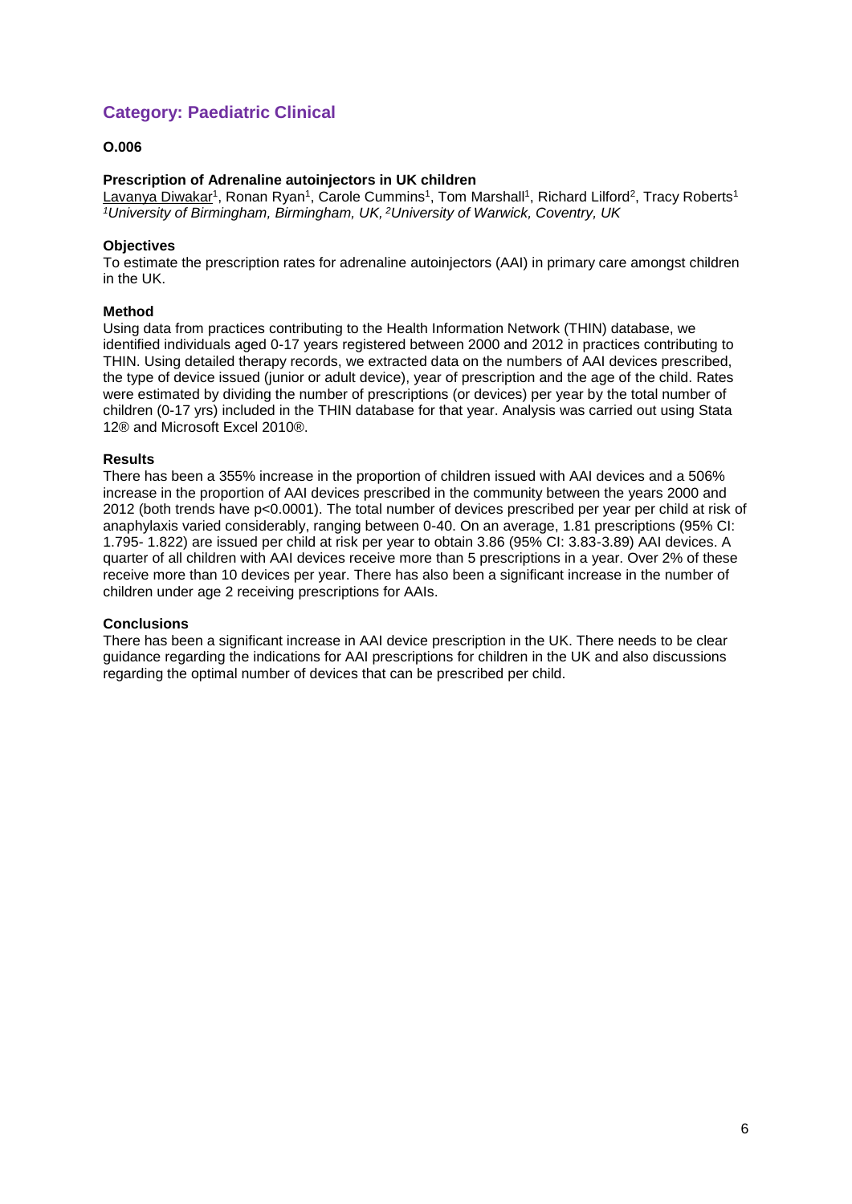## Category: Paediatric Clinical

**O.006**

**Prescription of Adrenaline autoinjectors in UK children**

Lavanya Diwakar[1], Ronan Ryan[1], Carole Cummins[1], Tom Marshall[1], Richard Lilford[2], Tracy Roberts[1]
*[1]University of Birmingham, Birmingham, UK, [2]University of Warwick, Coventry, UK*

**Objectives**

To estimate the prescription rates for adrenaline autoinjectors (AAI) in primary care amongst children in the UK.

**Method**

Using data from practices contributing to the Health Information Network (THIN) database, we identified individuals aged 0-17 years registered between 2000 and 2012 in practices contributing to THIN. Using detailed therapy records, we extracted data on the numbers of AAI devices prescribed, the type of device issued (junior or adult device), year of prescription and the age of the child. Rates were estimated by dividing the number of prescriptions (or devices) per year by the total number of children (0-17 yrs) included in the THIN database for that year. Analysis was carried out using Stata 12® and Microsoft Excel 2010®.

**Results**

There has been a 355% increase in the proportion of children issued with AAI devices and a 506% increase in the proportion of AAI devices prescribed in the community between the years 2000 and 2012 (both trends have $p<0.0001$). The total number of devices prescribed per year per child at risk of anaphylaxis varied considerably, ranging between 0-40. On an average, 1.81 prescriptions (95% CI: 1.795- 1.822) are issued per child at risk per year to obtain 3.86 (95% CI: 3.83-3.89) AAI devices. A quarter of all children with AAI devices receive more than 5 prescriptions in a year. Over 2% of these receive more than 10 devices per year. There has also been a significant increase in the number of children under age 2 receiving prescriptions for AAIs.

**Conclusions**

There has been a significant increase in AAI device prescription in the UK. There needs to be clear guidance regarding the indications for AAI prescriptions for children in the UK and also discussions regarding the optimal number of devices that can be prescribed per child.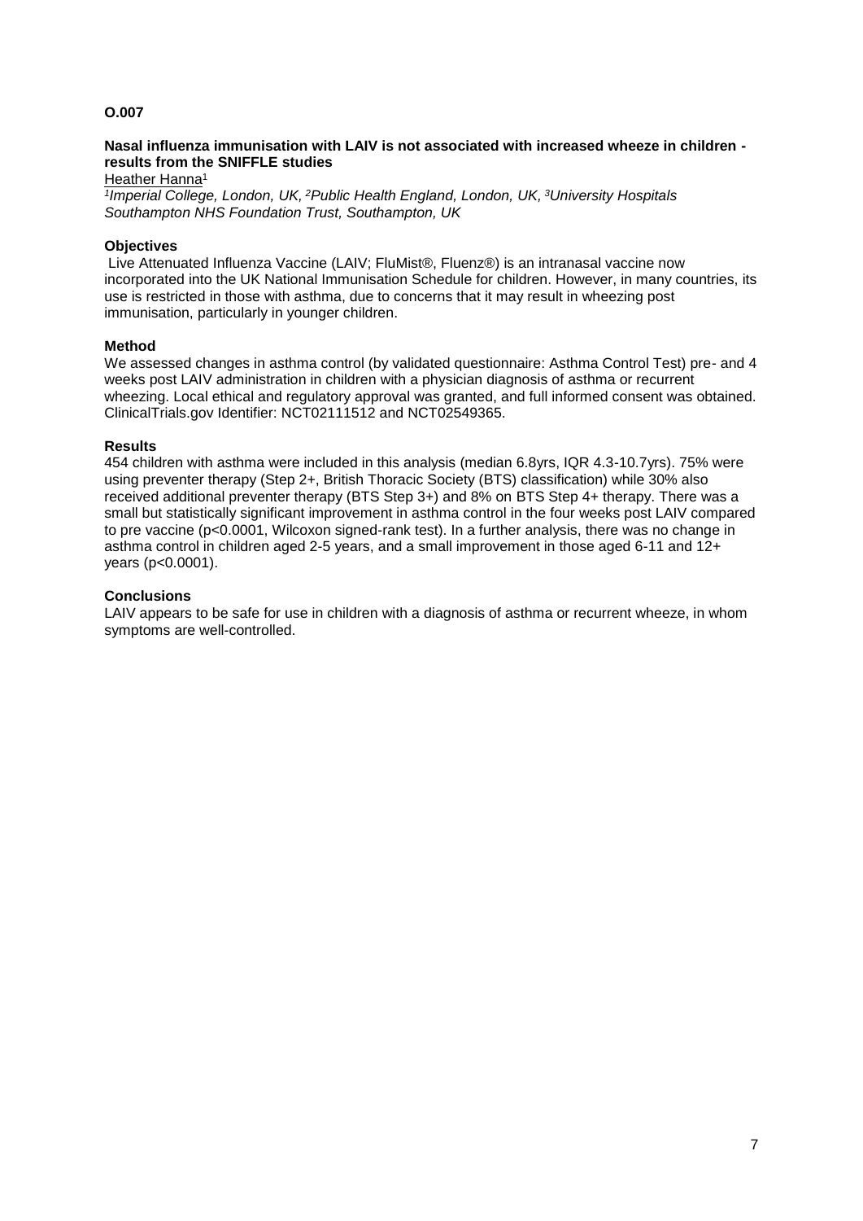**O.007**

**Nasal influenza immunisation with LAIV is not associated with increased wheeze in children - results from the SNIFFLE studies**

Heather Hanna[1]

*[1]Imperial College, London, UK, [2]Public Health England, London, UK, [3]University Hospitals Southampton NHS Foundation Trust, Southampton, UK*

**Objectives**

Live Attenuated Influenza Vaccine (LAIV; FluMist®, Fluenz®) is an intranasal vaccine now incorporated into the UK National Immunisation Schedule for children. However, in many countries, its use is restricted in those with asthma, due to concerns that it may result in wheezing post immunisation, particularly in younger children.

**Method**

We assessed changes in asthma control (by validated questionnaire: Asthma Control Test) pre- and 4 weeks post LAIV administration in children with a physician diagnosis of asthma or recurrent wheezing. Local ethical and regulatory approval was granted, and full informed consent was obtained. ClinicalTrials.gov Identifier: NCT02111512 and NCT02549365.

**Results**

454 children with asthma were included in this analysis (median 6.8yrs, IQR 4.3-10.7yrs). 75% were using preventer therapy (Step 2+, British Thoracic Society (BTS) classification) while 30% also received additional preventer therapy (BTS Step 3+) and 8% on BTS Step 4+ therapy. There was a small but statistically significant improvement in asthma control in the four weeks post LAIV compared to pre vaccine ($p<0.0001$, Wilcoxon signed-rank test). In a further analysis, there was no change in asthma control in children aged 2-5 years, and a small improvement in those aged 6-11 and 12+ years ($p<0.0001$).

**Conclusions**

LAIV appears to be safe for use in children with a diagnosis of asthma or recurrent wheeze, in whom symptoms are well-controlled.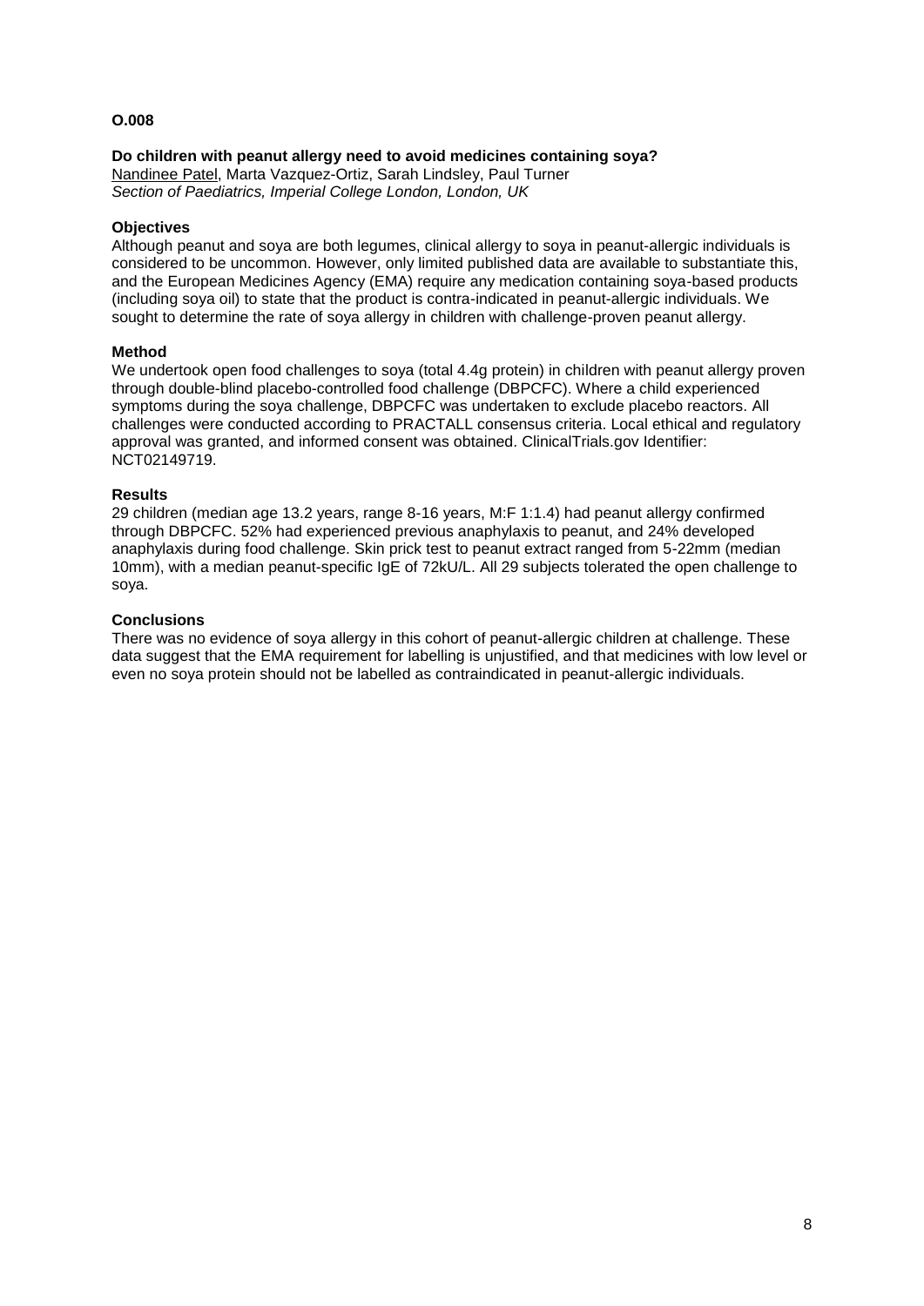**O.008**

**Do children with peanut allergy need to avoid medicines containing soya?**
Nandinee Patel, Marta Vazquez-Ortiz, Sarah Lindsley, Paul Turner
*Section of Paediatrics, Imperial College London, London, UK*

**Objectives**

Although peanut and soya are both legumes, clinical allergy to soya in peanut-allergic individuals is considered to be uncommon. However, only limited published data are available to substantiate this, and the European Medicines Agency (EMA) require any medication containing soya-based products (including soya oil) to state that the product is contra-indicated in peanut-allergic individuals. We sought to determine the rate of soya allergy in children with challenge-proven peanut allergy.

**Method**

We undertook open food challenges to soya (total 4.4g protein) in children with peanut allergy proven through double-blind placebo-controlled food challenge (DBPCFC). Where a child experienced symptoms during the soya challenge, DBPCFC was undertaken to exclude placebo reactors. All challenges were conducted according to PRACTALL consensus criteria. Local ethical and regulatory approval was granted, and informed consent was obtained. ClinicalTrials.gov Identifier: NCT02149719.

**Results**

29 children (median age 13.2 years, range 8-16 years, M:F 1:1.4) had peanut allergy confirmed through DBPCFC. 52% had experienced previous anaphylaxis to peanut, and 24% developed anaphylaxis during food challenge. Skin prick test to peanut extract ranged from 5-22mm (median 10mm), with a median peanut-specific IgE of 72kU/L. All 29 subjects tolerated the open challenge to soya.

**Conclusions**

There was no evidence of soya allergy in this cohort of peanut-allergic children at challenge. These data suggest that the EMA requirement for labelling is unjustified, and that medicines with low level or even no soya protein should not be labelled as contraindicated in peanut-allergic individuals.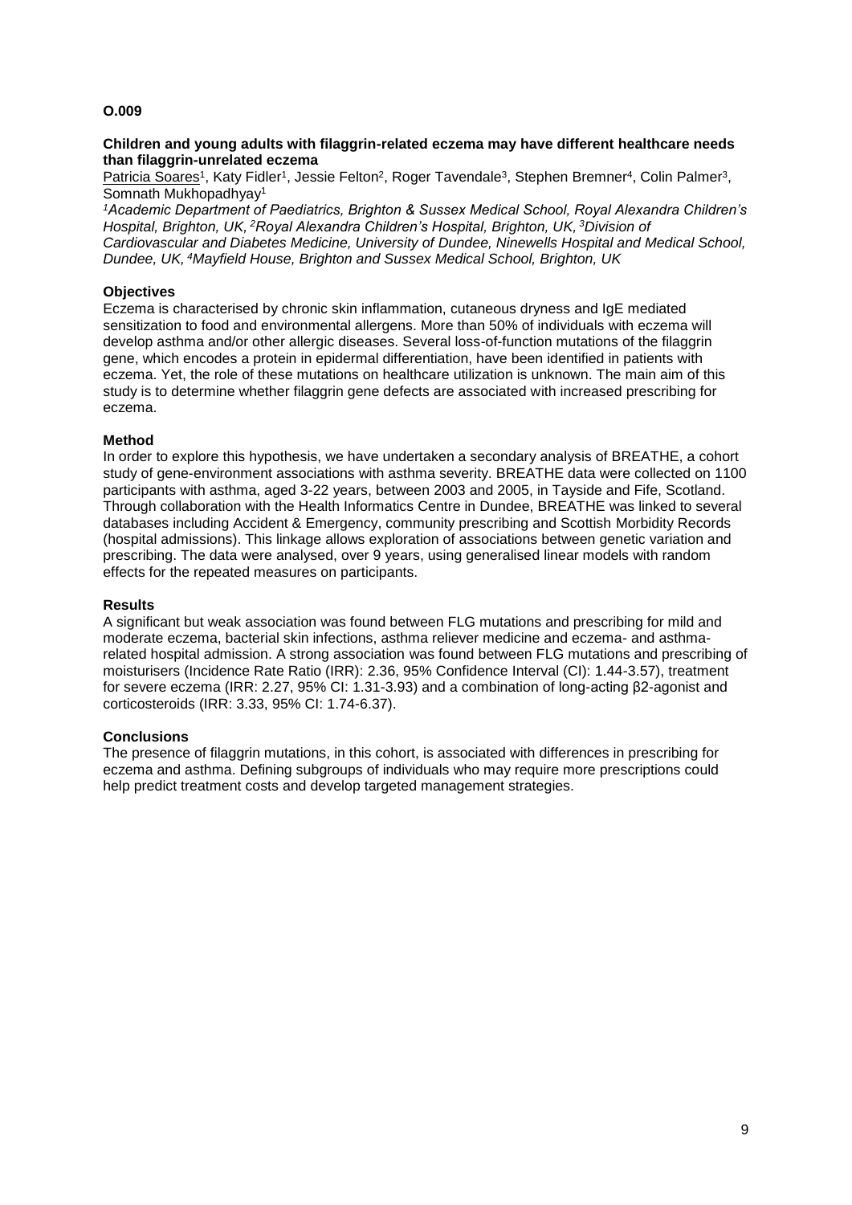**O.009**

**Children and young adults with filaggrin-related eczema may have different healthcare needs than filaggrin-unrelated eczema**

Patricia Soares[1], Katy Fidler[1], Jessie Felton[2], Roger Tavendale[3], Stephen Bremner[4], Colin Palmer[3], Somnath Mukhopadhyay[1]

*[1]Academic Department of Paediatrics, Brighton & Sussex Medical School, Royal Alexandra Children's Hospital, Brighton, UK, [2]Royal Alexandra Children's Hospital, Brighton, UK, [3]Division of Cardiovascular and Diabetes Medicine, University of Dundee, Ninewells Hospital and Medical School, Dundee, UK, [4]Mayfield House, Brighton and Sussex Medical School, Brighton, UK*

**Objectives**

Eczema is characterised by chronic skin inflammation, cutaneous dryness and IgE mediated sensitization to food and environmental allergens. More than 50% of individuals with eczema will develop asthma and/or other allergic diseases. Several loss-of-function mutations of the filaggrin gene, which encodes a protein in epidermal differentiation, have been identified in patients with eczema. Yet, the role of these mutations on healthcare utilization is unknown. The main aim of this study is to determine whether filaggrin gene defects are associated with increased prescribing for eczema.

**Method**

In order to explore this hypothesis, we have undertaken a secondary analysis of BREATHE, a cohort study of gene-environment associations with asthma severity. BREATHE data were collected on 1100 participants with asthma, aged 3-22 years, between 2003 and 2005, in Tayside and Fife, Scotland. Through collaboration with the Health Informatics Centre in Dundee, BREATHE was linked to several databases including Accident & Emergency, community prescribing and Scottish Morbidity Records (hospital admissions). This linkage allows exploration of associations between genetic variation and prescribing. The data were analysed, over 9 years, using generalised linear models with random effects for the repeated measures on participants.

**Results**

A significant but weak association was found between FLG mutations and prescribing for mild and moderate eczema, bacterial skin infections, asthma reliever medicine and eczema- and asthma-related hospital admission. A strong association was found between FLG mutations and prescribing of moisturisers (Incidence Rate Ratio (IRR): 2.36, 95% Confidence Interval (CI): 1.44-3.57), treatment for severe eczema (IRR: 2.27, 95% CI: 1.31-3.93) and a combination of long-acting $\beta_2$-agonist and corticosteroids (IRR: 3.33, 95% CI: 1.74-6.37).

**Conclusions**

The presence of filaggrin mutations, in this cohort, is associated with differences in prescribing for eczema and asthma. Defining subgroups of individuals who may require more prescriptions could help predict treatment costs and develop targeted management strategies.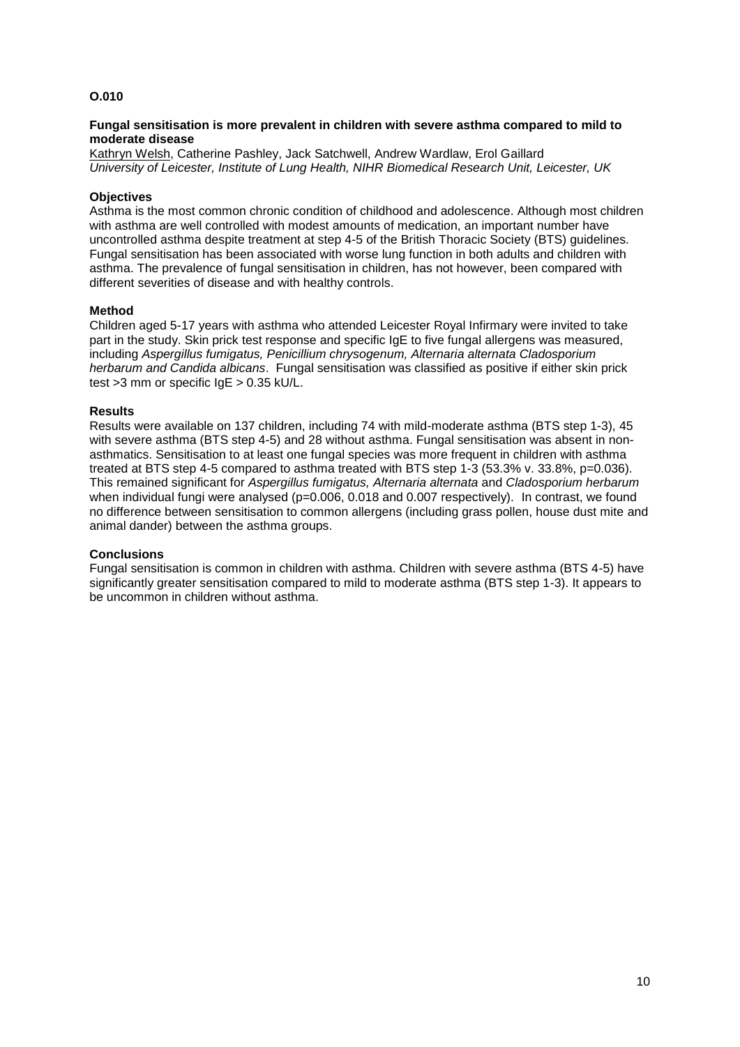**O.010**

**Fungal sensitisation is more prevalent in children with severe asthma compared to mild to moderate disease**

Kathryn Welsh, Catherine Pashley, Jack Satchwell, Andrew Wardlaw, Erol Gaillard
*University of Leicester, Institute of Lung Health, NIHR Biomedical Research Unit, Leicester, UK*

**Objectives**

Asthma is the most common chronic condition of childhood and adolescence. Although most children with asthma are well controlled with modest amounts of medication, an important number have uncontrolled asthma despite treatment at step 4-5 of the British Thoracic Society (BTS) guidelines. Fungal sensitisation has been associated with worse lung function in both adults and children with asthma. The prevalence of fungal sensitisation in children, has not however, been compared with different severities of disease and with healthy controls.

**Method**

Children aged 5-17 years with asthma who attended Leicester Royal Infirmary were invited to take part in the study. Skin prick test response and specific IgE to five fungal allergens was measured, including *Aspergillus fumigatus, Penicillium chrysogenum, Alternaria alternata Cladosporium herbarum and Candida albicans*. Fungal sensitisation was classified as positive if either skin prick test >3 mm or specific IgE > 0.35 kU/L.

**Results**

Results were available on 137 children, including 74 with mild-moderate asthma (BTS step 1-3), 45 with severe asthma (BTS step 4-5) and 28 without asthma. Fungal sensitisation was absent in non-asthmatics. Sensitisation to at least one fungal species was more frequent in children with asthma treated at BTS step 4-5 compared to asthma treated with BTS step 1-3 (53.3% v. 33.8%, $p=0.036$). This remained significant for *Aspergillus fumigatus, Alternaria alternata* and *Cladosporium herbarum* when individual fungi were analysed ($p=0.006$, 0.018 and 0.007 respectively). In contrast, we found no difference between sensitisation to common allergens (including grass pollen, house dust mite and animal dander) between the asthma groups.

**Conclusions**

Fungal sensitisation is common in children with asthma. Children with severe asthma (BTS 4-5) have significantly greater sensitisation compared to mild to moderate asthma (BTS step 1-3). It appears to be uncommon in children without asthma.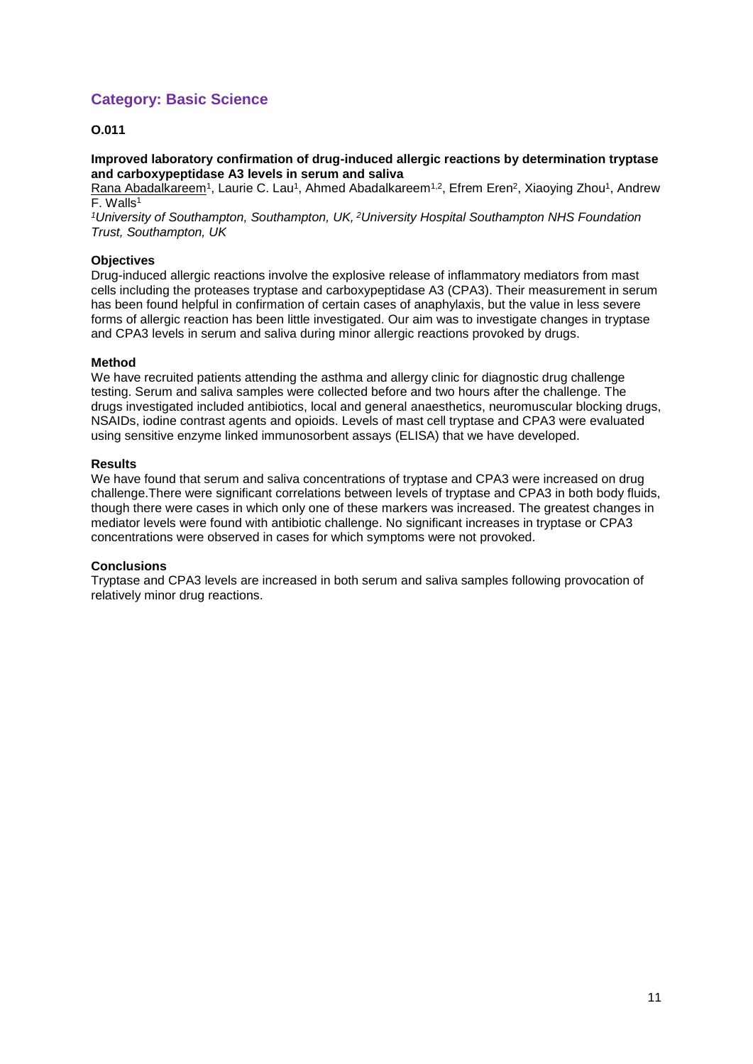## Category: Basic Science

### O.011

**Improved laboratory confirmation of drug-induced allergic reactions by determination tryptase and carboxypeptidase A3 levels in serum and saliva**

Rana Abadalkareem[1], Laurie C. Lau[1], Ahmed Abadalkareem[1,2], Efrem Eren[2], Xiaoying Zhou[1], Andrew F. Walls[1]

*[1]University of Southampton, Southampton, UK, [2]University Hospital Southampton NHS Foundation Trust, Southampton, UK*

**Objectives**

Drug-induced allergic reactions involve the explosive release of inflammatory mediators from mast cells including the proteases tryptase and carboxypeptidase A3 (CPA3). Their measurement in serum has been found helpful in confirmation of certain cases of anaphylaxis, but the value in less severe forms of allergic reaction has been little investigated. Our aim was to investigate changes in tryptase and CPA3 levels in serum and saliva during minor allergic reactions provoked by drugs.

**Method**

We have recruited patients attending the asthma and allergy clinic for diagnostic drug challenge testing. Serum and saliva samples were collected before and two hours after the challenge. The drugs investigated included antibiotics, local and general anaesthetics, neuromuscular blocking drugs, NSAIDs, iodine contrast agents and opioids. Levels of mast cell tryptase and CPA3 were evaluated using sensitive enzyme linked immunosorbent assays (ELISA) that we have developed.

**Results**

We have found that serum and saliva concentrations of tryptase and CPA3 were increased on drug challenge.There were significant correlations between levels of tryptase and CPA3 in both body fluids, though there were cases in which only one of these markers was increased. The greatest changes in mediator levels were found with antibiotic challenge. No significant increases in tryptase or CPA3 concentrations were observed in cases for which symptoms were not provoked.

**Conclusions**

Tryptase and CPA3 levels are increased in both serum and saliva samples following provocation of relatively minor drug reactions.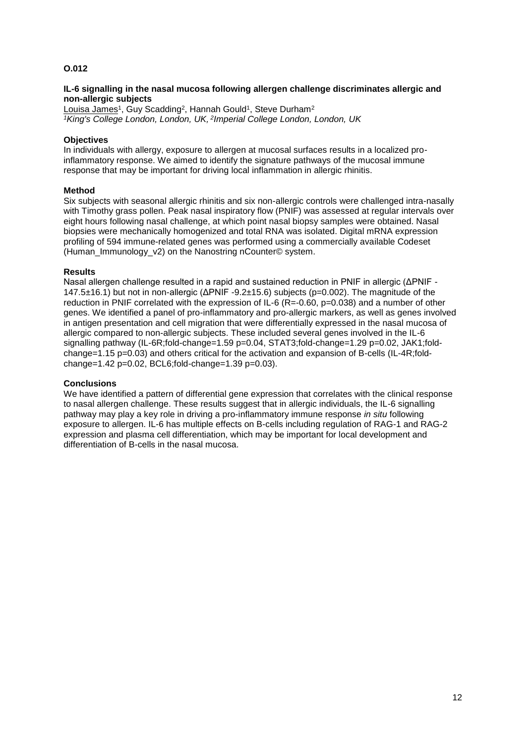**O.012**

**IL-6 signalling in the nasal mucosa following allergen challenge discriminates allergic and non-allergic subjects**

Louisa James[1], Guy Scadding[2], Hannah Gould[1], Steve Durham[2]

*[1]King's College London, London, UK, [2]Imperial College London, London, UK*

**Objectives**

In individuals with allergy, exposure to allergen at mucosal surfaces results in a localized pro-inflammatory response. We aimed to identify the signature pathways of the mucosal immune response that may be important for driving local inflammation in allergic rhinitis.

**Method**

Six subjects with seasonal allergic rhinitis and six non-allergic controls were challenged intra-nasally with Timothy grass pollen. Peak nasal inspiratory flow (PNIF) was assessed at regular intervals over eight hours following nasal challenge, at which point nasal biopsy samples were obtained. Nasal biopsies were mechanically homogenized and total RNA was isolated. Digital mRNA expression profiling of 594 immune-related genes was performed using a commercially available Codeset (Human_Immunology_v2) on the Nanostring nCounter© system.

**Results**

Nasal allergen challenge resulted in a rapid and sustained reduction in PNIF in allergic ($\Delta$PNIF -147.5±16.1) but not in non-allergic ($\Delta$PNIF -9.2±15.6) subjects ($p=0.002$). The magnitude of the reduction in PNIF correlated with the expression of IL-6 ($R=-0.60$, $p=0.038$) and a number of other genes. We identified a panel of pro-inflammatory and pro-allergic markers, as well as genes involved in antigen presentation and cell migration that were differentially expressed in the nasal mucosa of allergic compared to non-allergic subjects. These included several genes involved in the IL-6 signalling pathway (IL-6R;fold-change=1.59 p=0.04, STAT3;fold-change=1.29 p=0.02, JAK1;fold-change=1.15 p=0.03) and others critical for the activation and expansion of B-cells (IL-4R;fold-change=1.42 p=0.02, BCL6;fold-change=1.39 p=0.03).

**Conclusions**

We have identified a pattern of differential gene expression that correlates with the clinical response to nasal allergen challenge. These results suggest that in allergic individuals, the IL-6 signalling pathway may play a key role in driving a pro-inflammatory immune response *in situ* following exposure to allergen. IL-6 has multiple effects on B-cells including regulation of RAG-1 and RAG-2 expression and plasma cell differentiation, which may be important for local development and differentiation of B-cells in the nasal mucosa.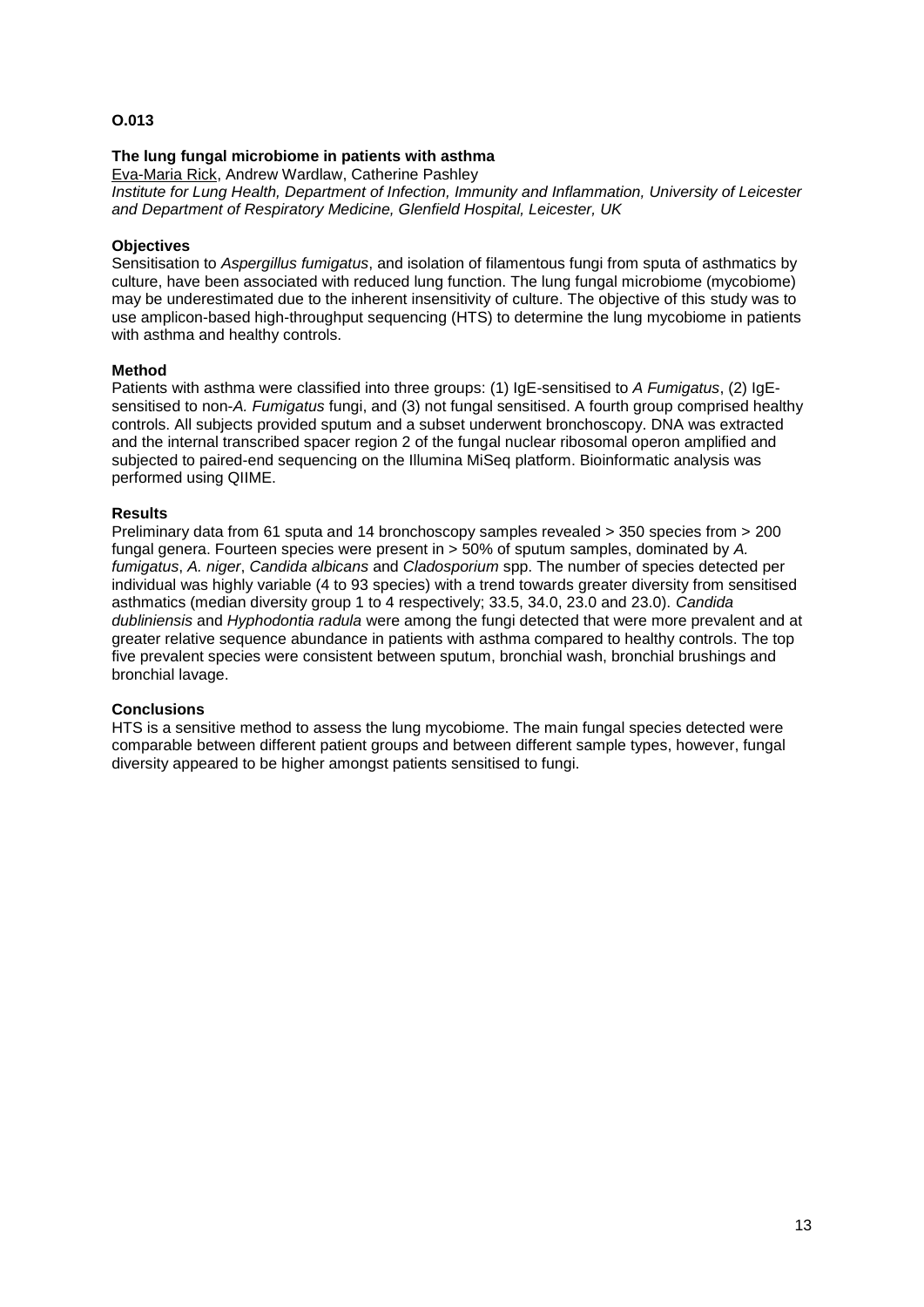**O.013**

**The lung fungal microbiome in patients with asthma**

Eva-Maria Rick, Andrew Wardlaw, Catherine Pashley

*Institute for Lung Health, Department of Infection, Immunity and Inflammation, University of Leicester and Department of Respiratory Medicine, Glenfield Hospital, Leicester, UK*

**Objectives**

Sensitisation to *Aspergillus fumigatus*, and isolation of filamentous fungi from sputa of asthmatics by culture, have been associated with reduced lung function. The lung fungal microbiome (mycobiome) may be underestimated due to the inherent insensitivity of culture. The objective of this study was to use amplicon-based high-throughput sequencing (HTS) to determine the lung mycobiome in patients with asthma and healthy controls.

**Method**

Patients with asthma were classified into three groups: (1) IgE-sensitised to *A Fumigatus*, (2) IgE-sensitised to non-*A. Fumigatus* fungi, and (3) not fungal sensitised. A fourth group comprised healthy controls. All subjects provided sputum and a subset underwent bronchoscopy. DNA was extracted and the internal transcribed spacer region 2 of the fungal nuclear ribosomal operon amplified and subjected to paired-end sequencing on the Illumina MiSeq platform. Bioinformatic analysis was performed using QIIME.

**Results**

Preliminary data from 61 sputa and 14 bronchoscopy samples revealed > 350 species from > 200 fungal genera. Fourteen species were present in > 50% of sputum samples, dominated by *A. fumigatus*, *A. niger*, *Candida albicans* and *Cladosporium* spp. The number of species detected per individual was highly variable (4 to 93 species) with a trend towards greater diversity from sensitised asthmatics (median diversity group 1 to 4 respectively; 33.5, 34.0, 23.0 and 23.0). *Candida dubliniensis* and *Hyphodontia radula* were among the fungi detected that were more prevalent and at greater relative sequence abundance in patients with asthma compared to healthy controls. The top five prevalent species were consistent between sputum, bronchial wash, bronchial brushings and bronchial lavage.

**Conclusions**

HTS is a sensitive method to assess the lung mycobiome. The main fungal species detected were comparable between different patient groups and between different sample types, however, fungal diversity appeared to be higher amongst patients sensitised to fungi.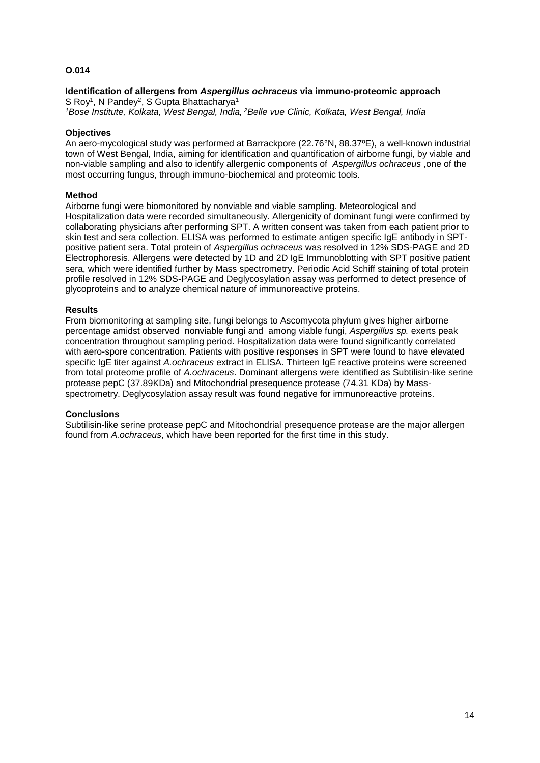**O.014**

### Identification of allergens from *Aspergillus ochraceus* via immuno-proteomic approach

S Roy[1], N Pandey[2], S Gupta Bhattacharya[1]

*[1]Bose Institute, Kolkata, West Bengal, India, [2]Belle vue Clinic, Kolkata, West Bengal, India*

**Objectives**

An aero-mycological study was performed at Barrackpore (22.76°N, 88.37ºE), a well-known industrial town of West Bengal, India, aiming for identification and quantification of airborne fungi, by viable and non-viable sampling and also to identify allergenic components of *Aspergillus ochraceus* ,one of the most occurring fungus, through immuno-biochemical and proteomic tools.

**Method**

Airborne fungi were biomonitored by nonviable and viable sampling. Meteorological and Hospitalization data were recorded simultaneously. Allergenicity of dominant fungi were confirmed by collaborating physicians after performing SPT. A written consent was taken from each patient prior to skin test and sera collection. ELISA was performed to estimate antigen specific IgE antibody in SPT-positive patient sera. Total protein of *Aspergillus ochraceus* was resolved in 12% SDS-PAGE and 2D Electrophoresis. Allergens were detected by 1D and 2D IgE Immunoblotting with SPT positive patient sera, which were identified further by Mass spectrometry. Periodic Acid Schiff staining of total protein profile resolved in 12% SDS-PAGE and Deglycosylation assay was performed to detect presence of glycoproteins and to analyze chemical nature of immunoreactive proteins.

**Results**

From biomonitoring at sampling site, fungi belongs to Ascomycota phylum gives higher airborne percentage amidst observed nonviable fungi and among viable fungi, *Aspergillus sp.* exerts peak concentration throughout sampling period. Hospitalization data were found significantly correlated with aero-spore concentration. Patients with positive responses in SPT were found to have elevated specific IgE titer against *A.ochraceus* extract in ELISA. Thirteen IgE reactive proteins were screened from total proteome profile of *A.ochraceus*. Dominant allergens were identified as Subtilisin-like serine protease pepC (37.89KDa) and Mitochondrial presequence protease (74.31 KDa) by Mass-spectrometry. Deglycosylation assay result was found negative for immunoreactive proteins.

**Conclusions**

Subtilisin-like serine protease pepC and Mitochondrial presequence protease are the major allergen found from *A.ochraceus*, which have been reported for the first time in this study.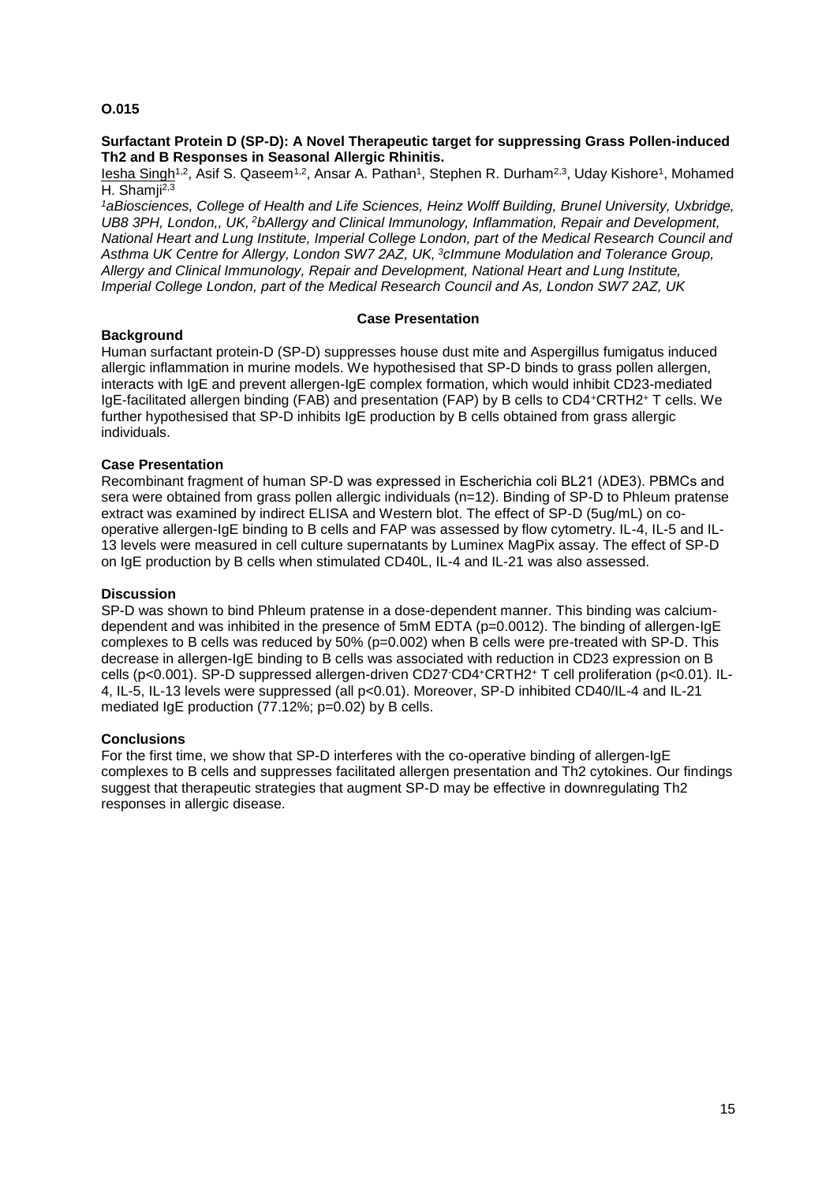**O.015**

**Surfactant Protein D (SP-D): A Novel Therapeutic target for suppressing Grass Pollen-induced Th2 and B Responses in Seasonal Allergic Rhinitis.**

Iesha Singh[1,2], Asif S. Qaseem[1,2], Ansar A. Pathan[1], Stephen R. Durham[2,3], Uday Kishore[1], Mohamed H. Shamji[2,3]

*[1]aBiosciences, College of Health and Life Sciences, Heinz Wolff Building, Brunel University, Uxbridge, UB8 3PH, London,, UK, [2]bAllergy and Clinical Immunology, Inflammation, Repair and Development, National Heart and Lung Institute, Imperial College London, part of the Medical Research Council and Asthma UK Centre for Allergy, London SW7 2AZ, UK, [3]cImmune Modulation and Tolerance Group, Allergy and Clinical Immunology, Repair and Development, National Heart and Lung Institute, Imperial College London, part of the Medical Research Council and As, London SW7 2AZ, UK*

**Case Presentation**

**Background**

Human surfactant protein-D (SP-D) suppresses house dust mite and Aspergillus fumigatus induced allergic inflammation in murine models. We hypothesised that SP-D binds to grass pollen allergen, interacts with IgE and prevent allergen-IgE complex formation, which would inhibit CD23-mediated IgE-facilitated allergen binding (FAB) and presentation (FAP) by B cells to $CD4^{+}CRTH2^{+}$ T cells. We further hypothesised that SP-D inhibits IgE production by B cells obtained from grass allergic individuals.

**Case Presentation**

Recombinant fragment of human SP-D was expressed in Escherichia coli BL21 (λDE3). PBMCs and sera were obtained from grass pollen allergic individuals (n=12). Binding of SP-D to Phleum pratense extract was examined by indirect ELISA and Western blot. The effect of SP-D (5ug/mL) on co-operative allergen-IgE binding to B cells and FAP was assessed by flow cytometry. IL-4, IL-5 and IL-13 levels were measured in cell culture supernatants by Luminex MagPix assay. The effect of SP-D on IgE production by B cells when stimulated CD40L, IL-4 and IL-21 was also assessed.

**Discussion**

SP-D was shown to bind Phleum pratense in a dose-dependent manner. This binding was calcium-dependent and was inhibited in the presence of 5mM EDTA (p=0.0012). The binding of allergen-IgE complexes to B cells was reduced by 50% (p=0.002) when B cells were pre-treated with SP-D. This decrease in allergen-IgE binding to B cells was associated with reduction in CD23 expression on B cells (p<0.001). SP-D suppressed allergen-driven $CD27^{-}CD4^{+}CRTH2^{+}$ T cell proliferation (p<0.01). IL-4, IL-5, IL-13 levels were suppressed (all p<0.01). Moreover, SP-D inhibited CD40/IL-4 and IL-21 mediated IgE production (77.12%; p=0.02) by B cells.

**Conclusions**

For the first time, we show that SP-D interferes with the co-operative binding of allergen-IgE complexes to B cells and suppresses facilitated allergen presentation and Th2 cytokines. Our findings suggest that therapeutic strategies that augment SP-D may be effective in downregulating Th2 responses in allergic disease.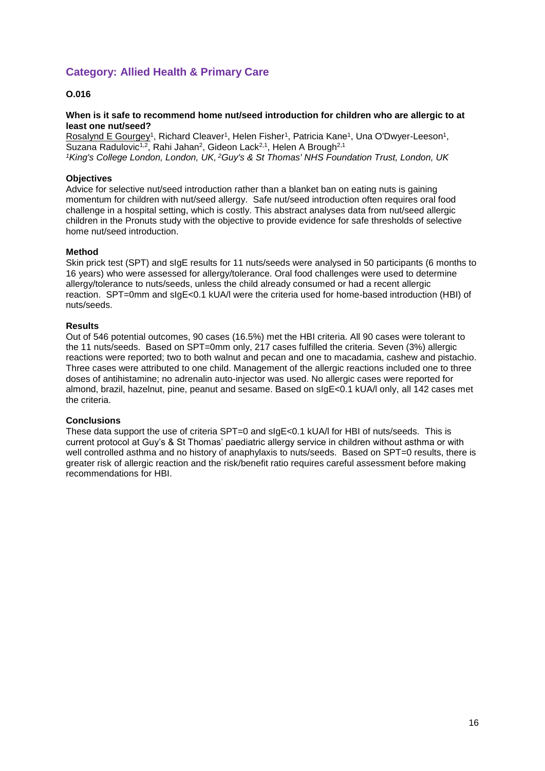## Category: Allied Health & Primary Care

### O.016

**When is it safe to recommend home nut/seed introduction for children who are allergic to at least one nut/seed?**

Rosalynd E Gourgey[1], Richard Cleaver[1], Helen Fisher[1], Patricia Kane[1], Una O'Dwyer-Leeson[1], Suzana Radulovic[1,2], Rahi Jahan[2], Gideon Lack[2,1], Helen A Brough[2,1]

*[1]King's College London, London, UK, [2]Guy's & St Thomas' NHS Foundation Trust, London, UK*

**Objectives**

Advice for selective nut/seed introduction rather than a blanket ban on eating nuts is gaining momentum for children with nut/seed allergy. Safe nut/seed introduction often requires oral food challenge in a hospital setting, which is costly. This abstract analyses data from nut/seed allergic children in the Pronuts study with the objective to provide evidence for safe thresholds of selective home nut/seed introduction.

**Method**

Skin prick test (SPT) and sIgE results for 11 nuts/seeds were analysed in 50 participants (6 months to 16 years) who were assessed for allergy/tolerance. Oral food challenges were used to determine allergy/tolerance to nuts/seeds, unless the child already consumed or had a recent allergic reaction. SPT=0mm and sIgE<0.1 kUA/l were the criteria used for home-based introduction (HBI) of nuts/seeds.

**Results**

Out of 546 potential outcomes, 90 cases (16.5%) met the HBI criteria. All 90 cases were tolerant to the 11 nuts/seeds. Based on SPT=0mm only, 217 cases fulfilled the criteria. Seven (3%) allergic reactions were reported; two to both walnut and pecan and one to macadamia, cashew and pistachio. Three cases were attributed to one child. Management of the allergic reactions included one to three doses of antihistamine; no adrenalin auto-injector was used. No allergic cases were reported for almond, brazil, hazelnut, pine, peanut and sesame. Based on sIgE<0.1 kUA/l only, all 142 cases met the criteria.

**Conclusions**

These data support the use of criteria SPT=0 and sIgE<0.1 kUA/l for HBI of nuts/seeds. This is current protocol at Guy's & St Thomas' paediatric allergy service in children without asthma or with well controlled asthma and no history of anaphylaxis to nuts/seeds. Based on SPT=0 results, there is greater risk of allergic reaction and the risk/benefit ratio requires careful assessment before making recommendations for HBI.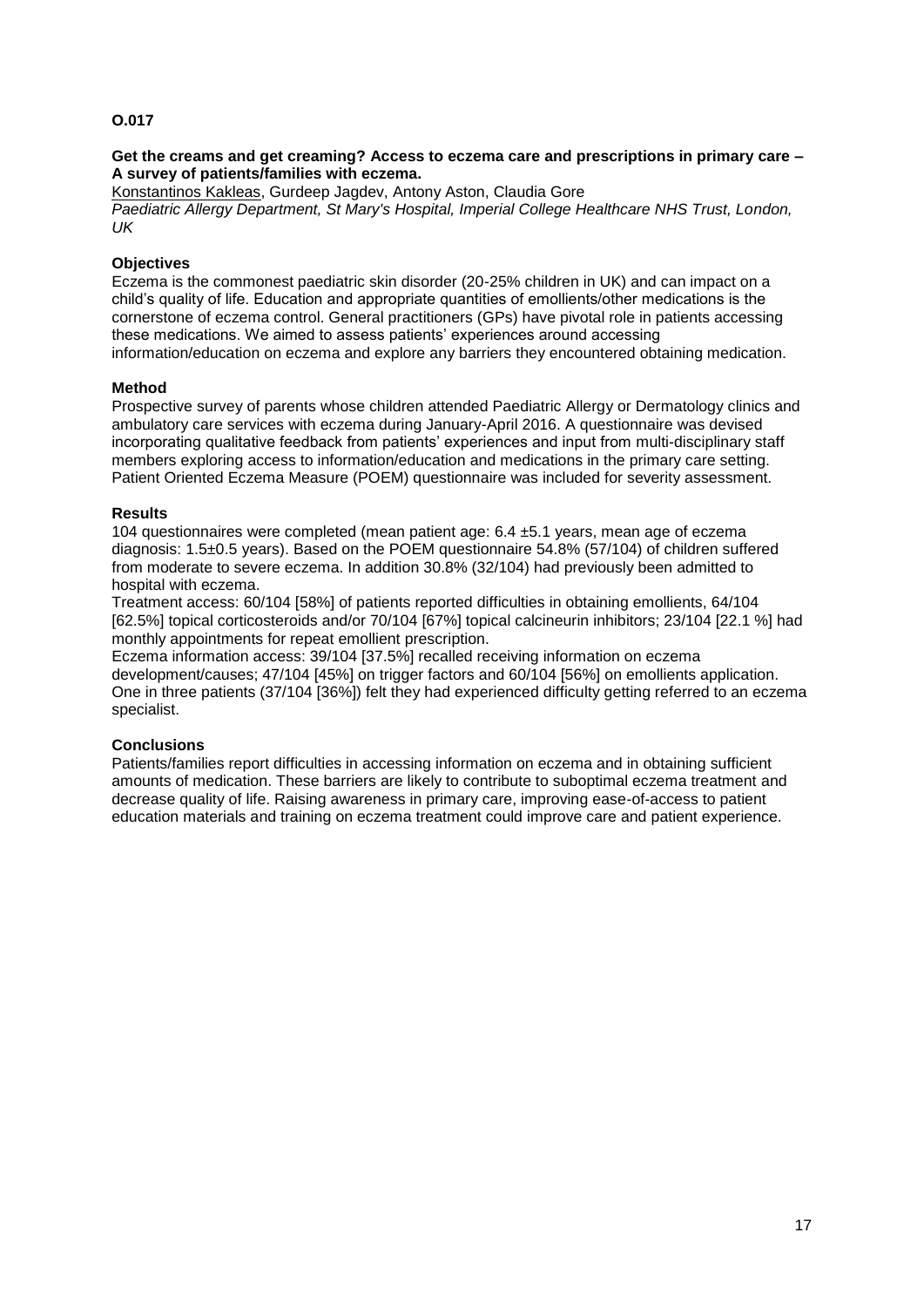**O.017**

**Get the creams and get creaming? Access to eczema care and prescriptions in primary care – A survey of patients/families with eczema.**

Konstantinos Kakleas, Gurdeep Jagdev, Antony Aston, Claudia Gore
*Paediatric Allergy Department, St Mary's Hospital, Imperial College Healthcare NHS Trust, London, UK*

**Objectives**

Eczema is the commonest paediatric skin disorder (20-25% children in UK) and can impact on a child's quality of life. Education and appropriate quantities of emollients/other medications is the cornerstone of eczema control. General practitioners (GPs) have pivotal role in patients accessing these medications. We aimed to assess patients' experiences around accessing information/education on eczema and explore any barriers they encountered obtaining medication.

**Method**

Prospective survey of parents whose children attended Paediatric Allergy or Dermatology clinics and ambulatory care services with eczema during January-April 2016. A questionnaire was devised incorporating qualitative feedback from patients' experiences and input from multi-disciplinary staff members exploring access to information/education and medications in the primary care setting. Patient Oriented Eczema Measure (POEM) questionnaire was included for severity assessment.

**Results**

104 questionnaires were completed (mean patient age: 6.4 ±5.1 years, mean age of eczema diagnosis: 1.5±0.5 years). Based on the POEM questionnaire 54.8% (57/104) of children suffered from moderate to severe eczema. In addition 30.8% (32/104) had previously been admitted to hospital with eczema.

Treatment access: 60/104 [58%] of patients reported difficulties in obtaining emollients, 64/104 [62.5%] topical corticosteroids and/or 70/104 [67%] topical calcineurin inhibitors; 23/104 [22.1 %] had monthly appointments for repeat emollient prescription.

Eczema information access: 39/104 [37.5%] recalled receiving information on eczema development/causes; 47/104 [45%] on trigger factors and 60/104 [56%] on emollients application. One in three patients (37/104 [36%]) felt they had experienced difficulty getting referred to an eczema specialist.

**Conclusions**

Patients/families report difficulties in accessing information on eczema and in obtaining sufficient amounts of medication. These barriers are likely to contribute to suboptimal eczema treatment and decrease quality of life. Raising awareness in primary care, improving ease-of-access to patient education materials and training on eczema treatment could improve care and patient experience.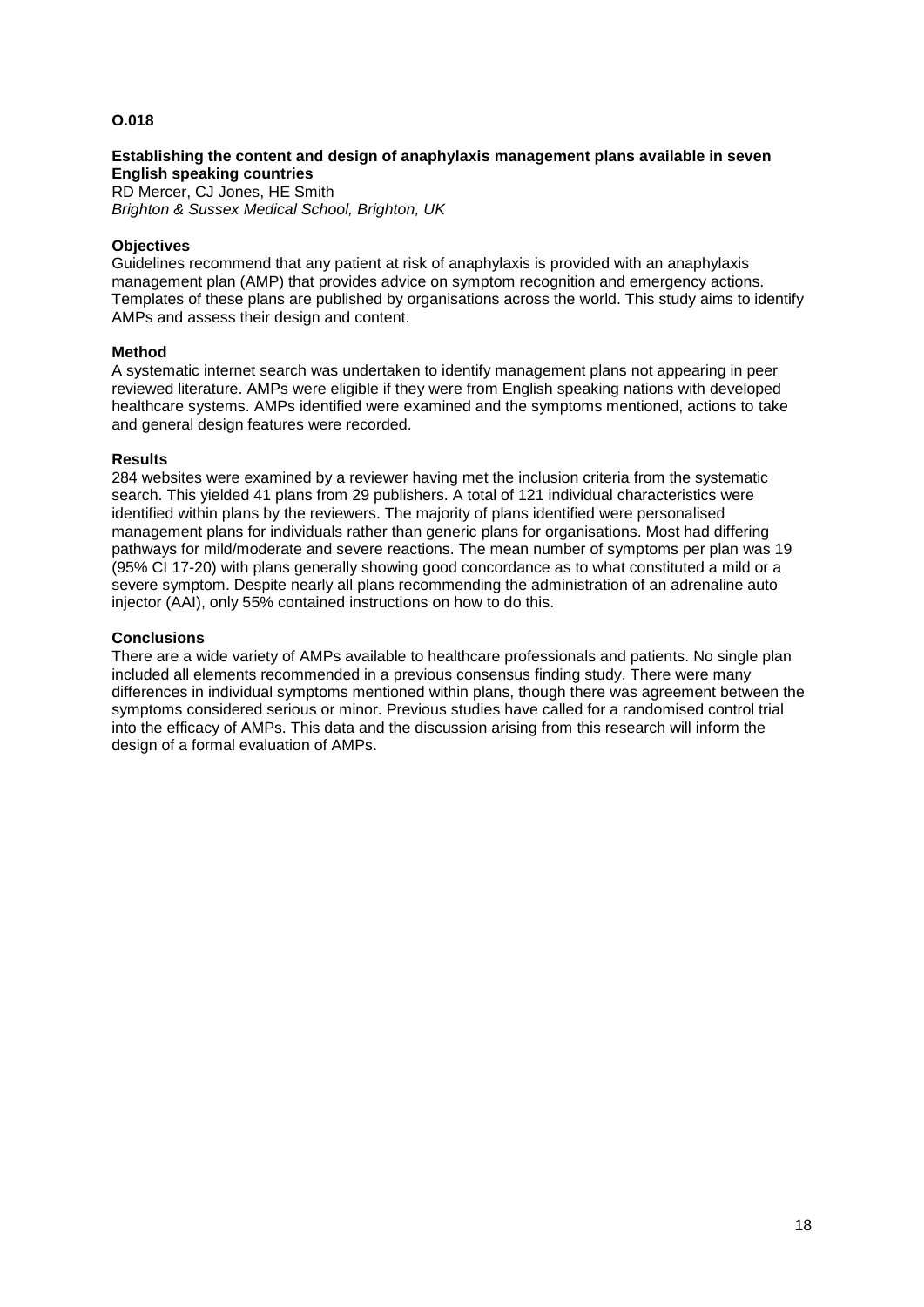**O.018**

**Establishing the content and design of anaphylaxis management plans available in seven English speaking countries**

RD Mercer, CJ Jones, HE Smith

*Brighton & Sussex Medical School, Brighton, UK*

**Objectives**

Guidelines recommend that any patient at risk of anaphylaxis is provided with an anaphylaxis management plan (AMP) that provides advice on symptom recognition and emergency actions. Templates of these plans are published by organisations across the world. This study aims to identify AMPs and assess their design and content.

**Method**

A systematic internet search was undertaken to identify management plans not appearing in peer reviewed literature. AMPs were eligible if they were from English speaking nations with developed healthcare systems. AMPs identified were examined and the symptoms mentioned, actions to take and general design features were recorded.

**Results**

284 websites were examined by a reviewer having met the inclusion criteria from the systematic search. This yielded 41 plans from 29 publishers. A total of 121 individual characteristics were identified within plans by the reviewers. The majority of plans identified were personalised management plans for individuals rather than generic plans for organisations. Most had differing pathways for mild/moderate and severe reactions. The mean number of symptoms per plan was 19 (95% CI 17-20) with plans generally showing good concordance as to what constituted a mild or a severe symptom. Despite nearly all plans recommending the administration of an adrenaline auto injector (AAI), only 55% contained instructions on how to do this.

**Conclusions**

There are a wide variety of AMPs available to healthcare professionals and patients. No single plan included all elements recommended in a previous consensus finding study. There were many differences in individual symptoms mentioned within plans, though there was agreement between the symptoms considered serious or minor. Previous studies have called for a randomised control trial into the efficacy of AMPs. This data and the discussion arising from this research will inform the design of a formal evaluation of AMPs.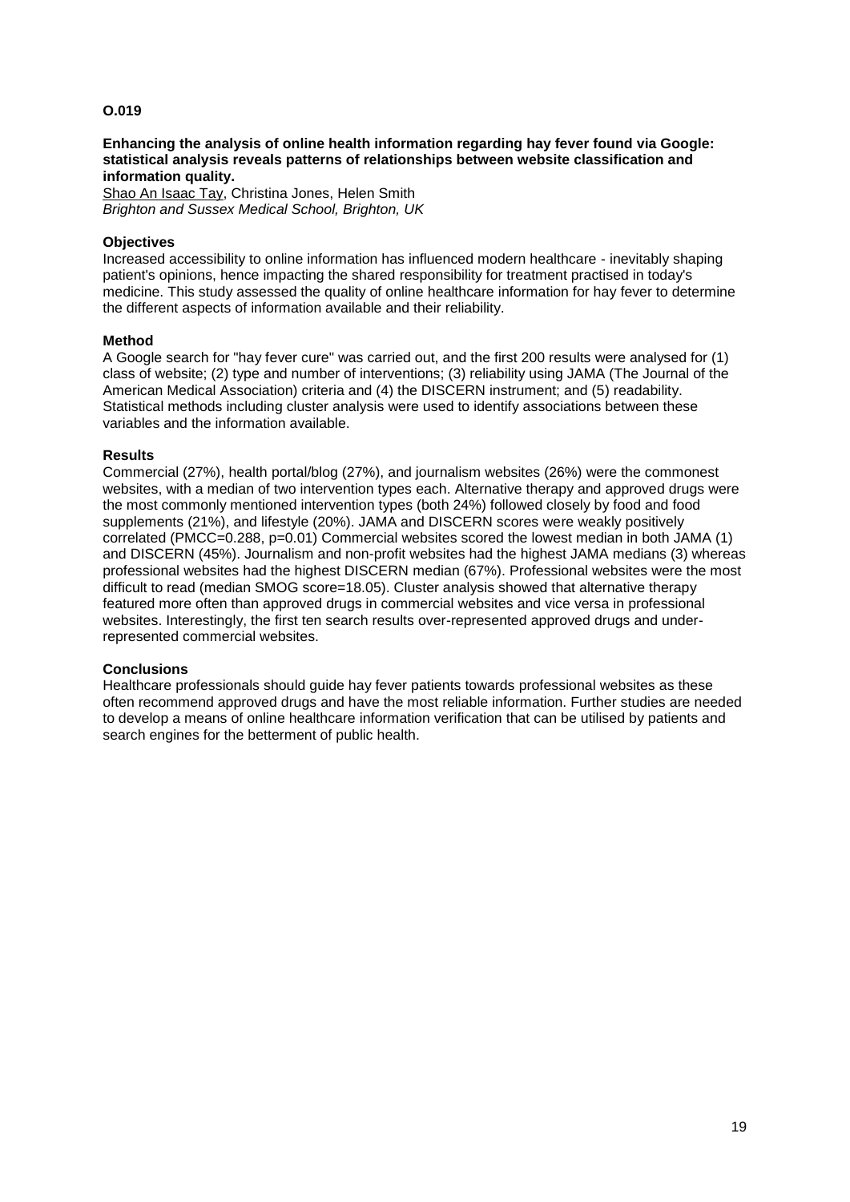**O.019**

**Enhancing the analysis of online health information regarding hay fever found via Google: statistical analysis reveals patterns of relationships between website classification and information quality.**

Shao An Isaac Tay, Christina Jones, Helen Smith
*Brighton and Sussex Medical School, Brighton, UK*

**Objectives**

Increased accessibility to online information has influenced modern healthcare - inevitably shaping patient's opinions, hence impacting the shared responsibility for treatment practised in today's medicine. This study assessed the quality of online healthcare information for hay fever to determine the different aspects of information available and their reliability.

**Method**

A Google search for "hay fever cure" was carried out, and the first 200 results were analysed for (1) class of website; (2) type and number of interventions; (3) reliability using JAMA (The Journal of the American Medical Association) criteria and (4) the DISCERN instrument; and (5) readability. Statistical methods including cluster analysis were used to identify associations between these variables and the information available.

**Results**

Commercial (27%), health portal/blog (27%), and journalism websites (26%) were the commonest websites, with a median of two intervention types each. Alternative therapy and approved drugs were the most commonly mentioned intervention types (both 24%) followed closely by food and food supplements (21%), and lifestyle (20%). JAMA and DISCERN scores were weakly positively correlated (PMCC=0.288, p=0.01) Commercial websites scored the lowest median in both JAMA (1) and DISCERN (45%). Journalism and non-profit websites had the highest JAMA medians (3) whereas professional websites had the highest DISCERN median (67%). Professional websites were the most difficult to read (median SMOG score=18.05). Cluster analysis showed that alternative therapy featured more often than approved drugs in commercial websites and vice versa in professional websites. Interestingly, the first ten search results over-represented approved drugs and under-represented commercial websites.

**Conclusions**

Healthcare professionals should guide hay fever patients towards professional websites as these often recommend approved drugs and have the most reliable information. Further studies are needed to develop a means of online healthcare information verification that can be utilised by patients and search engines for the betterment of public health.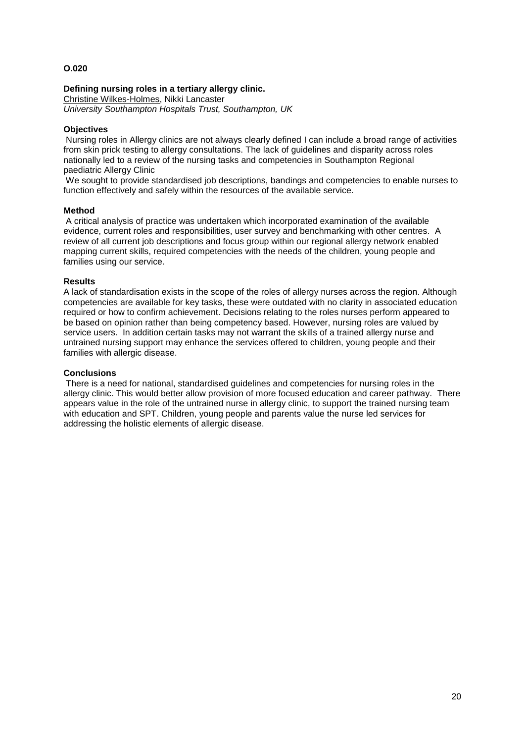**O.020**

**Defining nursing roles in a tertiary allergy clinic.**

Christine Wilkes-Holmes, Nikki Lancaster
*University Southampton Hospitals Trust, Southampton, UK*

**Objectives**

Nursing roles in Allergy clinics are not always clearly defined I can include a broad range of activities from skin prick testing to allergy consultations. The lack of guidelines and disparity across roles nationally led to a review of the nursing tasks and competencies in Southampton Regional paediatric Allergy Clinic

We sought to provide standardised job descriptions, bandings and competencies to enable nurses to function effectively and safely within the resources of the available service.

**Method**

A critical analysis of practice was undertaken which incorporated examination of the available evidence, current roles and responsibilities, user survey and benchmarking with other centres. A review of all current job descriptions and focus group within our regional allergy network enabled mapping current skills, required competencies with the needs of the children, young people and families using our service.

**Results**

A lack of standardisation exists in the scope of the roles of allergy nurses across the region. Although competencies are available for key tasks, these were outdated with no clarity in associated education required or how to confirm achievement. Decisions relating to the roles nurses perform appeared to be based on opinion rather than being competency based. However, nursing roles are valued by service users. In addition certain tasks may not warrant the skills of a trained allergy nurse and untrained nursing support may enhance the services offered to children, young people and their families with allergic disease.

**Conclusions**

There is a need for national, standardised guidelines and competencies for nursing roles in the allergy clinic. This would better allow provision of more focused education and career pathway. There appears value in the role of the untrained nurse in allergy clinic, to support the trained nursing team with education and SPT. Children, young people and parents value the nurse led services for addressing the holistic elements of allergic disease.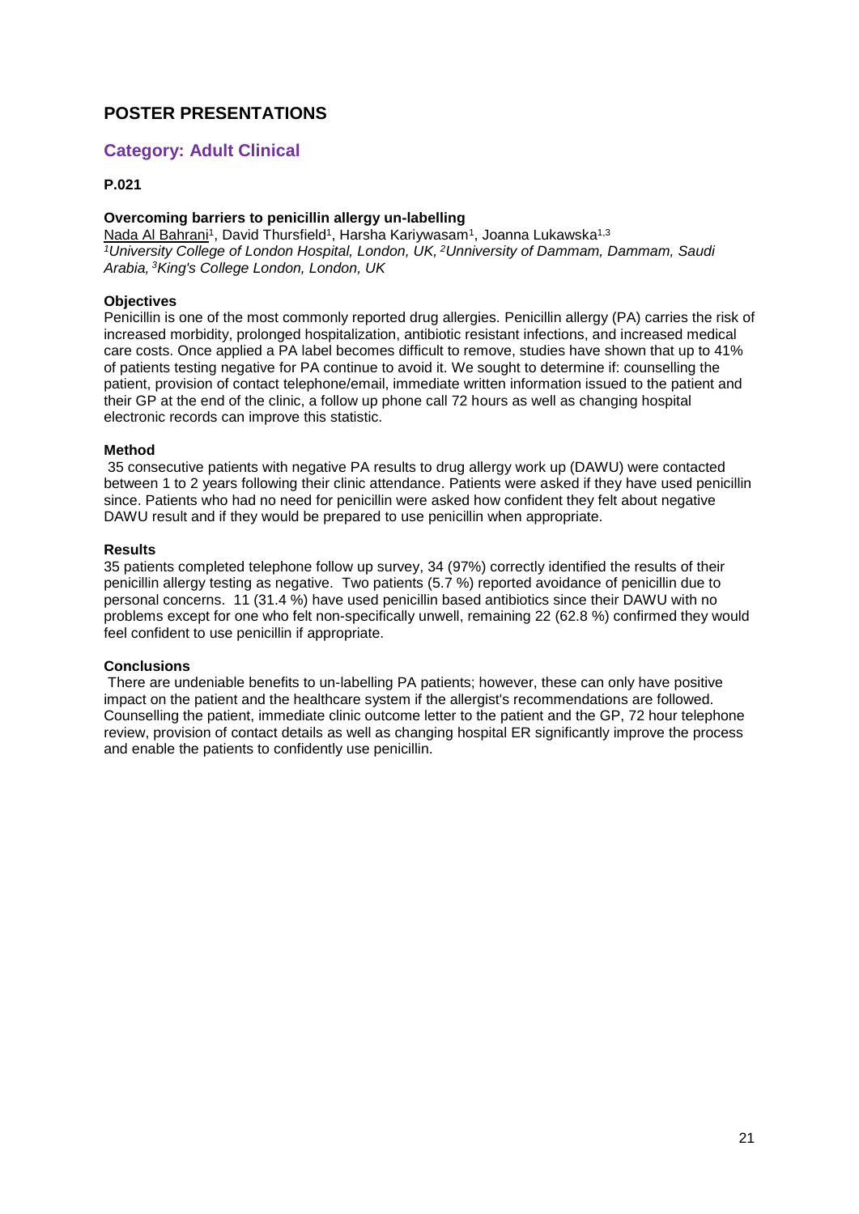# POSTER PRESENTATIONS

## Category: Adult Clinical

**P.021**

**Overcoming barriers to penicillin allergy un-labelling**

Nada Al Bahrani[1], David Thursfield[1], Harsha Kariywasam[1], Joanna Lukawska[1,3]

*[1]University College of London Hospital, London, UK, [2]Unniversity of Dammam, Dammam, Saudi Arabia, [3]King's College London, London, UK*

**Objectives**

Penicillin is one of the most commonly reported drug allergies. Penicillin allergy (PA) carries the risk of increased morbidity, prolonged hospitalization, antibiotic resistant infections, and increased medical care costs. Once applied a PA label becomes difficult to remove, studies have shown that up to 41% of patients testing negative for PA continue to avoid it. We sought to determine if: counselling the patient, provision of contact telephone/email, immediate written information issued to the patient and their GP at the end of the clinic, a follow up phone call 72 hours as well as changing hospital electronic records can improve this statistic.

**Method**

35 consecutive patients with negative PA results to drug allergy work up (DAWU) were contacted between 1 to 2 years following their clinic attendance. Patients were asked if they have used penicillin since. Patients who had no need for penicillin were asked how confident they felt about negative DAWU result and if they would be prepared to use penicillin when appropriate.

**Results**

35 patients completed telephone follow up survey, 34 (97%) correctly identified the results of their penicillin allergy testing as negative. Two patients (5.7 %) reported avoidance of penicillin due to personal concerns. 11 (31.4 %) have used penicillin based antibiotics since their DAWU with no problems except for one who felt non-specifically unwell, remaining 22 (62.8 %) confirmed they would feel confident to use penicillin if appropriate.

**Conclusions**

There are undeniable benefits to un-labelling PA patients; however, these can only have positive impact on the patient and the healthcare system if the allergist's recommendations are followed. Counselling the patient, immediate clinic outcome letter to the patient and the GP, 72 hour telephone review, provision of contact details as well as changing hospital ER significantly improve the process and enable the patients to confidently use penicillin.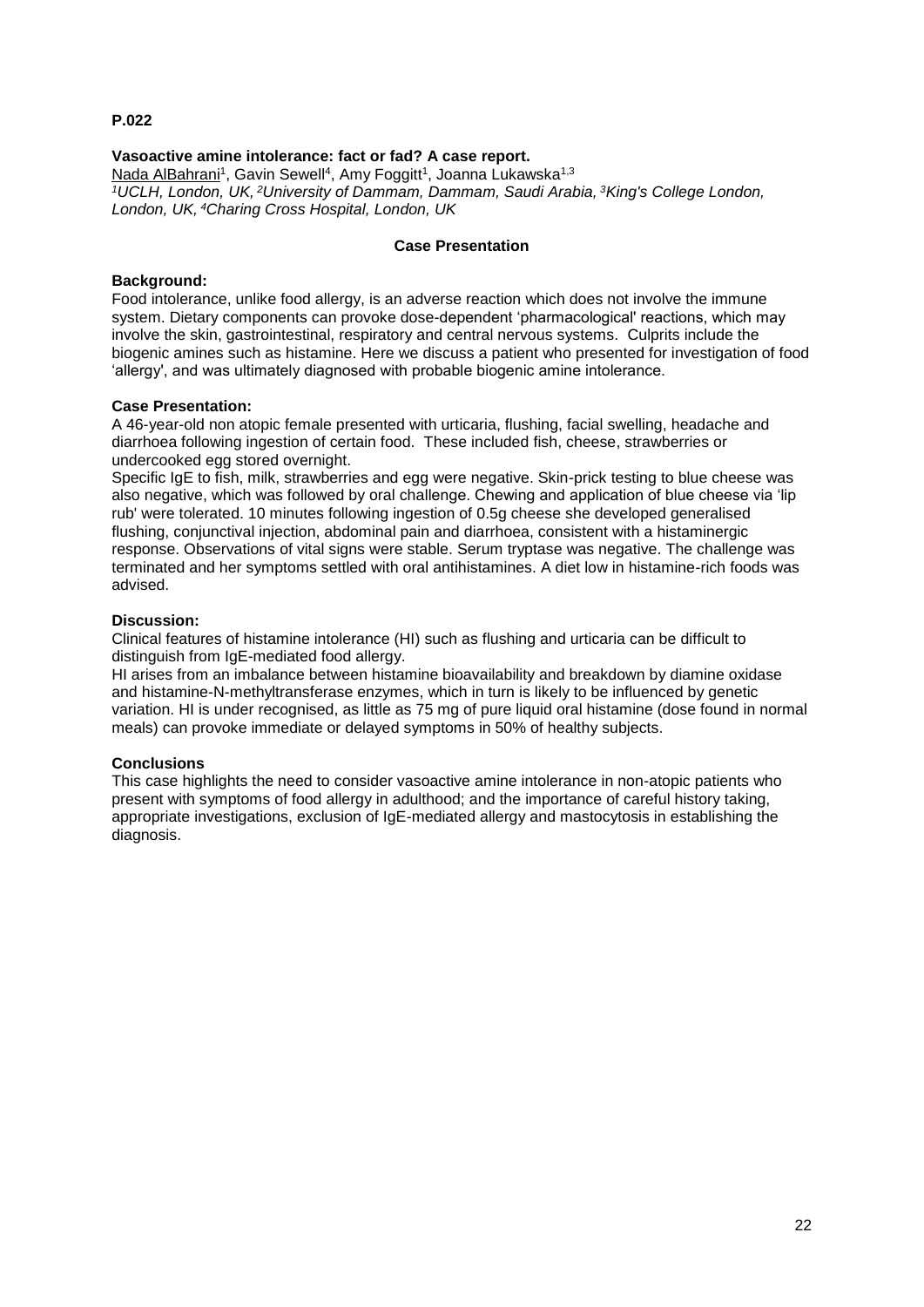**P.022**

**Vasoactive amine intolerance: fact or fad? A case report.**

Nada AlBahrani[1], Gavin Sewell[4], Amy Foggitt[1], Joanna Lukawska[1,3]

*[1]UCLH, London, UK, [2]University of Dammam, Dammam, Saudi Arabia, [3]King's College London, London, UK, [4]Charing Cross Hospital, London, UK*

**Case Presentation**

**Background:**

Food intolerance, unlike food allergy, is an adverse reaction which does not involve the immune system. Dietary components can provoke dose-dependent 'pharmacological' reactions, which may involve the skin, gastrointestinal, respiratory and central nervous systems. Culprits include the biogenic amines such as histamine. Here we discuss a patient who presented for investigation of food 'allergy', and was ultimately diagnosed with probable biogenic amine intolerance.

**Case Presentation:**

A 46-year-old non atopic female presented with urticaria, flushing, facial swelling, headache and diarrhoea following ingestion of certain food. These included fish, cheese, strawberries or undercooked egg stored overnight.

Specific IgE to fish, milk, strawberries and egg were negative. Skin-prick testing to blue cheese was also negative, which was followed by oral challenge. Chewing and application of blue cheese via 'lip rub' were tolerated. 10 minutes following ingestion of 0.5g cheese she developed generalised flushing, conjunctival injection, abdominal pain and diarrhoea, consistent with a histaminergic response. Observations of vital signs were stable. Serum tryptase was negative. The challenge was terminated and her symptoms settled with oral antihistamines. A diet low in histamine-rich foods was advised.

**Discussion:**

Clinical features of histamine intolerance (HI) such as flushing and urticaria can be difficult to distinguish from IgE-mediated food allergy.

HI arises from an imbalance between histamine bioavailability and breakdown by diamine oxidase and histamine-N-methyltransferase enzymes, which in turn is likely to be influenced by genetic variation. HI is under recognised, as little as 75 mg of pure liquid oral histamine (dose found in normal meals) can provoke immediate or delayed symptoms in 50% of healthy subjects.

**Conclusions**

This case highlights the need to consider vasoactive amine intolerance in non-atopic patients who present with symptoms of food allergy in adulthood; and the importance of careful history taking, appropriate investigations, exclusion of IgE-mediated allergy and mastocytosis in establishing the diagnosis.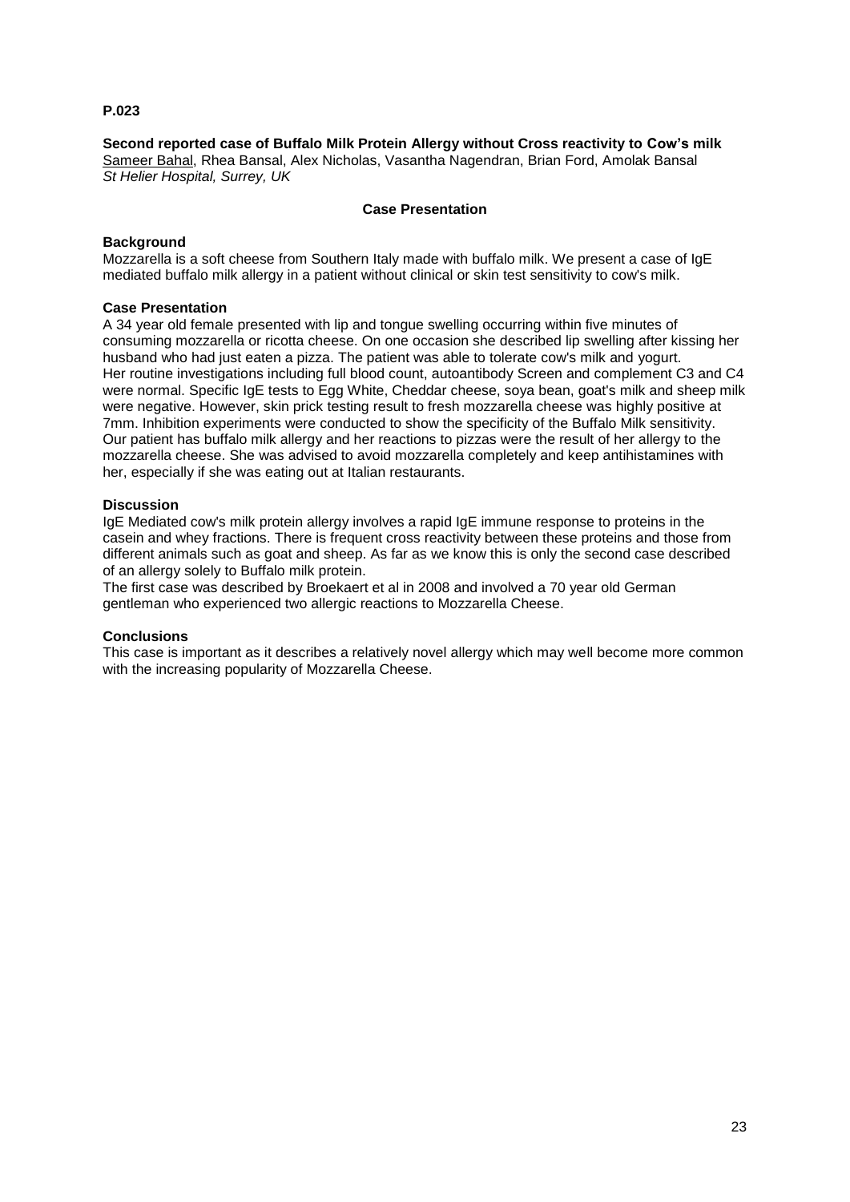**P.023**

**Second reported case of Buffalo Milk Protein Allergy without Cross reactivity to Cow's milk**
Sameer Bahal, Rhea Bansal, Alex Nicholas, Vasantha Nagendran, Brian Ford, Amolak Bansal
*St Helier Hospital, Surrey, UK*

**Case Presentation**

**Background**
Mozzarella is a soft cheese from Southern Italy made with buffalo milk. We present a case of IgE mediated buffalo milk allergy in a patient without clinical or skin test sensitivity to cow's milk.

**Case Presentation**
A 34 year old female presented with lip and tongue swelling occurring within five minutes of consuming mozzarella or ricotta cheese. On one occasion she described lip swelling after kissing her husband who had just eaten a pizza. The patient was able to tolerate cow's milk and yogurt. Her routine investigations including full blood count, autoantibody Screen and complement C3 and C4 were normal. Specific IgE tests to Egg White, Cheddar cheese, soya bean, goat's milk and sheep milk were negative. However, skin prick testing result to fresh mozzarella cheese was highly positive at 7mm. Inhibition experiments were conducted to show the specificity of the Buffalo Milk sensitivity. Our patient has buffalo milk allergy and her reactions to pizzas were the result of her allergy to the mozzarella cheese. She was advised to avoid mozzarella completely and keep antihistamines with her, especially if she was eating out at Italian restaurants.

**Discussion**
IgE Mediated cow's milk protein allergy involves a rapid IgE immune response to proteins in the casein and whey fractions. There is frequent cross reactivity between these proteins and those from different animals such as goat and sheep. As far as we know this is only the second case described of an allergy solely to Buffalo milk protein.
The first case was described by Broekaert et al in 2008 and involved a 70 year old German gentleman who experienced two allergic reactions to Mozzarella Cheese.

**Conclusions**
This case is important as it describes a relatively novel allergy which may well become more common with the increasing popularity of Mozzarella Cheese.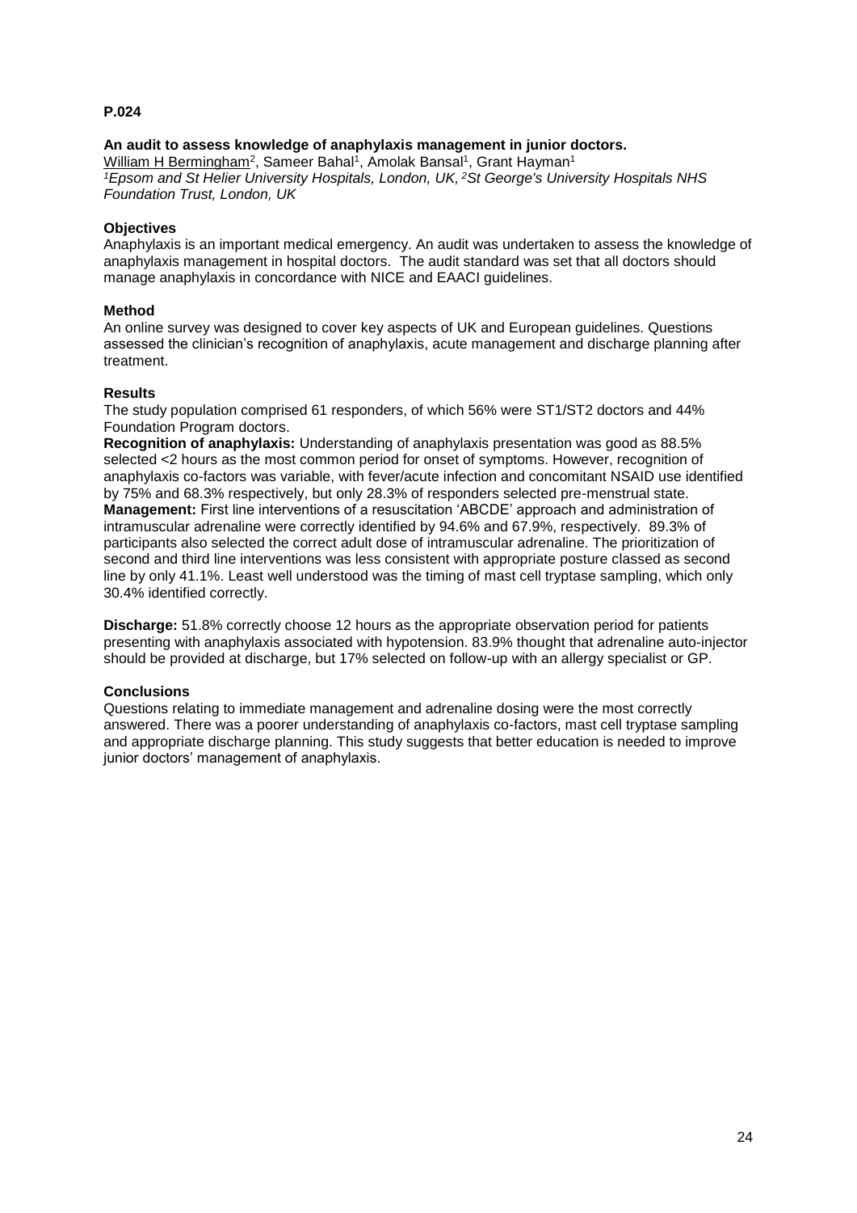**P.024**

**An audit to assess knowledge of anaphylaxis management in junior doctors.**

William H Bermingham[2], Sameer Bahal[1], Amolak Bansal[1], Grant Hayman[1]

*[1]Epsom and St Helier University Hospitals, London, UK, [2]St George's University Hospitals NHS Foundation Trust, London, UK*

**Objectives**

Anaphylaxis is an important medical emergency. An audit was undertaken to assess the knowledge of anaphylaxis management in hospital doctors. The audit standard was set that all doctors should manage anaphylaxis in concordance with NICE and EAACI guidelines.

**Method**

An online survey was designed to cover key aspects of UK and European guidelines. Questions assessed the clinician's recognition of anaphylaxis, acute management and discharge planning after treatment.

**Results**

The study population comprised 61 responders, of which 56% were ST1/ST2 doctors and 44% Foundation Program doctors.

**Recognition of anaphylaxis:** Understanding of anaphylaxis presentation was good as 88.5% selected <2 hours as the most common period for onset of symptoms. However, recognition of anaphylaxis co-factors was variable, with fever/acute infection and concomitant NSAID use identified by 75% and 68.3% respectively, but only 28.3% of responders selected pre-menstrual state.

**Management:** First line interventions of a resuscitation 'ABCDE' approach and administration of intramuscular adrenaline were correctly identified by 94.6% and 67.9%, respectively. 89.3% of participants also selected the correct adult dose of intramuscular adrenaline. The prioritization of second and third line interventions was less consistent with appropriate posture classed as second line by only 41.1%. Least well understood was the timing of mast cell tryptase sampling, which only 30.4% identified correctly.

**Discharge:** 51.8% correctly choose 12 hours as the appropriate observation period for patients presenting with anaphylaxis associated with hypotension. 83.9% thought that adrenaline auto-injector should be provided at discharge, but 17% selected on follow-up with an allergy specialist or GP.

**Conclusions**

Questions relating to immediate management and adrenaline dosing were the most correctly answered. There was a poorer understanding of anaphylaxis co-factors, mast cell tryptase sampling and appropriate discharge planning. This study suggests that better education is needed to improve junior doctors' management of anaphylaxis.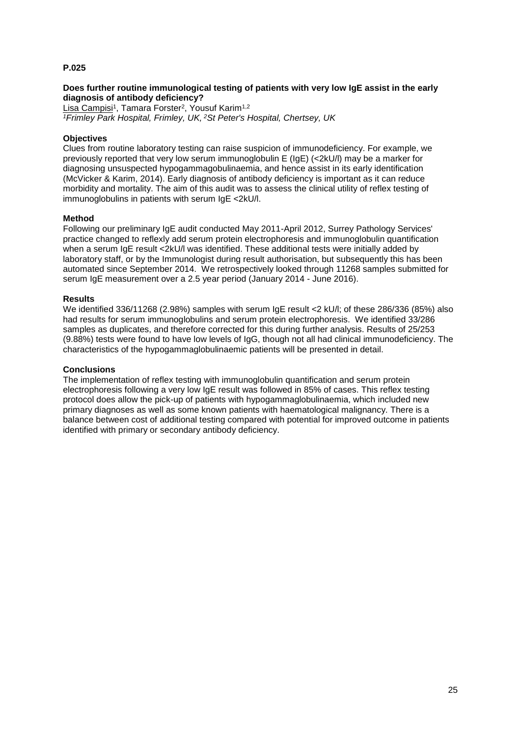**P.025**

**Does further routine immunological testing of patients with very low IgE assist in the early diagnosis of antibody deficiency?**

Lisa Campisi[1], Tamara Forster[2], Yousuf Karim[1,2]

*[1]Frimley Park Hospital, Frimley, UK, [2]St Peter's Hospital, Chertsey, UK*

**Objectives**

Clues from routine laboratory testing can raise suspicion of immunodeficiency. For example, we previously reported that very low serum immunoglobulin E (IgE) (<2kU/l) may be a marker for diagnosing unsuspected hypogammagobulinaemia, and hence assist in its early identification (McVicker & Karim, 2014). Early diagnosis of antibody deficiency is important as it can reduce morbidity and mortality. The aim of this audit was to assess the clinical utility of reflex testing of immunoglobulins in patients with serum IgE <2kU/l.

**Method**

Following our preliminary IgE audit conducted May 2011-April 2012, Surrey Pathology Services' practice changed to reflexly add serum protein electrophoresis and immunoglobulin quantification when a serum IgE result <2kU/l was identified. These additional tests were initially added by laboratory staff, or by the Immunologist during result authorisation, but subsequently this has been automated since September 2014. We retrospectively looked through 11268 samples submitted for serum IgE measurement over a 2.5 year period (January 2014 - June 2016).

**Results**

We identified 336/11268 (2.98%) samples with serum IgE result <2 kU/l; of these 286/336 (85%) also had results for serum immunoglobulins and serum protein electrophoresis. We identified 33/286 samples as duplicates, and therefore corrected for this during further analysis. Results of 25/253 (9.88%) tests were found to have low levels of IgG, though not all had clinical immunodeficiency. The characteristics of the hypogammaglobulinaemic patients will be presented in detail.

**Conclusions**

The implementation of reflex testing with immunoglobulin quantification and serum protein electrophoresis following a very low IgE result was followed in 85% of cases. This reflex testing protocol does allow the pick-up of patients with hypogammaglobulinaemia, which included new primary diagnoses as well as some known patients with haematological malignancy. There is a balance between cost of additional testing compared with potential for improved outcome in patients identified with primary or secondary antibody deficiency.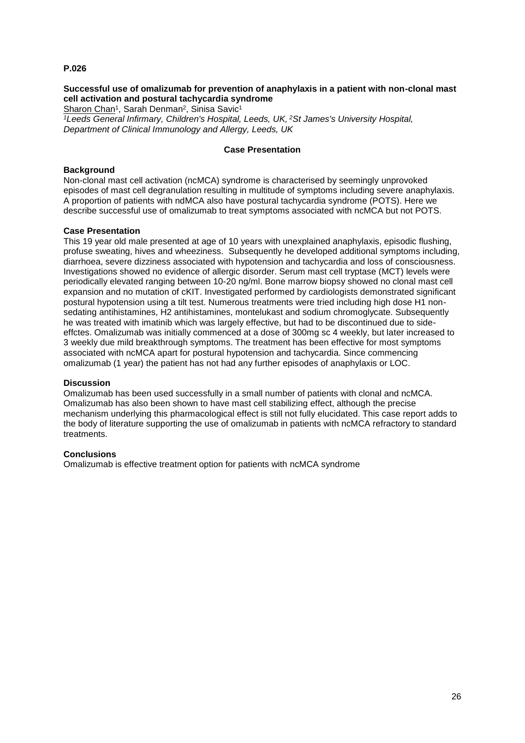**P.026**

**Successful use of omalizumab for prevention of anaphylaxis in a patient with non-clonal mast cell activation and postural tachycardia syndrome**

Sharon Chan[1], Sarah Denman[2], Sinisa Savic[1]

*[1]Leeds General Infirmary, Children's Hospital, Leeds, UK, [2]St James's University Hospital, Department of Clinical Immunology and Allergy, Leeds, UK*

**Case Presentation**

**Background**

Non-clonal mast cell activation (ncMCA) syndrome is characterised by seemingly unprovoked episodes of mast cell degranulation resulting in multitude of symptoms including severe anaphylaxis. A proportion of patients with ndMCA also have postural tachycardia syndrome (POTS). Here we describe successful use of omalizumab to treat symptoms associated with ncMCA but not POTS.

**Case Presentation**

This 19 year old male presented at age of 10 years with unexplained anaphylaxis, episodic flushing, profuse sweating, hives and wheeziness. Subsequently he developed additional symptoms including, diarrhoea, severe dizziness associated with hypotension and tachycardia and loss of consciousness. Investigations showed no evidence of allergic disorder. Serum mast cell tryptase (MCT) levels were periodically elevated ranging between 10-20 ng/ml. Bone marrow biopsy showed no clonal mast cell expansion and no mutation of cKIT. Investigated performed by cardiologists demonstrated significant postural hypotension using a tilt test. Numerous treatments were tried including high dose H1 non-sedating antihistamines, H2 antihistamines, montelukast and sodium chromoglycate. Subsequently he was treated with imatinib which was largely effective, but had to be discontinued due to side-effctes. Omalizumab was initially commenced at a dose of 300mg sc 4 weekly, but later increased to 3 weekly due mild breakthrough symptoms. The treatment has been effective for most symptoms associated with ncMCA apart for postural hypotension and tachycardia. Since commencing omalizumab (1 year) the patient has not had any further episodes of anaphylaxis or LOC.

**Discussion**

Omalizumab has been used successfully in a small number of patients with clonal and ncMCA. Omalizumab has also been shown to have mast cell stabilizing effect, although the precise mechanism underlying this pharmacological effect is still not fully elucidated. This case report adds to the body of literature supporting the use of omalizumab in patients with ncMCA refractory to standard treatments.

**Conclusions**

Omalizumab is effective treatment option for patients with ncMCA syndrome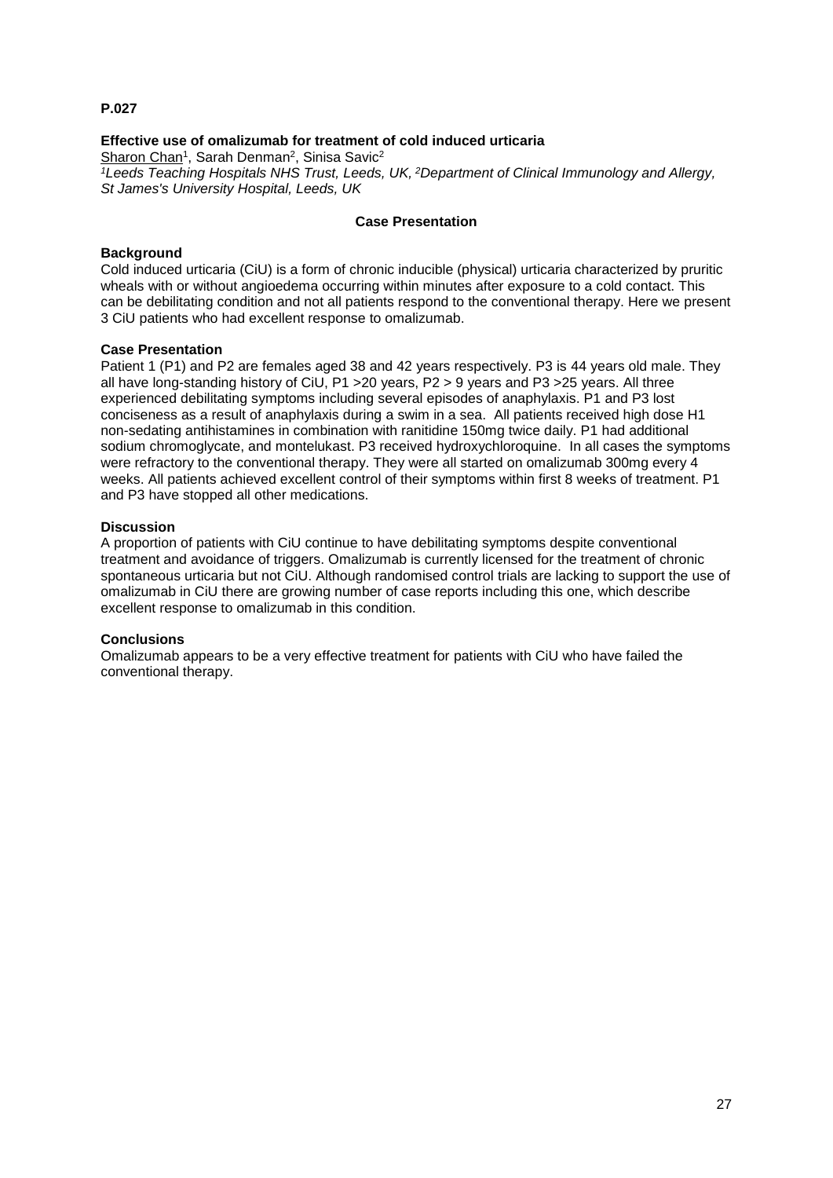**P.027**

**Effective use of omalizumab for treatment of cold induced urticaria**

Sharon Chan[1], Sarah Denman[2], Sinisa Savic[2]

*[1]Leeds Teaching Hospitals NHS Trust, Leeds, UK, [2]Department of Clinical Immunology and Allergy, St James's University Hospital, Leeds, UK*

**Case Presentation**

**Background**

Cold induced urticaria (CiU) is a form of chronic inducible (physical) urticaria characterized by pruritic wheals with or without angioedema occurring within minutes after exposure to a cold contact. This can be debilitating condition and not all patients respond to the conventional therapy. Here we present 3 CiU patients who had excellent response to omalizumab.

**Case Presentation**

Patient 1 (P1) and P2 are females aged 38 and 42 years respectively. P3 is 44 years old male. They all have long-standing history of CiU, P1 >20 years, P2 > 9 years and P3 >25 years. All three experienced debilitating symptoms including several episodes of anaphylaxis. P1 and P3 lost conciseness as a result of anaphylaxis during a swim in a sea. All patients received high dose H1 non-sedating antihistamines in combination with ranitidine 150mg twice daily. P1 had additional sodium chromoglycate, and montelukast. P3 received hydroxychloroquine. In all cases the symptoms were refractory to the conventional therapy. They were all started on omalizumab 300mg every 4 weeks. All patients achieved excellent control of their symptoms within first 8 weeks of treatment. P1 and P3 have stopped all other medications.

**Discussion**

A proportion of patients with CiU continue to have debilitating symptoms despite conventional treatment and avoidance of triggers. Omalizumab is currently licensed for the treatment of chronic spontaneous urticaria but not CiU. Although randomised control trials are lacking to support the use of omalizumab in CiU there are growing number of case reports including this one, which describe excellent response to omalizumab in this condition.

**Conclusions**

Omalizumab appears to be a very effective treatment for patients with CiU who have failed the conventional therapy.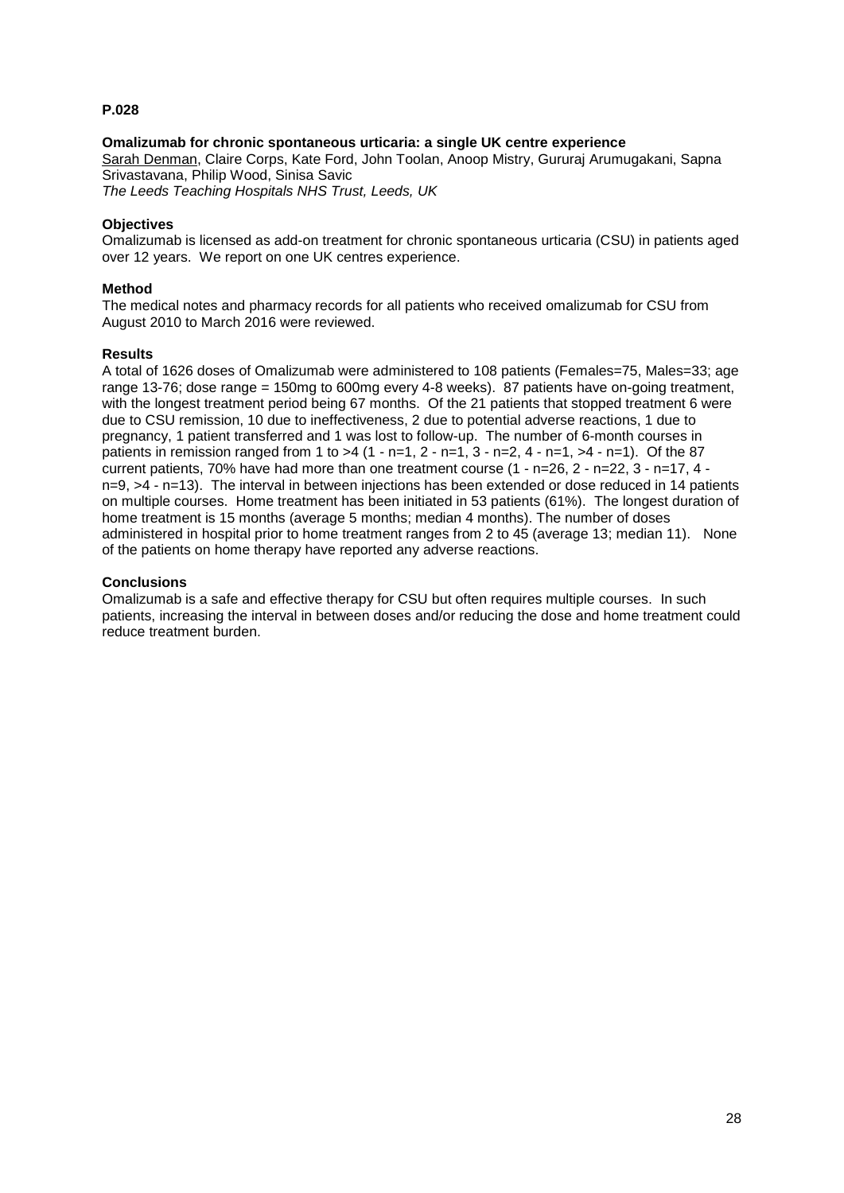**P.028**

**Omalizumab for chronic spontaneous urticaria: a single UK centre experience**
Sarah Denman, Claire Corps, Kate Ford, John Toolan, Anoop Mistry, Gururaj Arumugakani, Sapna Srivastavana, Philip Wood, Sinisa Savic
*The Leeds Teaching Hospitals NHS Trust, Leeds, UK*

**Objectives**
Omalizumab is licensed as add-on treatment for chronic spontaneous urticaria (CSU) in patients aged over 12 years. We report on one UK centres experience.

**Method**
The medical notes and pharmacy records for all patients who received omalizumab for CSU from August 2010 to March 2016 were reviewed.

**Results**
A total of 1626 doses of Omalizumab were administered to 108 patients (Females=75, Males=33; age range 13-76; dose range = 150mg to 600mg every 4-8 weeks). 87 patients have on-going treatment, with the longest treatment period being 67 months. Of the 21 patients that stopped treatment 6 were due to CSU remission, 10 due to ineffectiveness, 2 due to potential adverse reactions, 1 due to pregnancy, 1 patient transferred and 1 was lost to follow-up. The number of 6-month courses in patients in remission ranged from 1 to >4 (1 - n=1, 2 - n=1, 3 - n=2, 4 - n=1, >4 - n=1). Of the 87 current patients, 70% have had more than one treatment course (1 - n=26, 2 - n=22, 3 - n=17, 4 - n=9, >4 - n=13). The interval in between injections has been extended or dose reduced in 14 patients on multiple courses. Home treatment has been initiated in 53 patients (61%). The longest duration of home treatment is 15 months (average 5 months; median 4 months). The number of doses administered in hospital prior to home treatment ranges from 2 to 45 (average 13; median 11). None of the patients on home therapy have reported any adverse reactions.

**Conclusions**
Omalizumab is a safe and effective therapy for CSU but often requires multiple courses. In such patients, increasing the interval in between doses and/or reducing the dose and home treatment could reduce treatment burden.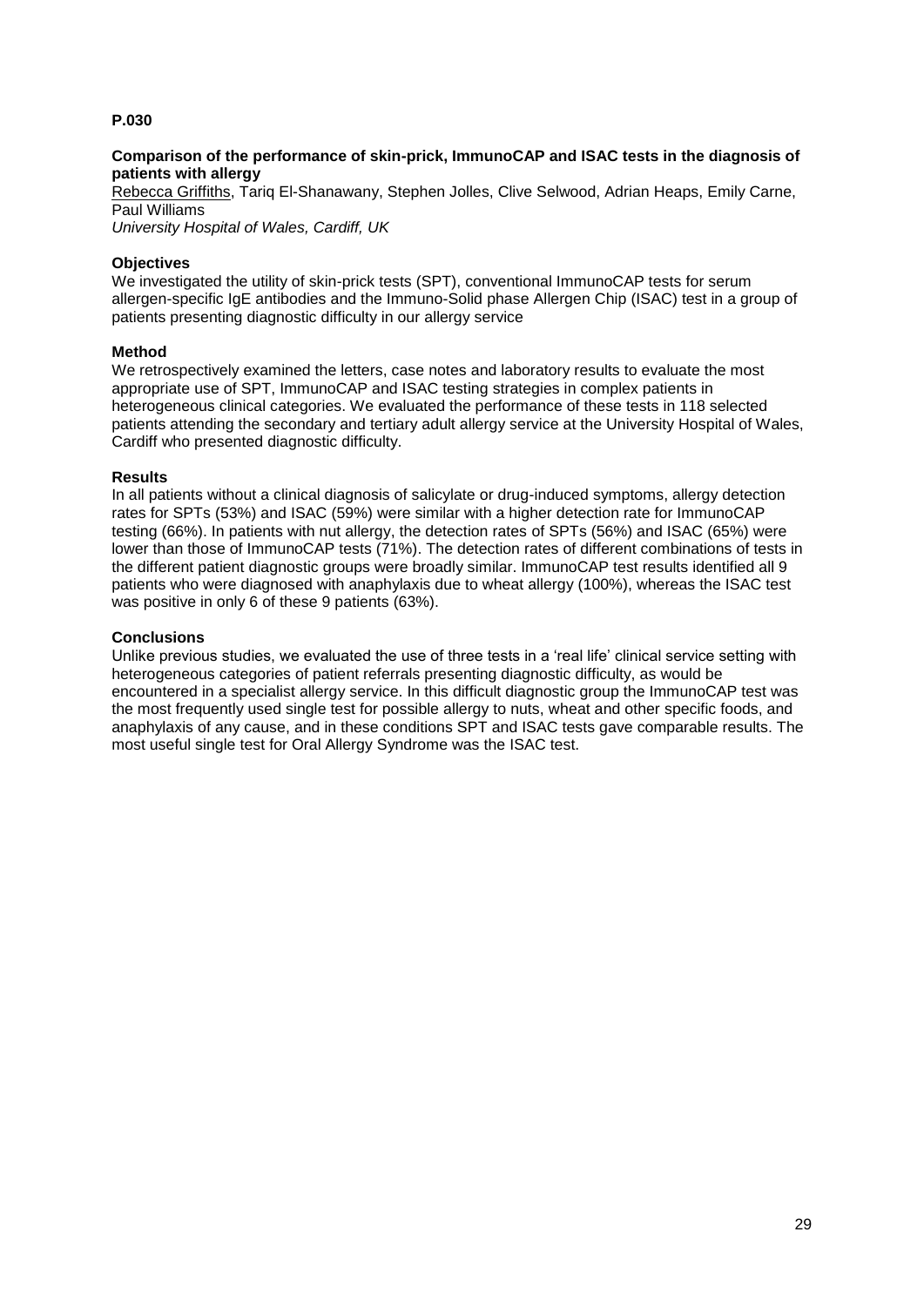**P.030**

**Comparison of the performance of skin-prick, ImmunoCAP and ISAC tests in the diagnosis of patients with allergy**

Rebecca Griffiths, Tariq El-Shanawany, Stephen Jolles, Clive Selwood, Adrian Heaps, Emily Carne, Paul Williams

*University Hospital of Wales, Cardiff, UK*

**Objectives**

We investigated the utility of skin-prick tests (SPT), conventional ImmunoCAP tests for serum allergen-specific IgE antibodies and the Immuno-Solid phase Allergen Chip (ISAC) test in a group of patients presenting diagnostic difficulty in our allergy service

**Method**

We retrospectively examined the letters, case notes and laboratory results to evaluate the most appropriate use of SPT, ImmunoCAP and ISAC testing strategies in complex patients in heterogeneous clinical categories. We evaluated the performance of these tests in 118 selected patients attending the secondary and tertiary adult allergy service at the University Hospital of Wales, Cardiff who presented diagnostic difficulty.

**Results**

In all patients without a clinical diagnosis of salicylate or drug-induced symptoms, allergy detection rates for SPTs (53%) and ISAC (59%) were similar with a higher detection rate for ImmunoCAP testing (66%). In patients with nut allergy, the detection rates of SPTs (56%) and ISAC (65%) were lower than those of ImmunoCAP tests (71%). The detection rates of different combinations of tests in the different patient diagnostic groups were broadly similar. ImmunoCAP test results identified all 9 patients who were diagnosed with anaphylaxis due to wheat allergy (100%), whereas the ISAC test was positive in only 6 of these 9 patients (63%).

**Conclusions**

Unlike previous studies, we evaluated the use of three tests in a 'real life' clinical service setting with heterogeneous categories of patient referrals presenting diagnostic difficulty, as would be encountered in a specialist allergy service. In this difficult diagnostic group the ImmunoCAP test was the most frequently used single test for possible allergy to nuts, wheat and other specific foods, and anaphylaxis of any cause, and in these conditions SPT and ISAC tests gave comparable results. The most useful single test for Oral Allergy Syndrome was the ISAC test.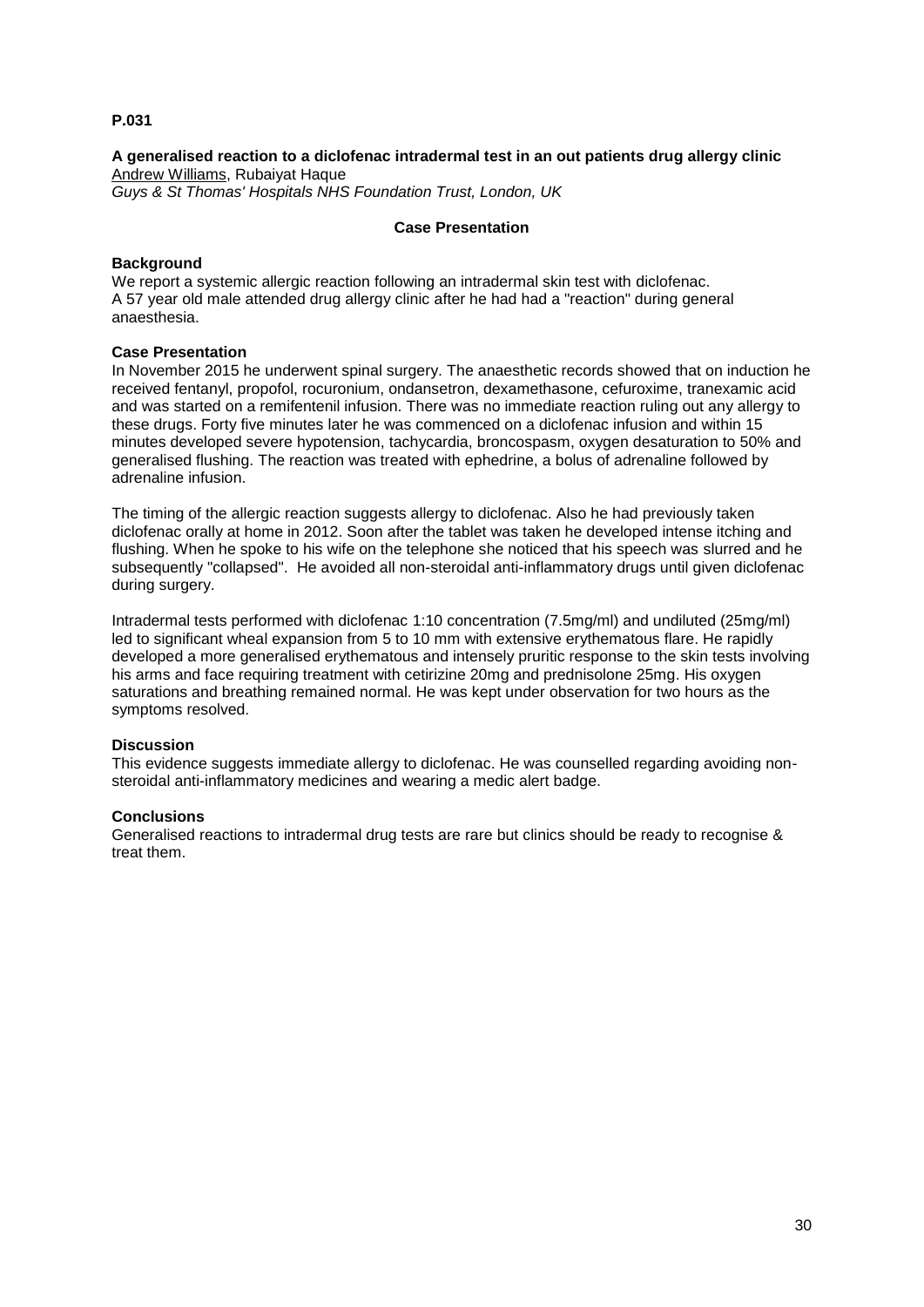**P.031**

**A generalised reaction to a diclofenac intradermal test in an out patients drug allergy clinic**
<u>Andrew Williams</u>, Rubaiyat Haque
*Guys & St Thomas' Hospitals NHS Foundation Trust, London, UK*

**Case Presentation**

**Background**
We report a systemic allergic reaction following an intradermal skin test with diclofenac.
A 57 year old male attended drug allergy clinic after he had had a "reaction" during general anaesthesia.

**Case Presentation**
In November 2015 he underwent spinal surgery. The anaesthetic records showed that on induction he received fentanyl, propofol, rocuronium, ondansetron, dexamethasone, cefuroxime, tranexamic acid and was started on a remifentenil infusion. There was no immediate reaction ruling out any allergy to these drugs. Forty five minutes later he was commenced on a diclofenac infusion and within 15 minutes developed severe hypotension, tachycardia, broncospasm, oxygen desaturation to 50% and generalised flushing. The reaction was treated with ephedrine, a bolus of adrenaline followed by adrenaline infusion.

The timing of the allergic reaction suggests allergy to diclofenac. Also he had previously taken diclofenac orally at home in 2012. Soon after the tablet was taken he developed intense itching and flushing. When he spoke to his wife on the telephone she noticed that his speech was slurred and he subsequently "collapsed". He avoided all non-steroidal anti-inflammatory drugs until given diclofenac during surgery.

Intradermal tests performed with diclofenac 1:10 concentration (7.5mg/ml) and undiluted (25mg/ml) led to significant wheal expansion from 5 to 10 mm with extensive erythematous flare. He rapidly developed a more generalised erythematous and intensely pruritic response to the skin tests involving his arms and face requiring treatment with cetirizine 20mg and prednisolone 25mg. His oxygen saturations and breathing remained normal. He was kept under observation for two hours as the symptoms resolved.

**Discussion**
This evidence suggests immediate allergy to diclofenac. He was counselled regarding avoiding non-steroidal anti-inflammatory medicines and wearing a medic alert badge.

**Conclusions**
Generalised reactions to intradermal drug tests are rare but clinics should be ready to recognise & treat them.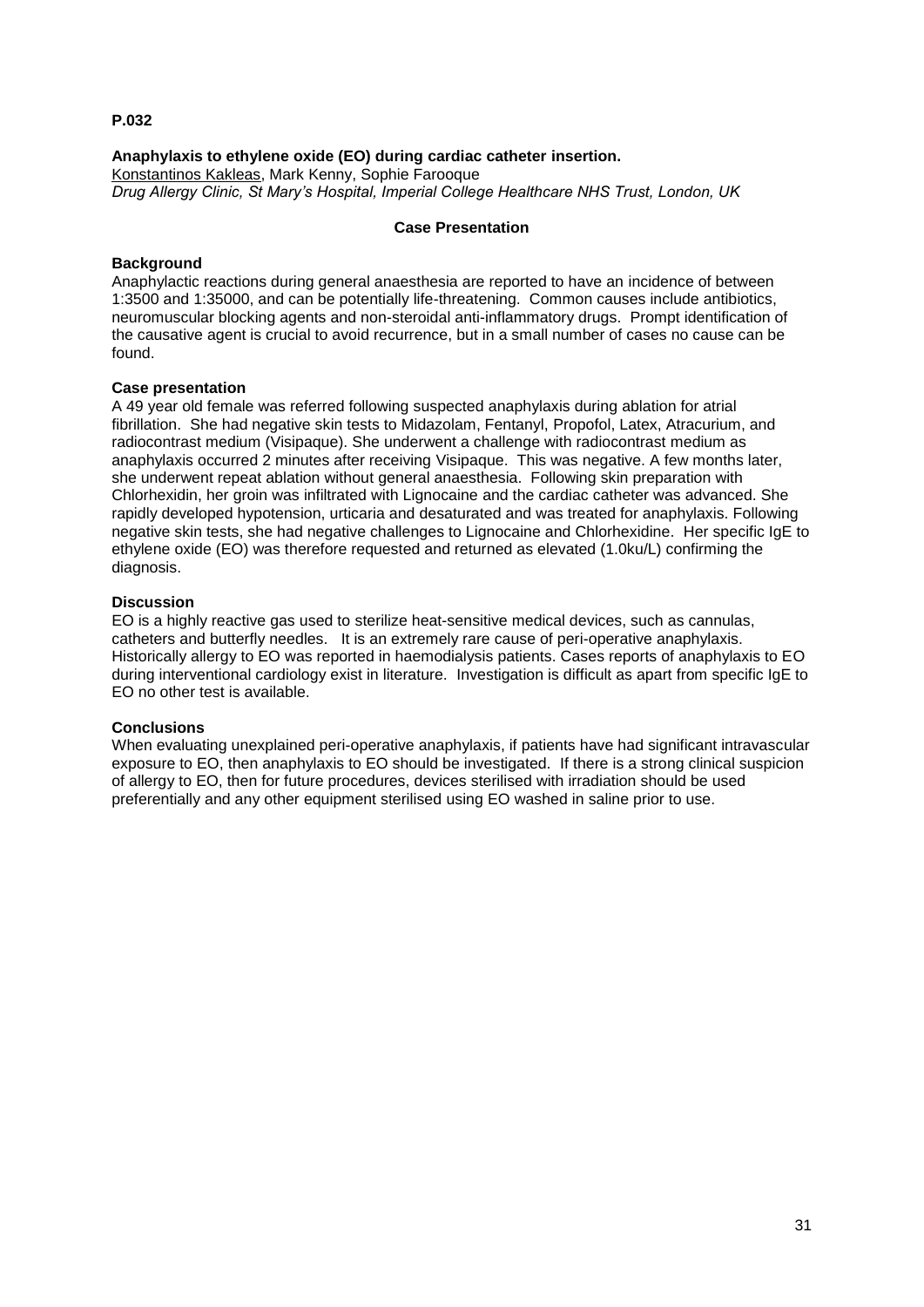**P.032**

**Anaphylaxis to ethylene oxide (EO) during cardiac catheter insertion.**
Konstantinos Kakleas, Mark Kenny, Sophie Farooque
*Drug Allergy Clinic, St Mary's Hospital, Imperial College Healthcare NHS Trust, London, UK*

**Case Presentation**

**Background**
Anaphylactic reactions during general anaesthesia are reported to have an incidence of between 1:3500 and 1:35000, and can be potentially life-threatening. Common causes include antibiotics, neuromuscular blocking agents and non-steroidal anti-inflammatory drugs. Prompt identification of the causative agent is crucial to avoid recurrence, but in a small number of cases no cause can be found.

**Case presentation**
A 49 year old female was referred following suspected anaphylaxis during ablation for atrial fibrillation. She had negative skin tests to Midazolam, Fentanyl, Propofol, Latex, Atracurium, and radiocontrast medium (Visipaque). She underwent a challenge with radiocontrast medium as anaphylaxis occurred 2 minutes after receiving Visipaque. This was negative. A few months later, she underwent repeat ablation without general anaesthesia. Following skin preparation with Chlorhexidin, her groin was infiltrated with Lignocaine and the cardiac catheter was advanced. She rapidly developed hypotension, urticaria and desaturated and was treated for anaphylaxis. Following negative skin tests, she had negative challenges to Lignocaine and Chlorhexidine. Her specific IgE to ethylene oxide (EO) was therefore requested and returned as elevated (1.0ku/L) confirming the diagnosis.

**Discussion**
EO is a highly reactive gas used to sterilize heat-sensitive medical devices, such as cannulas, catheters and butterfly needles. It is an extremely rare cause of peri-operative anaphylaxis. Historically allergy to EO was reported in haemodialysis patients. Cases reports of anaphylaxis to EO during interventional cardiology exist in literature. Investigation is difficult as apart from specific IgE to EO no other test is available.

**Conclusions**
When evaluating unexplained peri-operative anaphylaxis, if patients have had significant intravascular exposure to EO, then anaphylaxis to EO should be investigated. If there is a strong clinical suspicion of allergy to EO, then for future procedures, devices sterilised with irradiation should be used preferentially and any other equipment sterilised using EO washed in saline prior to use.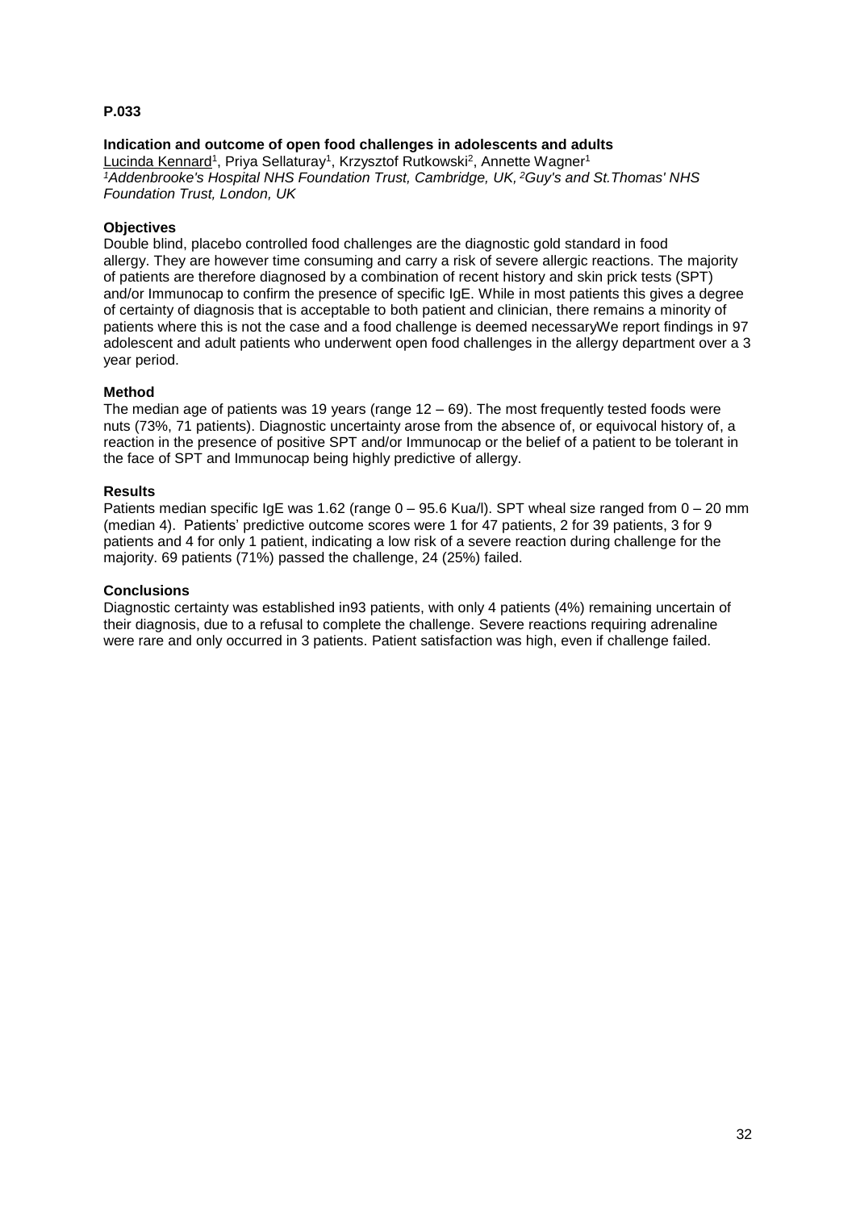**P.033**

**Indication and outcome of open food challenges in adolescents and adults**

Lucinda Kennard[1], Priya Sellaturay[1], Krzysztof Rutkowski[2], Annette Wagner[1]

*[1]Addenbrooke's Hospital NHS Foundation Trust, Cambridge, UK, [2]Guy's and St.Thomas' NHS Foundation Trust, London, UK*

**Objectives**

Double blind, placebo controlled food challenges are the diagnostic gold standard in food allergy. They are however time consuming and carry a risk of severe allergic reactions. The majority of patients are therefore diagnosed by a combination of recent history and skin prick tests (SPT) and/or Immunocap to confirm the presence of specific IgE. While in most patients this gives a degree of certainty of diagnosis that is acceptable to both patient and clinician, there remains a minority of patients where this is not the case and a food challenge is deemed necessaryWe report findings in 97 adolescent and adult patients who underwent open food challenges in the allergy department over a 3 year period.

**Method**

The median age of patients was 19 years (range 12 – 69). The most frequently tested foods were nuts (73%, 71 patients). Diagnostic uncertainty arose from the absence of, or equivocal history of, a reaction in the presence of positive SPT and/or Immunocap or the belief of a patient to be tolerant in the face of SPT and Immunocap being highly predictive of allergy.

**Results**

Patients median specific IgE was 1.62 (range 0 – 95.6 Kua/l). SPT wheal size ranged from 0 – 20 mm (median 4). Patients' predictive outcome scores were 1 for 47 patients, 2 for 39 patients, 3 for 9 patients and 4 for only 1 patient, indicating a low risk of a severe reaction during challenge for the majority. 69 patients (71%) passed the challenge, 24 (25%) failed.

**Conclusions**

Diagnostic certainty was established in93 patients, with only 4 patients (4%) remaining uncertain of their diagnosis, due to a refusal to complete the challenge. Severe reactions requiring adrenaline were rare and only occurred in 3 patients. Patient satisfaction was high, even if challenge failed.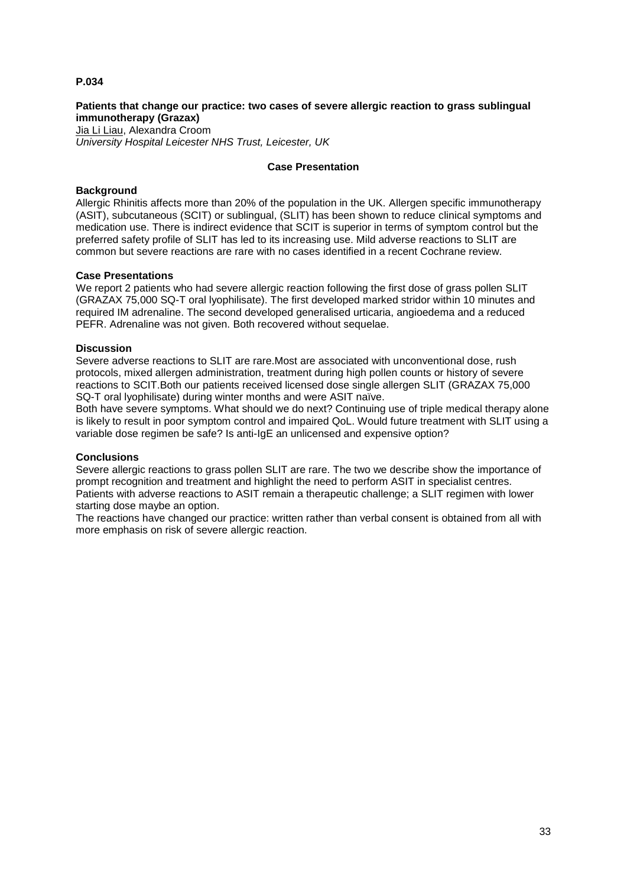**P.034**

**Patients that change our practice: two cases of severe allergic reaction to grass sublingual immunotherapy (Grazax)**

Jia Li Liau, Alexandra Croom

*University Hospital Leicester NHS Trust, Leicester, UK*

**Case Presentation**

**Background**

Allergic Rhinitis affects more than 20% of the population in the UK. Allergen specific immunotherapy (ASIT), subcutaneous (SCIT) or sublingual, (SLIT) has been shown to reduce clinical symptoms and medication use. There is indirect evidence that SCIT is superior in terms of symptom control but the preferred safety profile of SLIT has led to its increasing use. Mild adverse reactions to SLIT are common but severe reactions are rare with no cases identified in a recent Cochrane review.

**Case Presentations**

We report 2 patients who had severe allergic reaction following the first dose of grass pollen SLIT (GRAZAX 75,000 SQ-T oral lyophilisate). The first developed marked stridor within 10 minutes and required IM adrenaline. The second developed generalised urticaria, angioedema and a reduced PEFR. Adrenaline was not given. Both recovered without sequelae.

**Discussion**

Severe adverse reactions to SLIT are rare.Most are associated with unconventional dose, rush protocols, mixed allergen administration, treatment during high pollen counts or history of severe reactions to SCIT.Both our patients received licensed dose single allergen SLIT (GRAZAX 75,000 SQ-T oral lyophilisate) during winter months and were ASIT naïve.

Both have severe symptoms. What should we do next? Continuing use of triple medical therapy alone is likely to result in poor symptom control and impaired QoL. Would future treatment with SLIT using a variable dose regimen be safe? Is anti-IgE an unlicensed and expensive option?

**Conclusions**

Severe allergic reactions to grass pollen SLIT are rare. The two we describe show the importance of prompt recognition and treatment and highlight the need to perform ASIT in specialist centres. Patients with adverse reactions to ASIT remain a therapeutic challenge; a SLIT regimen with lower starting dose maybe an option.

The reactions have changed our practice: written rather than verbal consent is obtained from all with more emphasis on risk of severe allergic reaction.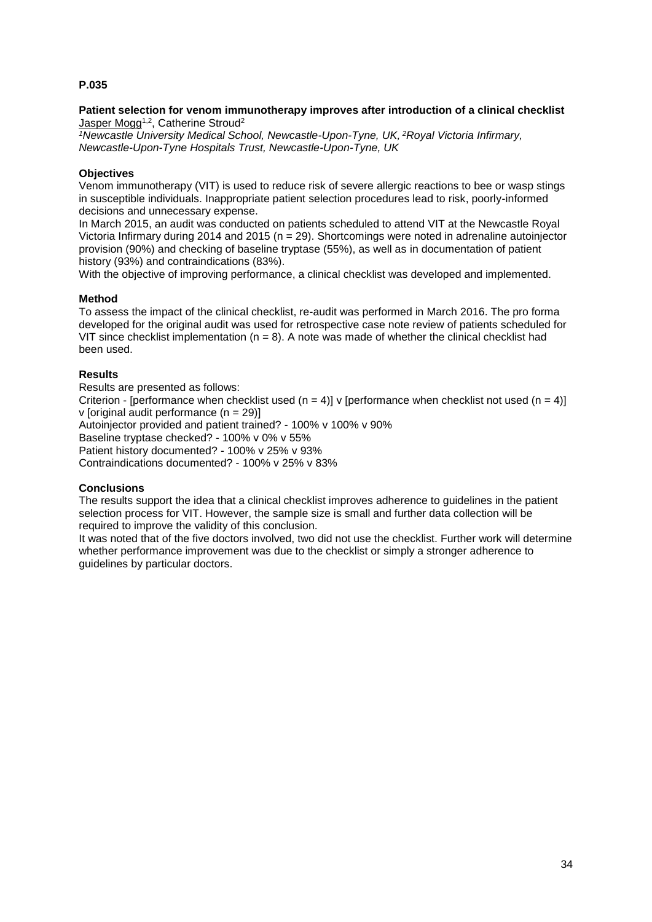**P.035**

**Patient selection for venom immunotherapy improves after introduction of a clinical checklist**

Jasper Mogg[1,2], Catherine Stroud[2]

*[1]Newcastle University Medical School, Newcastle-Upon-Tyne, UK, [2]Royal Victoria Infirmary, Newcastle-Upon-Tyne Hospitals Trust, Newcastle-Upon-Tyne, UK*

**Objectives**

Venom immunotherapy (VIT) is used to reduce risk of severe allergic reactions to bee or wasp stings in susceptible individuals. Inappropriate patient selection procedures lead to risk, poorly-informed decisions and unnecessary expense.

In March 2015, an audit was conducted on patients scheduled to attend VIT at the Newcastle Royal Victoria Infirmary during 2014 and 2015 (n = 29). Shortcomings were noted in adrenaline autoinjector provision (90%) and checking of baseline tryptase (55%), as well as in documentation of patient history (93%) and contraindications (83%).

With the objective of improving performance, a clinical checklist was developed and implemented.

**Method**

To assess the impact of the clinical checklist, re-audit was performed in March 2016. The pro forma developed for the original audit was used for retrospective case note review of patients scheduled for VIT since checklist implementation (n = 8). A note was made of whether the clinical checklist had been used.

**Results**

Results are presented as follows:

Criterion - [performance when checklist used (n = 4)] v [performance when checklist not used (n = 4)] v [original audit performance (n = 29)]

Autoinjector provided and patient trained? - 100% v 100% v 90%

Baseline tryptase checked? - 100% v 0% v 55%

Patient history documented? - 100% v 25% v 93%

Contraindications documented? - 100% v 25% v 83%

**Conclusions**

The results support the idea that a clinical checklist improves adherence to guidelines in the patient selection process for VIT. However, the sample size is small and further data collection will be required to improve the validity of this conclusion.

It was noted that of the five doctors involved, two did not use the checklist. Further work will determine whether performance improvement was due to the checklist or simply a stronger adherence to guidelines by particular doctors.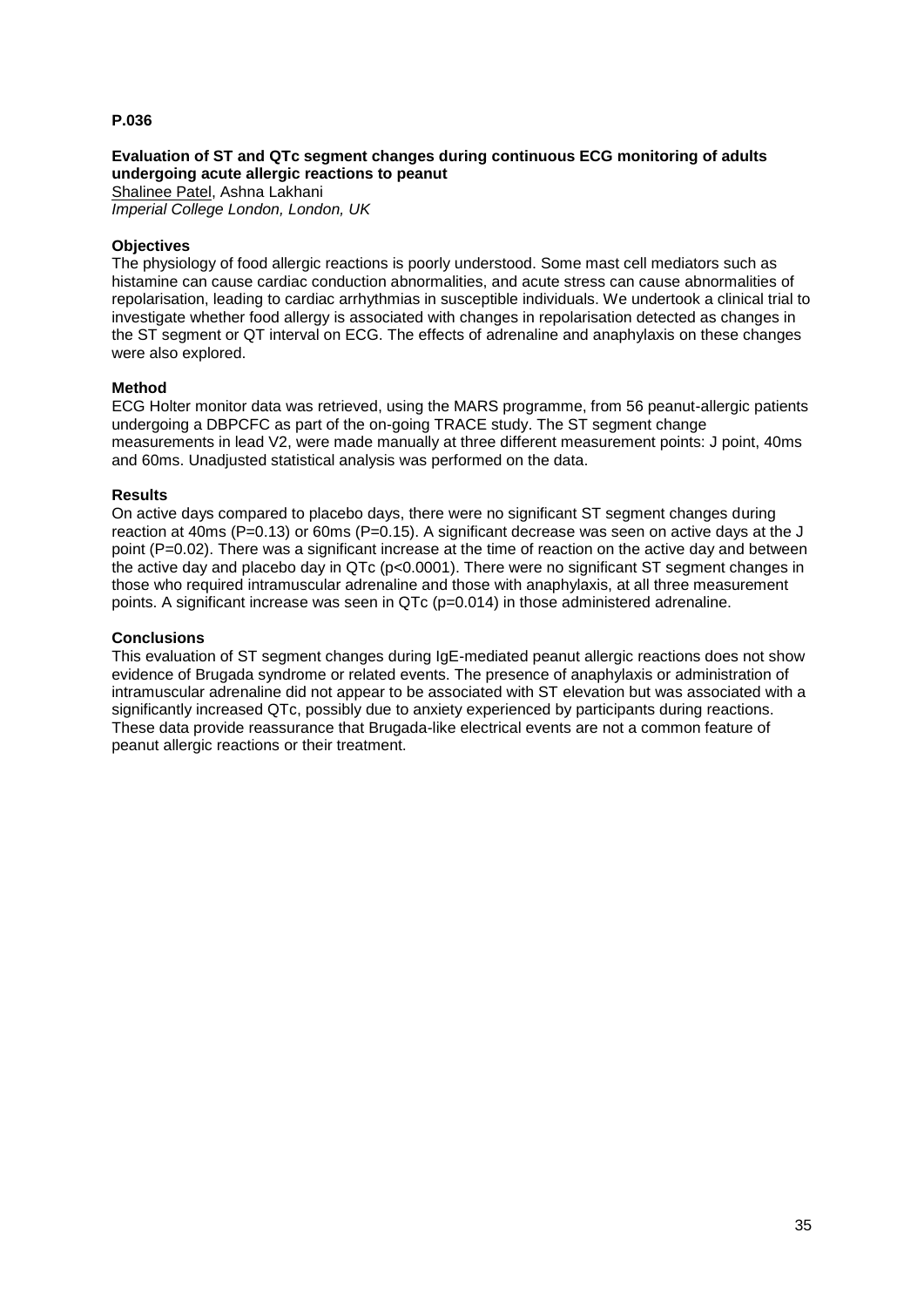**P.036**

**Evaluation of ST and QTc segment changes during continuous ECG monitoring of adults undergoing acute allergic reactions to peanut**

Shalinee Patel, Ashna Lakhani

*Imperial College London, London, UK*

**Objectives**

The physiology of food allergic reactions is poorly understood. Some mast cell mediators such as histamine can cause cardiac conduction abnormalities, and acute stress can cause abnormalities of repolarisation, leading to cardiac arrhythmias in susceptible individuals. We undertook a clinical trial to investigate whether food allergy is associated with changes in repolarisation detected as changes in the ST segment or QT interval on ECG. The effects of adrenaline and anaphylaxis on these changes were also explored.

**Method**

ECG Holter monitor data was retrieved, using the MARS programme, from 56 peanut-allergic patients undergoing a DBPCFC as part of the on-going TRACE study. The ST segment change measurements in lead V2, were made manually at three different measurement points: J point, 40ms and 60ms. Unadjusted statistical analysis was performed on the data.

**Results**

On active days compared to placebo days, there were no significant ST segment changes during reaction at 40ms ($P=0.13$) or 60ms ($P=0.15$). A significant decrease was seen on active days at the J point ($P=0.02$). There was a significant increase at the time of reaction on the active day and between the active day and placebo day in QTc ($p<0.0001$). There were no significant ST segment changes in those who required intramuscular adrenaline and those with anaphylaxis, at all three measurement points. A significant increase was seen in QTc ($p=0.014$) in those administered adrenaline.

**Conclusions**

This evaluation of ST segment changes during IgE-mediated peanut allergic reactions does not show evidence of Brugada syndrome or related events. The presence of anaphylaxis or administration of intramuscular adrenaline did not appear to be associated with ST elevation but was associated with a significantly increased QTc, possibly due to anxiety experienced by participants during reactions. These data provide reassurance that Brugada-like electrical events are not a common feature of peanut allergic reactions or their treatment.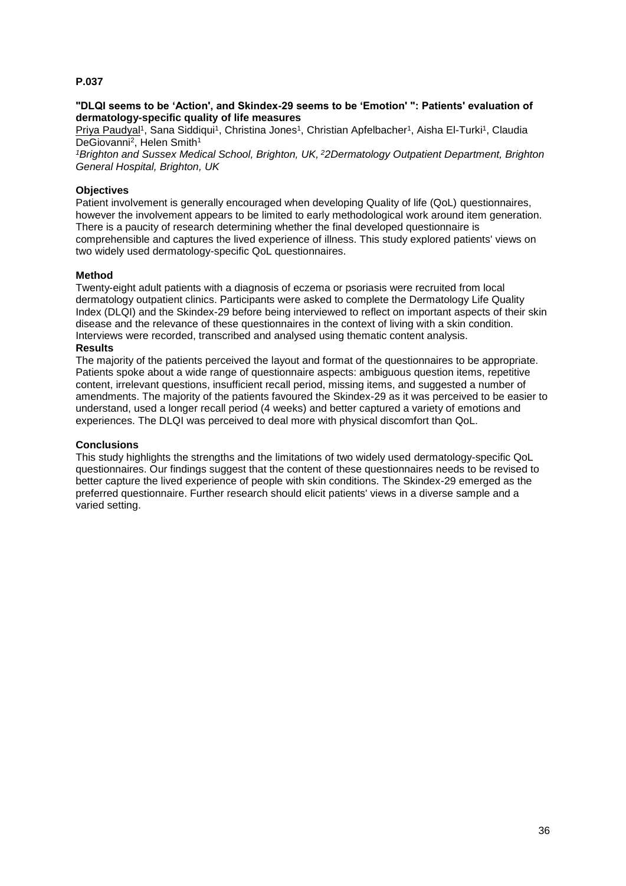**P.037**

**"DLQI seems to be 'Action', and Skindex-29 seems to be 'Emotion' ": Patients' evaluation of dermatology-specific quality of life measures**

Priya Paudyal[1], Sana Siddiqui[1], Christina Jones[1], Christian Apfelbacher[1], Aisha El-Turki[1], Claudia DeGiovanni[2], Helen Smith[1]

*[1]Brighton and Sussex Medical School, Brighton, UK, [2]2Dermatology Outpatient Department, Brighton General Hospital, Brighton, UK*

**Objectives**

Patient involvement is generally encouraged when developing Quality of life (QoL) questionnaires, however the involvement appears to be limited to early methodological work around item generation. There is a paucity of research determining whether the final developed questionnaire is comprehensible and captures the lived experience of illness. This study explored patients' views on two widely used dermatology-specific QoL questionnaires.

**Method**

Twenty-eight adult patients with a diagnosis of eczema or psoriasis were recruited from local dermatology outpatient clinics. Participants were asked to complete the Dermatology Life Quality Index (DLQI) and the Skindex-29 before being interviewed to reflect on important aspects of their skin disease and the relevance of these questionnaires in the context of living with a skin condition. Interviews were recorded, transcribed and analysed using thematic content analysis.

**Results**

The majority of the patients perceived the layout and format of the questionnaires to be appropriate. Patients spoke about a wide range of questionnaire aspects: ambiguous question items, repetitive content, irrelevant questions, insufficient recall period, missing items, and suggested a number of amendments. The majority of the patients favoured the Skindex-29 as it was perceived to be easier to understand, used a longer recall period (4 weeks) and better captured a variety of emotions and experiences. The DLQI was perceived to deal more with physical discomfort than QoL.

**Conclusions**

This study highlights the strengths and the limitations of two widely used dermatology-specific QoL questionnaires. Our findings suggest that the content of these questionnaires needs to be revised to better capture the lived experience of people with skin conditions. The Skindex-29 emerged as the preferred questionnaire. Further research should elicit patients' views in a diverse sample and a varied setting.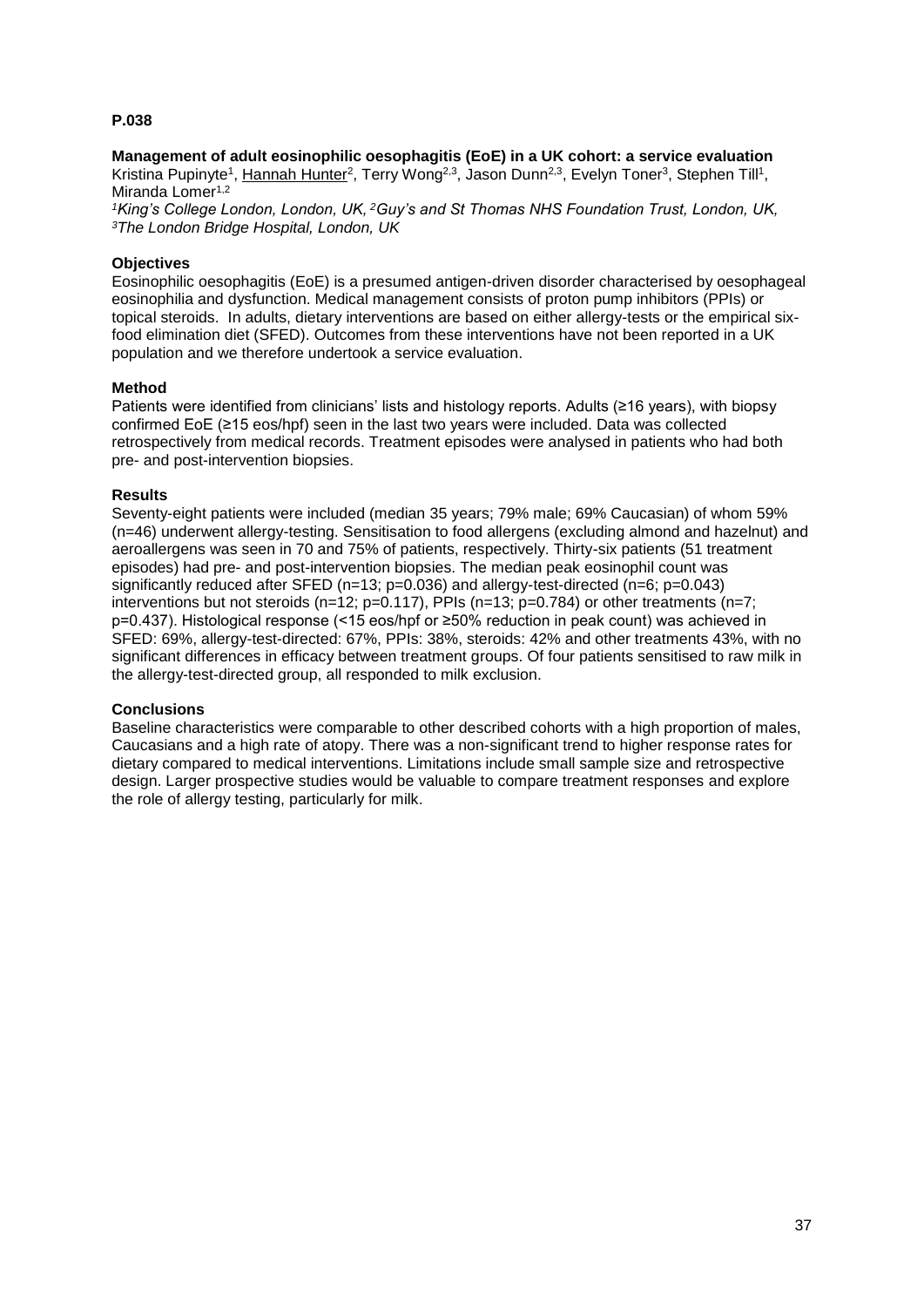**P.038**

**Management of adult eosinophilic oesophagitis (EoE) in a UK cohort: a service evaluation**

Kristina Pupinyte[1], Hannah Hunter[2], Terry Wong[2,3], Jason Dunn[2,3], Evelyn Toner[3], Stephen Till[1], Miranda Lomer[1,2]

*[1]King's College London, London, UK, [2]Guy's and St Thomas NHS Foundation Trust, London, UK, [3]The London Bridge Hospital, London, UK*

**Objectives**

Eosinophilic oesophagitis (EoE) is a presumed antigen-driven disorder characterised by oesophageal eosinophilia and dysfunction. Medical management consists of proton pump inhibitors (PPIs) or topical steroids. In adults, dietary interventions are based on either allergy-tests or the empirical six-food elimination diet (SFED). Outcomes from these interventions have not been reported in a UK population and we therefore undertook a service evaluation.

**Method**

Patients were identified from clinicians' lists and histology reports. Adults (≥16 years), with biopsy confirmed EoE (≥15 eos/hpf) seen in the last two years were included. Data was collected retrospectively from medical records. Treatment episodes were analysed in patients who had both pre- and post-intervention biopsies.

**Results**

Seventy-eight patients were included (median 35 years; 79% male; 69% Caucasian) of whom 59% (n=46) underwent allergy-testing. Sensitisation to food allergens (excluding almond and hazelnut) and aeroallergens was seen in 70 and 75% of patients, respectively. Thirty-six patients (51 treatment episodes) had pre- and post-intervention biopsies. The median peak eosinophil count was significantly reduced after SFED (n=13; $p=0.036$) and allergy-test-directed (n=6; $p=0.043$) interventions but not steroids (n=12; $p=0.117$), PPIs (n=13; $p=0.784$) or other treatments (n=7; $p=0.437$). Histological response (<15 eos/hpf or ≥50% reduction in peak count) was achieved in SFED: 69%, allergy-test-directed: 67%, PPIs: 38%, steroids: 42% and other treatments 43%, with no significant differences in efficacy between treatment groups. Of four patients sensitised to raw milk in the allergy-test-directed group, all responded to milk exclusion.

**Conclusions**

Baseline characteristics were comparable to other described cohorts with a high proportion of males, Caucasians and a high rate of atopy. There was a non-significant trend to higher response rates for dietary compared to medical interventions. Limitations include small sample size and retrospective design. Larger prospective studies would be valuable to compare treatment responses and explore the role of allergy testing, particularly for milk.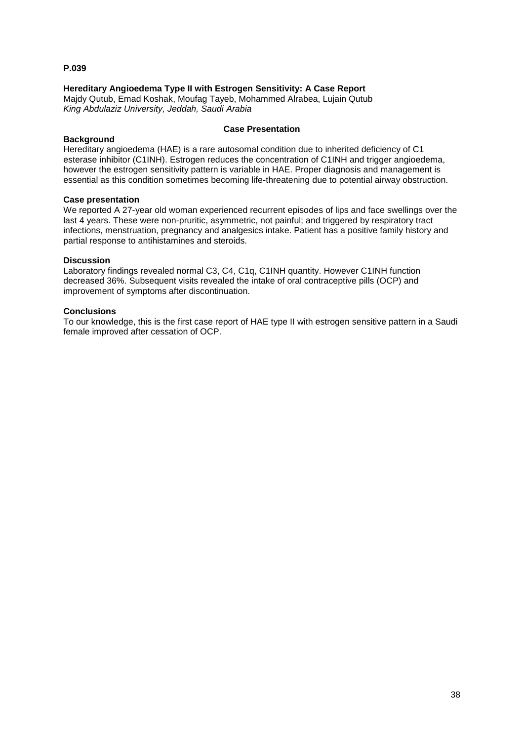**P.039**

**Hereditary Angioedema Type II with Estrogen Sensitivity: A Case Report**
Majdy Qutub, Emad Koshak, Moufag Tayeb, Mohammed Alrabea, Lujain Qutub
*King Abdulaziz University, Jeddah, Saudi Arabia*

**Case Presentation**

**Background**
Hereditary angioedema (HAE) is a rare autosomal condition due to inherited deficiency of C1 esterase inhibitor (C1INH). Estrogen reduces the concentration of C1INH and trigger angioedema, however the estrogen sensitivity pattern is variable in HAE. Proper diagnosis and management is essential as this condition sometimes becoming life-threatening due to potential airway obstruction.

**Case presentation**
We reported A 27-year old woman experienced recurrent episodes of lips and face swellings over the last 4 years. These were non-pruritic, asymmetric, not painful; and triggered by respiratory tract infections, menstruation, pregnancy and analgesics intake. Patient has a positive family history and partial response to antihistamines and steroids.

**Discussion**
Laboratory findings revealed normal C3, C4, C1q, C1INH quantity. However C1INH function decreased 36%. Subsequent visits revealed the intake of oral contraceptive pills (OCP) and improvement of symptoms after discontinuation.

**Conclusions**
To our knowledge, this is the first case report of HAE type II with estrogen sensitive pattern in a Saudi female improved after cessation of OCP.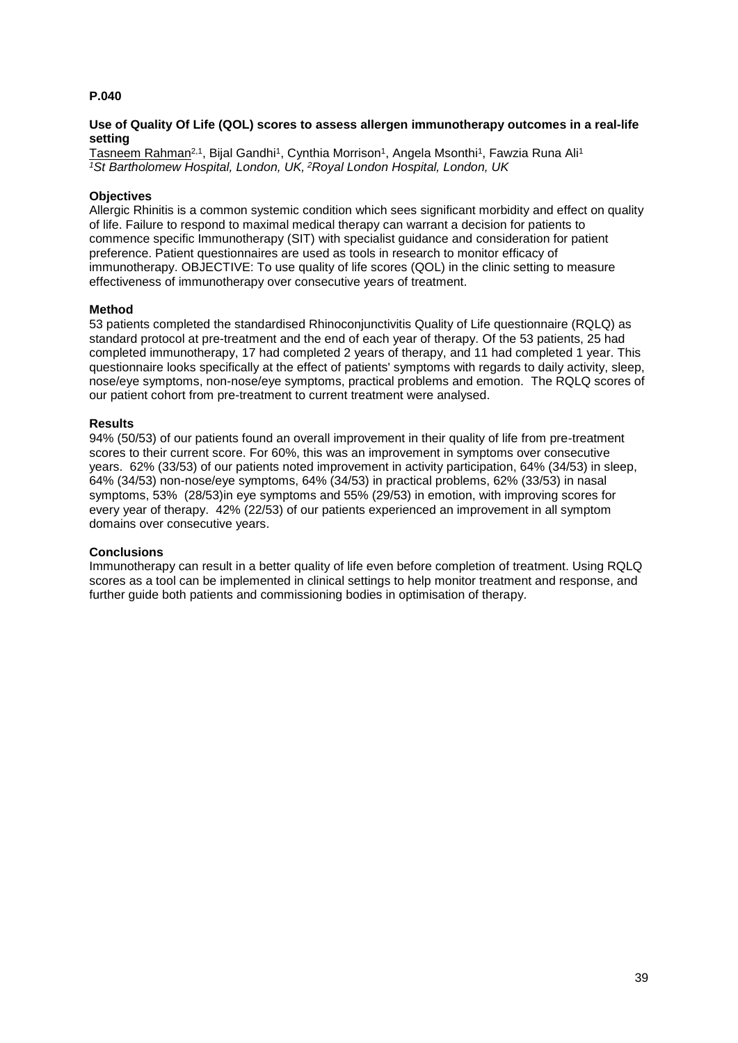**P.040**

**Use of Quality Of Life (QOL) scores to assess allergen immunotherapy outcomes in a real-life setting**

Tasneem Rahman[2,1], Bijal Gandhi[1], Cynthia Morrison[1], Angela Msonthi[1], Fawzia Runa Ali[1]
*[1]St Bartholomew Hospital, London, UK, [2]Royal London Hospital, London, UK*

**Objectives**

Allergic Rhinitis is a common systemic condition which sees significant morbidity and effect on quality of life. Failure to respond to maximal medical therapy can warrant a decision for patients to commence specific Immunotherapy (SIT) with specialist guidance and consideration for patient preference. Patient questionnaires are used as tools in research to monitor efficacy of immunotherapy. OBJECTIVE: To use quality of life scores (QOL) in the clinic setting to measure effectiveness of immunotherapy over consecutive years of treatment.

**Method**

53 patients completed the standardised Rhinoconjunctivitis Quality of Life questionnaire (RQLQ) as standard protocol at pre-treatment and the end of each year of therapy. Of the 53 patients, 25 had completed immunotherapy, 17 had completed 2 years of therapy, and 11 had completed 1 year. This questionnaire looks specifically at the effect of patients' symptoms with regards to daily activity, sleep, nose/eye symptoms, non-nose/eye symptoms, practical problems and emotion. The RQLQ scores of our patient cohort from pre-treatment to current treatment were analysed.

**Results**

94% (50/53) of our patients found an overall improvement in their quality of life from pre-treatment scores to their current score. For 60%, this was an improvement in symptoms over consecutive years. 62% (33/53) of our patients noted improvement in activity participation, 64% (34/53) in sleep, 64% (34/53) non-nose/eye symptoms, 64% (34/53) in practical problems, 62% (33/53) in nasal symptoms, 53% (28/53)in eye symptoms and 55% (29/53) in emotion, with improving scores for every year of therapy. 42% (22/53) of our patients experienced an improvement in all symptom domains over consecutive years.

**Conclusions**

Immunotherapy can result in a better quality of life even before completion of treatment. Using RQLQ scores as a tool can be implemented in clinical settings to help monitor treatment and response, and further guide both patients and commissioning bodies in optimisation of therapy.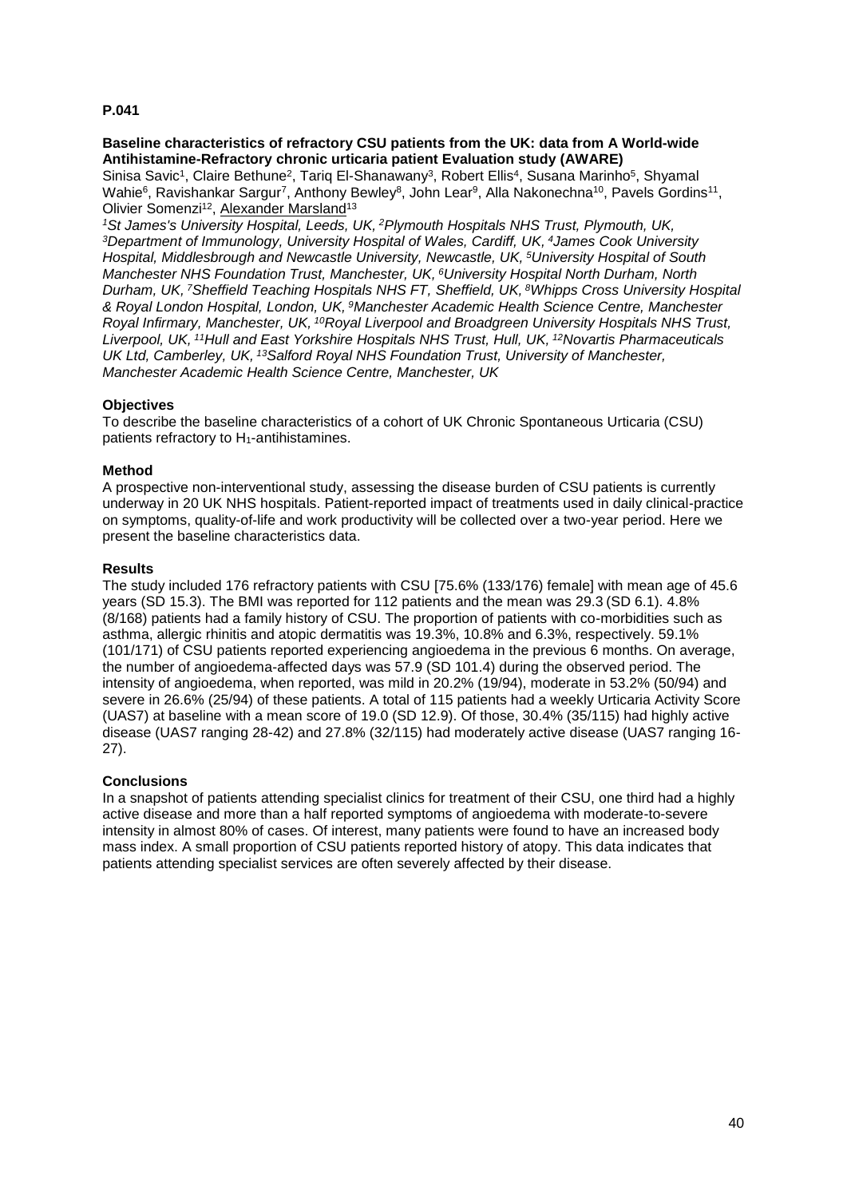**P.041**

**Baseline characteristics of refractory CSU patients from the UK: data from A World-wide Antihistamine-Refractory chronic urticaria patient Evaluation study (AWARE)**

Sinisa Savic[1], Claire Bethune[2], Tariq El-Shanawany[3], Robert Ellis[4], Susana Marinho[5], Shyamal Wahie[6], Ravishankar Sargur[7], Anthony Bewley[8], John Lear[9], Alla Nakonechna[10], Pavels Gordins[11], Olivier Somenzi[12], Alexander Marsland[13]

*[1]St James's University Hospital, Leeds, UK, [2]Plymouth Hospitals NHS Trust, Plymouth, UK, [3]Department of Immunology, University Hospital of Wales, Cardiff, UK, [4]James Cook University Hospital, Middlesbrough and Newcastle University, Newcastle, UK, [5]University Hospital of South Manchester NHS Foundation Trust, Manchester, UK, [6]University Hospital North Durham, North Durham, UK, [7]Sheffield Teaching Hospitals NHS FT, Sheffield, UK, [8]Whipps Cross University Hospital & Royal London Hospital, London, UK, [9]Manchester Academic Health Science Centre, Manchester Royal Infirmary, Manchester, UK, [10]Royal Liverpool and Broadgreen University Hospitals NHS Trust, Liverpool, UK, [11]Hull and East Yorkshire Hospitals NHS Trust, Hull, UK, [12]Novartis Pharmaceuticals UK Ltd, Camberley, UK, [13]Salford Royal NHS Foundation Trust, University of Manchester, Manchester Academic Health Science Centre, Manchester, UK*

**Objectives**

To describe the baseline characteristics of a cohort of UK Chronic Spontaneous Urticaria (CSU) patients refractory to $H_1$-antihistamines.

**Method**

A prospective non-interventional study, assessing the disease burden of CSU patients is currently underway in 20 UK NHS hospitals. Patient-reported impact of treatments used in daily clinical-practice on symptoms, quality-of-life and work productivity will be collected over a two-year period. Here we present the baseline characteristics data.

**Results**

The study included 176 refractory patients with CSU [75.6% (133/176) female] with mean age of 45.6 years (SD 15.3). The BMI was reported for 112 patients and the mean was 29.3 (SD 6.1). 4.8% (8/168) patients had a family history of CSU. The proportion of patients with co-morbidities such as asthma, allergic rhinitis and atopic dermatitis was 19.3%, 10.8% and 6.3%, respectively. 59.1% (101/171) of CSU patients reported experiencing angioedema in the previous 6 months. On average, the number of angioedema-affected days was 57.9 (SD 101.4) during the observed period. The intensity of angioedema, when reported, was mild in 20.2% (19/94), moderate in 53.2% (50/94) and severe in 26.6% (25/94) of these patients. A total of 115 patients had a weekly Urticaria Activity Score (UAS7) at baseline with a mean score of 19.0 (SD 12.9). Of those, 30.4% (35/115) had highly active disease (UAS7 ranging 28-42) and 27.8% (32/115) had moderately active disease (UAS7 ranging 16-27).

**Conclusions**

In a snapshot of patients attending specialist clinics for treatment of their CSU, one third had a highly active disease and more than a half reported symptoms of angioedema with moderate-to-severe intensity in almost 80% of cases. Of interest, many patients were found to have an increased body mass index. A small proportion of CSU patients reported history of atopy. This data indicates that patients attending specialist services are often severely affected by their disease.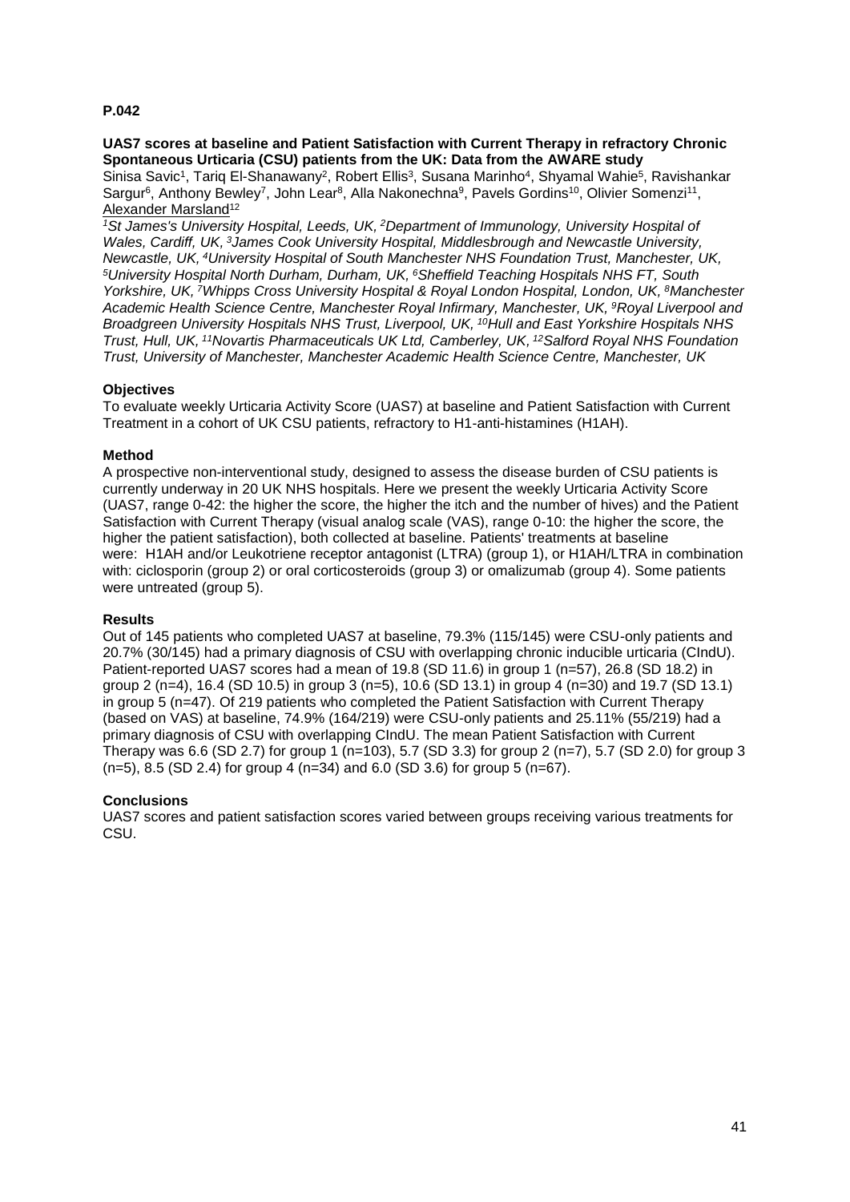**P.042**

**UAS7 scores at baseline and Patient Satisfaction with Current Therapy in refractory Chronic Spontaneous Urticaria (CSU) patients from the UK: Data from the AWARE study**

Sinisa Savic[1], Tariq El-Shanawany[2], Robert Ellis[3], Susana Marinho[4], Shyamal Wahie[5], Ravishankar Sargur[6], Anthony Bewley[7], John Lear[8], Alla Nakonechna[9], Pavels Gordins[10], Olivier Somenzi[11], Alexander Marsland[12]

*[1]St James's University Hospital, Leeds, UK, [2]Department of Immunology, University Hospital of Wales, Cardiff, UK, [3]James Cook University Hospital, Middlesbrough and Newcastle University, Newcastle, UK, [4]University Hospital of South Manchester NHS Foundation Trust, Manchester, UK, [5]University Hospital North Durham, Durham, UK, [6]Sheffield Teaching Hospitals NHS FT, South Yorkshire, UK, [7]Whipps Cross University Hospital & Royal London Hospital, London, UK, [8]Manchester Academic Health Science Centre, Manchester Royal Infirmary, Manchester, UK, [9]Royal Liverpool and Broadgreen University Hospitals NHS Trust, Liverpool, UK, [10]Hull and East Yorkshire Hospitals NHS Trust, Hull, UK, [11]Novartis Pharmaceuticals UK Ltd, Camberley, UK, [12]Salford Royal NHS Foundation Trust, University of Manchester, Manchester Academic Health Science Centre, Manchester, UK*

**Objectives**

To evaluate weekly Urticaria Activity Score (UAS7) at baseline and Patient Satisfaction with Current Treatment in a cohort of UK CSU patients, refractory to H1-anti-histamines (H1AH).

**Method**

A prospective non-interventional study, designed to assess the disease burden of CSU patients is currently underway in 20 UK NHS hospitals. Here we present the weekly Urticaria Activity Score (UAS7, range 0-42: the higher the score, the higher the itch and the number of hives) and the Patient Satisfaction with Current Therapy (visual analog scale (VAS), range 0-10: the higher the score, the higher the patient satisfaction), both collected at baseline. Patients' treatments at baseline were: H1AH and/or Leukotriene receptor antagonist (LTRA) (group 1), or H1AH/LTRA in combination with: ciclosporin (group 2) or oral corticosteroids (group 3) or omalizumab (group 4). Some patients were untreated (group 5).

**Results**

Out of 145 patients who completed UAS7 at baseline, 79.3% (115/145) were CSU-only patients and 20.7% (30/145) had a primary diagnosis of CSU with overlapping chronic inducible urticaria (CIndU). Patient-reported UAS7 scores had a mean of 19.8 (SD 11.6) in group 1 (n=57), 26.8 (SD 18.2) in group 2 (n=4), 16.4 (SD 10.5) in group 3 (n=5), 10.6 (SD 13.1) in group 4 (n=30) and 19.7 (SD 13.1) in group 5 (n=47). Of 219 patients who completed the Patient Satisfaction with Current Therapy (based on VAS) at baseline, 74.9% (164/219) were CSU-only patients and 25.11% (55/219) had a primary diagnosis of CSU with overlapping CIndU. The mean Patient Satisfaction with Current Therapy was 6.6 (SD 2.7) for group 1 (n=103), 5.7 (SD 3.3) for group 2 (n=7), 5.7 (SD 2.0) for group 3 (n=5), 8.5 (SD 2.4) for group 4 (n=34) and 6.0 (SD 3.6) for group 5 (n=67).

**Conclusions**

UAS7 scores and patient satisfaction scores varied between groups receiving various treatments for CSU.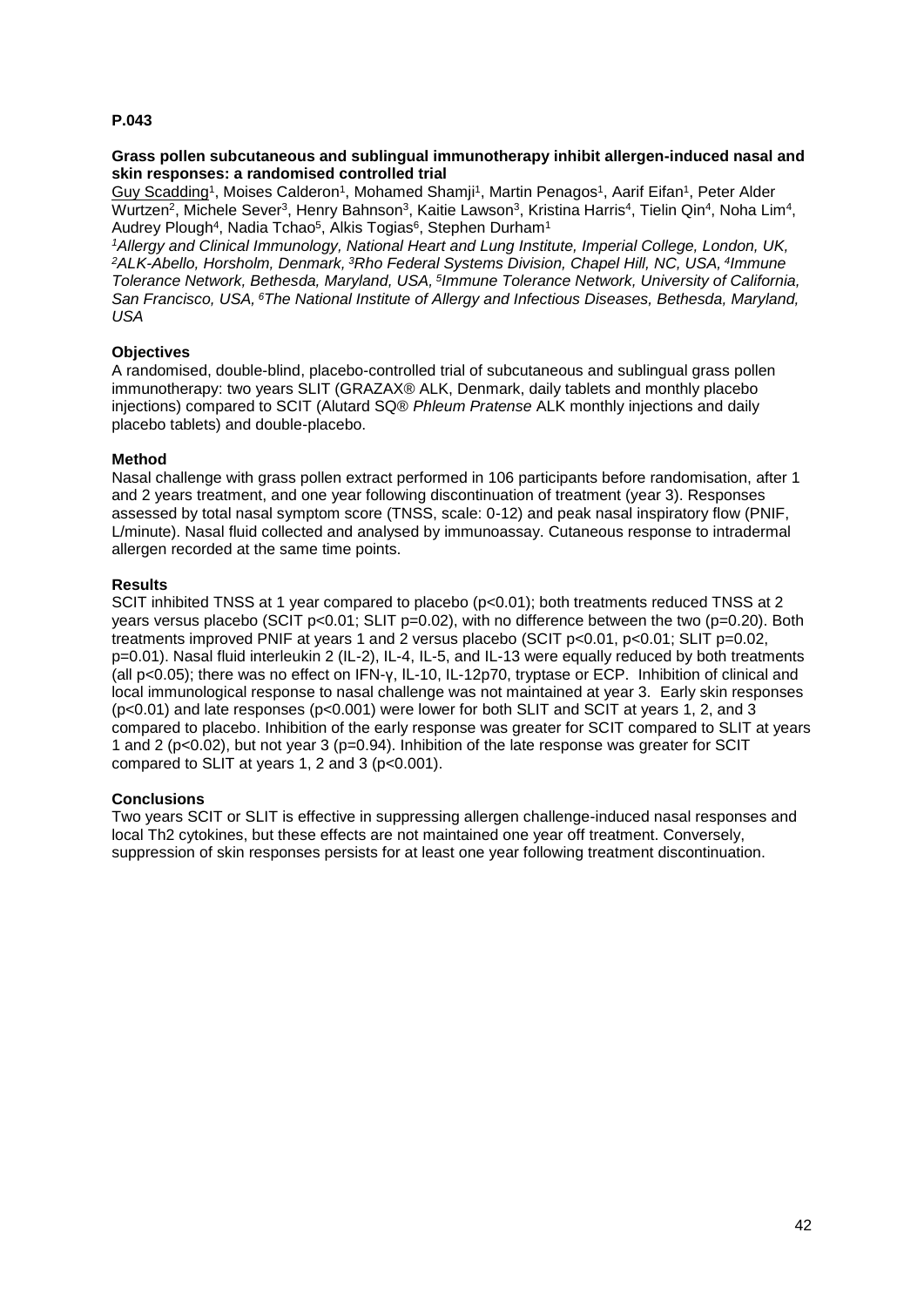**P.043**

**Grass pollen subcutaneous and sublingual immunotherapy inhibit allergen-induced nasal and skin responses: a randomised controlled trial**

Guy Scadding[1], Moises Calderon[1], Mohamed Shamji[1], Martin Penagos[1], Aarif Eifan[1], Peter Alder Wurtzen[2], Michele Sever[3], Henry Bahnson[3], Kaitie Lawson[3], Kristina Harris[4], Tielin Qin[4], Noha Lim[4], Audrey Plough[4], Nadia Tchao[5], Alkis Togias[6], Stephen Durham[1]

*[1]Allergy and Clinical Immunology, National Heart and Lung Institute, Imperial College, London, UK, [2]ALK-Abello, Horsholm, Denmark, [3]Rho Federal Systems Division, Chapel Hill, NC, USA, [4]Immune Tolerance Network, Bethesda, Maryland, USA, [5]Immune Tolerance Network, University of California, San Francisco, USA, [6]The National Institute of Allergy and Infectious Diseases, Bethesda, Maryland, USA*

**Objectives**

A randomised, double-blind, placebo-controlled trial of subcutaneous and sublingual grass pollen immunotherapy: two years SLIT (GRAZAX® ALK, Denmark, daily tablets and monthly placebo injections) compared to SCIT (Alutard SQ® *Phleum Pratense* ALK monthly injections and daily placebo tablets) and double-placebo.

**Method**

Nasal challenge with grass pollen extract performed in 106 participants before randomisation, after 1 and 2 years treatment, and one year following discontinuation of treatment (year 3). Responses assessed by total nasal symptom score (TNSS, scale: 0-12) and peak nasal inspiratory flow (PNIF, L/minute). Nasal fluid collected and analysed by immunoassay. Cutaneous response to intradermal allergen recorded at the same time points.

**Results**

SCIT inhibited TNSS at 1 year compared to placebo ($p<0.01$); both treatments reduced TNSS at 2 years versus placebo (SCIT $p<0.01$; SLIT $p=0.02$), with no difference between the two ($p=0.20$). Both treatments improved PNIF at years 1 and 2 versus placebo (SCIT $p<0.01$, $p<0.01$; SLIT $p=0.02$, $p=0.01$). Nasal fluid interleukin 2 (IL-2), IL-4, IL-5, and IL-13 were equally reduced by both treatments (all $p<0.05$); there was no effect on IFN-γ, IL-10, IL-12p70, tryptase or ECP. Inhibition of clinical and local immunological response to nasal challenge was not maintained at year 3. Early skin responses ($p<0.01$) and late responses ($p<0.001$) were lower for both SLIT and SCIT at years 1, 2, and 3 compared to placebo. Inhibition of the early response was greater for SCIT compared to SLIT at years 1 and 2 ($p<0.02$), but not year 3 ($p=0.94$). Inhibition of the late response was greater for SCIT compared to SLIT at years 1, 2 and 3 ($p<0.001$).

**Conclusions**

Two years SCIT or SLIT is effective in suppressing allergen challenge-induced nasal responses and local Th2 cytokines, but these effects are not maintained one year off treatment. Conversely, suppression of skin responses persists for at least one year following treatment discontinuation.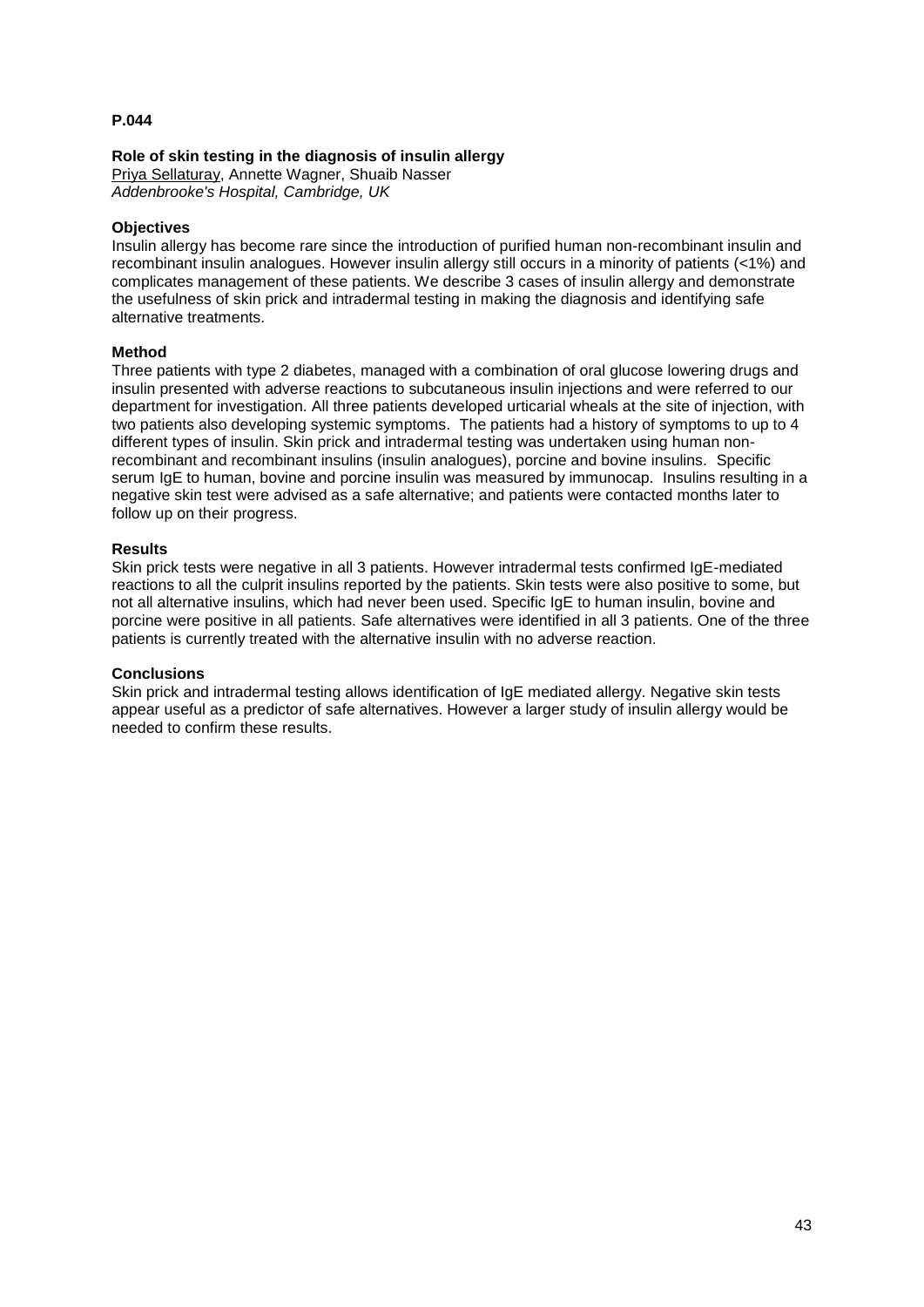**P.044**

**Role of skin testing in the diagnosis of insulin allergy**

Priya Sellaturay, Annette Wagner, Shuaib Nasser

*Addenbrooke's Hospital, Cambridge, UK*

**Objectives**

Insulin allergy has become rare since the introduction of purified human non-recombinant insulin and recombinant insulin analogues. However insulin allergy still occurs in a minority of patients (<1%) and complicates management of these patients. We describe 3 cases of insulin allergy and demonstrate the usefulness of skin prick and intradermal testing in making the diagnosis and identifying safe alternative treatments.

**Method**

Three patients with type 2 diabetes, managed with a combination of oral glucose lowering drugs and insulin presented with adverse reactions to subcutaneous insulin injections and were referred to our department for investigation. All three patients developed urticarial wheals at the site of injection, with two patients also developing systemic symptoms. The patients had a history of symptoms to up to 4 different types of insulin. Skin prick and intradermal testing was undertaken using human non-recombinant and recombinant insulins (insulin analogues), porcine and bovine insulins. Specific serum IgE to human, bovine and porcine insulin was measured by immunocap. Insulins resulting in a negative skin test were advised as a safe alternative; and patients were contacted months later to follow up on their progress.

**Results**

Skin prick tests were negative in all 3 patients. However intradermal tests confirmed IgE-mediated reactions to all the culprit insulins reported by the patients. Skin tests were also positive to some, but not all alternative insulins, which had never been used. Specific IgE to human insulin, bovine and porcine were positive in all patients. Safe alternatives were identified in all 3 patients. One of the three patients is currently treated with the alternative insulin with no adverse reaction.

**Conclusions**

Skin prick and intradermal testing allows identification of IgE mediated allergy. Negative skin tests appear useful as a predictor of safe alternatives. However a larger study of insulin allergy would be needed to confirm these results.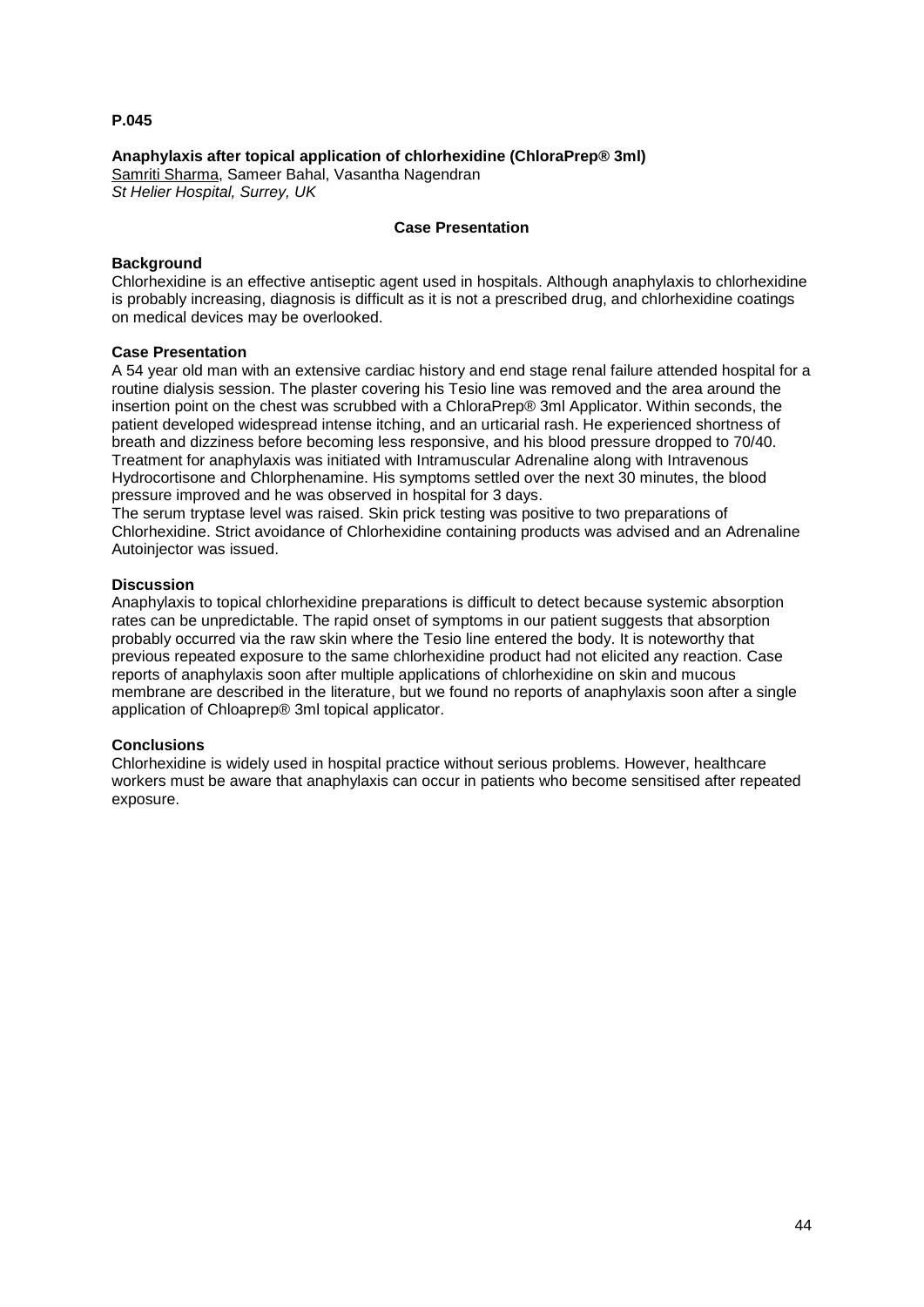**P.045**

**Anaphylaxis after topical application of chlorhexidine (ChloraPrep® 3ml)**
Samriti Sharma, Sameer Bahal, Vasantha Nagendran
*St Helier Hospital, Surrey, UK*

**Case Presentation**

**Background**
Chlorhexidine is an effective antiseptic agent used in hospitals. Although anaphylaxis to chlorhexidine is probably increasing, diagnosis is difficult as it is not a prescribed drug, and chlorhexidine coatings on medical devices may be overlooked.

**Case Presentation**
A 54 year old man with an extensive cardiac history and end stage renal failure attended hospital for a routine dialysis session. The plaster covering his Tesio line was removed and the area around the insertion point on the chest was scrubbed with a ChloraPrep® 3ml Applicator. Within seconds, the patient developed widespread intense itching, and an urticarial rash. He experienced shortness of breath and dizziness before becoming less responsive, and his blood pressure dropped to 70/40. Treatment for anaphylaxis was initiated with Intramuscular Adrenaline along with Intravenous Hydrocortisone and Chlorphenamine. His symptoms settled over the next 30 minutes, the blood pressure improved and he was observed in hospital for 3 days.
The serum tryptase level was raised. Skin prick testing was positive to two preparations of Chlorhexidine. Strict avoidance of Chlorhexidine containing products was advised and an Adrenaline Autoinjector was issued.

**Discussion**
Anaphylaxis to topical chlorhexidine preparations is difficult to detect because systemic absorption rates can be unpredictable. The rapid onset of symptoms in our patient suggests that absorption probably occurred via the raw skin where the Tesio line entered the body. It is noteworthy that previous repeated exposure to the same chlorhexidine product had not elicited any reaction. Case reports of anaphylaxis soon after multiple applications of chlorhexidine on skin and mucous membrane are described in the literature, but we found no reports of anaphylaxis soon after a single application of Chloaprep® 3ml topical applicator.

**Conclusions**
Chlorhexidine is widely used in hospital practice without serious problems. However, healthcare workers must be aware that anaphylaxis can occur in patients who become sensitised after repeated exposure.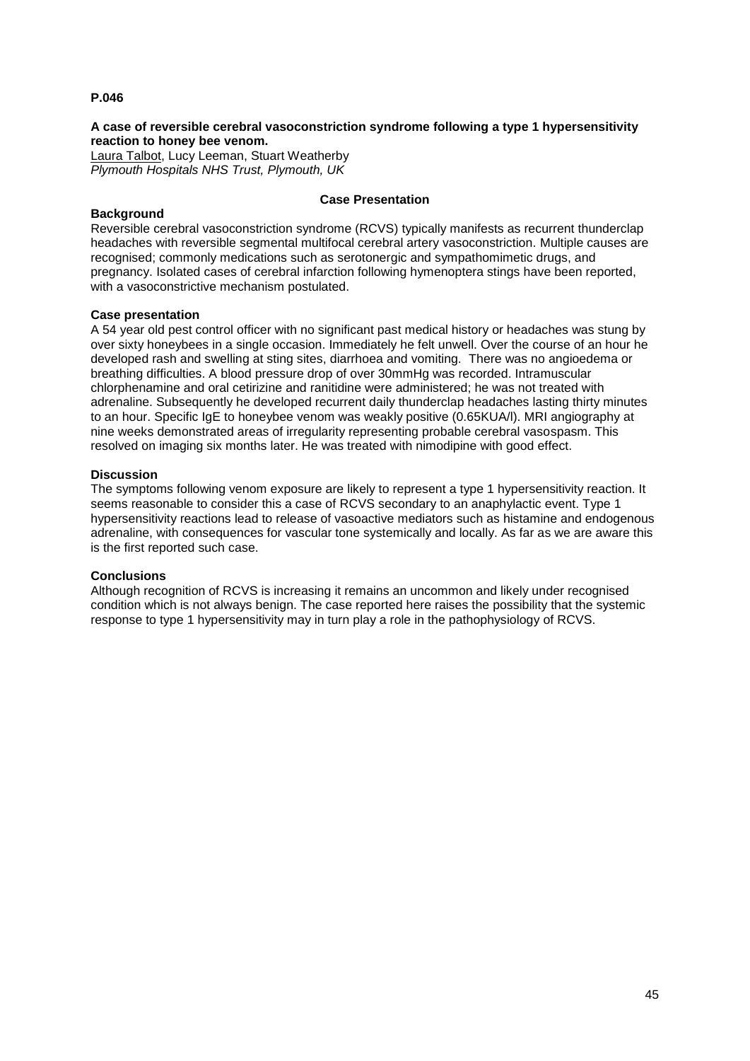**P.046**

**A case of reversible cerebral vasoconstriction syndrome following a type 1 hypersensitivity reaction to honey bee venom.**

Laura Talbot, Lucy Leeman, Stuart Weatherby
*Plymouth Hospitals NHS Trust, Plymouth, UK*

**Case Presentation**

**Background**

Reversible cerebral vasoconstriction syndrome (RCVS) typically manifests as recurrent thunderclap headaches with reversible segmental multifocal cerebral artery vasoconstriction. Multiple causes are recognised; commonly medications such as serotonergic and sympathomimetic drugs, and pregnancy. Isolated cases of cerebral infarction following hymenoptera stings have been reported, with a vasoconstrictive mechanism postulated.

**Case presentation**

A 54 year old pest control officer with no significant past medical history or headaches was stung by over sixty honeybees in a single occasion. Immediately he felt unwell. Over the course of an hour he developed rash and swelling at sting sites, diarrhoea and vomiting. There was no angioedema or breathing difficulties. A blood pressure drop of over 30mmHg was recorded. Intramuscular chlorphenamine and oral cetirizine and ranitidine were administered; he was not treated with adrenaline. Subsequently he developed recurrent daily thunderclap headaches lasting thirty minutes to an hour. Specific IgE to honeybee venom was weakly positive (0.65KUA/l). MRI angiography at nine weeks demonstrated areas of irregularity representing probable cerebral vasospasm. This resolved on imaging six months later. He was treated with nimodipine with good effect.

**Discussion**

The symptoms following venom exposure are likely to represent a type 1 hypersensitivity reaction. It seems reasonable to consider this a case of RCVS secondary to an anaphylactic event. Type 1 hypersensitivity reactions lead to release of vasoactive mediators such as histamine and endogenous adrenaline, with consequences for vascular tone systemically and locally. As far as we are aware this is the first reported such case.

**Conclusions**

Although recognition of RCVS is increasing it remains an uncommon and likely under recognised condition which is not always benign. The case reported here raises the possibility that the systemic response to type 1 hypersensitivity may in turn play a role in the pathophysiology of RCVS.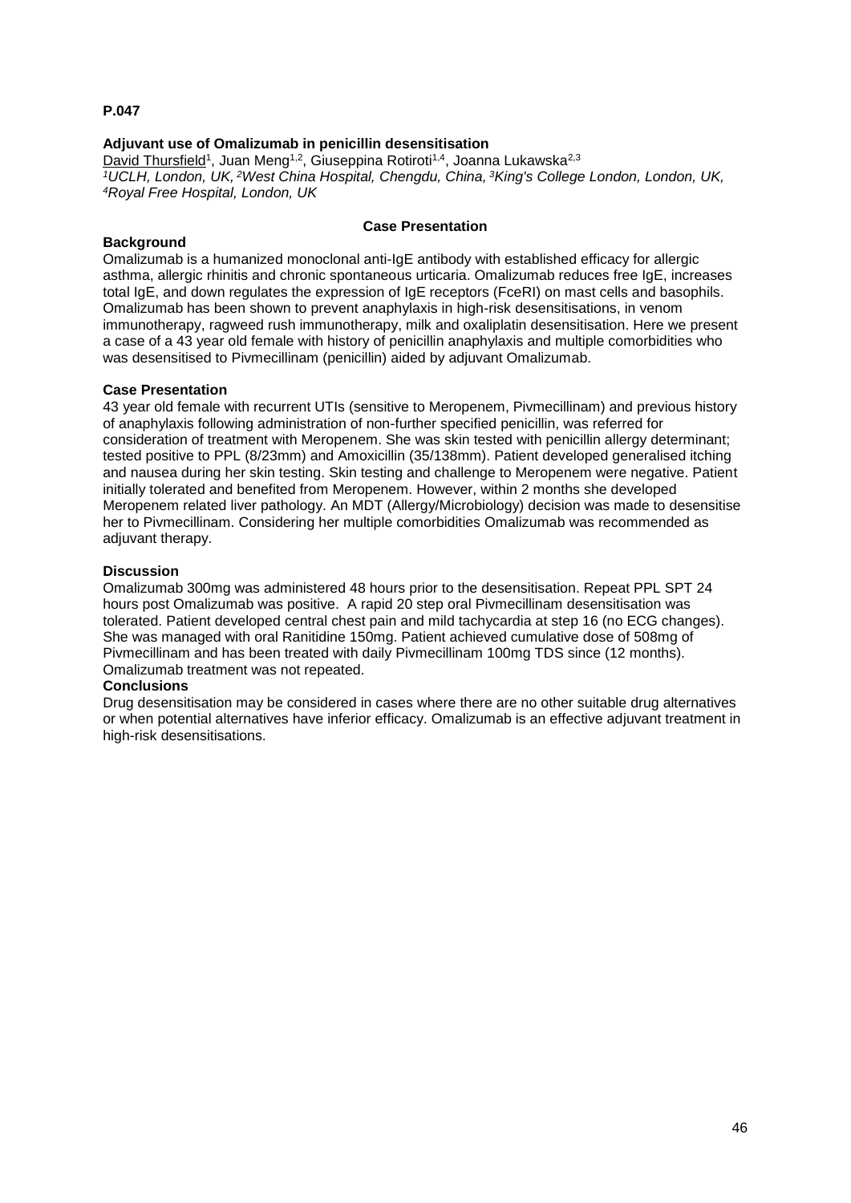**P.047**

### Adjuvant use of Omalizumab in penicillin desensitisation

David Thursfield[1], Juan Meng[1,2], Giuseppina Rotiroti[1,4], Joanna Lukawska[2,3]

*[1]UCLH, London, UK, [2]West China Hospital, Chengdu, China, [3]King's College London, London, UK, [4]Royal Free Hospital, London, UK*

**Case Presentation**

**Background**

Omalizumab is a humanized monoclonal anti-IgE antibody with established efficacy for allergic asthma, allergic rhinitis and chronic spontaneous urticaria. Omalizumab reduces free IgE, increases total IgE, and down regulates the expression of IgE receptors (FceRI) on mast cells and basophils. Omalizumab has been shown to prevent anaphylaxis in high-risk desensitisations, in venom immunotherapy, ragweed rush immunotherapy, milk and oxaliplatin desensitisation. Here we present a case of a 43 year old female with history of penicillin anaphylaxis and multiple comorbidities who was desensitised to Pivmecillinam (penicillin) aided by adjuvant Omalizumab.

**Case Presentation**

43 year old female with recurrent UTIs (sensitive to Meropenem, Pivmecillinam) and previous history of anaphylaxis following administration of non-further specified penicillin, was referred for consideration of treatment with Meropenem. She was skin tested with penicillin allergy determinant; tested positive to PPL (8/23mm) and Amoxicillin (35/138mm). Patient developed generalised itching and nausea during her skin testing. Skin testing and challenge to Meropenem were negative. Patient initially tolerated and benefited from Meropenem. However, within 2 months she developed Meropenem related liver pathology. An MDT (Allergy/Microbiology) decision was made to desensitise her to Pivmecillinam. Considering her multiple comorbidities Omalizumab was recommended as adjuvant therapy.

**Discussion**

Omalizumab 300mg was administered 48 hours prior to the desensitisation. Repeat PPL SPT 24 hours post Omalizumab was positive. A rapid 20 step oral Pivmecillinam desensitisation was tolerated. Patient developed central chest pain and mild tachycardia at step 16 (no ECG changes). She was managed with oral Ranitidine 150mg. Patient achieved cumulative dose of 508mg of Pivmecillinam and has been treated with daily Pivmecillinam 100mg TDS since (12 months). Omalizumab treatment was not repeated.

**Conclusions**

Drug desensitisation may be considered in cases where there are no other suitable drug alternatives or when potential alternatives have inferior efficacy. Omalizumab is an effective adjuvant treatment in high-risk desensitisations.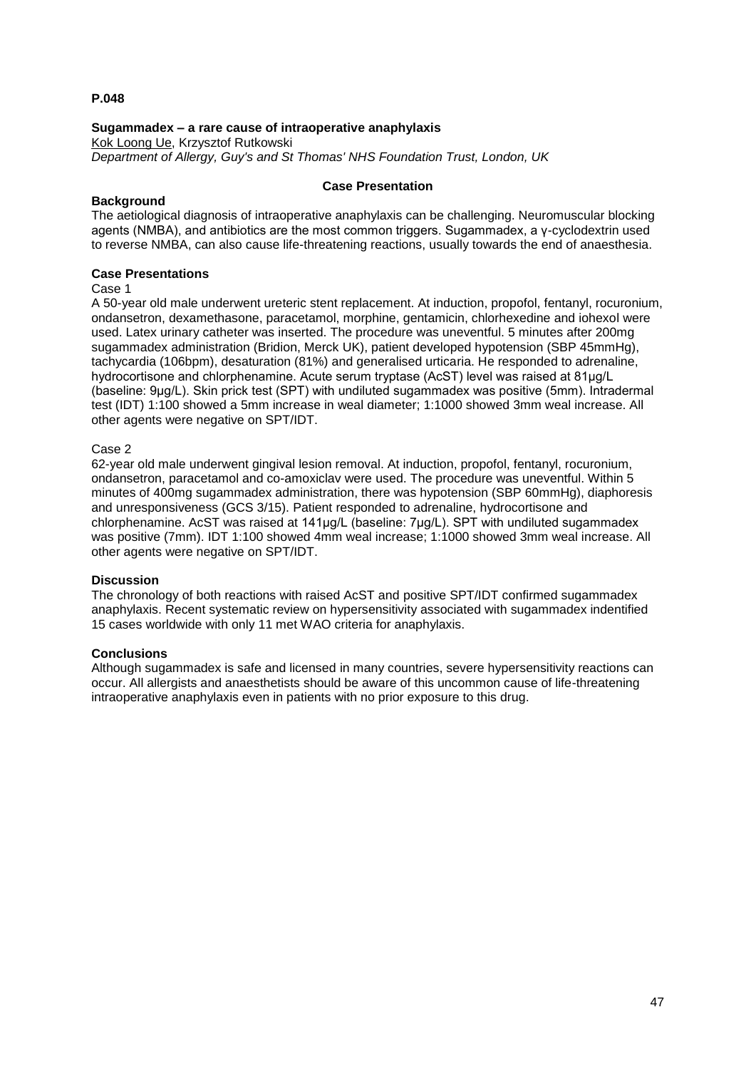**P.048**

**Sugammadex – a rare cause of intraoperative anaphylaxis**

Kok Loong Ue, Krzysztof Rutkowski

*Department of Allergy, Guy's and St Thomas' NHS Foundation Trust, London, UK*

**Case Presentation**

**Background**

The aetiological diagnosis of intraoperative anaphylaxis can be challenging. Neuromuscular blocking agents (NMBA), and antibiotics are the most common triggers. Sugammadex, a γ-cyclodextrin used to reverse NMBA, can also cause life-threatening reactions, usually towards the end of anaesthesia.

**Case Presentations**

Case 1

A 50-year old male underwent ureteric stent replacement. At induction, propofol, fentanyl, rocuronium, ondansetron, dexamethasone, paracetamol, morphine, gentamicin, chlorhexedine and iohexol were used. Latex urinary catheter was inserted. The procedure was uneventful. 5 minutes after 200mg sugammadex administration (Bridion, Merck UK), patient developed hypotension (SBP 45mmHg), tachycardia (106bpm), desaturation (81%) and generalised urticaria. He responded to adrenaline, hydrocortisone and chlorphenamine. Acute serum tryptase (AcST) level was raised at 81µg/L (baseline: 9µg/L). Skin prick test (SPT) with undiluted sugammadex was positive (5mm). Intradermal test (IDT) 1:100 showed a 5mm increase in weal diameter; 1:1000 showed 3mm weal increase. All other agents were negative on SPT/IDT.

Case 2

62-year old male underwent gingival lesion removal. At induction, propofol, fentanyl, rocuronium, ondansetron, paracetamol and co-amoxiclav were used. The procedure was uneventful. Within 5 minutes of 400mg sugammadex administration, there was hypotension (SBP 60mmHg), diaphoresis and unresponsiveness (GCS 3/15). Patient responded to adrenaline, hydrocortisone and chlorphenamine. AcST was raised at 141µg/L (baseline: 7µg/L). SPT with undiluted sugammadex was positive (7mm). IDT 1:100 showed 4mm weal increase; 1:1000 showed 3mm weal increase. All other agents were negative on SPT/IDT.

**Discussion**

The chronology of both reactions with raised AcST and positive SPT/IDT confirmed sugammadex anaphylaxis. Recent systematic review on hypersensitivity associated with sugammadex indentified 15 cases worldwide with only 11 met WAO criteria for anaphylaxis.

**Conclusions**

Although sugammadex is safe and licensed in many countries, severe hypersensitivity reactions can occur. All allergists and anaesthetists should be aware of this uncommon cause of life-threatening intraoperative anaphylaxis even in patients with no prior exposure to this drug.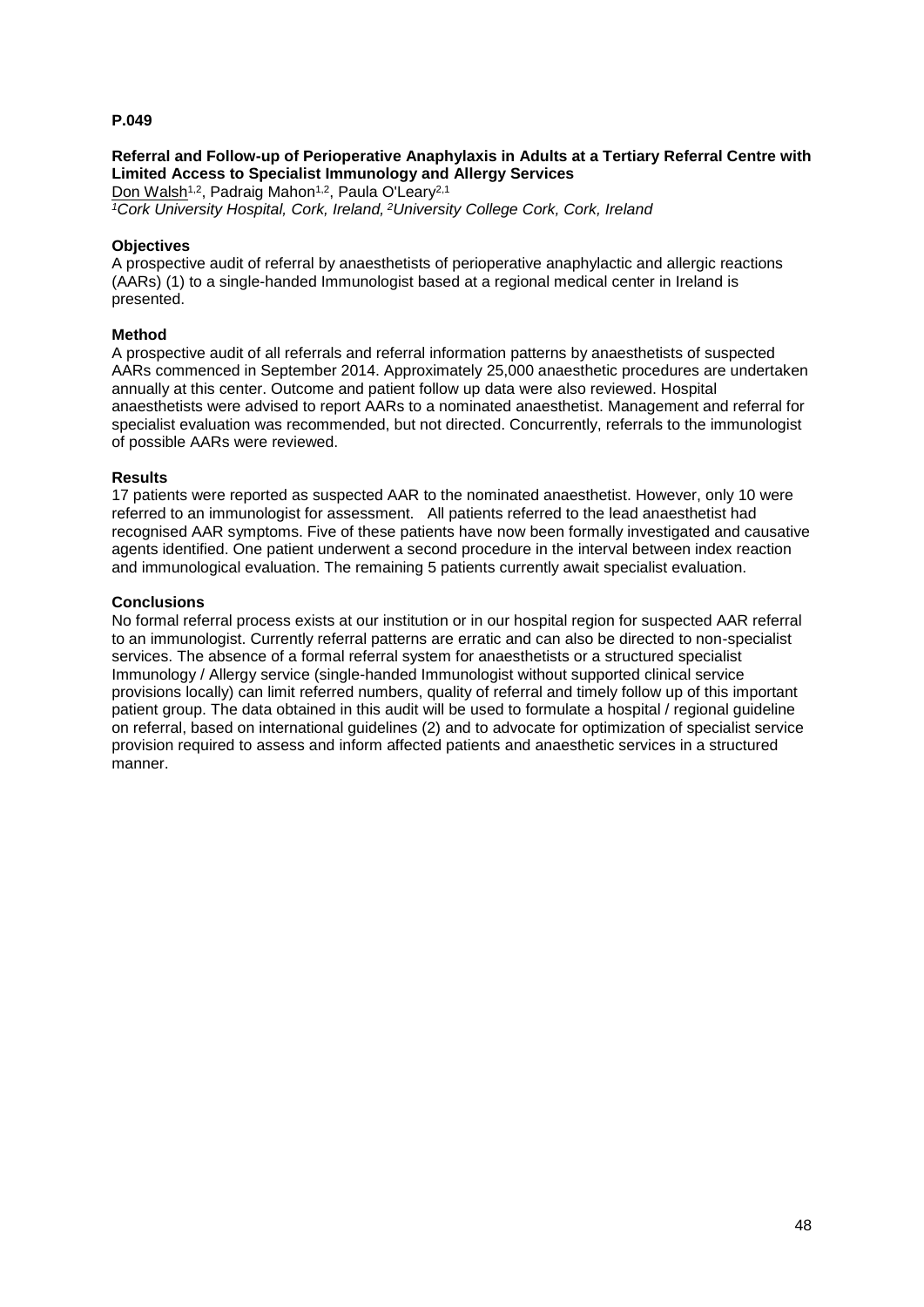**P.049**

**Referral and Follow-up of Perioperative Anaphylaxis in Adults at a Tertiary Referral Centre with Limited Access to Specialist Immunology and Allergy Services**

Don Walsh[1,2], Padraig Mahon[1,2], Paula O'Leary[2,1]

*[1]Cork University Hospital, Cork, Ireland, [2]University College Cork, Cork, Ireland*

**Objectives**

A prospective audit of referral by anaesthetists of perioperative anaphylactic and allergic reactions (AARs) (1) to a single-handed Immunologist based at a regional medical center in Ireland is presented.

**Method**

A prospective audit of all referrals and referral information patterns by anaesthetists of suspected AARs commenced in September 2014. Approximately 25,000 anaesthetic procedures are undertaken annually at this center. Outcome and patient follow up data were also reviewed. Hospital anaesthetists were advised to report AARs to a nominated anaesthetist. Management and referral for specialist evaluation was recommended, but not directed. Concurrently, referrals to the immunologist of possible AARs were reviewed.

**Results**

17 patients were reported as suspected AAR to the nominated anaesthetist. However, only 10 were referred to an immunologist for assessment. All patients referred to the lead anaesthetist had recognised AAR symptoms. Five of these patients have now been formally investigated and causative agents identified. One patient underwent a second procedure in the interval between index reaction and immunological evaluation. The remaining 5 patients currently await specialist evaluation.

**Conclusions**

No formal referral process exists at our institution or in our hospital region for suspected AAR referral to an immunologist. Currently referral patterns are erratic and can also be directed to non-specialist services. The absence of a formal referral system for anaesthetists or a structured specialist Immunology / Allergy service (single-handed Immunologist without supported clinical service provisions locally) can limit referred numbers, quality of referral and timely follow up of this important patient group. The data obtained in this audit will be used to formulate a hospital / regional guideline on referral, based on international guidelines (2) and to advocate for optimization of specialist service provision required to assess and inform affected patients and anaesthetic services in a structured manner.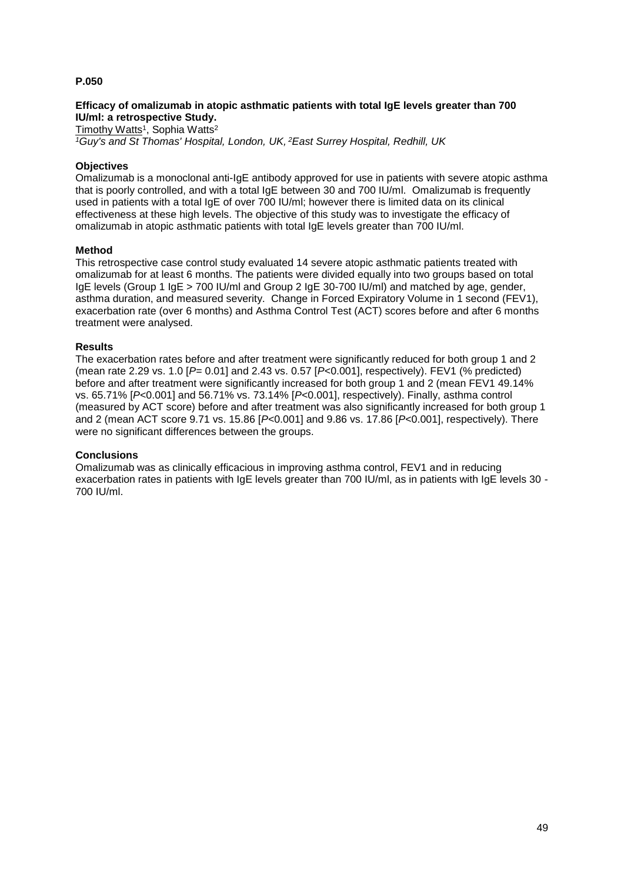**P.050**

**Efficacy of omalizumab in atopic asthmatic patients with total IgE levels greater than 700 IU/ml: a retrospective Study.**

Timothy Watts[1], Sophia Watts[2]

*[1]Guy's and St Thomas' Hospital, London, UK, [2]East Surrey Hospital, Redhill, UK*

**Objectives**

Omalizumab is a monoclonal anti-IgE antibody approved for use in patients with severe atopic asthma that is poorly controlled, and with a total IgE between 30 and 700 IU/ml. Omalizumab is frequently used in patients with a total IgE of over 700 IU/ml; however there is limited data on its clinical effectiveness at these high levels. The objective of this study was to investigate the efficacy of omalizumab in atopic asthmatic patients with total IgE levels greater than 700 IU/ml.

**Method**

This retrospective case control study evaluated 14 severe atopic asthmatic patients treated with omalizumab for at least 6 months. The patients were divided equally into two groups based on total IgE levels (Group 1 IgE > 700 IU/ml and Group 2 IgE 30-700 IU/ml) and matched by age, gender, asthma duration, and measured severity. Change in Forced Expiratory Volume in 1 second (FEV1), exacerbation rate (over 6 months) and Asthma Control Test (ACT) scores before and after 6 months treatment were analysed.

**Results**

The exacerbation rates before and after treatment were significantly reduced for both group 1 and 2 (mean rate 2.29 vs. 1.0 [*P*= 0.01] and 2.43 vs. 0.57 [*P*<0.001], respectively). FEV1 (% predicted) before and after treatment were significantly increased for both group 1 and 2 (mean FEV1 49.14% vs. 65.71% [*P*<0.001] and 56.71% vs. 73.14% [*P*<0.001], respectively). Finally, asthma control (measured by ACT score) before and after treatment was also significantly increased for both group 1 and 2 (mean ACT score 9.71 vs. 15.86 [*P*<0.001] and 9.86 vs. 17.86 [*P*<0.001], respectively). There were no significant differences between the groups.

**Conclusions**

Omalizumab was as clinically efficacious in improving asthma control, FEV1 and in reducing exacerbation rates in patients with IgE levels greater than 700 IU/ml, as in patients with IgE levels 30 - 700 IU/ml.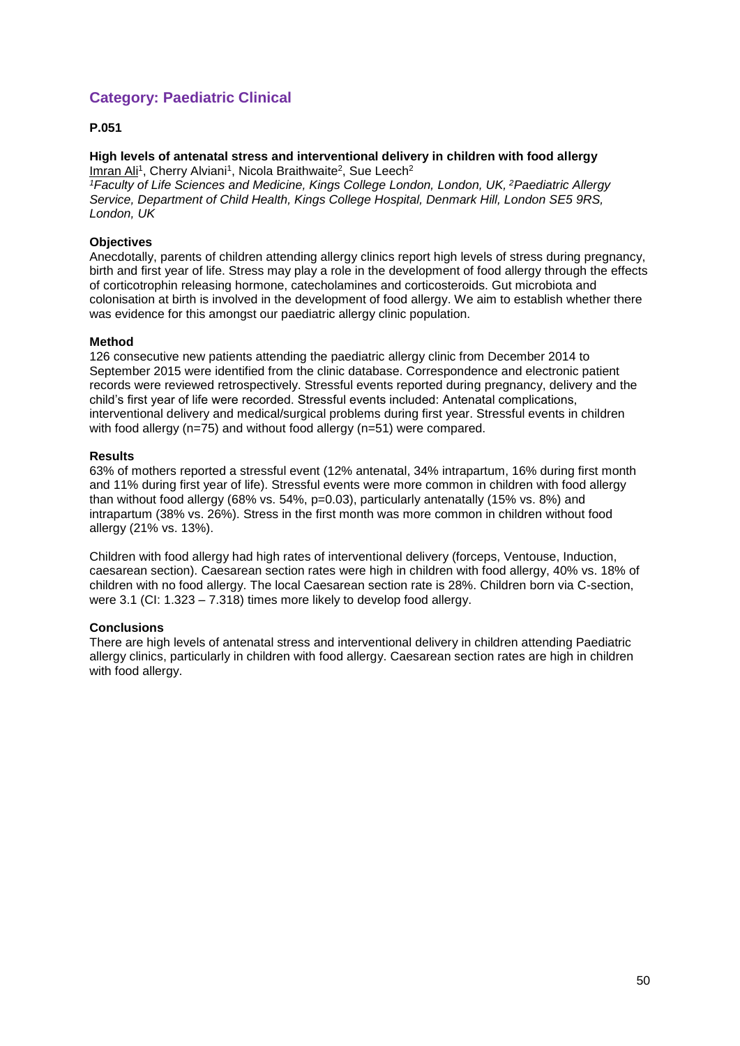## Category: Paediatric Clinical

**P.051**

**High levels of antenatal stress and interventional delivery in children with food allergy**

Imran Ali[1], Cherry Alviani[1], Nicola Braithwaite[2], Sue Leech[2]

*[1]Faculty of Life Sciences and Medicine, Kings College London, London, UK, [2]Paediatric Allergy Service, Department of Child Health, Kings College Hospital, Denmark Hill, London SE5 9RS, London, UK*

**Objectives**

Anecdotally, parents of children attending allergy clinics report high levels of stress during pregnancy, birth and first year of life. Stress may play a role in the development of food allergy through the effects of corticotrophin releasing hormone, catecholamines and corticosteroids. Gut microbiota and colonisation at birth is involved in the development of food allergy. We aim to establish whether there was evidence for this amongst our paediatric allergy clinic population.

**Method**

126 consecutive new patients attending the paediatric allergy clinic from December 2014 to September 2015 were identified from the clinic database. Correspondence and electronic patient records were reviewed retrospectively. Stressful events reported during pregnancy, delivery and the child's first year of life were recorded. Stressful events included: Antenatal complications, interventional delivery and medical/surgical problems during first year. Stressful events in children with food allergy (n=75) and without food allergy (n=51) were compared.

**Results**

63% of mothers reported a stressful event (12% antenatal, 34% intrapartum, 16% during first month and 11% during first year of life). Stressful events were more common in children with food allergy than without food allergy (68% vs. 54%, p=0.03), particularly antenatally (15% vs. 8%) and intrapartum (38% vs. 26%). Stress in the first month was more common in children without food allergy (21% vs. 13%).

Children with food allergy had high rates of interventional delivery (forceps, Ventouse, Induction, caesarean section). Caesarean section rates were high in children with food allergy, 40% vs. 18% of children with no food allergy. The local Caesarean section rate is 28%. Children born via C-section, were 3.1 (CI: 1.323 – 7.318) times more likely to develop food allergy.

**Conclusions**

There are high levels of antenatal stress and interventional delivery in children attending Paediatric allergy clinics, particularly in children with food allergy. Caesarean section rates are high in children with food allergy.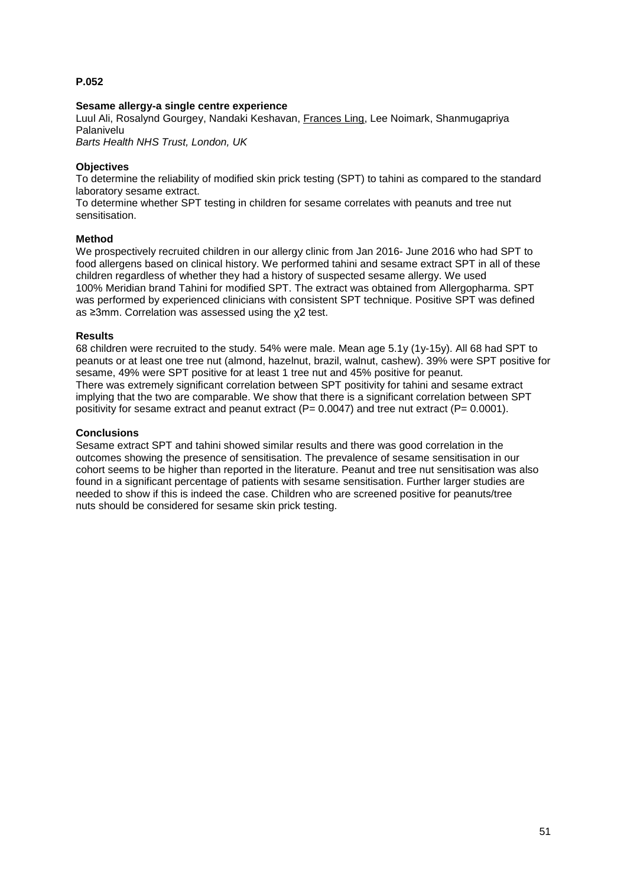**P.052**

**Sesame allergy-a single centre experience**

Luul Ali, Rosalynd Gourgey, Nandaki Keshavan, Frances Ling, Lee Noimark, Shanmugapriya Palanivelu

*Barts Health NHS Trust, London, UK*

**Objectives**

To determine the reliability of modified skin prick testing (SPT) to tahini as compared to the standard laboratory sesame extract.

To determine whether SPT testing in children for sesame correlates with peanuts and tree nut sensitisation.

**Method**

We prospectively recruited children in our allergy clinic from Jan 2016- June 2016 who had SPT to food allergens based on clinical history. We performed tahini and sesame extract SPT in all of these children regardless of whether they had a history of suspected sesame allergy. We used 100% Meridian brand Tahini for modified SPT. The extract was obtained from Allergopharma. SPT was performed by experienced clinicians with consistent SPT technique. Positive SPT was defined as ≥3mm. Correlation was assessed using the $\chi 2$ test.

**Results**

68 children were recruited to the study. 54% were male. Mean age 5.1y (1y-15y). All 68 had SPT to peanuts or at least one tree nut (almond, hazelnut, brazil, walnut, cashew). 39% were SPT positive for sesame, 49% were SPT positive for at least 1 tree nut and 45% positive for peanut.

There was extremely significant correlation between SPT positivity for tahini and sesame extract implying that the two are comparable. We show that there is a significant correlation between SPT positivity for sesame extract and peanut extract (P= 0.0047) and tree nut extract (P= 0.0001).

**Conclusions**

Sesame extract SPT and tahini showed similar results and there was good correlation in the outcomes showing the presence of sensitisation. The prevalence of sesame sensitisation in our cohort seems to be higher than reported in the literature. Peanut and tree nut sensitisation was also found in a significant percentage of patients with sesame sensitisation. Further larger studies are needed to show if this is indeed the case. Children who are screened positive for peanuts/tree nuts should be considered for sesame skin prick testing.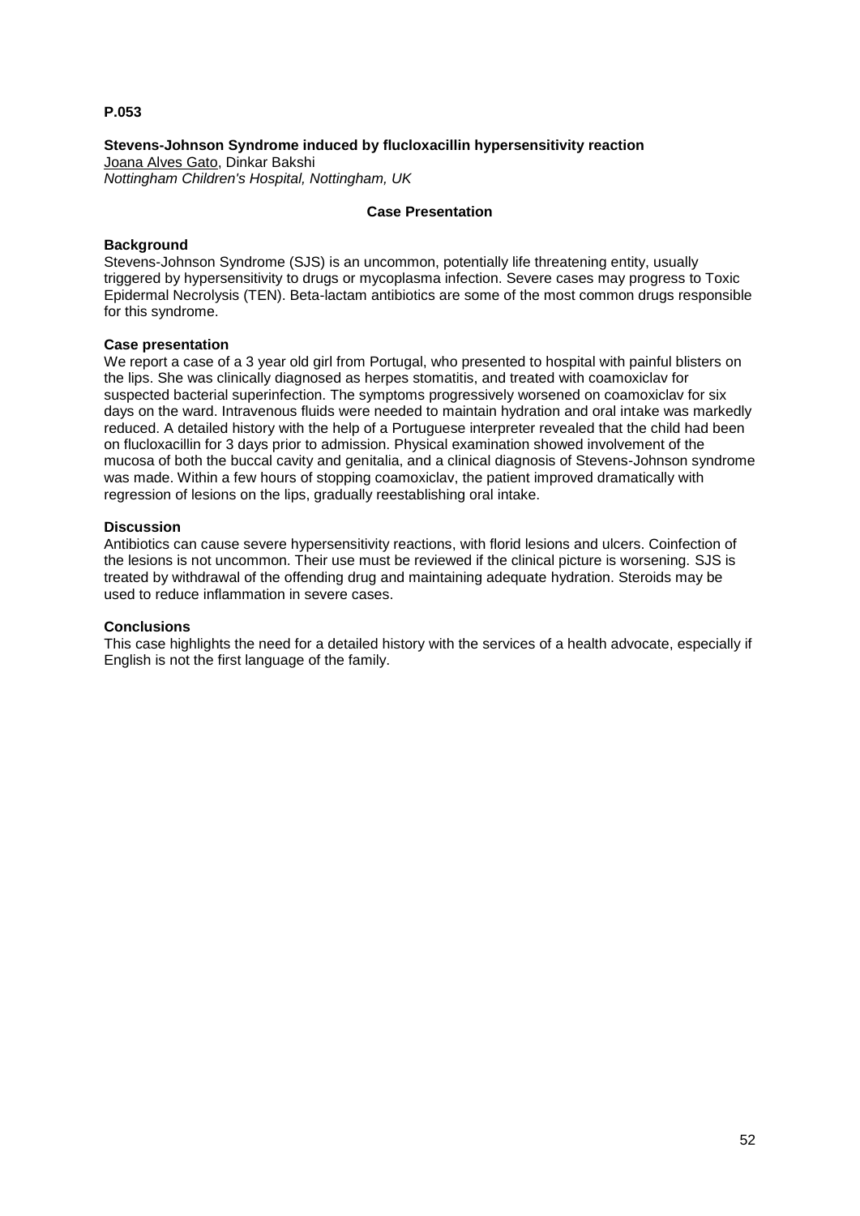**P.053**

**Stevens-Johnson Syndrome induced by flucloxacillin hypersensitivity reaction**

Joana Alves Gato, Dinkar Bakshi

*Nottingham Children's Hospital, Nottingham, UK*

**Case Presentation**

**Background**

Stevens-Johnson Syndrome (SJS) is an uncommon, potentially life threatening entity, usually triggered by hypersensitivity to drugs or mycoplasma infection. Severe cases may progress to Toxic Epidermal Necrolysis (TEN). Beta-lactam antibiotics are some of the most common drugs responsible for this syndrome.

**Case presentation**

We report a case of a 3 year old girl from Portugal, who presented to hospital with painful blisters on the lips. She was clinically diagnosed as herpes stomatitis, and treated with coamoxiclav for suspected bacterial superinfection. The symptoms progressively worsened on coamoxiclav for six days on the ward. Intravenous fluids were needed to maintain hydration and oral intake was markedly reduced. A detailed history with the help of a Portuguese interpreter revealed that the child had been on flucloxacillin for 3 days prior to admission. Physical examination showed involvement of the mucosa of both the buccal cavity and genitalia, and a clinical diagnosis of Stevens-Johnson syndrome was made. Within a few hours of stopping coamoxiclav, the patient improved dramatically with regression of lesions on the lips, gradually reestablishing oral intake.

**Discussion**

Antibiotics can cause severe hypersensitivity reactions, with florid lesions and ulcers. Coinfection of the lesions is not uncommon. Their use must be reviewed if the clinical picture is worsening. SJS is treated by withdrawal of the offending drug and maintaining adequate hydration. Steroids may be used to reduce inflammation in severe cases.

**Conclusions**

This case highlights the need for a detailed history with the services of a health advocate, especially if English is not the first language of the family.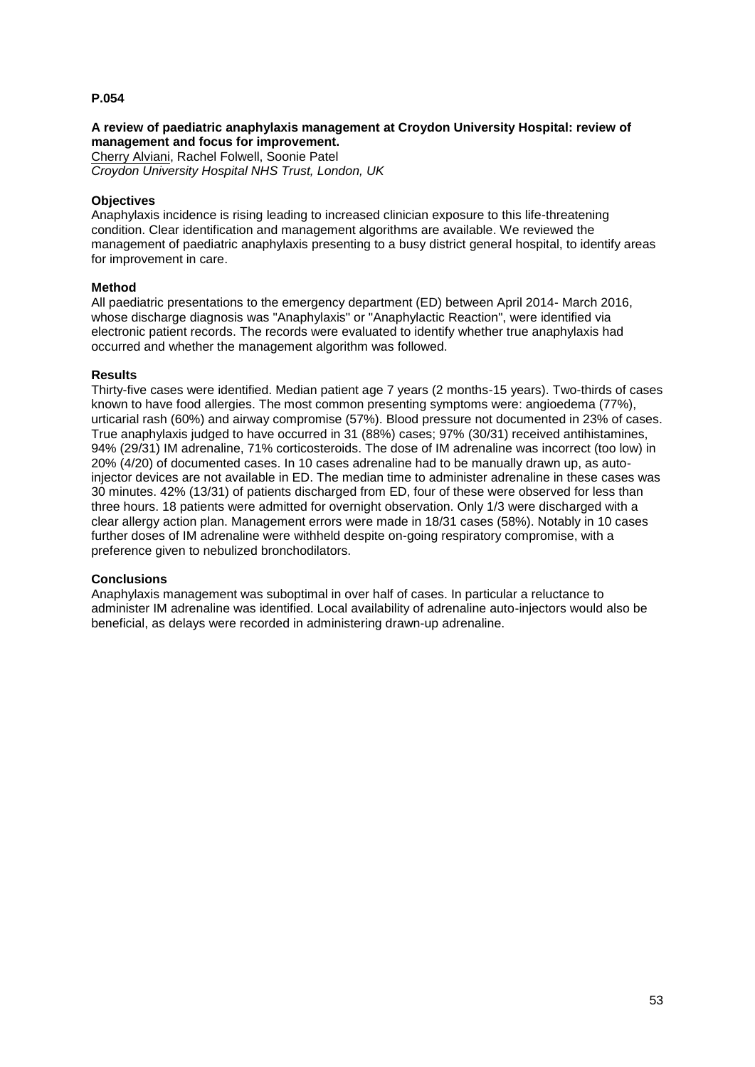**P.054**

**A review of paediatric anaphylaxis management at Croydon University Hospital: review of management and focus for improvement.**

Cherry Alviani, Rachel Folwell, Soonie Patel

*Croydon University Hospital NHS Trust, London, UK*

**Objectives**

Anaphylaxis incidence is rising leading to increased clinician exposure to this life-threatening condition. Clear identification and management algorithms are available. We reviewed the management of paediatric anaphylaxis presenting to a busy district general hospital, to identify areas for improvement in care.

**Method**

All paediatric presentations to the emergency department (ED) between April 2014- March 2016, whose discharge diagnosis was "Anaphylaxis" or "Anaphylactic Reaction", were identified via electronic patient records. The records were evaluated to identify whether true anaphylaxis had occurred and whether the management algorithm was followed.

**Results**

Thirty-five cases were identified. Median patient age 7 years (2 months-15 years). Two-thirds of cases known to have food allergies. The most common presenting symptoms were: angioedema (77%), urticarial rash (60%) and airway compromise (57%). Blood pressure not documented in 23% of cases. True anaphylaxis judged to have occurred in 31 (88%) cases; 97% (30/31) received antihistamines, 94% (29/31) IM adrenaline, 71% corticosteroids. The dose of IM adrenaline was incorrect (too low) in 20% (4/20) of documented cases. In 10 cases adrenaline had to be manually drawn up, as auto-injector devices are not available in ED. The median time to administer adrenaline in these cases was 30 minutes. 42% (13/31) of patients discharged from ED, four of these were observed for less than three hours. 18 patients were admitted for overnight observation. Only 1/3 were discharged with a clear allergy action plan. Management errors were made in 18/31 cases (58%). Notably in 10 cases further doses of IM adrenaline were withheld despite on-going respiratory compromise, with a preference given to nebulized bronchodilators.

**Conclusions**

Anaphylaxis management was suboptimal in over half of cases. In particular a reluctance to administer IM adrenaline was identified. Local availability of adrenaline auto-injectors would also be beneficial, as delays were recorded in administering drawn-up adrenaline.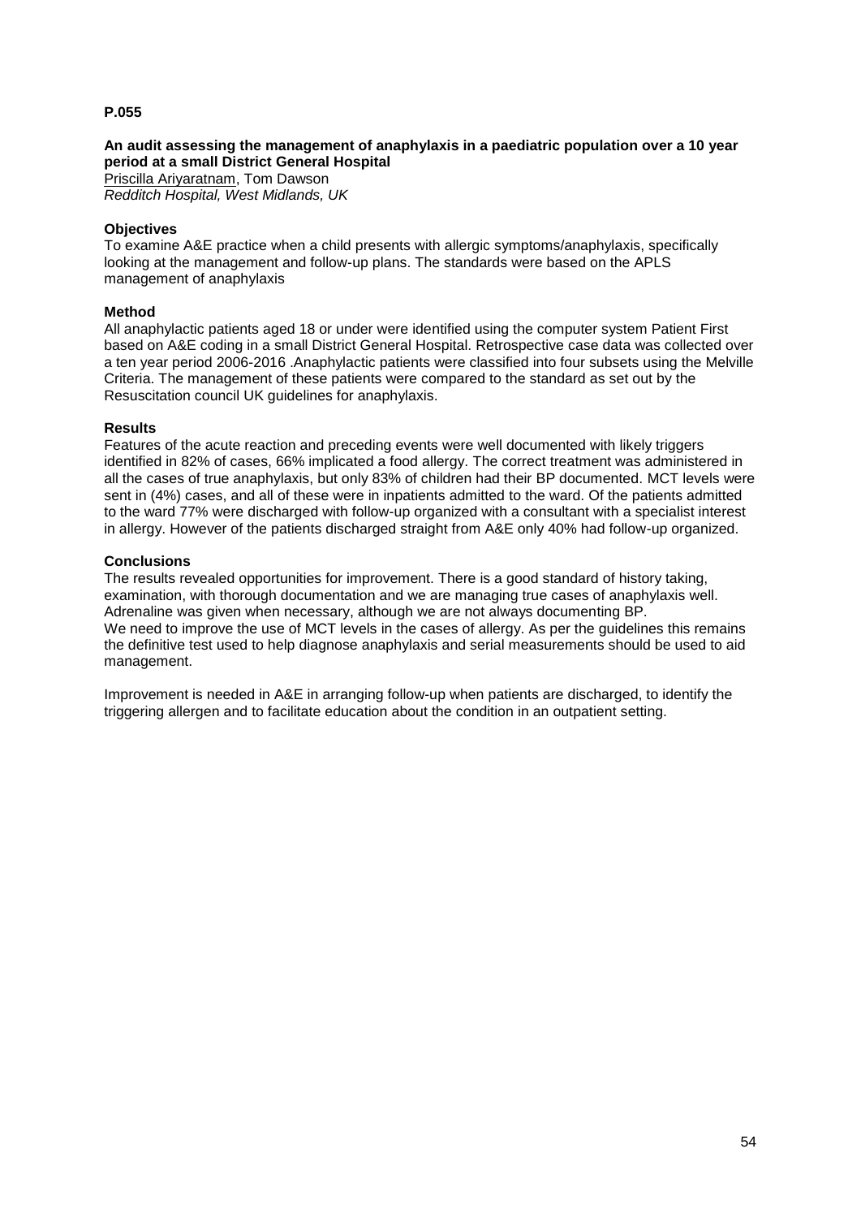**P.055**

**An audit assessing the management of anaphylaxis in a paediatric population over a 10 year period at a small District General Hospital**

Priscilla Ariyaratnam, Tom Dawson

*Redditch Hospital, West Midlands, UK*

**Objectives**

To examine A&E practice when a child presents with allergic symptoms/anaphylaxis, specifically looking at the management and follow-up plans. The standards were based on the APLS management of anaphylaxis

**Method**

All anaphylactic patients aged 18 or under were identified using the computer system Patient First based on A&E coding in a small District General Hospital. Retrospective case data was collected over a ten year period 2006-2016 .Anaphylactic patients were classified into four subsets using the Melville Criteria. The management of these patients were compared to the standard as set out by the Resuscitation council UK guidelines for anaphylaxis.

**Results**

Features of the acute reaction and preceding events were well documented with likely triggers identified in 82% of cases, 66% implicated a food allergy. The correct treatment was administered in all the cases of true anaphylaxis, but only 83% of children had their BP documented. MCT levels were sent in (4%) cases, and all of these were in inpatients admitted to the ward. Of the patients admitted to the ward 77% were discharged with follow-up organized with a consultant with a specialist interest in allergy. However of the patients discharged straight from A&E only 40% had follow-up organized.

**Conclusions**

The results revealed opportunities for improvement. There is a good standard of history taking, examination, with thorough documentation and we are managing true cases of anaphylaxis well. Adrenaline was given when necessary, although we are not always documenting BP.

We need to improve the use of MCT levels in the cases of allergy. As per the guidelines this remains the definitive test used to help diagnose anaphylaxis and serial measurements should be used to aid management.

Improvement is needed in A&E in arranging follow-up when patients are discharged, to identify the triggering allergen and to facilitate education about the condition in an outpatient setting.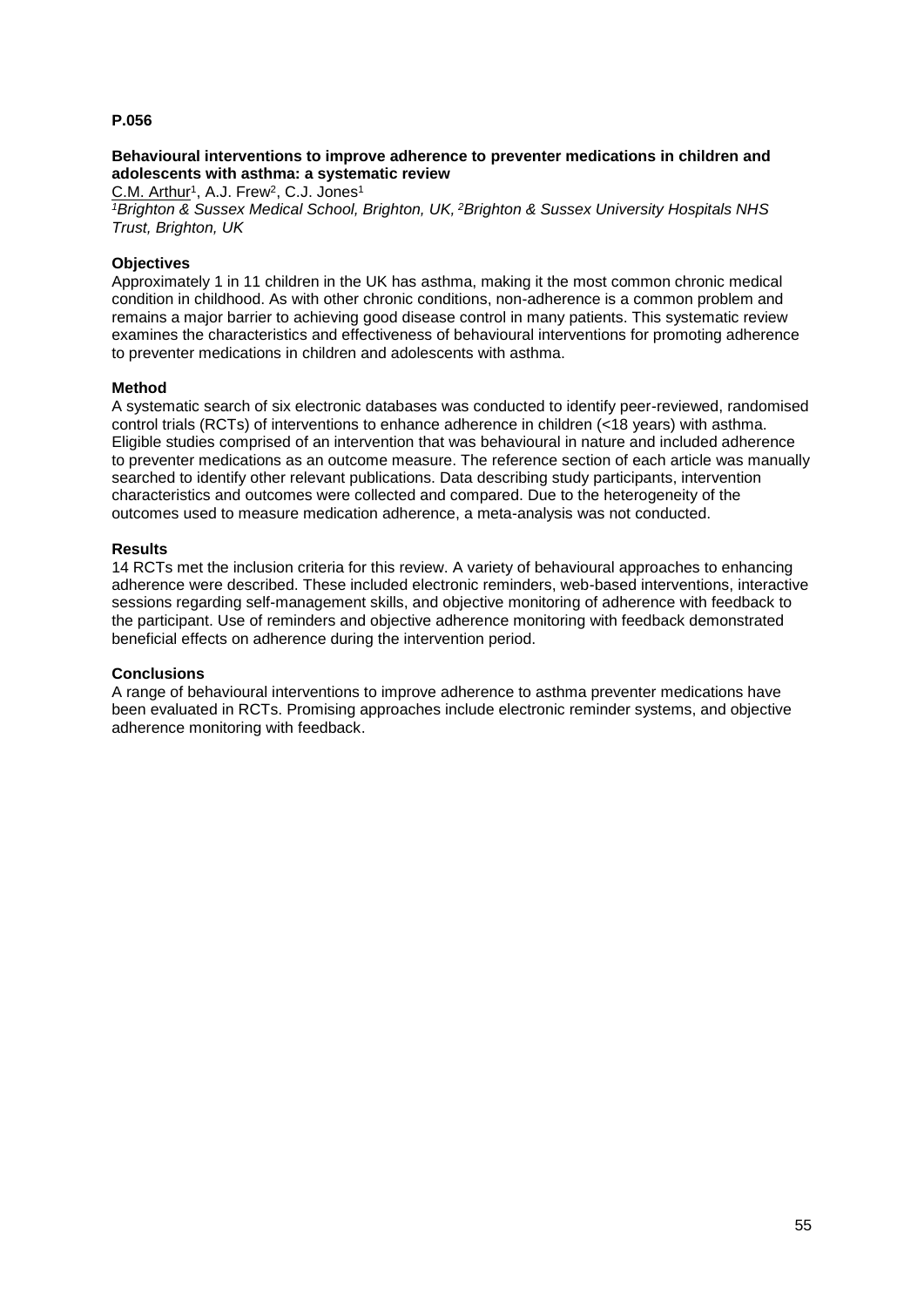**P.056**

**Behavioural interventions to improve adherence to preventer medications in children and adolescents with asthma: a systematic review**

C.M. Arthur[1], A.J. Frew[2], C.J. Jones[1]

*[1]Brighton & Sussex Medical School, Brighton, UK, [2]Brighton & Sussex University Hospitals NHS Trust, Brighton, UK*

**Objectives**

Approximately 1 in 11 children in the UK has asthma, making it the most common chronic medical condition in childhood. As with other chronic conditions, non-adherence is a common problem and remains a major barrier to achieving good disease control in many patients. This systematic review examines the characteristics and effectiveness of behavioural interventions for promoting adherence to preventer medications in children and adolescents with asthma.

**Method**

A systematic search of six electronic databases was conducted to identify peer-reviewed, randomised control trials (RCTs) of interventions to enhance adherence in children (<18 years) with asthma. Eligible studies comprised of an intervention that was behavioural in nature and included adherence to preventer medications as an outcome measure. The reference section of each article was manually searched to identify other relevant publications. Data describing study participants, intervention characteristics and outcomes were collected and compared. Due to the heterogeneity of the outcomes used to measure medication adherence, a meta-analysis was not conducted.

**Results**

14 RCTs met the inclusion criteria for this review. A variety of behavioural approaches to enhancing adherence were described. These included electronic reminders, web-based interventions, interactive sessions regarding self-management skills, and objective monitoring of adherence with feedback to the participant. Use of reminders and objective adherence monitoring with feedback demonstrated beneficial effects on adherence during the intervention period.

**Conclusions**

A range of behavioural interventions to improve adherence to asthma preventer medications have been evaluated in RCTs. Promising approaches include electronic reminder systems, and objective adherence monitoring with feedback.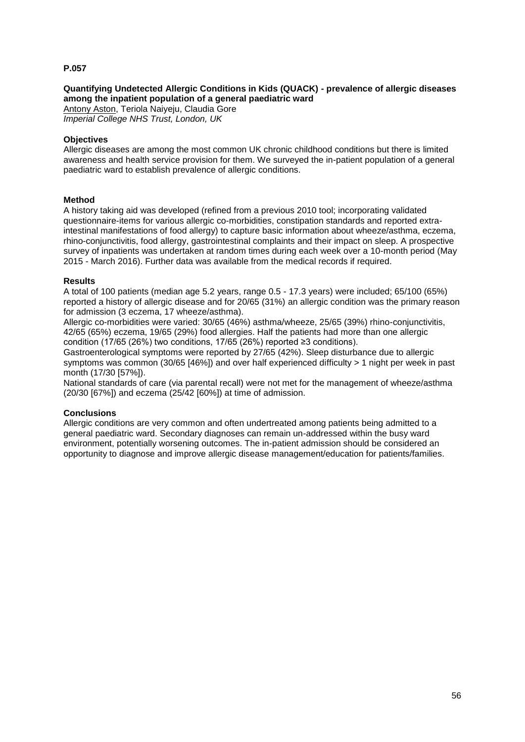**P.057**

**Quantifying Undetected Allergic Conditions in Kids (QUACK) - prevalence of allergic diseases among the inpatient population of a general paediatric ward**

Antony Aston, Teriola Naiyeju, Claudia Gore
*Imperial College NHS Trust, London, UK*

**Objectives**

Allergic diseases are among the most common UK chronic childhood conditions but there is limited awareness and health service provision for them. We surveyed the in-patient population of a general paediatric ward to establish prevalence of allergic conditions.

**Method**

A history taking aid was developed (refined from a previous 2010 tool; incorporating validated questionnaire-items for various allergic co-morbidities, constipation standards and reported extra-intestinal manifestations of food allergy) to capture basic information about wheeze/asthma, eczema, rhino-conjunctivitis, food allergy, gastrointestinal complaints and their impact on sleep. A prospective survey of inpatients was undertaken at random times during each week over a 10-month period (May 2015 - March 2016). Further data was available from the medical records if required.

**Results**

A total of 100 patients (median age 5.2 years, range 0.5 - 17.3 years) were included; 65/100 (65%) reported a history of allergic disease and for 20/65 (31%) an allergic condition was the primary reason for admission (3 eczema, 17 wheeze/asthma).

Allergic co-morbidities were varied: 30/65 (46%) asthma/wheeze, 25/65 (39%) rhino-conjunctivitis, 42/65 (65%) eczema, 19/65 (29%) food allergies. Half the patients had more than one allergic condition (17/65 (26%) two conditions, 17/65 (26%) reported ≥3 conditions).

Gastroenterological symptoms were reported by 27/65 (42%). Sleep disturbance due to allergic symptoms was common (30/65 [46%]) and over half experienced difficulty > 1 night per week in past month (17/30 [57%]).

National standards of care (via parental recall) were not met for the management of wheeze/asthma (20/30 [67%]) and eczema (25/42 [60%]) at time of admission.

**Conclusions**

Allergic conditions are very common and often undertreated among patients being admitted to a general paediatric ward. Secondary diagnoses can remain un-addressed within the busy ward environment, potentially worsening outcomes. The in-patient admission should be considered an opportunity to diagnose and improve allergic disease management/education for patients/families.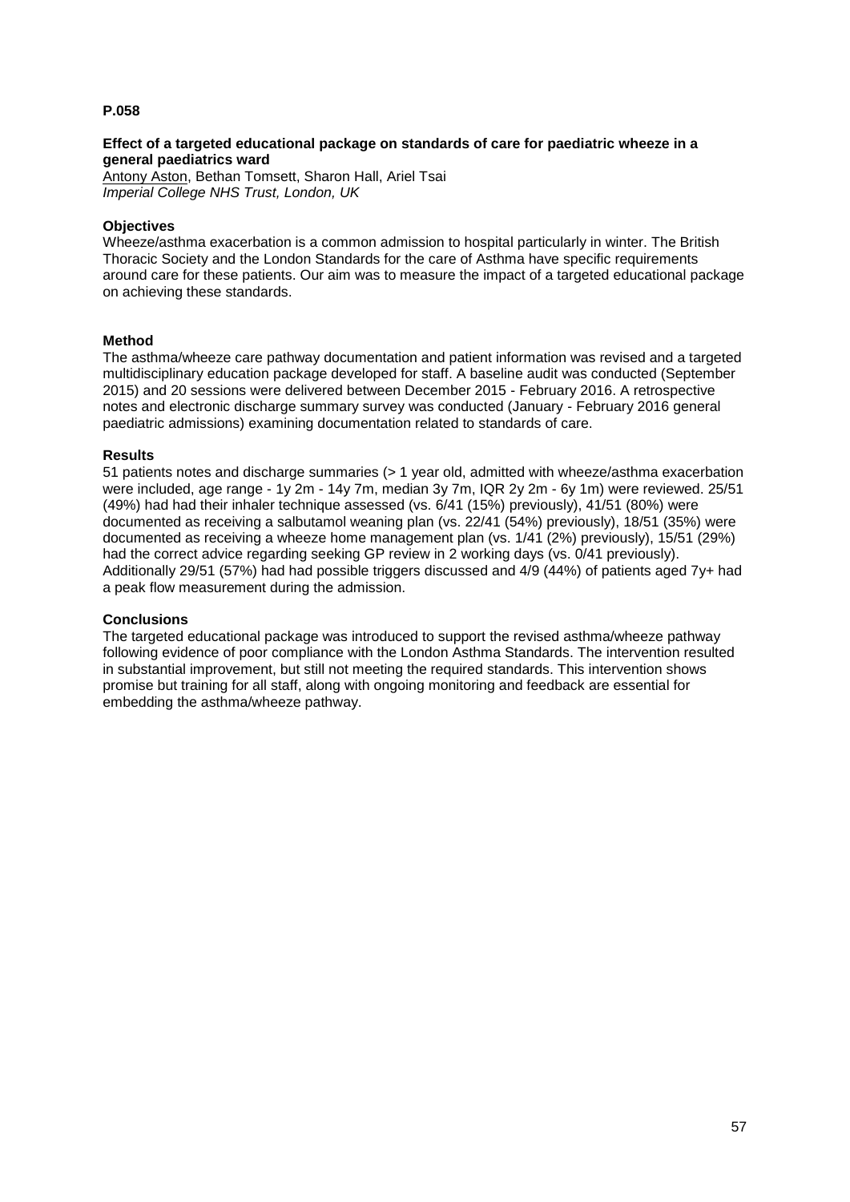**P.058**

**Effect of a targeted educational package on standards of care for paediatric wheeze in a general paediatrics ward**

Antony Aston, Bethan Tomsett, Sharon Hall, Ariel Tsai
*Imperial College NHS Trust, London, UK*

**Objectives**

Wheeze/asthma exacerbation is a common admission to hospital particularly in winter. The British Thoracic Society and the London Standards for the care of Asthma have specific requirements around care for these patients. Our aim was to measure the impact of a targeted educational package on achieving these standards.

**Method**

The asthma/wheeze care pathway documentation and patient information was revised and a targeted multidisciplinary education package developed for staff. A baseline audit was conducted (September 2015) and 20 sessions were delivered between December 2015 - February 2016. A retrospective notes and electronic discharge summary survey was conducted (January - February 2016 general paediatric admissions) examining documentation related to standards of care.

**Results**

51 patients notes and discharge summaries (> 1 year old, admitted with wheeze/asthma exacerbation were included, age range - 1y 2m - 14y 7m, median 3y 7m, IQR 2y 2m - 6y 1m) were reviewed. 25/51 (49%) had had their inhaler technique assessed (vs. 6/41 (15%) previously), 41/51 (80%) were documented as receiving a salbutamol weaning plan (vs. 22/41 (54%) previously), 18/51 (35%) were documented as receiving a wheeze home management plan (vs. 1/41 (2%) previously), 15/51 (29%) had the correct advice regarding seeking GP review in 2 working days (vs. 0/41 previously). Additionally 29/51 (57%) had had possible triggers discussed and 4/9 (44%) of patients aged 7y+ had a peak flow measurement during the admission.

**Conclusions**

The targeted educational package was introduced to support the revised asthma/wheeze pathway following evidence of poor compliance with the London Asthma Standards. The intervention resulted in substantial improvement, but still not meeting the required standards. This intervention shows promise but training for all staff, along with ongoing monitoring and feedback are essential for embedding the asthma/wheeze pathway.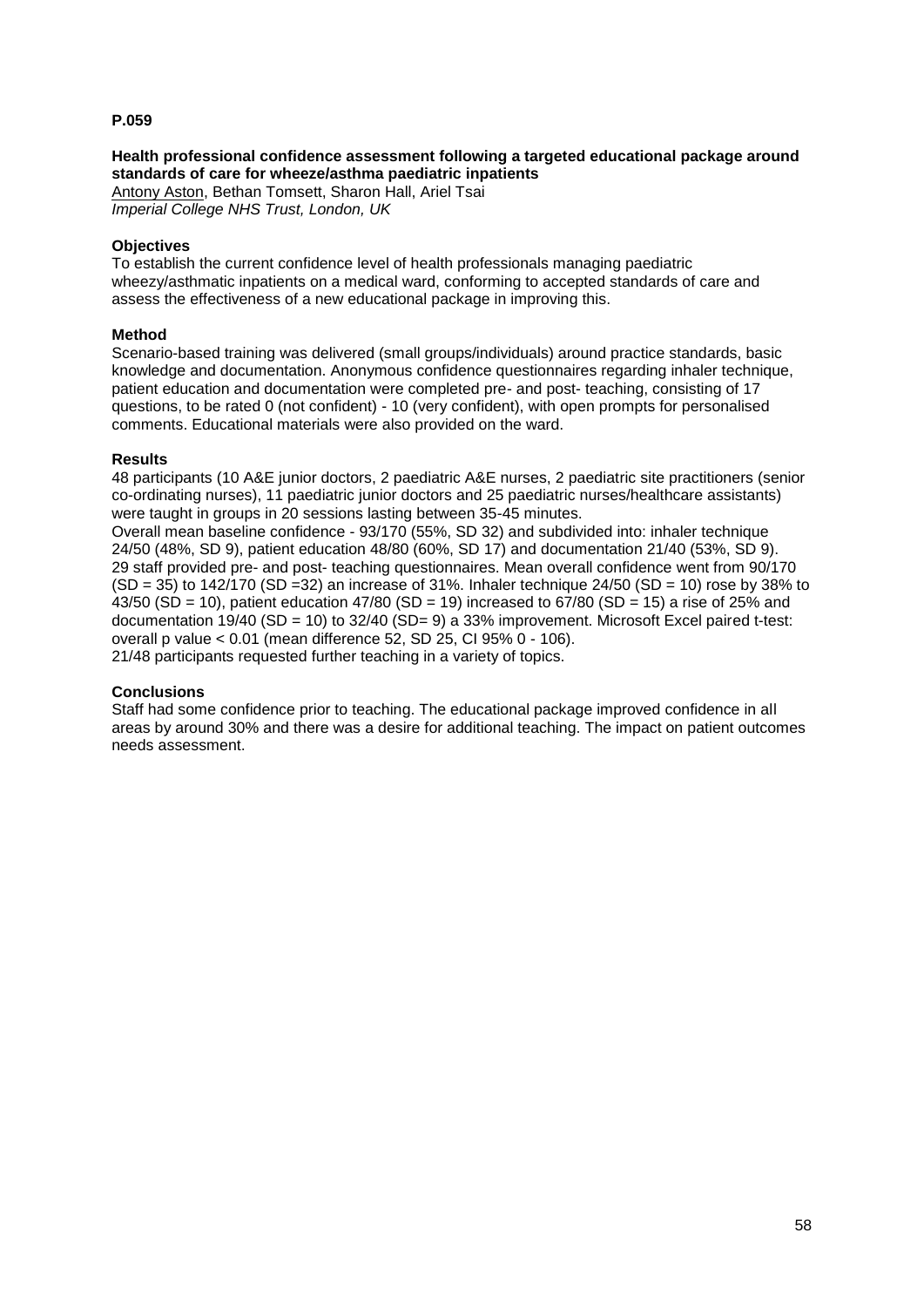**P.059**

**Health professional confidence assessment following a targeted educational package around standards of care for wheeze/asthma paediatric inpatients**
Antony Aston, Bethan Tomsett, Sharon Hall, Ariel Tsai
*Imperial College NHS Trust, London, UK*

**Objectives**
To establish the current confidence level of health professionals managing paediatric wheezy/asthmatic inpatients on a medical ward, conforming to accepted standards of care and assess the effectiveness of a new educational package in improving this.

**Method**
Scenario-based training was delivered (small groups/individuals) around practice standards, basic knowledge and documentation. Anonymous confidence questionnaires regarding inhaler technique, patient education and documentation were completed pre- and post- teaching, consisting of 17 questions, to be rated 0 (not confident) - 10 (very confident), with open prompts for personalised comments. Educational materials were also provided on the ward.

**Results**
48 participants (10 A&E junior doctors, 2 paediatric A&E nurses, 2 paediatric site practitioners (senior co-ordinating nurses), 11 paediatric junior doctors and 25 paediatric nurses/healthcare assistants) were taught in groups in 20 sessions lasting between 35-45 minutes.
Overall mean baseline confidence - 93/170 (55%, SD 32) and subdivided into: inhaler technique 24/50 (48%, SD 9), patient education 48/80 (60%, SD 17) and documentation 21/40 (53%, SD 9).
29 staff provided pre- and post- teaching questionnaires. Mean overall confidence went from 90/170 (SD = 35) to 142/170 (SD =32) an increase of 31%. Inhaler technique 24/50 (SD = 10) rose by 38% to 43/50 (SD = 10), patient education 47/80 (SD = 19) increased to 67/80 (SD = 15) a rise of 25% and documentation 19/40 (SD = 10) to 32/40 (SD= 9) a 33% improvement. Microsoft Excel paired t-test: overall p value < 0.01 (mean difference 52, SD 25, CI 95% 0 - 106).
21/48 participants requested further teaching in a variety of topics.

**Conclusions**
Staff had some confidence prior to teaching. The educational package improved confidence in all areas by around 30% and there was a desire for additional teaching. The impact on patient outcomes needs assessment.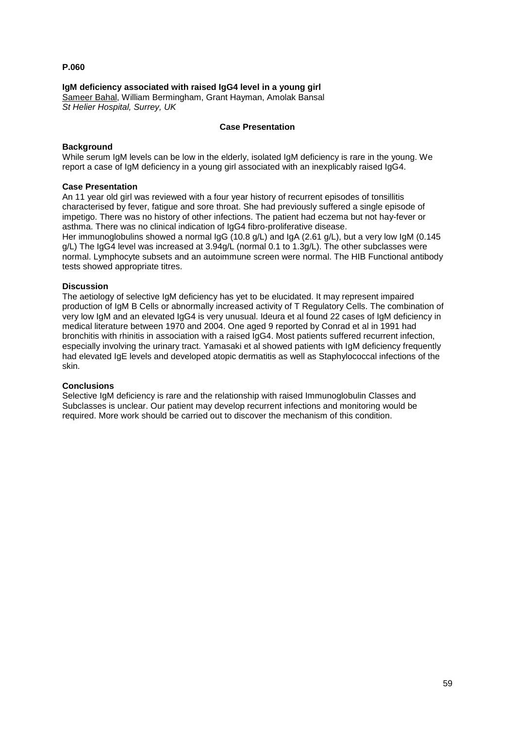**P.060**

**IgM deficiency associated with raised IgG4 level in a young girl**
Sameer Bahal, William Bermingham, Grant Hayman, Amolak Bansal
*St Helier Hospital, Surrey, UK*

**Case Presentation**

**Background**
While serum IgM levels can be low in the elderly, isolated IgM deficiency is rare in the young. We report a case of IgM deficiency in a young girl associated with an inexplicably raised IgG4.

**Case Presentation**
An 11 year old girl was reviewed with a four year history of recurrent episodes of tonsillitis characterised by fever, fatigue and sore throat. She had previously suffered a single episode of impetigo. There was no history of other infections. The patient had eczema but not hay-fever or asthma. There was no clinical indication of IgG4 fibro-proliferative disease.
Her immunoglobulins showed a normal IgG (10.8 g/L) and IgA (2.61 g/L), but a very low IgM (0.145 g/L) The IgG4 level was increased at 3.94g/L (normal 0.1 to 1.3g/L). The other subclasses were normal. Lymphocyte subsets and an autoimmune screen were normal. The HIB Functional antibody tests showed appropriate titres.

**Discussion**
The aetiology of selective IgM deficiency has yet to be elucidated. It may represent impaired production of IgM B Cells or abnormally increased activity of T Regulatory Cells. The combination of very low IgM and an elevated IgG4 is very unusual. Ideura et al found 22 cases of IgM deficiency in medical literature between 1970 and 2004. One aged 9 reported by Conrad et al in 1991 had bronchitis with rhinitis in association with a raised IgG4. Most patients suffered recurrent infection, especially involving the urinary tract. Yamasaki et al showed patients with IgM deficiency frequently had elevated IgE levels and developed atopic dermatitis as well as Staphylococcal infections of the skin.

**Conclusions**
Selective IgM deficiency is rare and the relationship with raised Immunoglobulin Classes and Subclasses is unclear. Our patient may develop recurrent infections and monitoring would be required. More work should be carried out to discover the mechanism of this condition.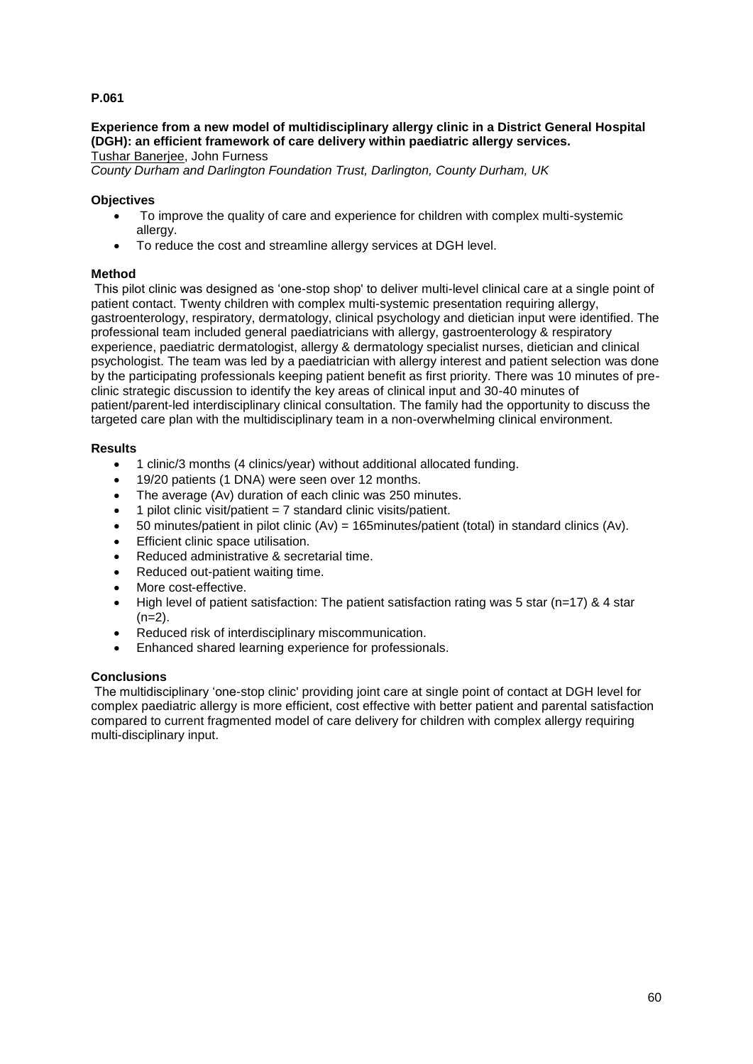**P.061**

**Experience from a new model of multidisciplinary allergy clinic in a District General Hospital (DGH): an efficient framework of care delivery within paediatric allergy services.**

Tushar Banerjee, John Furness

*County Durham and Darlington Foundation Trust, Darlington, County Durham, UK*

**Objectives**

- To improve the quality of care and experience for children with complex multi-systemic allergy.
- To reduce the cost and streamline allergy services at DGH level.

**Method**

This pilot clinic was designed as 'one-stop shop' to deliver multi-level clinical care at a single point of patient contact. Twenty children with complex multi-systemic presentation requiring allergy, gastroenterology, respiratory, dermatology, clinical psychology and dietician input were identified. The professional team included general paediatricians with allergy, gastroenterology & respiratory experience, paediatric dermatologist, allergy & dermatology specialist nurses, dietician and clinical psychologist. The team was led by a paediatrician with allergy interest and patient selection was done by the participating professionals keeping patient benefit as first priority. There was 10 minutes of pre-clinic strategic discussion to identify the key areas of clinical input and 30-40 minutes of patient/parent-led interdisciplinary clinical consultation. The family had the opportunity to discuss the targeted care plan with the multidisciplinary team in a non-overwhelming clinical environment.

**Results**

- 1 clinic/3 months (4 clinics/year) without additional allocated funding.
- 19/20 patients (1 DNA) were seen over 12 months.
- The average (Av) duration of each clinic was 250 minutes.
- 1 pilot clinic visit/patient = 7 standard clinic visits/patient.
- 50 minutes/patient in pilot clinic (Av) = 165minutes/patient (total) in standard clinics (Av).
- Efficient clinic space utilisation.
- Reduced administrative & secretarial time.
- Reduced out-patient waiting time.
- More cost-effective.
- High level of patient satisfaction: The patient satisfaction rating was 5 star (n=17) & 4 star (n=2).
- Reduced risk of interdisciplinary miscommunication.
- Enhanced shared learning experience for professionals.

**Conclusions**

The multidisciplinary 'one-stop clinic' providing joint care at single point of contact at DGH level for complex paediatric allergy is more efficient, cost effective with better patient and parental satisfaction compared to current fragmented model of care delivery for children with complex allergy requiring multi-disciplinary input.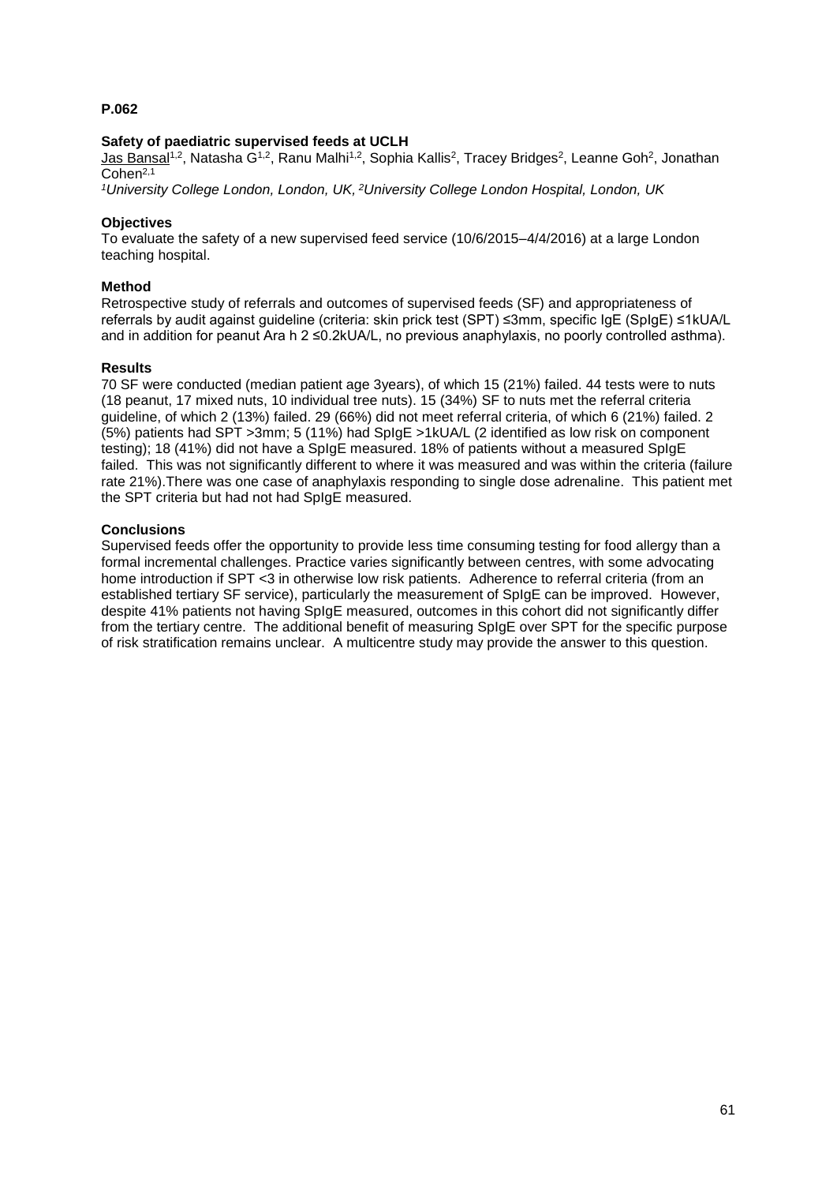**P.062**

**Safety of paediatric supervised feeds at UCLH**

Jas Bansal[1,2], Natasha G[1,2], Ranu Malhi[1,2], Sophia Kallis[2], Tracey Bridges[2], Leanne Goh[2], Jonathan Cohen[2,1]

*[1]University College London, London, UK, [2]University College London Hospital, London, UK*

**Objectives**

To evaluate the safety of a new supervised feed service (10/6/2015–4/4/2016) at a large London teaching hospital.

**Method**

Retrospective study of referrals and outcomes of supervised feeds (SF) and appropriateness of referrals by audit against guideline (criteria: skin prick test (SPT) ≤3mm, specific IgE (SpIgE) ≤1kUA/L and in addition for peanut Ara h 2 ≤0.2kUA/L, no previous anaphylaxis, no poorly controlled asthma).

**Results**

70 SF were conducted (median patient age 3years), of which 15 (21%) failed. 44 tests were to nuts (18 peanut, 17 mixed nuts, 10 individual tree nuts). 15 (34%) SF to nuts met the referral criteria guideline, of which 2 (13%) failed. 29 (66%) did not meet referral criteria, of which 6 (21%) failed. 2 (5%) patients had SPT >3mm; 5 (11%) had SpIgE >1kUA/L (2 identified as low risk on component testing); 18 (41%) did not have a SpIgE measured. 18% of patients without a measured SpIgE failed. This was not significantly different to where it was measured and was within the criteria (failure rate 21%).There was one case of anaphylaxis responding to single dose adrenaline. This patient met the SPT criteria but had not had SpIgE measured.

**Conclusions**

Supervised feeds offer the opportunity to provide less time consuming testing for food allergy than a formal incremental challenges. Practice varies significantly between centres, with some advocating home introduction if SPT <3 in otherwise low risk patients. Adherence to referral criteria (from an established tertiary SF service), particularly the measurement of SpIgE can be improved. However, despite 41% patients not having SpIgE measured, outcomes in this cohort did not significantly differ from the tertiary centre. The additional benefit of measuring SpIgE over SPT for the specific purpose of risk stratification remains unclear. A multicentre study may provide the answer to this question.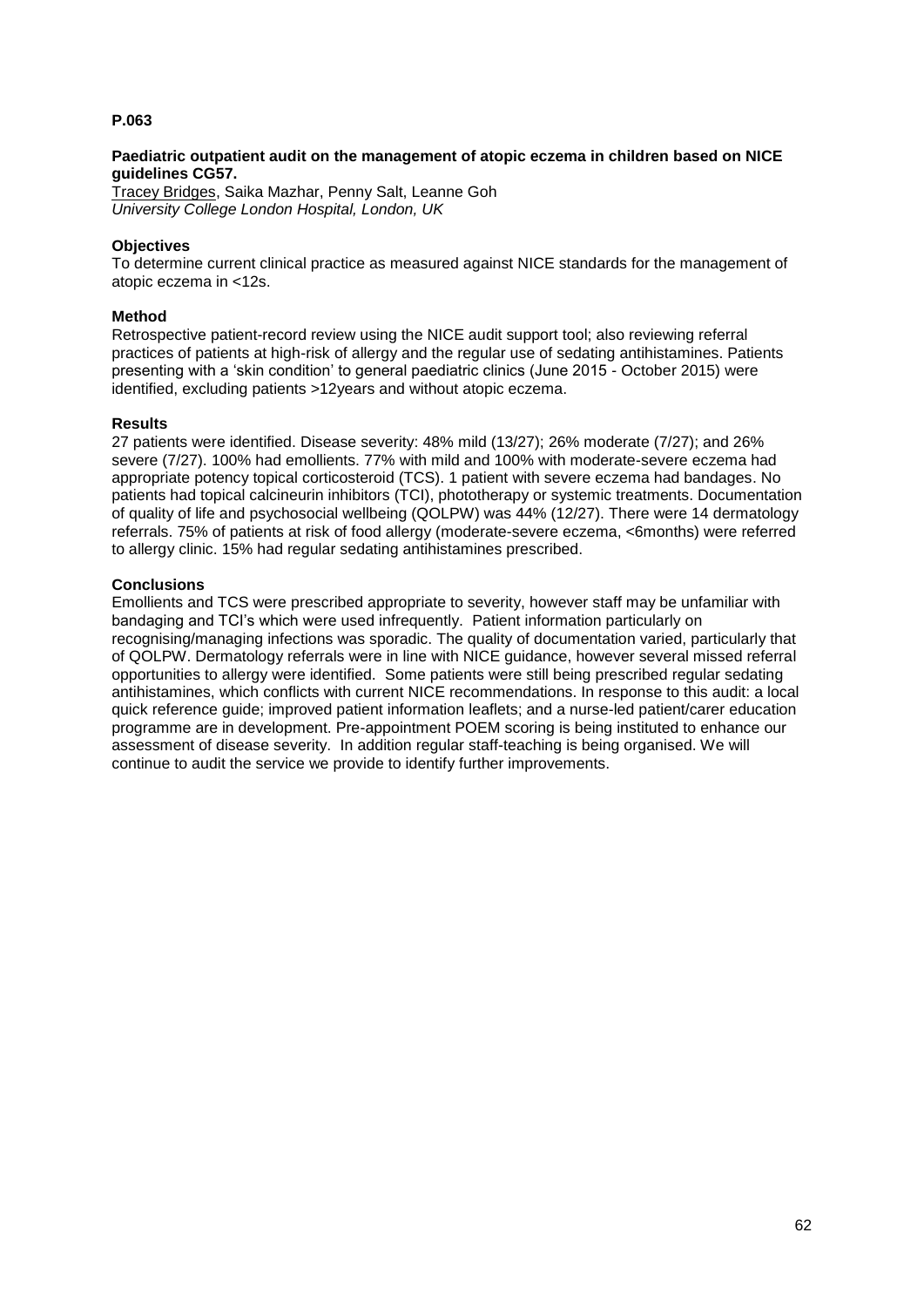**P.063**

**Paediatric outpatient audit on the management of atopic eczema in children based on NICE guidelines CG57.**

Tracey Bridges, Saika Mazhar, Penny Salt, Leanne Goh
*University College London Hospital, London, UK*

**Objectives**

To determine current clinical practice as measured against NICE standards for the management of atopic eczema in <12s.

**Method**

Retrospective patient-record review using the NICE audit support tool; also reviewing referral practices of patients at high-risk of allergy and the regular use of sedating antihistamines. Patients presenting with a 'skin condition' to general paediatric clinics (June 2015 - October 2015) were identified, excluding patients >12years and without atopic eczema.

**Results**

27 patients were identified. Disease severity: 48% mild (13/27); 26% moderate (7/27); and 26% severe (7/27). 100% had emollients. 77% with mild and 100% with moderate-severe eczema had appropriate potency topical corticosteroid (TCS). 1 patient with severe eczema had bandages. No patients had topical calcineurin inhibitors (TCI), phototherapy or systemic treatments. Documentation of quality of life and psychosocial wellbeing (QOLPW) was 44% (12/27). There were 14 dermatology referrals. 75% of patients at risk of food allergy (moderate-severe eczema, <6months) were referred to allergy clinic. 15% had regular sedating antihistamines prescribed.

**Conclusions**

Emollients and TCS were prescribed appropriate to severity, however staff may be unfamiliar with bandaging and TCI's which were used infrequently. Patient information particularly on recognising/managing infections was sporadic. The quality of documentation varied, particularly that of QOLPW. Dermatology referrals were in line with NICE guidance, however several missed referral opportunities to allergy were identified. Some patients were still being prescribed regular sedating antihistamines, which conflicts with current NICE recommendations. In response to this audit: a local quick reference guide; improved patient information leaflets; and a nurse-led patient/carer education programme are in development. Pre-appointment POEM scoring is being instituted to enhance our assessment of disease severity. In addition regular staff-teaching is being organised. We will continue to audit the service we provide to identify further improvements.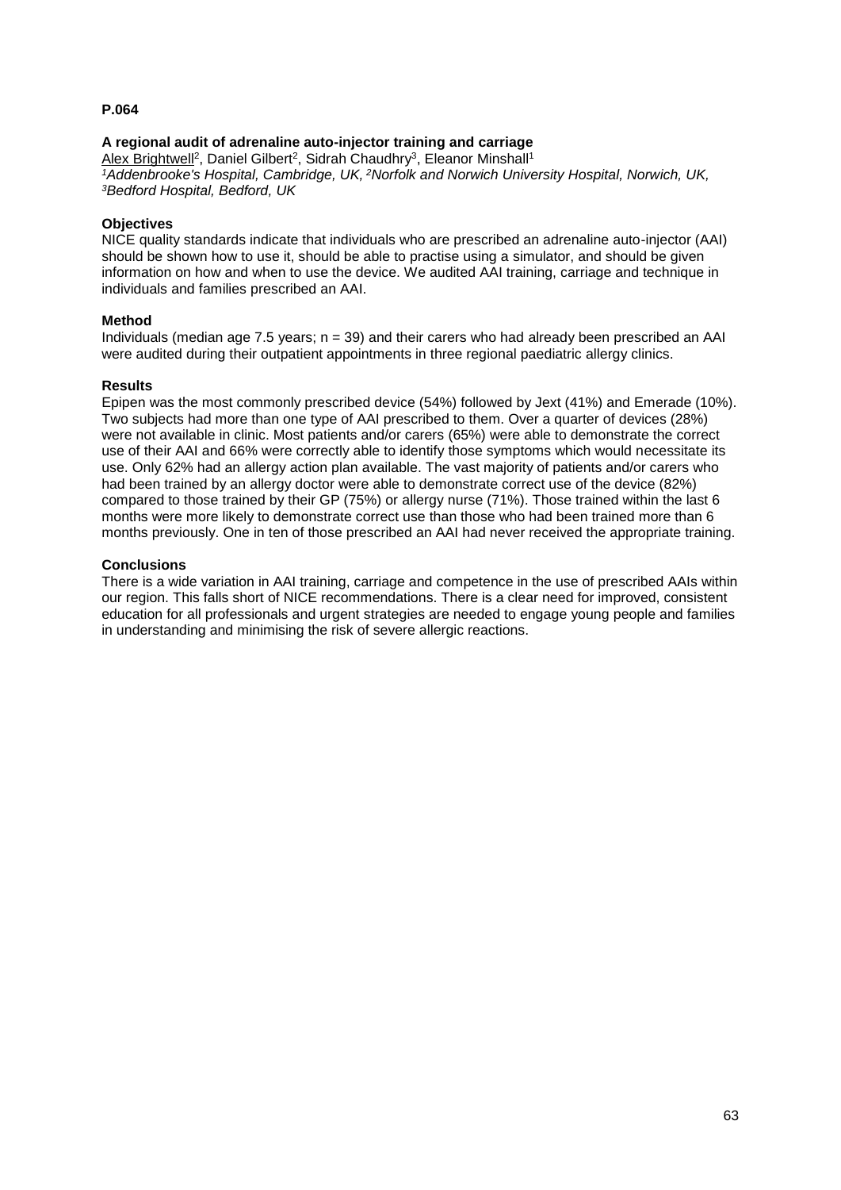**P.064**

**A regional audit of adrenaline auto-injector training and carriage**

Alex Brightwell[2], Daniel Gilbert[2], Sidrah Chaudhry[3], Eleanor Minshall[1]

*[1]Addenbrooke's Hospital, Cambridge, UK, [2]Norfolk and Norwich University Hospital, Norwich, UK, [3]Bedford Hospital, Bedford, UK*

**Objectives**

NICE quality standards indicate that individuals who are prescribed an adrenaline auto-injector (AAI) should be shown how to use it, should be able to practise using a simulator, and should be given information on how and when to use the device. We audited AAI training, carriage and technique in individuals and families prescribed an AAI.

**Method**

Individuals (median age 7.5 years; n = 39) and their carers who had already been prescribed an AAI were audited during their outpatient appointments in three regional paediatric allergy clinics.

**Results**

Epipen was the most commonly prescribed device (54%) followed by Jext (41%) and Emerade (10%). Two subjects had more than one type of AAI prescribed to them. Over a quarter of devices (28%) were not available in clinic. Most patients and/or carers (65%) were able to demonstrate the correct use of their AAI and 66% were correctly able to identify those symptoms which would necessitate its use. Only 62% had an allergy action plan available. The vast majority of patients and/or carers who had been trained by an allergy doctor were able to demonstrate correct use of the device (82%) compared to those trained by their GP (75%) or allergy nurse (71%). Those trained within the last 6 months were more likely to demonstrate correct use than those who had been trained more than 6 months previously. One in ten of those prescribed an AAI had never received the appropriate training.

**Conclusions**

There is a wide variation in AAI training, carriage and competence in the use of prescribed AAIs within our region. This falls short of NICE recommendations. There is a clear need for improved, consistent education for all professionals and urgent strategies are needed to engage young people and families in understanding and minimising the risk of severe allergic reactions.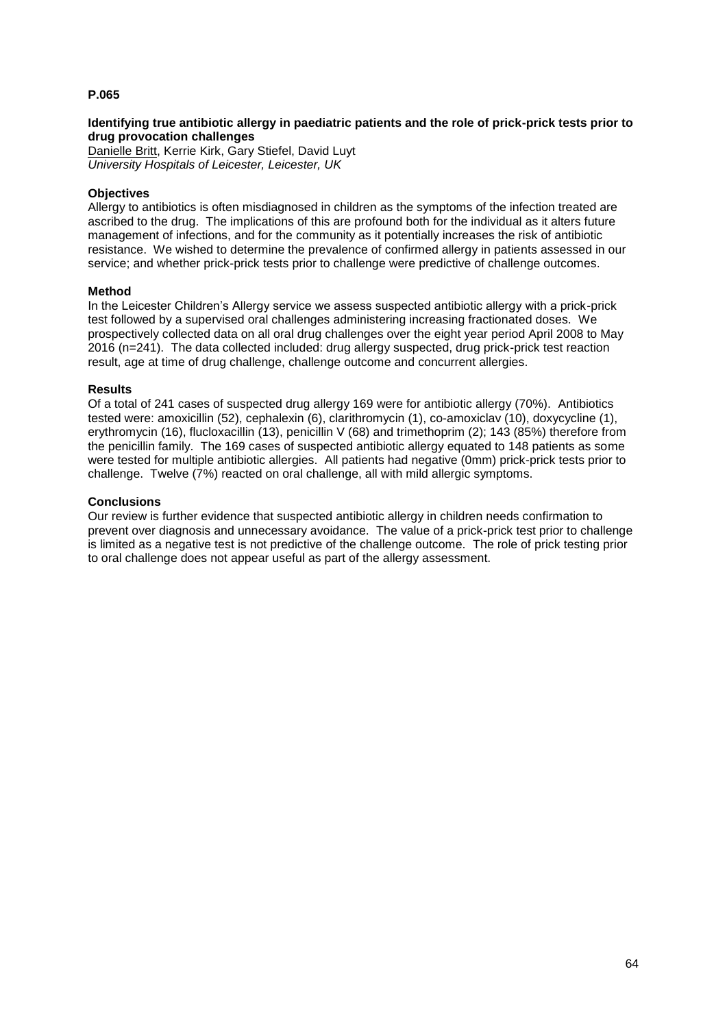**P.065**

### Identifying true antibiotic allergy in paediatric patients and the role of prick-prick tests prior to drug provocation challenges

Danielle Britt, Kerrie Kirk, Gary Stiefel, David Luyt
*University Hospitals of Leicester, Leicester, UK*

#### Objectives

Allergy to antibiotics is often misdiagnosed in children as the symptoms of the infection treated are ascribed to the drug. The implications of this are profound both for the individual as it alters future management of infections, and for the community as it potentially increases the risk of antibiotic resistance. We wished to determine the prevalence of confirmed allergy in patients assessed in our service; and whether prick-prick tests prior to challenge were predictive of challenge outcomes.

#### Method

In the Leicester Children's Allergy service we assess suspected antibiotic allergy with a prick-prick test followed by a supervised oral challenges administering increasing fractionated doses. We prospectively collected data on all oral drug challenges over the eight year period April 2008 to May 2016 (n=241). The data collected included: drug allergy suspected, drug prick-prick test reaction result, age at time of drug challenge, challenge outcome and concurrent allergies.

#### Results

Of a total of 241 cases of suspected drug allergy 169 were for antibiotic allergy (70%). Antibiotics tested were: amoxicillin (52), cephalexin (6), clarithromycin (1), co-amoxiclav (10), doxycycline (1), erythromycin (16), flucloxacillin (13), penicillin V (68) and trimethoprim (2); 143 (85%) therefore from the penicillin family. The 169 cases of suspected antibiotic allergy equated to 148 patients as some were tested for multiple antibiotic allergies. All patients had negative (0mm) prick-prick tests prior to challenge. Twelve (7%) reacted on oral challenge, all with mild allergic symptoms.

#### Conclusions

Our review is further evidence that suspected antibiotic allergy in children needs confirmation to prevent over diagnosis and unnecessary avoidance. The value of a prick-prick test prior to challenge is limited as a negative test is not predictive of the challenge outcome. The role of prick testing prior to oral challenge does not appear useful as part of the allergy assessment.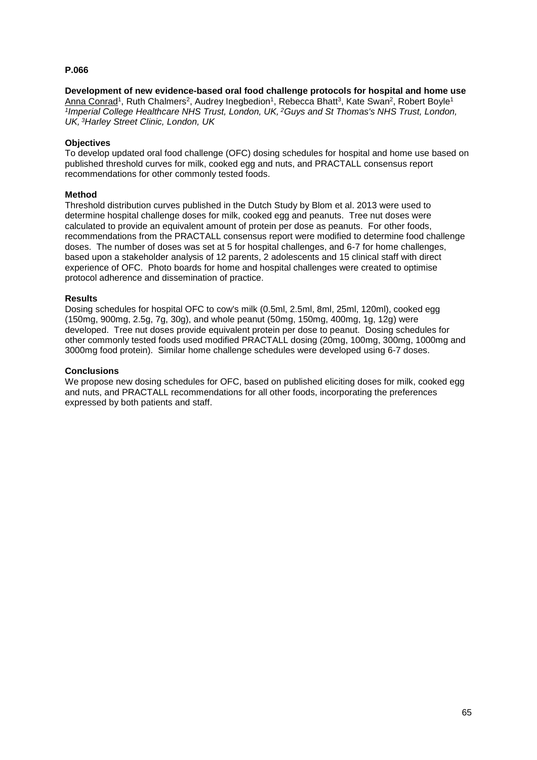**P.066**

**Development of new evidence-based oral food challenge protocols for hospital and home use**

Anna Conrad[1], Ruth Chalmers[2], Audrey Inegbedion[1], Rebecca Bhatt[3], Kate Swan[2], Robert Boyle[1]

[1]*Imperial College Healthcare NHS Trust, London, UK,* [2]*Guys and St Thomas's NHS Trust, London, UK,* [3]*Harley Street Clinic, London, UK*

**Objectives**

To develop updated oral food challenge (OFC) dosing schedules for hospital and home use based on published threshold curves for milk, cooked egg and nuts, and PRACTALL consensus report recommendations for other commonly tested foods.

**Method**

Threshold distribution curves published in the Dutch Study by Blom et al. 2013 were used to determine hospital challenge doses for milk, cooked egg and peanuts. Tree nut doses were calculated to provide an equivalent amount of protein per dose as peanuts. For other foods, recommendations from the PRACTALL consensus report were modified to determine food challenge doses. The number of doses was set at 5 for hospital challenges, and 6-7 for home challenges, based upon a stakeholder analysis of 12 parents, 2 adolescents and 15 clinical staff with direct experience of OFC. Photo boards for home and hospital challenges were created to optimise protocol adherence and dissemination of practice.

**Results**

Dosing schedules for hospital OFC to cow's milk (0.5ml, 2.5ml, 8ml, 25ml, 120ml), cooked egg (150mg, 900mg, 2.5g, 7g, 30g), and whole peanut (50mg, 150mg, 400mg, 1g, 12g) were developed. Tree nut doses provide equivalent protein per dose to peanut. Dosing schedules for other commonly tested foods used modified PRACTALL dosing (20mg, 100mg, 300mg, 1000mg and 3000mg food protein). Similar home challenge schedules were developed using 6-7 doses.

**Conclusions**

We propose new dosing schedules for OFC, based on published eliciting doses for milk, cooked egg and nuts, and PRACTALL recommendations for all other foods, incorporating the preferences expressed by both patients and staff.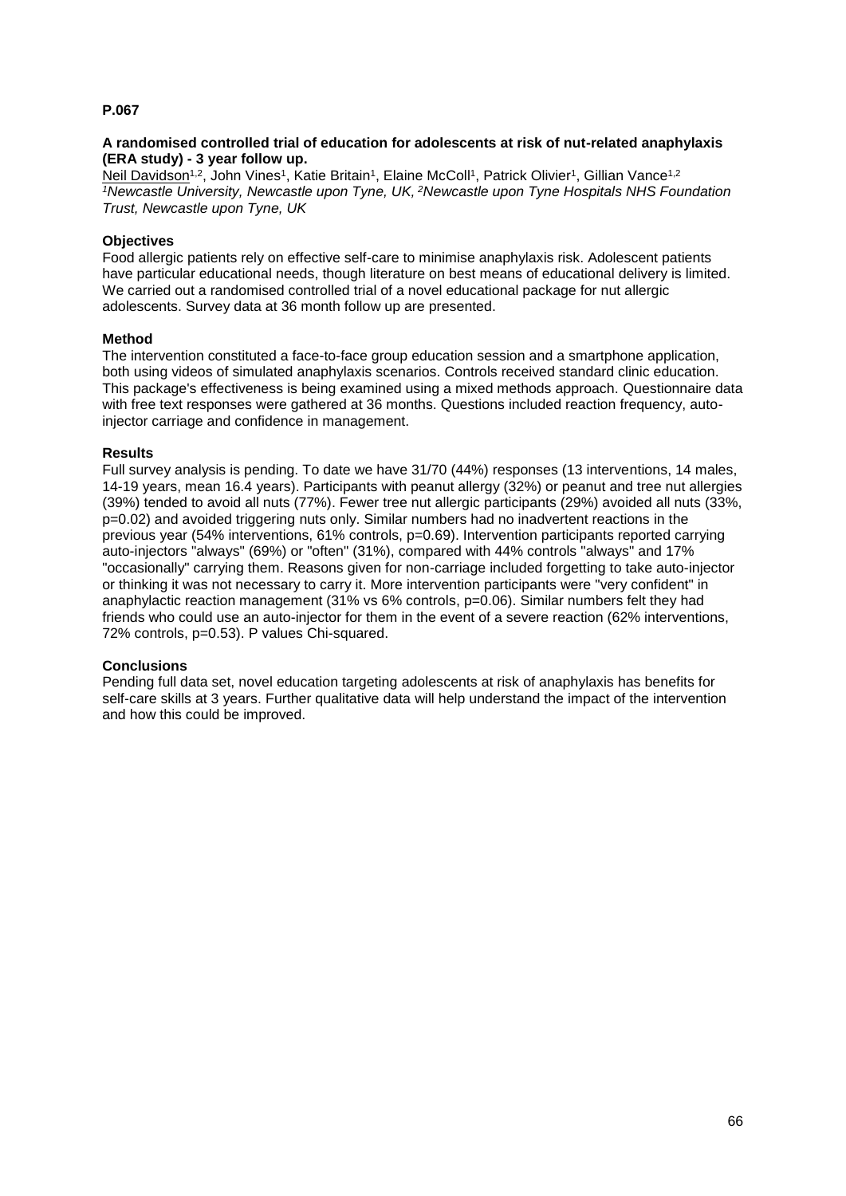**P.067**

**A randomised controlled trial of education for adolescents at risk of nut-related anaphylaxis (ERA study) - 3 year follow up.**

Neil Davidson[1,2], John Vines[1], Katie Britain[1], Elaine McColl[1], Patrick Olivier[1], Gillian Vance[1,2]

*[1]Newcastle University, Newcastle upon Tyne, UK, [2]Newcastle upon Tyne Hospitals NHS Foundation Trust, Newcastle upon Tyne, UK*

**Objectives**

Food allergic patients rely on effective self-care to minimise anaphylaxis risk. Adolescent patients have particular educational needs, though literature on best means of educational delivery is limited. We carried out a randomised controlled trial of a novel educational package for nut allergic adolescents. Survey data at 36 month follow up are presented.

**Method**

The intervention constituted a face-to-face group education session and a smartphone application, both using videos of simulated anaphylaxis scenarios. Controls received standard clinic education. This package's effectiveness is being examined using a mixed methods approach. Questionnaire data with free text responses were gathered at 36 months. Questions included reaction frequency, auto-injector carriage and confidence in management.

**Results**

Full survey analysis is pending. To date we have 31/70 (44%) responses (13 interventions, 14 males, 14-19 years, mean 16.4 years). Participants with peanut allergy (32%) or peanut and tree nut allergies (39%) tended to avoid all nuts (77%). Fewer tree nut allergic participants (29%) avoided all nuts (33%, p=0.02) and avoided triggering nuts only. Similar numbers had no inadvertent reactions in the previous year (54% interventions, 61% controls, p=0.69). Intervention participants reported carrying auto-injectors "always" (69%) or "often" (31%), compared with 44% controls "always" and 17% "occasionally" carrying them. Reasons given for non-carriage included forgetting to take auto-injector or thinking it was not necessary to carry it. More intervention participants were "very confident" in anaphylactic reaction management (31% vs 6% controls, p=0.06). Similar numbers felt they had friends who could use an auto-injector for them in the event of a severe reaction (62% interventions, 72% controls, p=0.53). P values Chi-squared.

**Conclusions**

Pending full data set, novel education targeting adolescents at risk of anaphylaxis has benefits for self-care skills at 3 years. Further qualitative data will help understand the impact of the intervention and how this could be improved.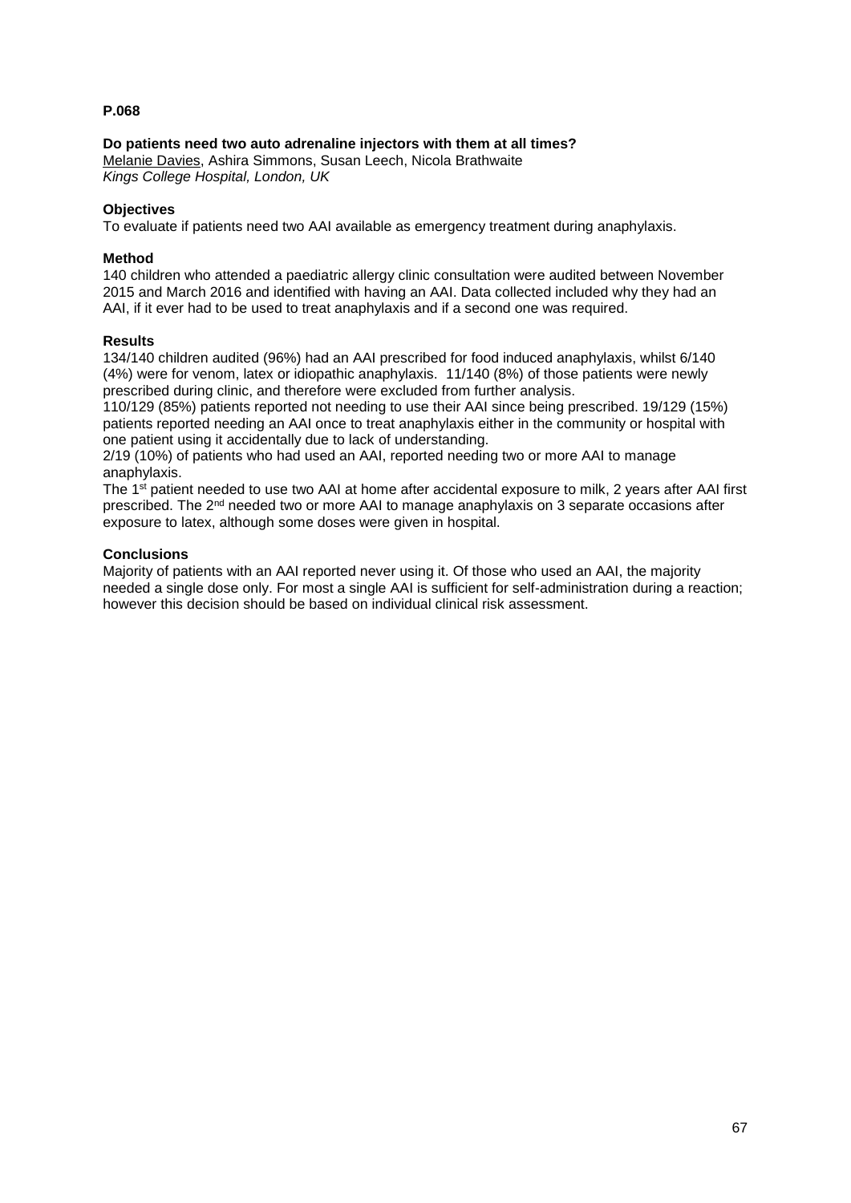**P.068**

**Do patients need two auto adrenaline injectors with them at all times?**
Melanie Davies, Ashira Simmons, Susan Leech, Nicola Brathwaite
*Kings College Hospital, London, UK*

**Objectives**
To evaluate if patients need two AAI available as emergency treatment during anaphylaxis.

**Method**
140 children who attended a paediatric allergy clinic consultation were audited between November 2015 and March 2016 and identified with having an AAI. Data collected included why they had an AAI, if it ever had to be used to treat anaphylaxis and if a second one was required.

**Results**
134/140 children audited (96%) had an AAI prescribed for food induced anaphylaxis, whilst 6/140 (4%) were for venom, latex or idiopathic anaphylaxis. 11/140 (8%) of those patients were newly prescribed during clinic, and therefore were excluded from further analysis.
110/129 (85%) patients reported not needing to use their AAI since being prescribed. 19/129 (15%) patients reported needing an AAI once to treat anaphylaxis either in the community or hospital with one patient using it accidentally due to lack of understanding.
2/19 (10%) of patients who had used an AAI, reported needing two or more AAI to manage anaphylaxis.
The 1st patient needed to use two AAI at home after accidental exposure to milk, 2 years after AAI first prescribed. The 2nd needed two or more AAI to manage anaphylaxis on 3 separate occasions after exposure to latex, although some doses were given in hospital.

**Conclusions**
Majority of patients with an AAI reported never using it. Of those who used an AAI, the majority needed a single dose only. For most a single AAI is sufficient for self-administration during a reaction; however this decision should be based on individual clinical risk assessment.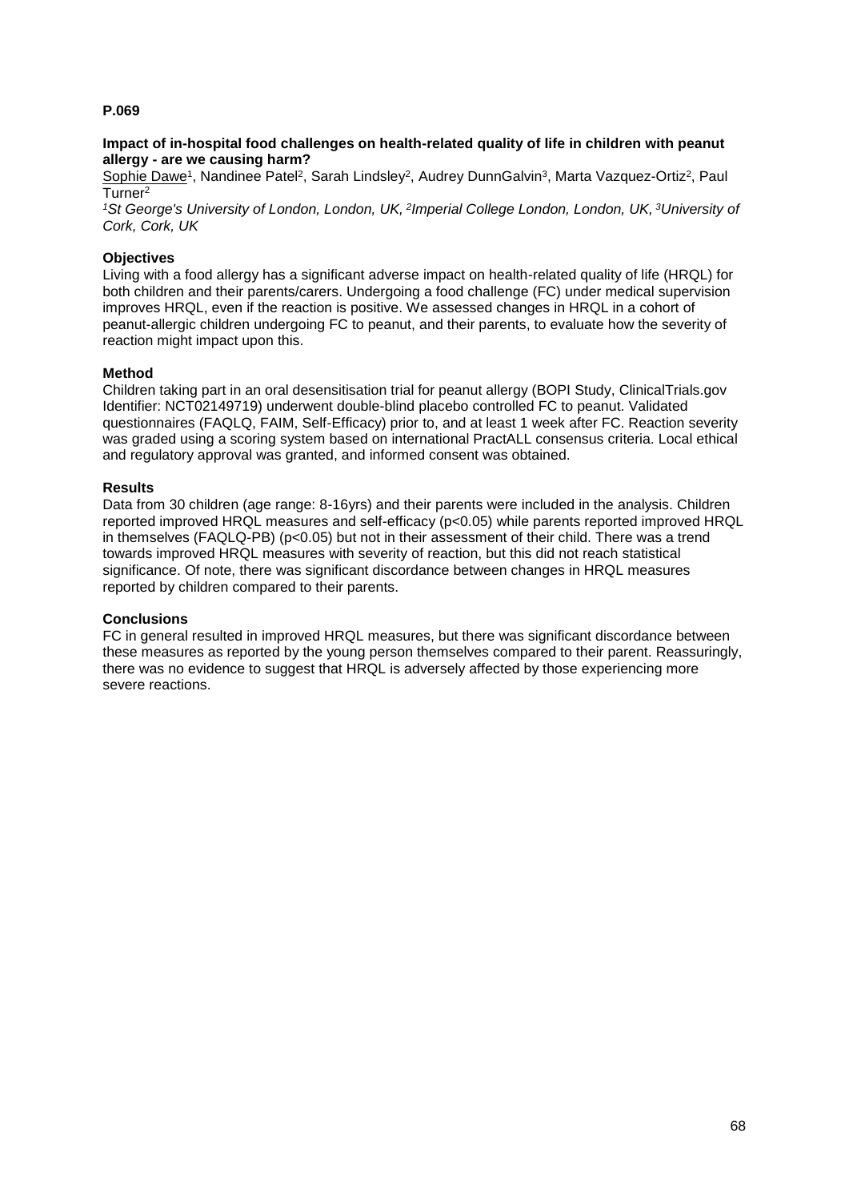**P.069**

**Impact of in-hospital food challenges on health-related quality of life in children with peanut allergy - are we causing harm?**

Sophie Dawe[1], Nandinee Patel[2], Sarah Lindsley[2], Audrey DunnGalvin[3], Marta Vazquez-Ortiz[2], Paul Turner[2]

*[1]St George's University of London, London, UK, [2]Imperial College London, London, UK, [3]University of Cork, Cork, UK*

**Objectives**

Living with a food allergy has a significant adverse impact on health-related quality of life (HRQL) for both children and their parents/carers. Undergoing a food challenge (FC) under medical supervision improves HRQL, even if the reaction is positive. We assessed changes in HRQL in a cohort of peanut-allergic children undergoing FC to peanut, and their parents, to evaluate how the severity of reaction might impact upon this.

**Method**

Children taking part in an oral desensitisation trial for peanut allergy (BOPI Study, ClinicalTrials.gov Identifier: NCT02149719) underwent double-blind placebo controlled FC to peanut. Validated questionnaires (FAQLQ, FAIM, Self-Efficacy) prior to, and at least 1 week after FC. Reaction severity was graded using a scoring system based on international PractALL consensus criteria. Local ethical and regulatory approval was granted, and informed consent was obtained.

**Results**

Data from 30 children (age range: 8-16yrs) and their parents were included in the analysis. Children reported improved HRQL measures and self-efficacy ($p<0.05$) while parents reported improved HRQL in themselves (FAQLQ-PB) ($p<0.05$) but not in their assessment of their child. There was a trend towards improved HRQL measures with severity of reaction, but this did not reach statistical significance. Of note, there was significant discordance between changes in HRQL measures reported by children compared to their parents.

**Conclusions**

FC in general resulted in improved HRQL measures, but there was significant discordance between these measures as reported by the young person themselves compared to their parent. Reassuringly, there was no evidence to suggest that HRQL is adversely affected by those experiencing more severe reactions.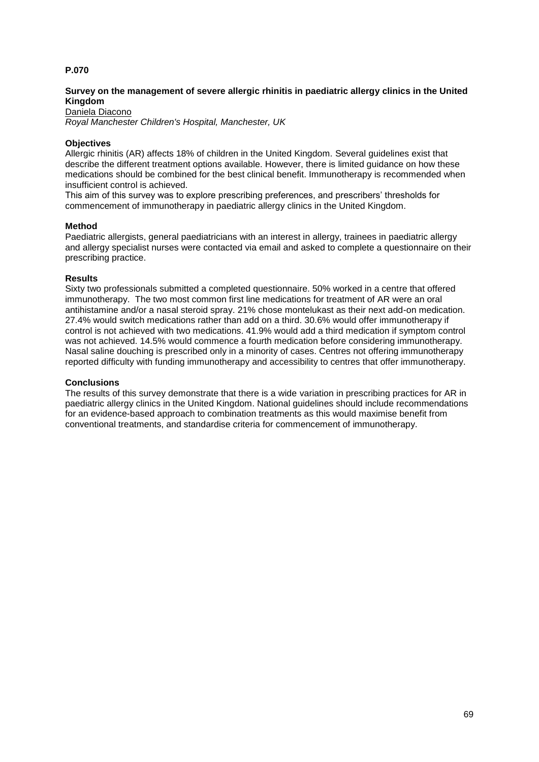**P.070**

**Survey on the management of severe allergic rhinitis in paediatric allergy clinics in the United Kingdom**

Daniela Diacono

*Royal Manchester Children's Hospital, Manchester, UK*

**Objectives**

Allergic rhinitis (AR) affects 18% of children in the United Kingdom. Several guidelines exist that describe the different treatment options available. However, there is limited guidance on how these medications should be combined for the best clinical benefit. Immunotherapy is recommended when insufficient control is achieved.

This aim of this survey was to explore prescribing preferences, and prescribers' thresholds for commencement of immunotherapy in paediatric allergy clinics in the United Kingdom.

**Method**

Paediatric allergists, general paediatricians with an interest in allergy, trainees in paediatric allergy and allergy specialist nurses were contacted via email and asked to complete a questionnaire on their prescribing practice.

**Results**

Sixty two professionals submitted a completed questionnaire. 50% worked in a centre that offered immunotherapy. The two most common first line medications for treatment of AR were an oral antihistamine and/or a nasal steroid spray. 21% chose montelukast as their next add-on medication. 27.4% would switch medications rather than add on a third. 30.6% would offer immunotherapy if control is not achieved with two medications. 41.9% would add a third medication if symptom control was not achieved. 14.5% would commence a fourth medication before considering immunotherapy. Nasal saline douching is prescribed only in a minority of cases. Centres not offering immunotherapy reported difficulty with funding immunotherapy and accessibility to centres that offer immunotherapy.

**Conclusions**

The results of this survey demonstrate that there is a wide variation in prescribing practices for AR in paediatric allergy clinics in the United Kingdom. National guidelines should include recommendations for an evidence-based approach to combination treatments as this would maximise benefit from conventional treatments, and standardise criteria for commencement of immunotherapy.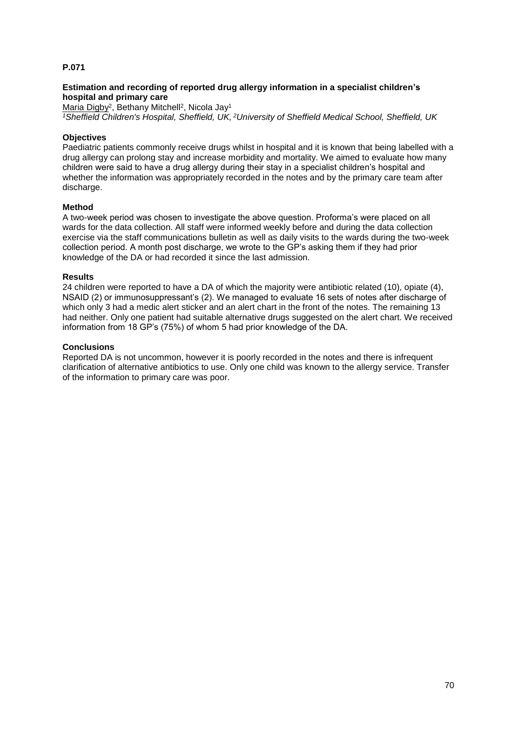**P.071**

**Estimation and recording of reported drug allergy information in a specialist children's hospital and primary care**

Maria Digby[2], Bethany Mitchell[2], Nicola Jay[1]

*[1]Sheffield Children's Hospital, Sheffield, UK, [2]University of Sheffield Medical School, Sheffield, UK*

**Objectives**

Paediatric patients commonly receive drugs whilst in hospital and it is known that being labelled with a drug allergy can prolong stay and increase morbidity and mortality. We aimed to evaluate how many children were said to have a drug allergy during their stay in a specialist children's hospital and whether the information was appropriately recorded in the notes and by the primary care team after discharge.

**Method**

A two-week period was chosen to investigate the above question. Proforma's were placed on all wards for the data collection. All staff were informed weekly before and during the data collection exercise via the staff communications bulletin as well as daily visits to the wards during the two-week collection period. A month post discharge, we wrote to the GP's asking them if they had prior knowledge of the DA or had recorded it since the last admission.

**Results**

24 children were reported to have a DA of which the majority were antibiotic related (10), opiate (4), NSAID (2) or immunosuppressant's (2). We managed to evaluate 16 sets of notes after discharge of which only 3 had a medic alert sticker and an alert chart in the front of the notes. The remaining 13 had neither. Only one patient had suitable alternative drugs suggested on the alert chart. We received information from 18 GP's (75%) of whom 5 had prior knowledge of the DA.

**Conclusions**

Reported DA is not uncommon, however it is poorly recorded in the notes and there is infrequent clarification of alternative antibiotics to use. Only one child was known to the allergy service. Transfer of the information to primary care was poor.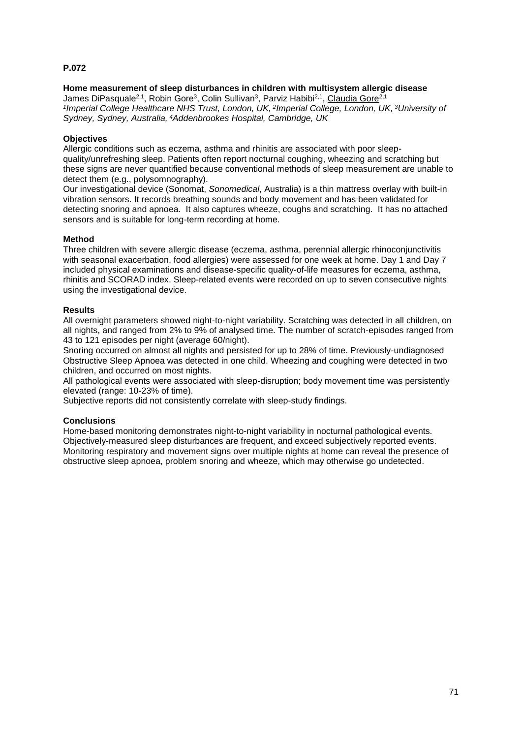**P.072**

**Home measurement of sleep disturbances in children with multisystem allergic disease**

James DiPasquale[2,1], Robin Gore[3], Colin Sullivan[3], Parviz Habibi[2,1], Claudia Gore[2,1]

*[1]Imperial College Healthcare NHS Trust, London, UK, [2]Imperial College, London, UK, [3]University of Sydney, Sydney, Australia, [4]Addenbrookes Hospital, Cambridge, UK*

**Objectives**

Allergic conditions such as eczema, asthma and rhinitis are associated with poor sleep-quality/unrefreshing sleep. Patients often report nocturnal coughing, wheezing and scratching but these signs are never quantified because conventional methods of sleep measurement are unable to detect them (e.g., polysomnography).

Our investigational device (Sonomat, *Sonomedical*, Australia) is a thin mattress overlay with built-in vibration sensors. It records breathing sounds and body movement and has been validated for detecting snoring and apnoea. It also captures wheeze, coughs and scratching. It has no attached sensors and is suitable for long-term recording at home.

**Method**

Three children with severe allergic disease (eczema, asthma, perennial allergic rhinoconjunctivitis with seasonal exacerbation, food allergies) were assessed for one week at home. Day 1 and Day 7 included physical examinations and disease-specific quality-of-life measures for eczema, asthma, rhinitis and SCORAD index. Sleep-related events were recorded on up to seven consecutive nights using the investigational device.

**Results**

All overnight parameters showed night-to-night variability. Scratching was detected in all children, on all nights, and ranged from 2% to 9% of analysed time. The number of scratch-episodes ranged from 43 to 121 episodes per night (average 60/night).

Snoring occurred on almost all nights and persisted for up to 28% of time. Previously-undiagnosed Obstructive Sleep Apnoea was detected in one child. Wheezing and coughing were detected in two children, and occurred on most nights.

All pathological events were associated with sleep-disruption; body movement time was persistently elevated (range: 10-23% of time).

Subjective reports did not consistently correlate with sleep-study findings.

**Conclusions**

Home-based monitoring demonstrates night-to-night variability in nocturnal pathological events. Objectively-measured sleep disturbances are frequent, and exceed subjectively reported events. Monitoring respiratory and movement signs over multiple nights at home can reveal the presence of obstructive sleep apnoea, problem snoring and wheeze, which may otherwise go undetected.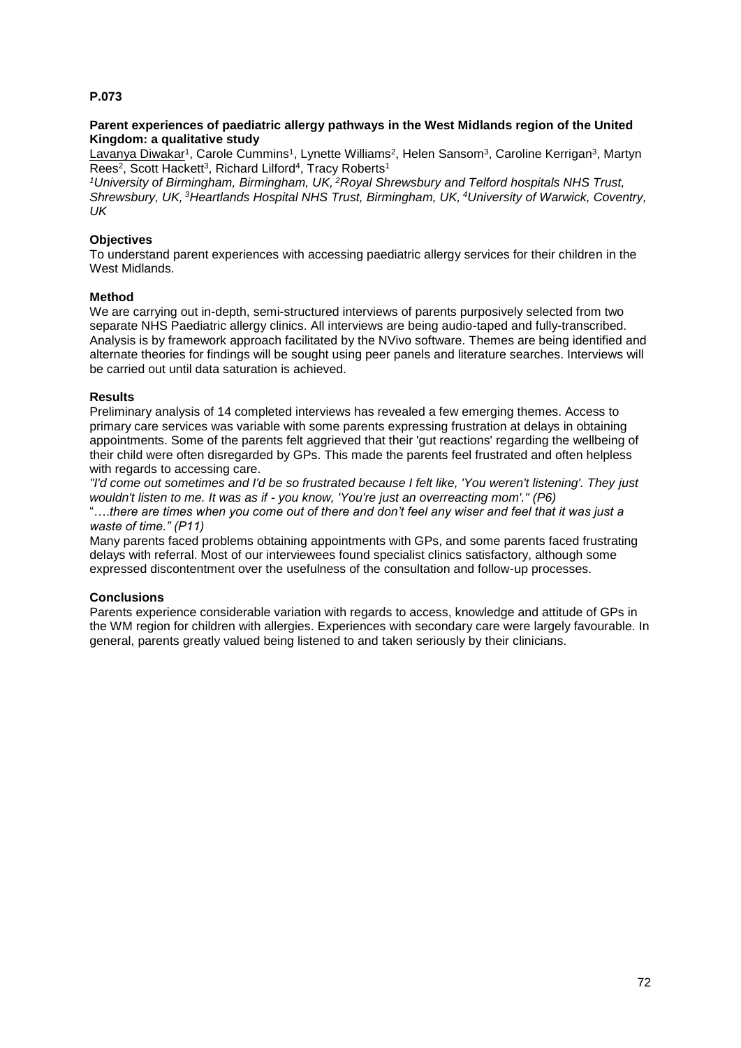**P.073**

**Parent experiences of paediatric allergy pathways in the West Midlands region of the United Kingdom: a qualitative study**

Lavanya Diwakar[1], Carole Cummins[1], Lynette Williams[2], Helen Sansom[3], Caroline Kerrigan[3], Martyn Rees[2], Scott Hackett[3], Richard Lilford[4], Tracy Roberts[1]

*[1]University of Birmingham, Birmingham, UK, [2]Royal Shrewsbury and Telford hospitals NHS Trust, Shrewsbury, UK, [3]Heartlands Hospital NHS Trust, Birmingham, UK, [4]University of Warwick, Coventry, UK*

**Objectives**

To understand parent experiences with accessing paediatric allergy services for their children in the West Midlands.

**Method**

We are carrying out in-depth, semi-structured interviews of parents purposively selected from two separate NHS Paediatric allergy clinics. All interviews are being audio-taped and fully-transcribed. Analysis is by framework approach facilitated by the NVivo software. Themes are being identified and alternate theories for findings will be sought using peer panels and literature searches. Interviews will be carried out until data saturation is achieved.

**Results**

Preliminary analysis of 14 completed interviews has revealed a few emerging themes. Access to primary care services was variable with some parents expressing frustration at delays in obtaining appointments. Some of the parents felt aggrieved that their 'gut reactions' regarding the wellbeing of their child were often disregarded by GPs. This made the parents feel frustrated and often helpless with regards to accessing care.

*"I'd come out sometimes and I'd be so frustrated because I felt like, 'You weren't listening'. They just wouldn't listen to me. It was as if - you know, 'You're just an overreacting mom'." (P6)*

"….*there are times when you come out of there and don't feel any wiser and feel that it was just a waste of time." (P11)*

Many parents faced problems obtaining appointments with GPs, and some parents faced frustrating delays with referral. Most of our interviewees found specialist clinics satisfactory, although some expressed discontentment over the usefulness of the consultation and follow-up processes.

**Conclusions**

Parents experience considerable variation with regards to access, knowledge and attitude of GPs in the WM region for children with allergies. Experiences with secondary care were largely favourable. In general, parents greatly valued being listened to and taken seriously by their clinicians.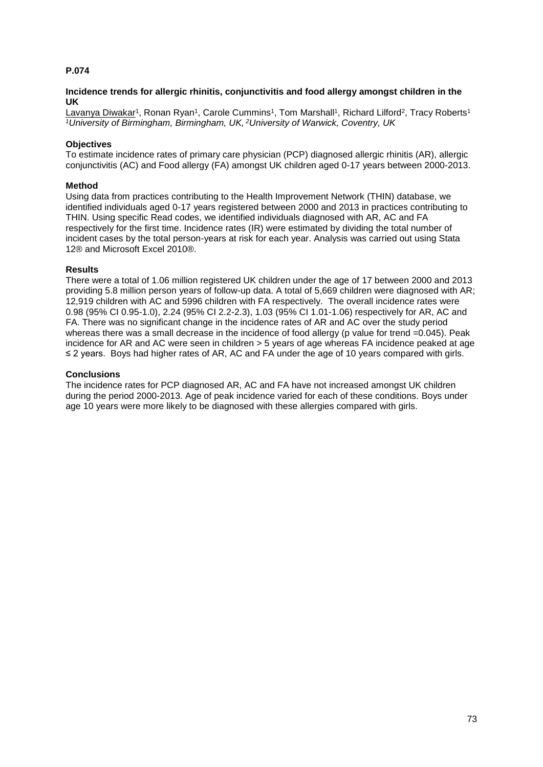**P.074**

**Incidence trends for allergic rhinitis, conjunctivitis and food allergy amongst children in the UK**

Lavanya Diwakar[1], Ronan Ryan[1], Carole Cummins[1], Tom Marshall[1], Richard Lilford[2], Tracy Roberts[1]
*[1]University of Birmingham, Birmingham, UK, [2]University of Warwick, Coventry, UK*

**Objectives**

To estimate incidence rates of primary care physician (PCP) diagnosed allergic rhinitis (AR), allergic conjunctivitis (AC) and Food allergy (FA) amongst UK children aged 0-17 years between 2000-2013.

**Method**

Using data from practices contributing to the Health Improvement Network (THIN) database, we identified individuals aged 0-17 years registered between 2000 and 2013 in practices contributing to THIN. Using specific Read codes, we identified individuals diagnosed with AR, AC and FA respectively for the first time. Incidence rates (IR) were estimated by dividing the total number of incident cases by the total person-years at risk for each year. Analysis was carried out using Stata 12® and Microsoft Excel 2010®.

**Results**

There were a total of 1.06 million registered UK children under the age of 17 between 2000 and 2013 providing 5.8 million person years of follow-up data. A total of 5,669 children were diagnosed with AR; 12,919 children with AC and 5996 children with FA respectively. The overall incidence rates were 0.98 (95% CI 0.95-1.0), 2.24 (95% CI 2.2-2.3), 1.03 (95% CI 1.01-1.06) respectively for AR, AC and FA. There was no significant change in the incidence rates of AR and AC over the study period whereas there was a small decrease in the incidence of food allergy (p value for trend =0.045). Peak incidence for AR and AC were seen in children > 5 years of age whereas FA incidence peaked at age ≤ 2 years. Boys had higher rates of AR, AC and FA under the age of 10 years compared with girls.

**Conclusions**

The incidence rates for PCP diagnosed AR, AC and FA have not increased amongst UK children during the period 2000-2013. Age of peak incidence varied for each of these conditions. Boys under age 10 years were more likely to be diagnosed with these allergies compared with girls.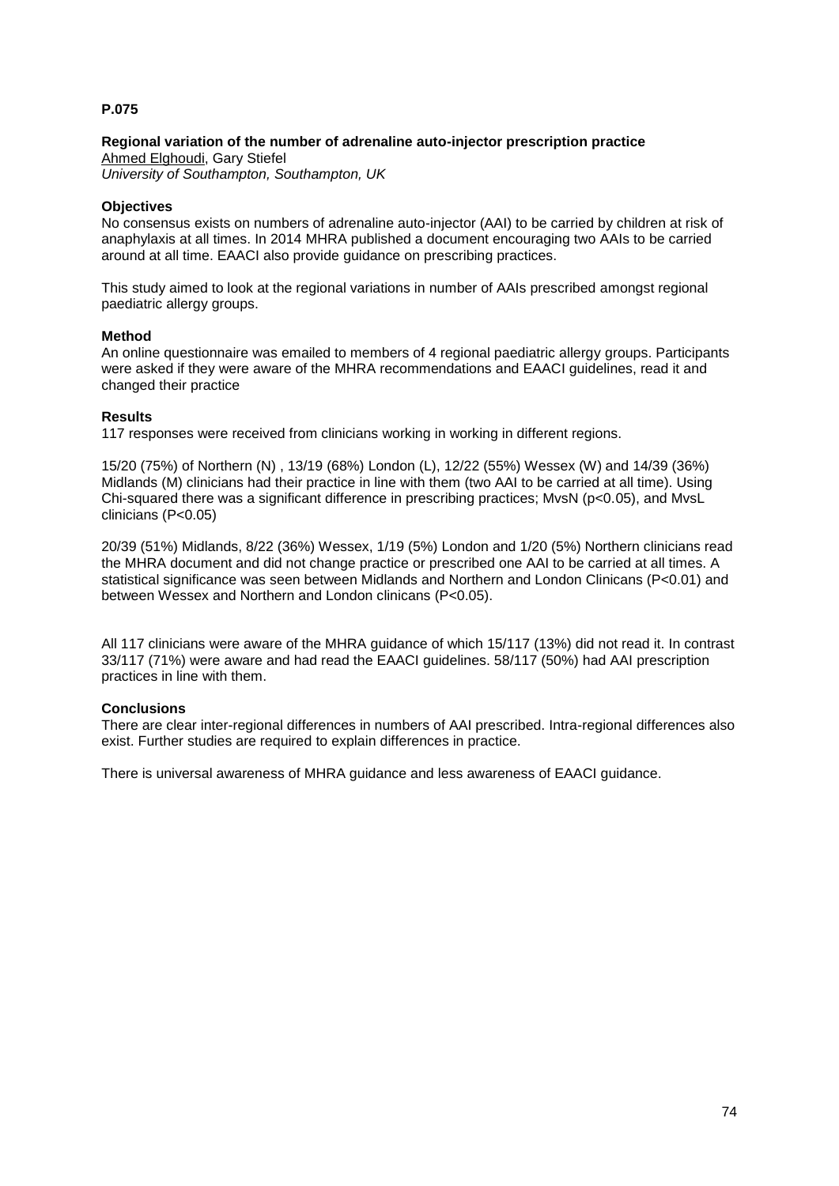**P.075**

**Regional variation of the number of adrenaline auto-injector prescription practice**
Ahmed Elghoudi, Gary Stiefel
*University of Southampton, Southampton, UK*

**Objectives**

No consensus exists on numbers of adrenaline auto-injector (AAI) to be carried by children at risk of anaphylaxis at all times. In 2014 MHRA published a document encouraging two AAIs to be carried around at all time. EAACI also provide guidance on prescribing practices.

This study aimed to look at the regional variations in number of AAIs prescribed amongst regional paediatric allergy groups.

**Method**

An online questionnaire was emailed to members of 4 regional paediatric allergy groups. Participants were asked if they were aware of the MHRA recommendations and EAACI guidelines, read it and changed their practice

**Results**

117 responses were received from clinicians working in working in different regions.

15/20 (75%) of Northern (N) , 13/19 (68%) London (L), 12/22 (55%) Wessex (W) and 14/39 (36%) Midlands (M) clinicians had their practice in line with them (two AAI to be carried at all time). Using Chi-squared there was a significant difference in prescribing practices; MvsN ($p<0.05$), and MvsL clinicians ($P<0.05$)

20/39 (51%) Midlands, 8/22 (36%) Wessex, 1/19 (5%) London and 1/20 (5%) Northern clinicians read the MHRA document and did not change practice or prescribed one AAI to be carried at all times. A statistical significance was seen between Midlands and Northern and London Clinicans ($P<0.01$) and between Wessex and Northern and London clinicans ($P<0.05$).

All 117 clinicians were aware of the MHRA guidance of which 15/117 (13%) did not read it. In contrast 33/117 (71%) were aware and had read the EAACI guidelines. 58/117 (50%) had AAI prescription practices in line with them.

**Conclusions**

There are clear inter-regional differences in numbers of AAI prescribed. Intra-regional differences also exist. Further studies are required to explain differences in practice.

There is universal awareness of MHRA guidance and less awareness of EAACI guidance.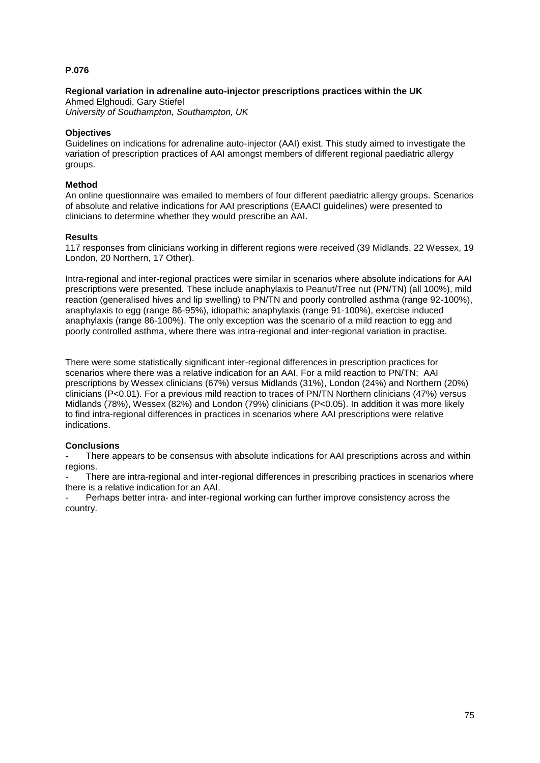**P.076**

**Regional variation in adrenaline auto-injector prescriptions practices within the UK**
Ahmed Elghoudi, Gary Stiefel
*University of Southampton, Southampton, UK*

**Objectives**
Guidelines on indications for adrenaline auto-injector (AAI) exist. This study aimed to investigate the variation of prescription practices of AAI amongst members of different regional paediatric allergy groups.

**Method**
An online questionnaire was emailed to members of four different paediatric allergy groups. Scenarios of absolute and relative indications for AAI prescriptions (EAACI guidelines) were presented to clinicians to determine whether they would prescribe an AAI.

**Results**
117 responses from clinicians working in different regions were received (39 Midlands, 22 Wessex, 19 London, 20 Northern, 17 Other).

Intra-regional and inter-regional practices were similar in scenarios where absolute indications for AAI prescriptions were presented. These include anaphylaxis to Peanut/Tree nut (PN/TN) (all 100%), mild reaction (generalised hives and lip swelling) to PN/TN and poorly controlled asthma (range 92-100%), anaphylaxis to egg (range 86-95%), idiopathic anaphylaxis (range 91-100%), exercise induced anaphylaxis (range 86-100%). The only exception was the scenario of a mild reaction to egg and poorly controlled asthma, where there was intra-regional and inter-regional variation in practise.

There were some statistically significant inter-regional differences in prescription practices for scenarios where there was a relative indication for an AAI. For a mild reaction to PN/TN; AAI prescriptions by Wessex clinicians (67%) versus Midlands (31%), London (24%) and Northern (20%) clinicians ($P<0.01$). For a previous mild reaction to traces of PN/TN Northern clinicians (47%) versus Midlands (78%), Wessex (82%) and London (79%) clinicians ($P<0.05$). In addition it was more likely to find intra-regional differences in practices in scenarios where AAI prescriptions were relative indications.

**Conclusions**

- There appears to be consensus with absolute indications for AAI prescriptions across and within regions.
- There are intra-regional and inter-regional differences in prescribing practices in scenarios where there is a relative indication for an AAI.
- Perhaps better intra- and inter-regional working can further improve consistency across the country.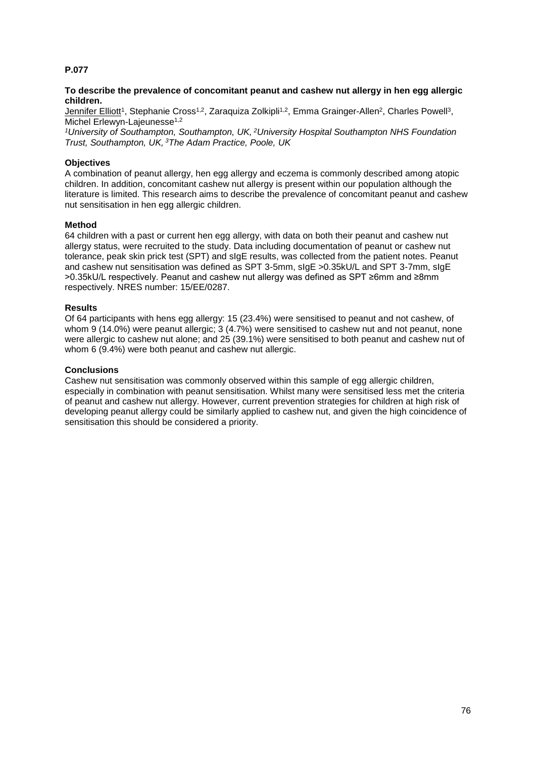**P.077**

**To describe the prevalence of concomitant peanut and cashew nut allergy in hen egg allergic children.**

Jennifer Elliott[1], Stephanie Cross[1,2], Zaraquiza Zolkipli[1,2], Emma Grainger-Allen[2], Charles Powell[3], Michel Erlewyn-Lajeunesse[1,2]

*[1]University of Southampton, Southampton, UK, [2]University Hospital Southampton NHS Foundation Trust, Southampton, UK, [3]The Adam Practice, Poole, UK*

**Objectives**

A combination of peanut allergy, hen egg allergy and eczema is commonly described among atopic children. In addition, concomitant cashew nut allergy is present within our population although the literature is limited. This research aims to describe the prevalence of concomitant peanut and cashew nut sensitisation in hen egg allergic children.

**Method**

64 children with a past or current hen egg allergy, with data on both their peanut and cashew nut allergy status, were recruited to the study. Data including documentation of peanut or cashew nut tolerance, peak skin prick test (SPT) and sIgE results, was collected from the patient notes. Peanut and cashew nut sensitisation was defined as SPT 3-5mm, sIgE >0.35kU/L and SPT 3-7mm, sIgE >0.35kU/L respectively. Peanut and cashew nut allergy was defined as SPT ≥6mm and ≥8mm respectively. NRES number: 15/EE/0287.

**Results**

Of 64 participants with hens egg allergy: 15 (23.4%) were sensitised to peanut and not cashew, of whom 9 (14.0%) were peanut allergic; 3 (4.7%) were sensitised to cashew nut and not peanut, none were allergic to cashew nut alone; and 25 (39.1%) were sensitised to both peanut and cashew nut of whom 6 (9.4%) were both peanut and cashew nut allergic.

**Conclusions**

Cashew nut sensitisation was commonly observed within this sample of egg allergic children, especially in combination with peanut sensitisation. Whilst many were sensitised less met the criteria of peanut and cashew nut allergy. However, current prevention strategies for children at high risk of developing peanut allergy could be similarly applied to cashew nut, and given the high coincidence of sensitisation this should be considered a priority.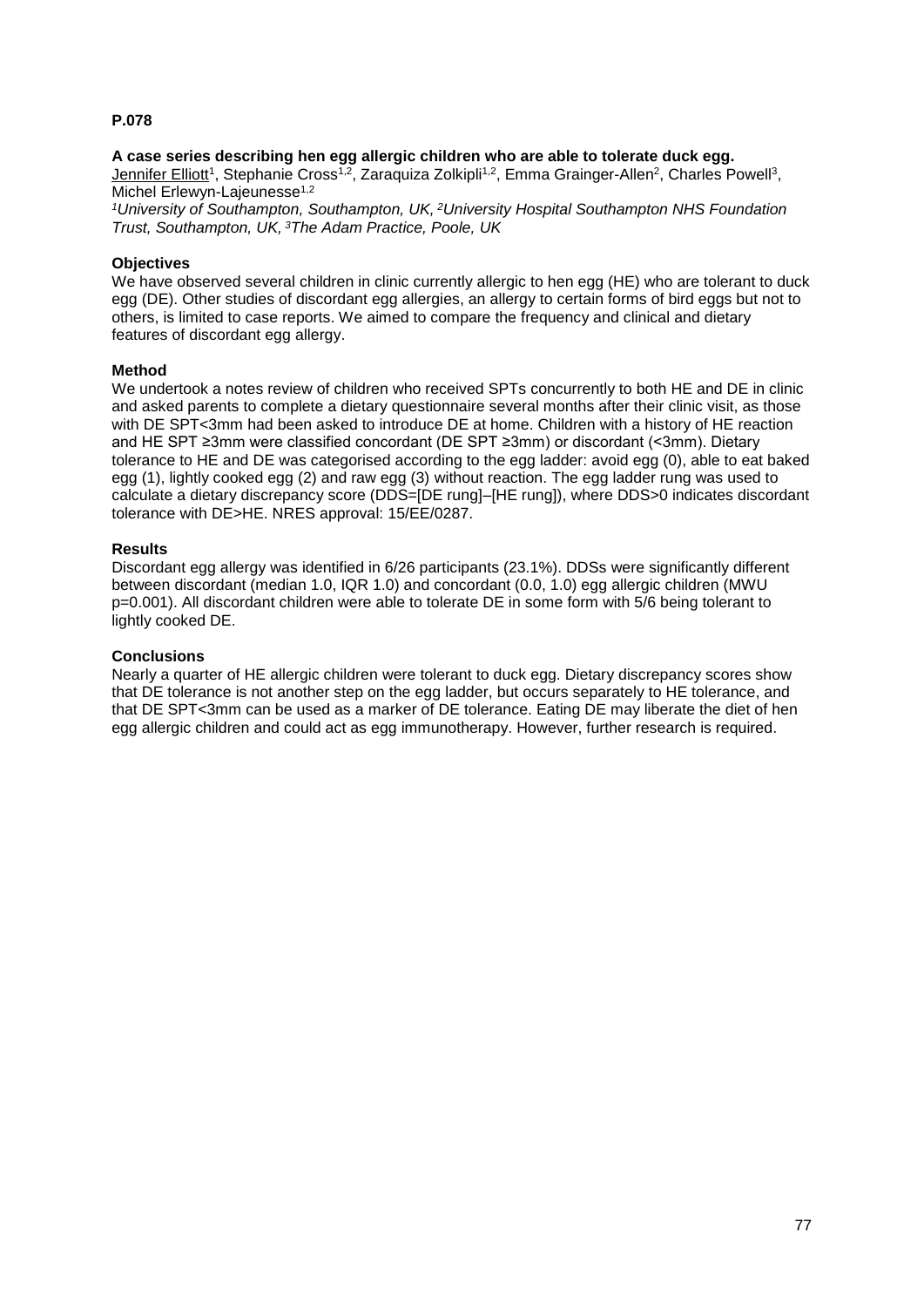**P.078**

**A case series describing hen egg allergic children who are able to tolerate duck egg.**

Jennifer Elliott[1], Stephanie Cross[1,2], Zaraquiza Zolkipli[1,2], Emma Grainger-Allen[2], Charles Powell[3], Michel Erlewyn-Lajeunesse[1,2]

*[1]University of Southampton, Southampton, UK, [2]University Hospital Southampton NHS Foundation Trust, Southampton, UK, [3]The Adam Practice, Poole, UK*

**Objectives**

We have observed several children in clinic currently allergic to hen egg (HE) who are tolerant to duck egg (DE). Other studies of discordant egg allergies, an allergy to certain forms of bird eggs but not to others, is limited to case reports. We aimed to compare the frequency and clinical and dietary features of discordant egg allergy.

**Method**

We undertook a notes review of children who received SPTs concurrently to both HE and DE in clinic and asked parents to complete a dietary questionnaire several months after their clinic visit, as those with DE SPT<3mm had been asked to introduce DE at home. Children with a history of HE reaction and HE SPT ≥3mm were classified concordant (DE SPT ≥3mm) or discordant (<3mm). Dietary tolerance to HE and DE was categorised according to the egg ladder: avoid egg (0), able to eat baked egg (1), lightly cooked egg (2) and raw egg (3) without reaction. The egg ladder rung was used to calculate a dietary discrepancy score (DDS=[DE rung]–[HE rung]), where DDS>0 indicates discordant tolerance with DE>HE. NRES approval: 15/EE/0287.

**Results**

Discordant egg allergy was identified in 6/26 participants (23.1%). DDSs were significantly different between discordant (median 1.0, IQR 1.0) and concordant (0.0, 1.0) egg allergic children (MWU $p=0.001$). All discordant children were able to tolerate DE in some form with 5/6 being tolerant to lightly cooked DE.

**Conclusions**

Nearly a quarter of HE allergic children were tolerant to duck egg. Dietary discrepancy scores show that DE tolerance is not another step on the egg ladder, but occurs separately to HE tolerance, and that DE SPT<3mm can be used as a marker of DE tolerance. Eating DE may liberate the diet of hen egg allergic children and could act as egg immunotherapy. However, further research is required.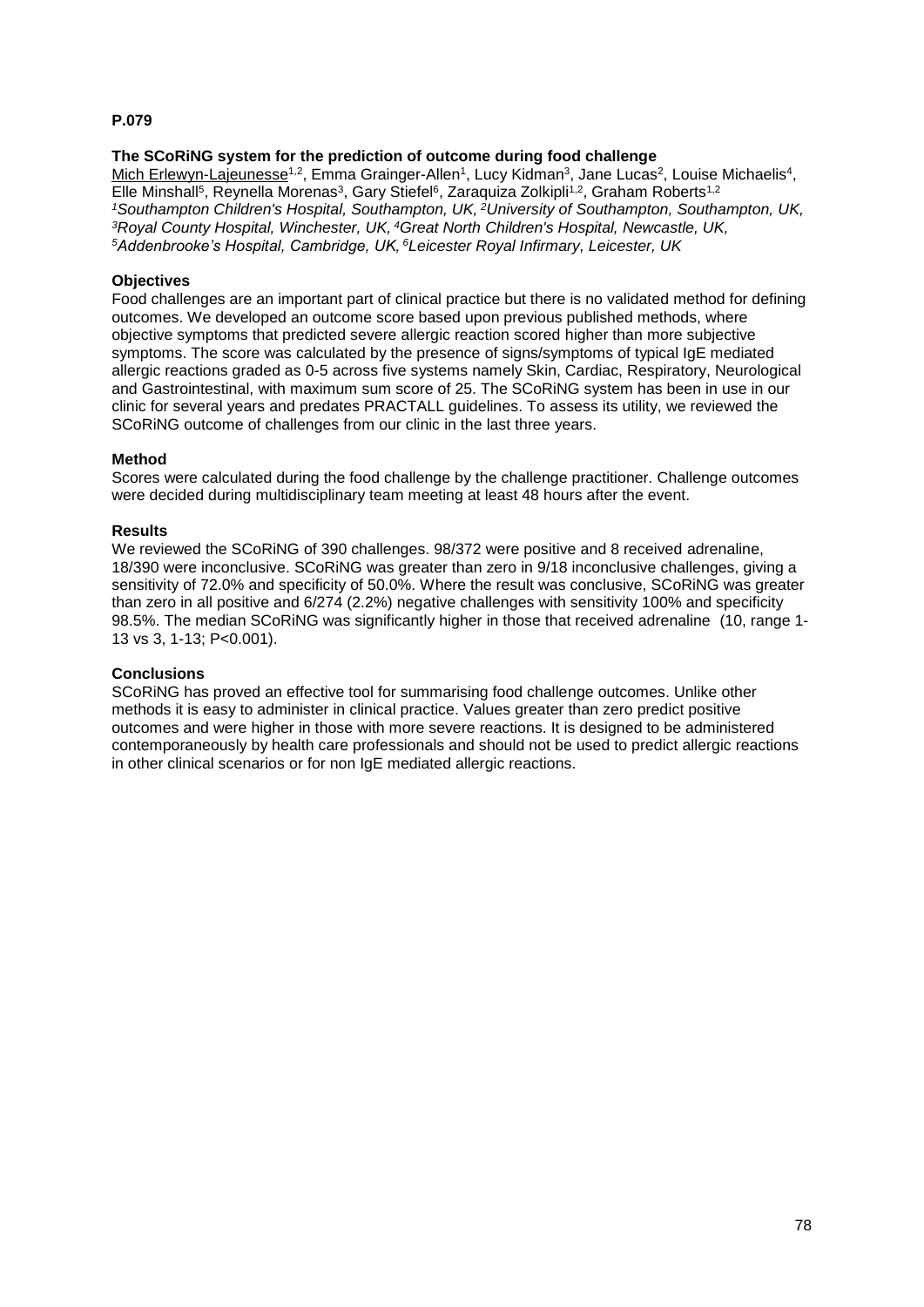**P.079**

**The SCoRiNG system for the prediction of outcome during food challenge**

Mich Erlewyn-Lajeunesse[1,2], Emma Grainger-Allen[1], Lucy Kidman[3], Jane Lucas[2], Louise Michaelis[4], Elle Minshall[5], Reynella Morenas[3], Gary Stiefel[6], Zaraquiza Zolkipli[1,2], Graham Roberts[1,2]

*[1]Southampton Children's Hospital, Southampton, UK, [2]University of Southampton, Southampton, UK, [3]Royal County Hospital, Winchester, UK, [4]Great North Children's Hospital, Newcastle, UK, [5]Addenbrooke's Hospital, Cambridge, UK, [6]Leicester Royal Infirmary, Leicester, UK*

**Objectives**

Food challenges are an important part of clinical practice but there is no validated method for defining outcomes. We developed an outcome score based upon previous published methods, where objective symptoms that predicted severe allergic reaction scored higher than more subjective symptoms. The score was calculated by the presence of signs/symptoms of typical IgE mediated allergic reactions graded as 0-5 across five systems namely Skin, Cardiac, Respiratory, Neurological and Gastrointestinal, with maximum sum score of 25. The SCoRiNG system has been in use in our clinic for several years and predates PRACTALL guidelines. To assess its utility, we reviewed the SCoRiNG outcome of challenges from our clinic in the last three years.

**Method**

Scores were calculated during the food challenge by the challenge practitioner. Challenge outcomes were decided during multidisciplinary team meeting at least 48 hours after the event.

**Results**

We reviewed the SCoRiNG of 390 challenges. 98/372 were positive and 8 received adrenaline, 18/390 were inconclusive. SCoRiNG was greater than zero in 9/18 inconclusive challenges, giving a sensitivity of 72.0% and specificity of 50.0%. Where the result was conclusive, SCoRiNG was greater than zero in all positive and 6/274 (2.2%) negative challenges with sensitivity 100% and specificity 98.5%. The median SCoRiNG was significantly higher in those that received adrenaline (10, range 1-13 vs 3, 1-13; P<0.001).

**Conclusions**

SCoRiNG has proved an effective tool for summarising food challenge outcomes. Unlike other methods it is easy to administer in clinical practice. Values greater than zero predict positive outcomes and were higher in those with more severe reactions. It is designed to be administered contemporaneously by health care professionals and should not be used to predict allergic reactions in other clinical scenarios or for non IgE mediated allergic reactions.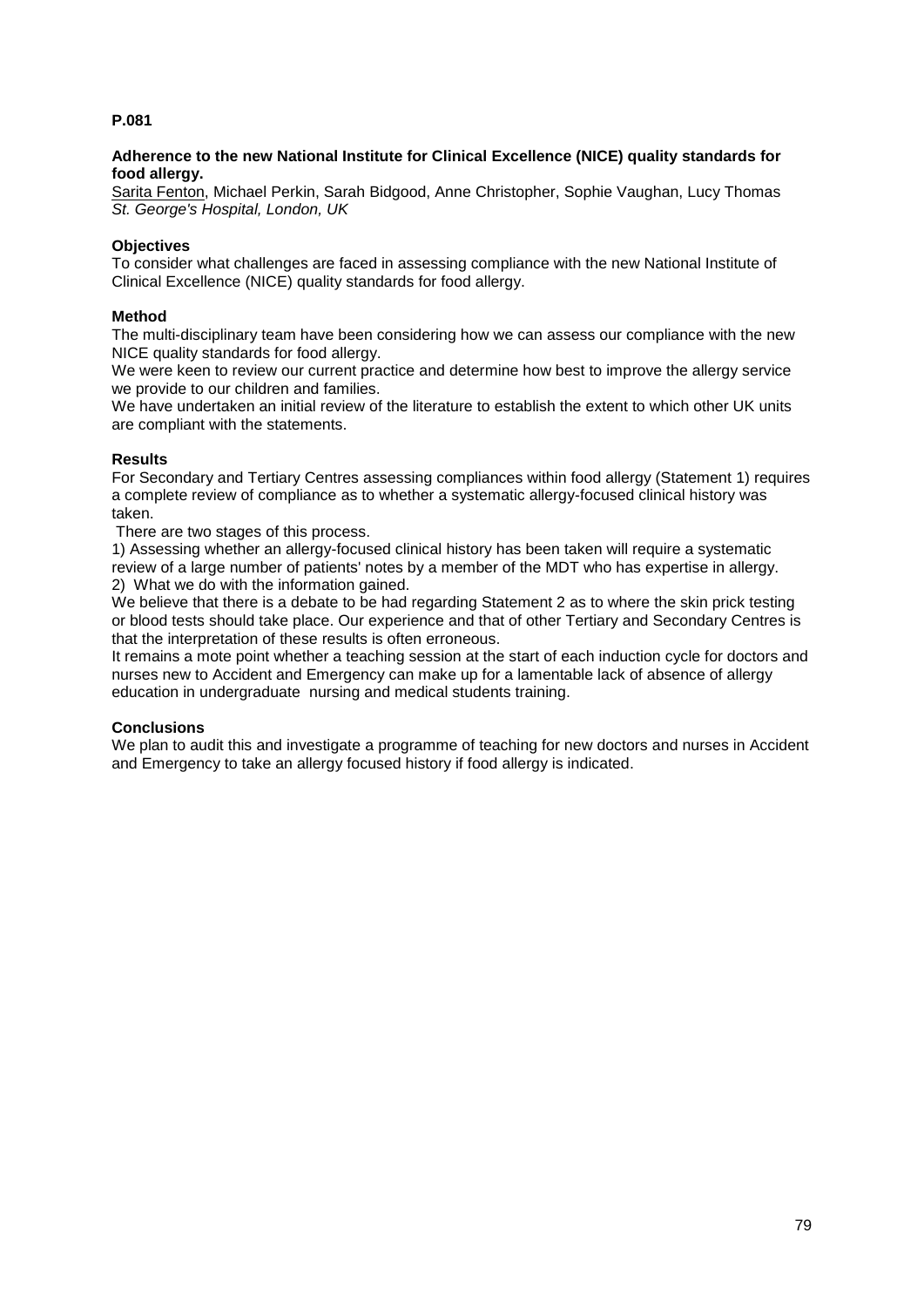**P.081**

**Adherence to the new National Institute for Clinical Excellence (NICE) quality standards for food allergy.**

Sarita Fenton, Michael Perkin, Sarah Bidgood, Anne Christopher, Sophie Vaughan, Lucy Thomas
*St. George's Hospital, London, UK*

**Objectives**

To consider what challenges are faced in assessing compliance with the new National Institute of Clinical Excellence (NICE) quality standards for food allergy.

**Method**

The multi-disciplinary team have been considering how we can assess our compliance with the new NICE quality standards for food allergy.

We were keen to review our current practice and determine how best to improve the allergy service we provide to our children and families.

We have undertaken an initial review of the literature to establish the extent to which other UK units are compliant with the statements.

**Results**

For Secondary and Tertiary Centres assessing compliances within food allergy (Statement 1) requires a complete review of compliance as to whether a systematic allergy-focused clinical history was taken.

There are two stages of this process.

1) Assessing whether an allergy-focused clinical history has been taken will require a systematic review of a large number of patients' notes by a member of the MDT who has expertise in allergy.
2) What we do with the information gained.

We believe that there is a debate to be had regarding Statement 2 as to where the skin prick testing or blood tests should take place. Our experience and that of other Tertiary and Secondary Centres is that the interpretation of these results is often erroneous.

It remains a mote point whether a teaching session at the start of each induction cycle for doctors and nurses new to Accident and Emergency can make up for a lamentable lack of absence of allergy education in undergraduate nursing and medical students training.

**Conclusions**

We plan to audit this and investigate a programme of teaching for new doctors and nurses in Accident and Emergency to take an allergy focused history if food allergy is indicated.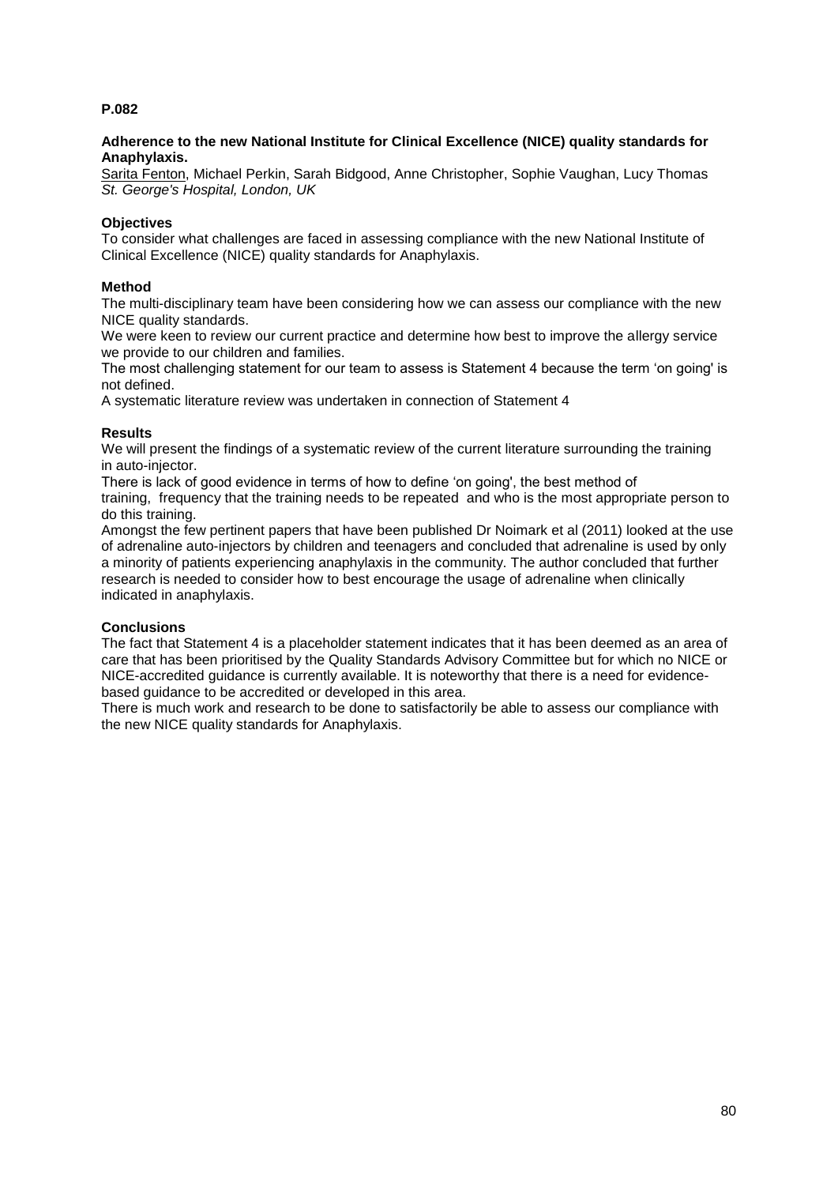**P.082**

**Adherence to the new National Institute for Clinical Excellence (NICE) quality standards for Anaphylaxis.**

Sarita Fenton, Michael Perkin, Sarah Bidgood, Anne Christopher, Sophie Vaughan, Lucy Thomas
*St. George's Hospital, London, UK*

**Objectives**

To consider what challenges are faced in assessing compliance with the new National Institute of Clinical Excellence (NICE) quality standards for Anaphylaxis.

**Method**

The multi-disciplinary team have been considering how we can assess our compliance with the new NICE quality standards.

We were keen to review our current practice and determine how best to improve the allergy service we provide to our children and families.

The most challenging statement for our team to assess is Statement 4 because the term 'on going' is not defined.

A systematic literature review was undertaken in connection of Statement 4

**Results**

We will present the findings of a systematic review of the current literature surrounding the training in auto-injector.

There is lack of good evidence in terms of how to define 'on going', the best method of training, frequency that the training needs to be repeated and who is the most appropriate person to do this training.

Amongst the few pertinent papers that have been published Dr Noimark et al (2011) looked at the use of adrenaline auto-injectors by children and teenagers and concluded that adrenaline is used by only a minority of patients experiencing anaphylaxis in the community. The author concluded that further research is needed to consider how to best encourage the usage of adrenaline when clinically indicated in anaphylaxis.

**Conclusions**

The fact that Statement 4 is a placeholder statement indicates that it has been deemed as an area of care that has been prioritised by the Quality Standards Advisory Committee but for which no NICE or NICE-accredited guidance is currently available. It is noteworthy that there is a need for evidence-based guidance to be accredited or developed in this area.

There is much work and research to be done to satisfactorily be able to assess our compliance with the new NICE quality standards for Anaphylaxis.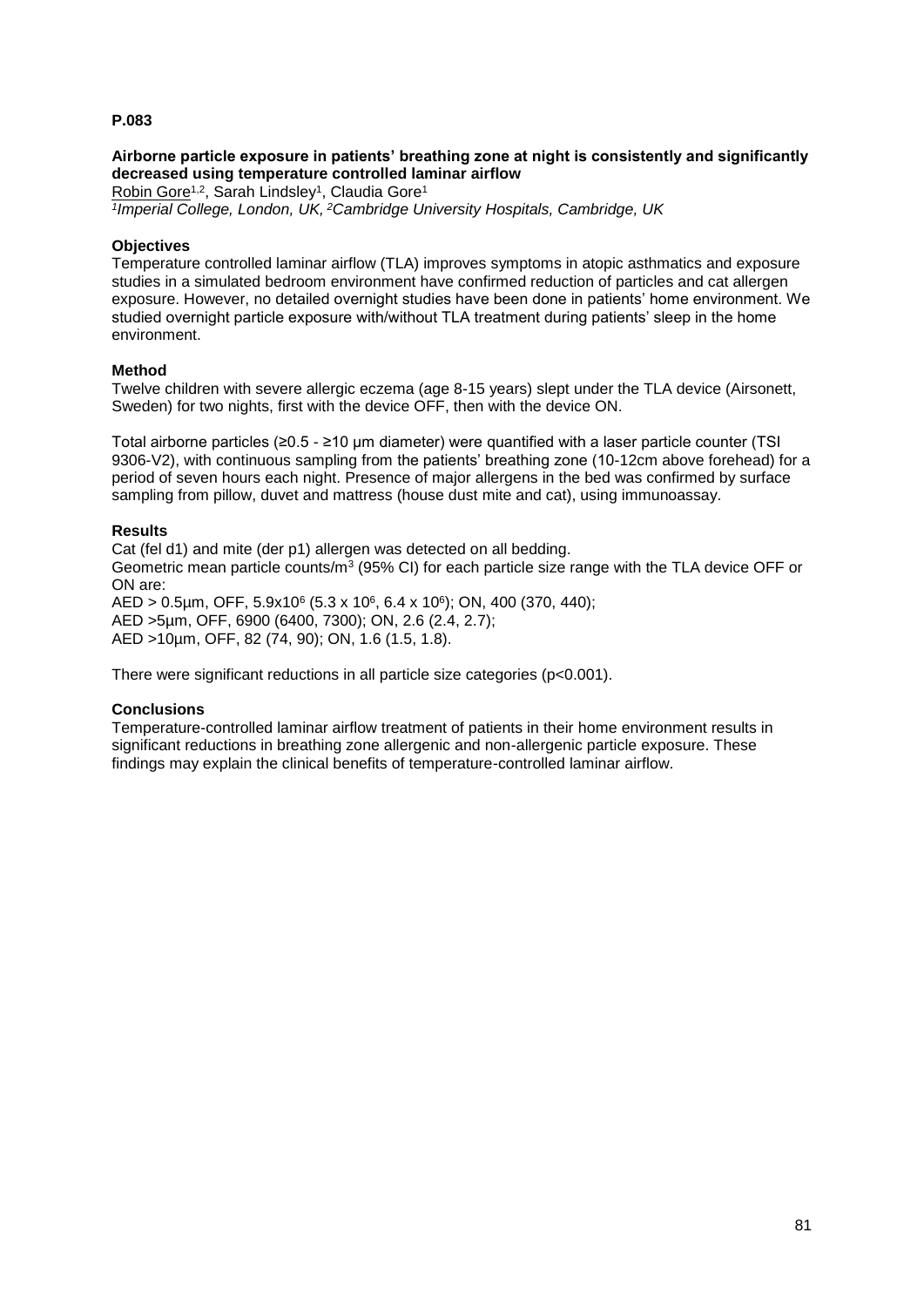**P.083**

**Airborne particle exposure in patients' breathing zone at night is consistently and significantly decreased using temperature controlled laminar airflow**

Robin Gore[1,2], Sarah Lindsley[1], Claudia Gore[1]

*[1]Imperial College, London, UK, [2]Cambridge University Hospitals, Cambridge, UK*

**Objectives**

Temperature controlled laminar airflow (TLA) improves symptoms in atopic asthmatics and exposure studies in a simulated bedroom environment have confirmed reduction of particles and cat allergen exposure. However, no detailed overnight studies have been done in patients' home environment. We studied overnight particle exposure with/without TLA treatment during patients' sleep in the home environment.

**Method**

Twelve children with severe allergic eczema (age 8-15 years) slept under the TLA device (Airsonett, Sweden) for two nights, first with the device OFF, then with the device ON.

Total airborne particles (≥0.5 - ≥10 μm diameter) were quantified with a laser particle counter (TSI 9306-V2), with continuous sampling from the patients' breathing zone (10-12cm above forehead) for a period of seven hours each night. Presence of major allergens in the bed was confirmed by surface sampling from pillow, duvet and mattress (house dust mite and cat), using immunoassay.

**Results**

Cat (fel d1) and mite (der p1) allergen was detected on all bedding.

Geometric mean particle counts/m$^3$ (95% CI) for each particle size range with the TLA device OFF or ON are:

AED > 0.5µm, OFF, $5.9 \times 10^6$ ($5.3 \times 10^6$, $6.4 \times 10^6$); ON, 400 (370, 440);

AED >5µm, OFF, 6900 (6400, 7300); ON, 2.6 (2.4, 2.7);

AED >10µm, OFF, 82 (74, 90); ON, 1.6 (1.5, 1.8).

There were significant reductions in all particle size categories ($p<0.001$).

**Conclusions**

Temperature-controlled laminar airflow treatment of patients in their home environment results in significant reductions in breathing zone allergenic and non-allergenic particle exposure. These findings may explain the clinical benefits of temperature-controlled laminar airflow.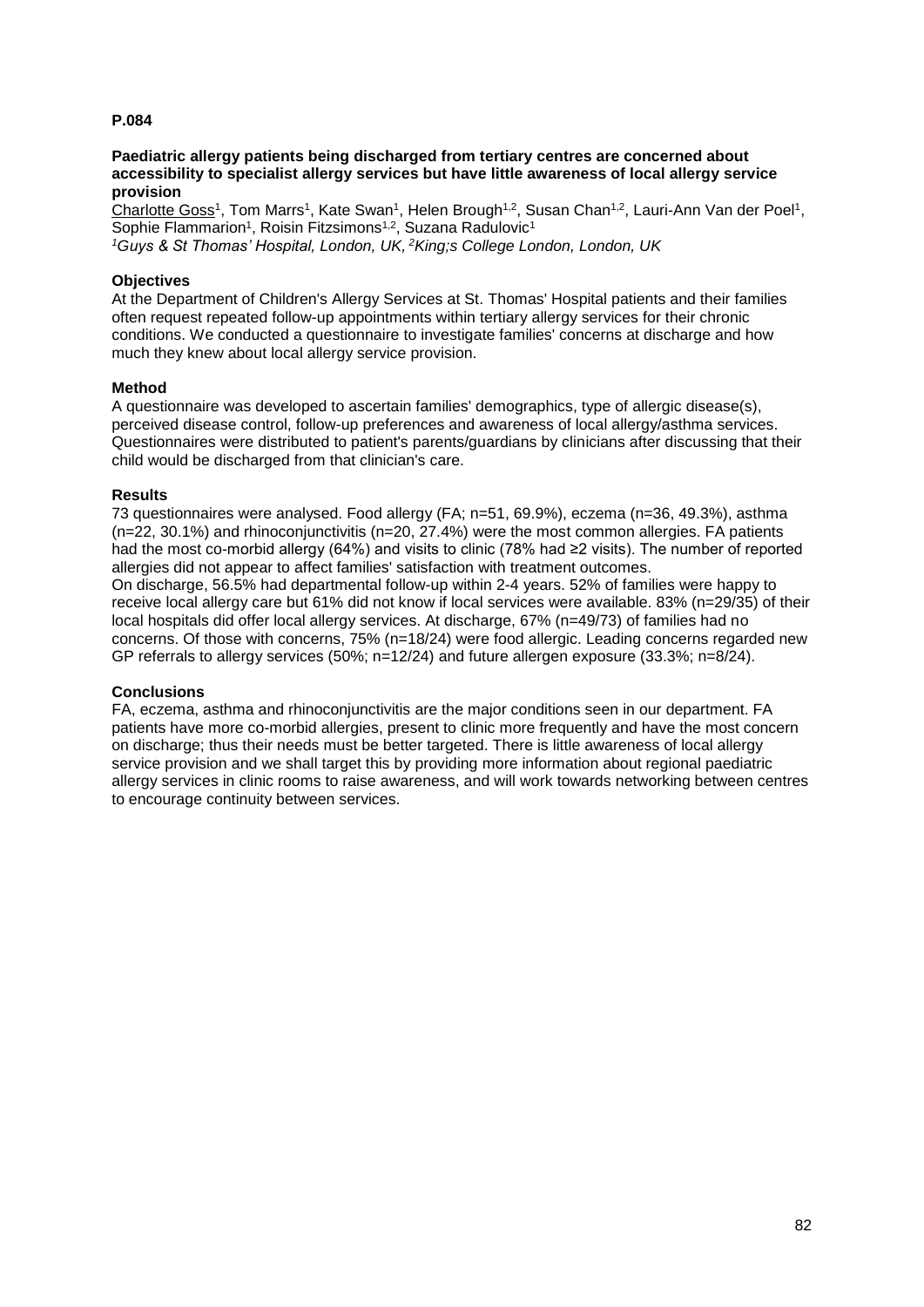**P.084**

**Paediatric allergy patients being discharged from tertiary centres are concerned about accessibility to specialist allergy services but have little awareness of local allergy service provision**

Charlotte Goss[1], Tom Marrs[1], Kate Swan[1], Helen Brough[1,2], Susan Chan[1,2], Lauri-Ann Van der Poel[1], Sophie Flammarion[1], Roisin Fitzsimons[1,2], Suzana Radulovic[1]

*[1]Guys & St Thomas' Hospital, London, UK, [2]King;s College London, London, UK*

**Objectives**

At the Department of Children's Allergy Services at St. Thomas' Hospital patients and their families often request repeated follow-up appointments within tertiary allergy services for their chronic conditions. We conducted a questionnaire to investigate families' concerns at discharge and how much they knew about local allergy service provision.

**Method**

A questionnaire was developed to ascertain families' demographics, type of allergic disease(s), perceived disease control, follow-up preferences and awareness of local allergy/asthma services. Questionnaires were distributed to patient's parents/guardians by clinicians after discussing that their child would be discharged from that clinician's care.

**Results**

73 questionnaires were analysed. Food allergy (FA; n=51, 69.9%), eczema (n=36, 49.3%), asthma (n=22, 30.1%) and rhinoconjunctivitis (n=20, 27.4%) were the most common allergies. FA patients had the most co-morbid allergy (64%) and visits to clinic (78% had ≥2 visits). The number of reported allergies did not appear to affect families' satisfaction with treatment outcomes.

On discharge, 56.5% had departmental follow-up within 2-4 years. 52% of families were happy to receive local allergy care but 61% did not know if local services were available. 83% (n=29/35) of their local hospitals did offer local allergy services. At discharge, 67% (n=49/73) of families had no concerns. Of those with concerns, 75% (n=18/24) were food allergic. Leading concerns regarded new GP referrals to allergy services (50%; n=12/24) and future allergen exposure (33.3%; n=8/24).

**Conclusions**

FA, eczema, asthma and rhinoconjunctivitis are the major conditions seen in our department. FA patients have more co-morbid allergies, present to clinic more frequently and have the most concern on discharge; thus their needs must be better targeted. There is little awareness of local allergy service provision and we shall target this by providing more information about regional paediatric allergy services in clinic rooms to raise awareness, and will work towards networking between centres to encourage continuity between services.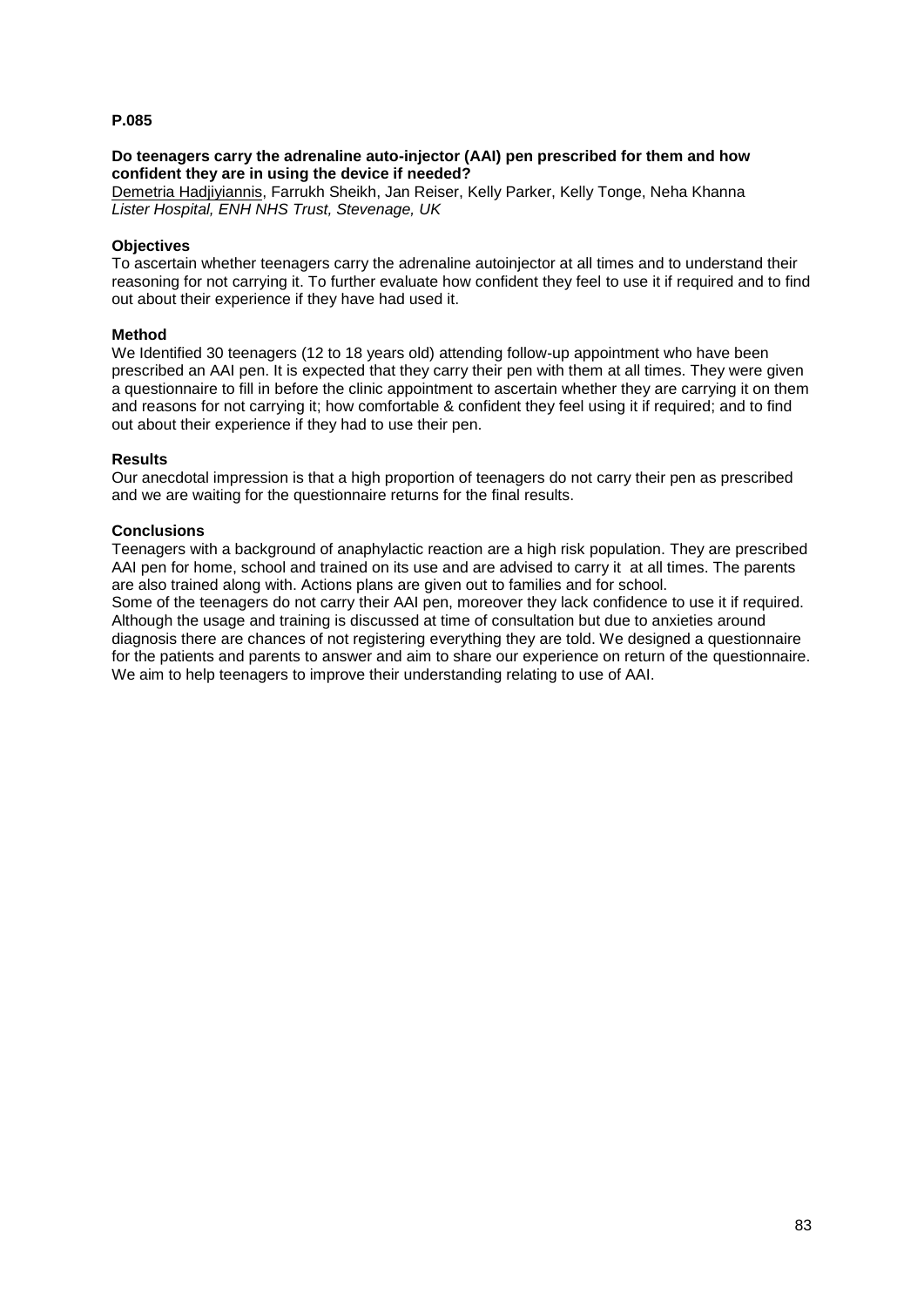**P.085**

**Do teenagers carry the adrenaline auto-injector (AAI) pen prescribed for them and how confident they are in using the device if needed?**

Demetria Hadjiyiannis, Farrukh Sheikh, Jan Reiser, Kelly Parker, Kelly Tonge, Neha Khanna
*Lister Hospital, ENH NHS Trust, Stevenage, UK*

**Objectives**

To ascertain whether teenagers carry the adrenaline autoinjector at all times and to understand their reasoning for not carrying it. To further evaluate how confident they feel to use it if required and to find out about their experience if they have had used it.

**Method**

We Identified 30 teenagers (12 to 18 years old) attending follow-up appointment who have been prescribed an AAI pen. It is expected that they carry their pen with them at all times. They were given a questionnaire to fill in before the clinic appointment to ascertain whether they are carrying it on them and reasons for not carrying it; how comfortable & confident they feel using it if required; and to find out about their experience if they had to use their pen.

**Results**

Our anecdotal impression is that a high proportion of teenagers do not carry their pen as prescribed and we are waiting for the questionnaire returns for the final results.

**Conclusions**

Teenagers with a background of anaphylactic reaction are a high risk population. They are prescribed AAI pen for home, school and trained on its use and are advised to carry it at all times. The parents are also trained along with. Actions plans are given out to families and for school.
Some of the teenagers do not carry their AAI pen, moreover they lack confidence to use it if required. Although the usage and training is discussed at time of consultation but due to anxieties around diagnosis there are chances of not registering everything they are told. We designed a questionnaire for the patients and parents to answer and aim to share our experience on return of the questionnaire. We aim to help teenagers to improve their understanding relating to use of AAI.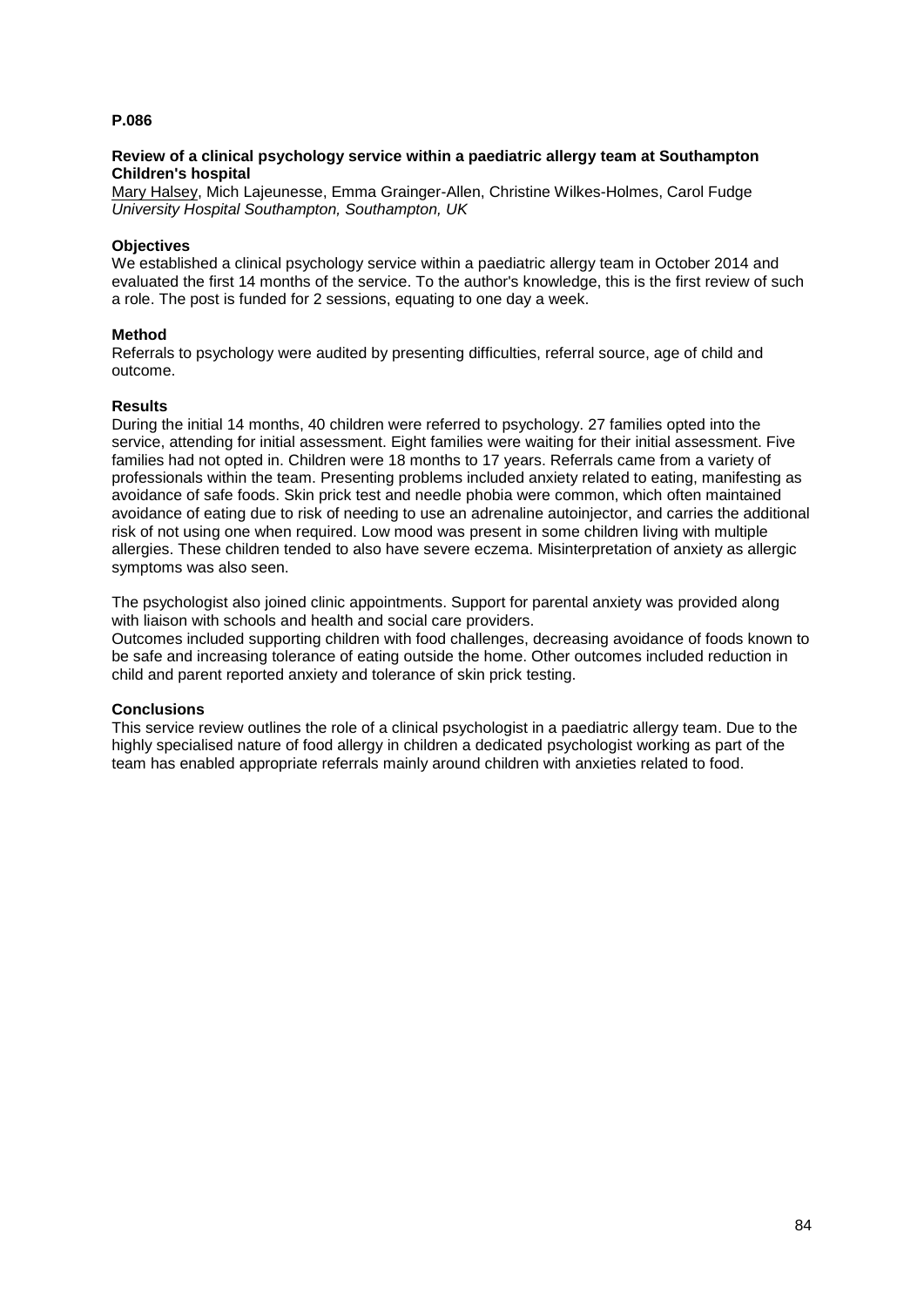**P.086**

**Review of a clinical psychology service within a paediatric allergy team at Southampton Children's hospital**

Mary Halsey, Mich Lajeunesse, Emma Grainger-Allen, Christine Wilkes-Holmes, Carol Fudge
*University Hospital Southampton, Southampton, UK*

**Objectives**
We established a clinical psychology service within a paediatric allergy team in October 2014 and evaluated the first 14 months of the service. To the author's knowledge, this is the first review of such a role. The post is funded for 2 sessions, equating to one day a week.

**Method**
Referrals to psychology were audited by presenting difficulties, referral source, age of child and outcome.

**Results**
During the initial 14 months, 40 children were referred to psychology. 27 families opted into the service, attending for initial assessment. Eight families were waiting for their initial assessment. Five families had not opted in. Children were 18 months to 17 years. Referrals came from a variety of professionals within the team. Presenting problems included anxiety related to eating, manifesting as avoidance of safe foods. Skin prick test and needle phobia were common, which often maintained avoidance of eating due to risk of needing to use an adrenaline autoinjector, and carries the additional risk of not using one when required. Low mood was present in some children living with multiple allergies. These children tended to also have severe eczema. Misinterpretation of anxiety as allergic symptoms was also seen.

The psychologist also joined clinic appointments. Support for parental anxiety was provided along with liaison with schools and health and social care providers.
Outcomes included supporting children with food challenges, decreasing avoidance of foods known to be safe and increasing tolerance of eating outside the home. Other outcomes included reduction in child and parent reported anxiety and tolerance of skin prick testing.

**Conclusions**
This service review outlines the role of a clinical psychologist in a paediatric allergy team. Due to the highly specialised nature of food allergy in children a dedicated psychologist working as part of the team has enabled appropriate referrals mainly around children with anxieties related to food.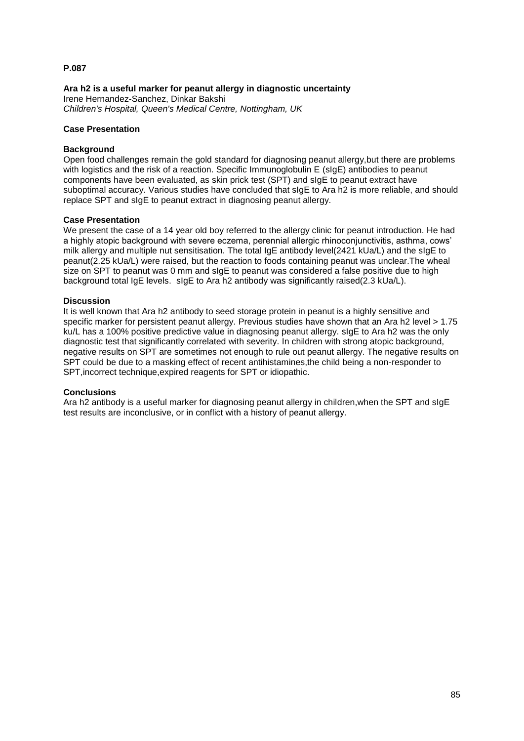**P.087**

**Ara h2 is a useful marker for peanut allergy in diagnostic uncertainty**

Irene Hernandez-Sanchez, Dinkar Bakshi

*Children's Hospital, Queen's Medical Centre, Nottingham, UK*

**Case Presentation**

**Background**

Open food challenges remain the gold standard for diagnosing peanut allergy,but there are problems with logistics and the risk of a reaction. Specific Immunoglobulin E (sIgE) antibodies to peanut components have been evaluated, as skin prick test (SPT) and sIgE to peanut extract have suboptimal accuracy. Various studies have concluded that sIgE to Ara h2 is more reliable, and should replace SPT and sIgE to peanut extract in diagnosing peanut allergy.

**Case Presentation**

We present the case of a 14 year old boy referred to the allergy clinic for peanut introduction. He had a highly atopic background with severe eczema, perennial allergic rhinoconjunctivitis, asthma, cows' milk allergy and multiple nut sensitisation. The total IgE antibody level(2421 kUa/L) and the sIgE to peanut(2.25 kUa/L) were raised, but the reaction to foods containing peanut was unclear.The wheal size on SPT to peanut was 0 mm and sIgE to peanut was considered a false positive due to high background total IgE levels. sIgE to Ara h2 antibody was significantly raised(2.3 kUa/L).

**Discussion**

It is well known that Ara h2 antibody to seed storage protein in peanut is a highly sensitive and specific marker for persistent peanut allergy. Previous studies have shown that an Ara h2 level > 1.75 ku/L has a 100% positive predictive value in diagnosing peanut allergy. sIgE to Ara h2 was the only diagnostic test that significantly correlated with severity. In children with strong atopic background, negative results on SPT are sometimes not enough to rule out peanut allergy. The negative results on SPT could be due to a masking effect of recent antihistamines,the child being a non-responder to SPT,incorrect technique,expired reagents for SPT or idiopathic.

**Conclusions**

Ara h2 antibody is a useful marker for diagnosing peanut allergy in children,when the SPT and sIgE test results are inconclusive, or in conflict with a history of peanut allergy.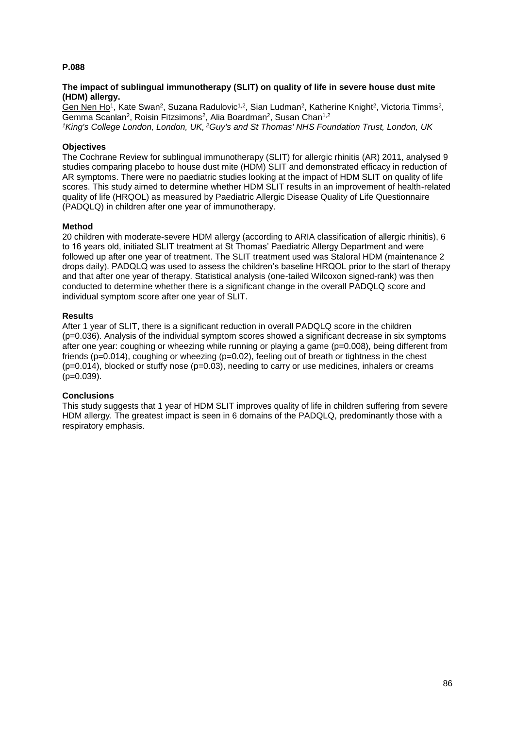**P.088**

**The impact of sublingual immunotherapy (SLIT) on quality of life in severe house dust mite (HDM) allergy.**

Gen Nen Ho[1], Kate Swan[2], Suzana Radulovic[1,2], Sian Ludman[2], Katherine Knight[2], Victoria Timms[2], Gemma Scanlan[2], Roisin Fitzsimons[2], Alia Boardman[2], Susan Chan[1,2]

*[1]King's College London, London, UK, [2]Guy's and St Thomas' NHS Foundation Trust, London, UK*

**Objectives**

The Cochrane Review for sublingual immunotherapy (SLIT) for allergic rhinitis (AR) 2011, analysed 9 studies comparing placebo to house dust mite (HDM) SLIT and demonstrated efficacy in reduction of AR symptoms. There were no paediatric studies looking at the impact of HDM SLIT on quality of life scores. This study aimed to determine whether HDM SLIT results in an improvement of health-related quality of life (HRQOL) as measured by Paediatric Allergic Disease Quality of Life Questionnaire (PADQLQ) in children after one year of immunotherapy.

**Method**

20 children with moderate-severe HDM allergy (according to ARIA classification of allergic rhinitis), 6 to 16 years old, initiated SLIT treatment at St Thomas' Paediatric Allergy Department and were followed up after one year of treatment. The SLIT treatment used was Staloral HDM (maintenance 2 drops daily). PADQLQ was used to assess the children's baseline HRQOL prior to the start of therapy and that after one year of therapy. Statistical analysis (one-tailed Wilcoxon signed-rank) was then conducted to determine whether there is a significant change in the overall PADQLQ score and individual symptom score after one year of SLIT.

**Results**

After 1 year of SLIT, there is a significant reduction in overall PADQLQ score in the children ($p=0.036$). Analysis of the individual symptom scores showed a significant decrease in six symptoms after one year: coughing or wheezing while running or playing a game ($p=0.008$), being different from friends ($p=0.014$), coughing or wheezing ($p=0.02$), feeling out of breath or tightness in the chest ($p=0.014$), blocked or stuffy nose ($p=0.03$), needing to carry or use medicines, inhalers or creams ($p=0.039$).

**Conclusions**

This study suggests that 1 year of HDM SLIT improves quality of life in children suffering from severe HDM allergy. The greatest impact is seen in 6 domains of the PADQLQ, predominantly those with a respiratory emphasis.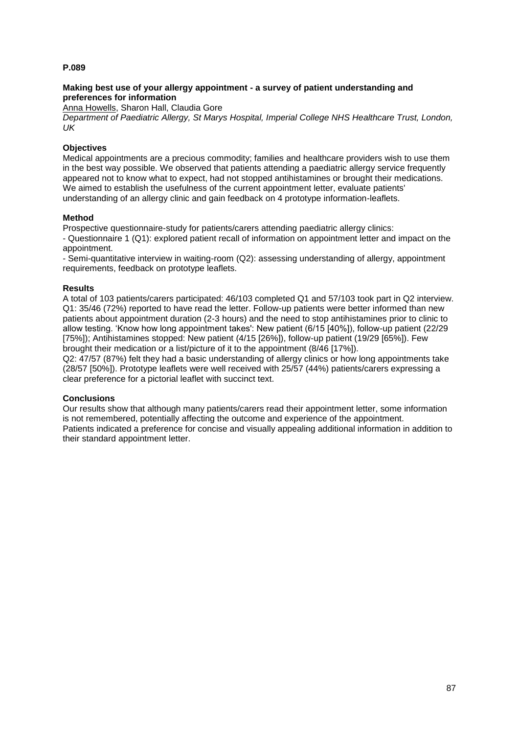**P.089**

**Making best use of your allergy appointment - a survey of patient understanding and preferences for information**

Anna Howells, Sharon Hall, Claudia Gore

*Department of Paediatric Allergy, St Marys Hospital, Imperial College NHS Healthcare Trust, London, UK*

**Objectives**

Medical appointments are a precious commodity; families and healthcare providers wish to use them in the best way possible. We observed that patients attending a paediatric allergy service frequently appeared not to know what to expect, had not stopped antihistamines or brought their medications. We aimed to establish the usefulness of the current appointment letter, evaluate patients' understanding of an allergy clinic and gain feedback on 4 prototype information-leaflets.

**Method**

Prospective questionnaire-study for patients/carers attending paediatric allergy clinics:

- Questionnaire 1 (Q1): explored patient recall of information on appointment letter and impact on the appointment.
- Semi-quantitative interview in waiting-room (Q2): assessing understanding of allergy, appointment requirements, feedback on prototype leaflets.

**Results**

A total of 103 patients/carers participated: 46/103 completed Q1 and 57/103 took part in Q2 interview. Q1: 35/46 (72%) reported to have read the letter. Follow-up patients were better informed than new patients about appointment duration (2-3 hours) and the need to stop antihistamines prior to clinic to allow testing. 'Know how long appointment takes': New patient (6/15 [40%]), follow-up patient (22/29 [75%]); Antihistamines stopped: New patient (4/15 [26%]), follow-up patient (19/29 [65%]). Few brought their medication or a list/picture of it to the appointment (8/46 [17%]).

Q2: 47/57 (87%) felt they had a basic understanding of allergy clinics or how long appointments take (28/57 [50%]). Prototype leaflets were well received with 25/57 (44%) patients/carers expressing a clear preference for a pictorial leaflet with succinct text.

**Conclusions**

Our results show that although many patients/carers read their appointment letter, some information is not remembered, potentially affecting the outcome and experience of the appointment. Patients indicated a preference for concise and visually appealing additional information in addition to their standard appointment letter.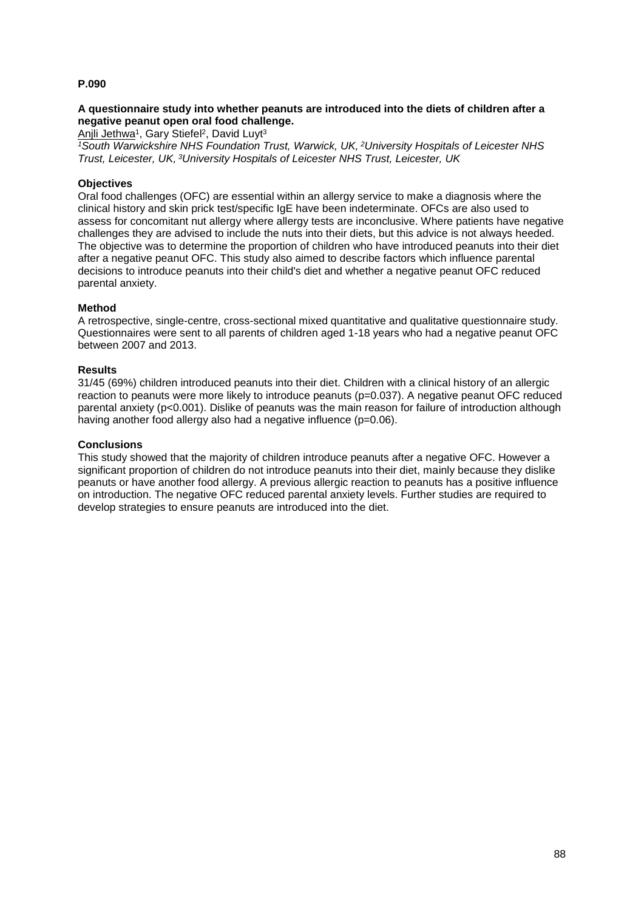**P.090**

**A questionnaire study into whether peanuts are introduced into the diets of children after a negative peanut open oral food challenge.**

Anjli Jethwa[1], Gary Stiefel[2], David Luyt[3]

*[1]South Warwickshire NHS Foundation Trust, Warwick, UK, [2]University Hospitals of Leicester NHS Trust, Leicester, UK, [3]University Hospitals of Leicester NHS Trust, Leicester, UK*

**Objectives**

Oral food challenges (OFC) are essential within an allergy service to make a diagnosis where the clinical history and skin prick test/specific IgE have been indeterminate. OFCs are also used to assess for concomitant nut allergy where allergy tests are inconclusive. Where patients have negative challenges they are advised to include the nuts into their diets, but this advice is not always heeded. The objective was to determine the proportion of children who have introduced peanuts into their diet after a negative peanut OFC. This study also aimed to describe factors which influence parental decisions to introduce peanuts into their child's diet and whether a negative peanut OFC reduced parental anxiety.

**Method**

A retrospective, single-centre, cross-sectional mixed quantitative and qualitative questionnaire study. Questionnaires were sent to all parents of children aged 1-18 years who had a negative peanut OFC between 2007 and 2013.

**Results**

31/45 (69%) children introduced peanuts into their diet. Children with a clinical history of an allergic reaction to peanuts were more likely to introduce peanuts ($p=0.037$). A negative peanut OFC reduced parental anxiety ($p<0.001$). Dislike of peanuts was the main reason for failure of introduction although having another food allergy also had a negative influence ($p=0.06$).

**Conclusions**

This study showed that the majority of children introduce peanuts after a negative OFC. However a significant proportion of children do not introduce peanuts into their diet, mainly because they dislike peanuts or have another food allergy. A previous allergic reaction to peanuts has a positive influence on introduction. The negative OFC reduced parental anxiety levels. Further studies are required to develop strategies to ensure peanuts are introduced into the diet.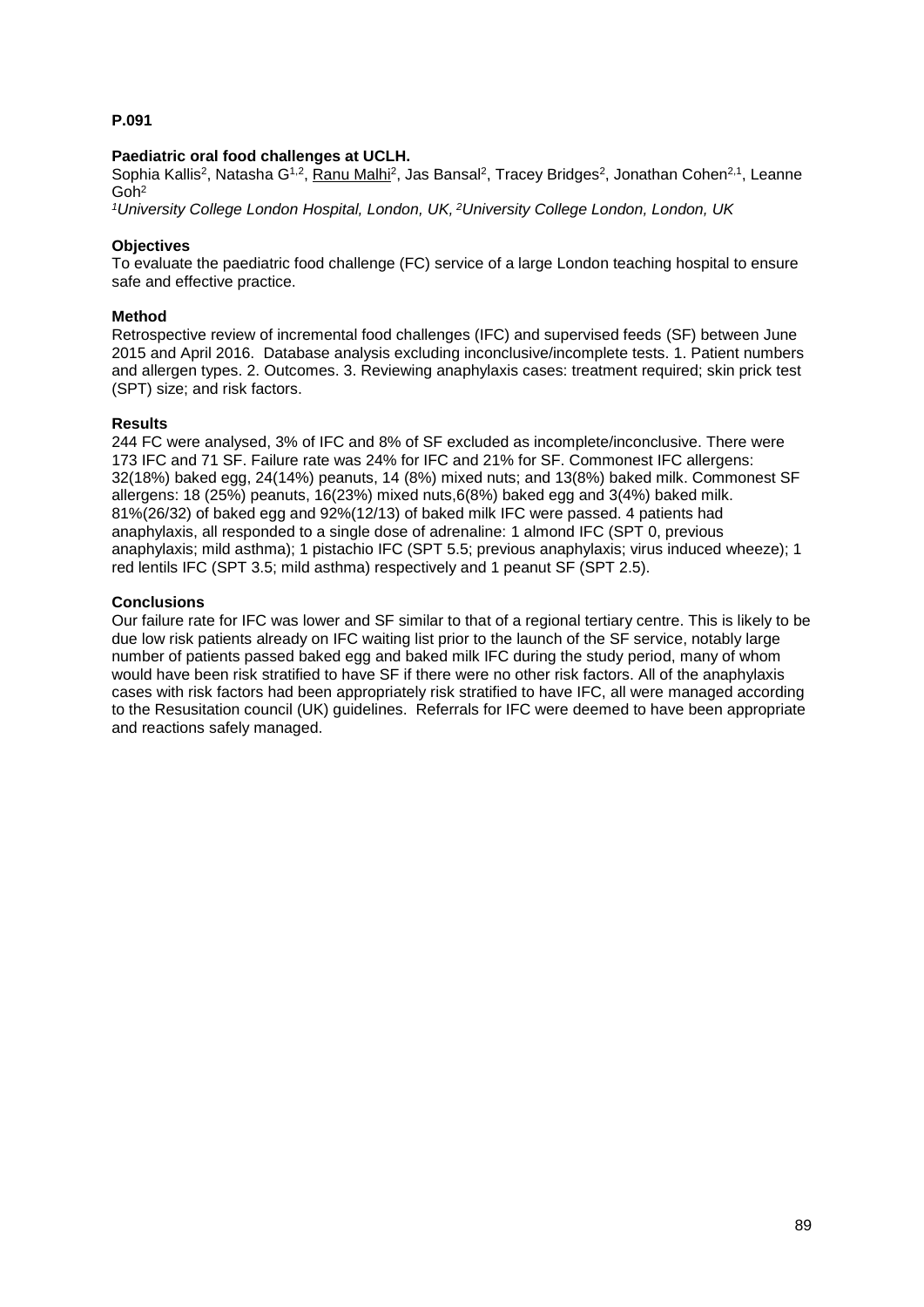**P.091**

**Paediatric oral food challenges at UCLH.**

Sophia Kallis[2], Natasha G[1,2], Ranu Malhi[2], Jas Bansal[2], Tracey Bridges[2], Jonathan Cohen[2,1], Leanne Goh[2]

*[1]University College London Hospital, London, UK, [2]University College London, London, UK*

**Objectives**

To evaluate the paediatric food challenge (FC) service of a large London teaching hospital to ensure safe and effective practice.

**Method**

Retrospective review of incremental food challenges (IFC) and supervised feeds (SF) between June 2015 and April 2016. Database analysis excluding inconclusive/incomplete tests. 1. Patient numbers and allergen types. 2. Outcomes. 3. Reviewing anaphylaxis cases: treatment required; skin prick test (SPT) size; and risk factors.

**Results**

244 FC were analysed, 3% of IFC and 8% of SF excluded as incomplete/inconclusive. There were 173 IFC and 71 SF. Failure rate was 24% for IFC and 21% for SF. Commonest IFC allergens: 32(18%) baked egg, 24(14%) peanuts, 14 (8%) mixed nuts; and 13(8%) baked milk. Commonest SF allergens: 18 (25%) peanuts, 16(23%) mixed nuts,6(8%) baked egg and 3(4%) baked milk. 81%(26/32) of baked egg and 92%(12/13) of baked milk IFC were passed. 4 patients had anaphylaxis, all responded to a single dose of adrenaline: 1 almond IFC (SPT 0, previous anaphylaxis; mild asthma); 1 pistachio IFC (SPT 5.5; previous anaphylaxis; virus induced wheeze); 1 red lentils IFC (SPT 3.5; mild asthma) respectively and 1 peanut SF (SPT 2.5).

**Conclusions**

Our failure rate for IFC was lower and SF similar to that of a regional tertiary centre. This is likely to be due low risk patients already on IFC waiting list prior to the launch of the SF service, notably large number of patients passed baked egg and baked milk IFC during the study period, many of whom would have been risk stratified to have SF if there were no other risk factors. All of the anaphylaxis cases with risk factors had been appropriately risk stratified to have IFC, all were managed according to the Resusitation council (UK) guidelines. Referrals for IFC were deemed to have been appropriate and reactions safely managed.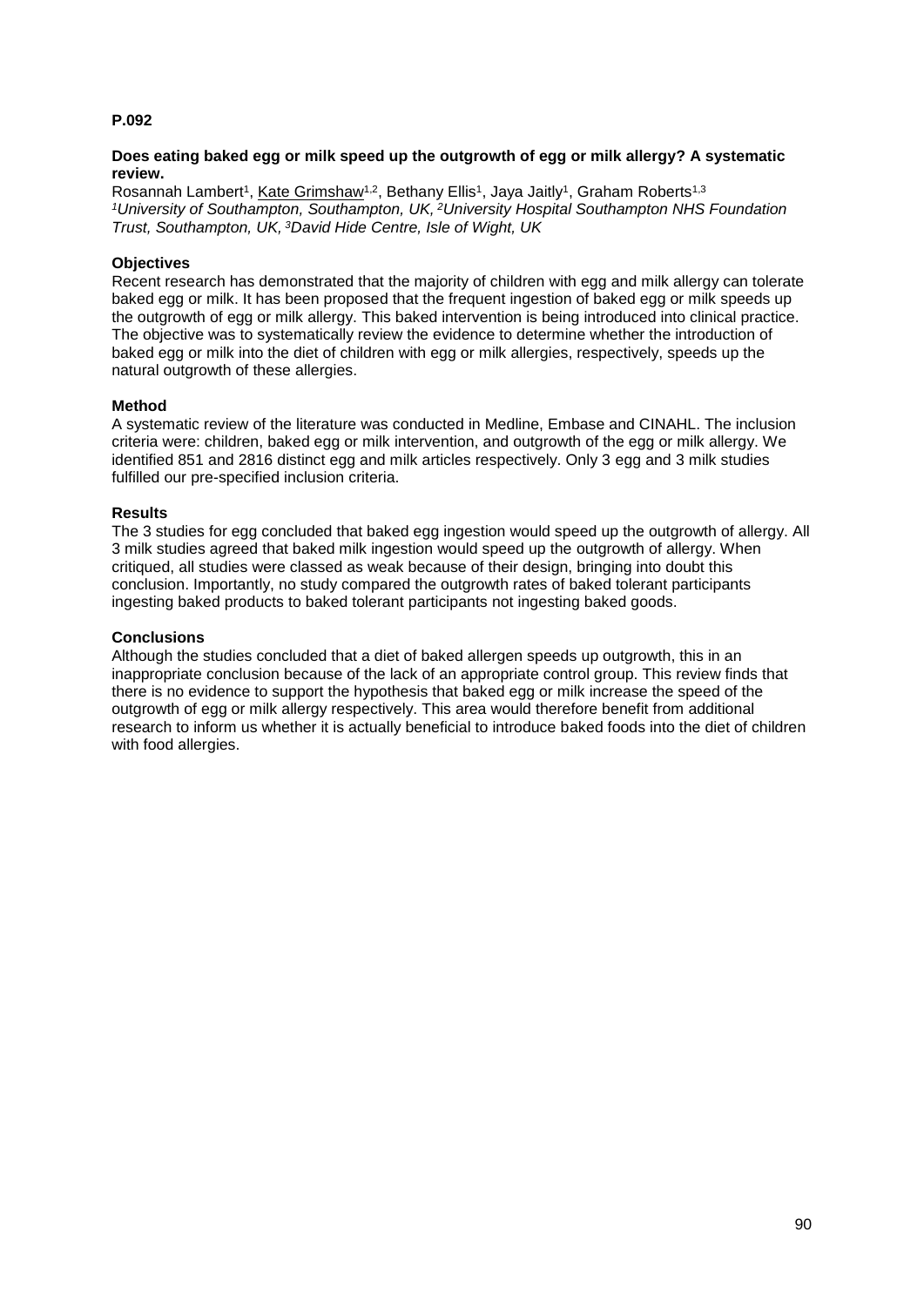**P.092**

**Does eating baked egg or milk speed up the outgrowth of egg or milk allergy? A systematic review.**

Rosannah Lambert[1], Kate Grimshaw[1,2], Bethany Ellis[1], Jaya Jaitly[1], Graham Roberts[1,3]
*[1]University of Southampton, Southampton, UK, [2]University Hospital Southampton NHS Foundation Trust, Southampton, UK, [3]David Hide Centre, Isle of Wight, UK*

**Objectives**

Recent research has demonstrated that the majority of children with egg and milk allergy can tolerate baked egg or milk. It has been proposed that the frequent ingestion of baked egg or milk speeds up the outgrowth of egg or milk allergy. This baked intervention is being introduced into clinical practice. The objective was to systematically review the evidence to determine whether the introduction of baked egg or milk into the diet of children with egg or milk allergies, respectively, speeds up the natural outgrowth of these allergies.

**Method**

A systematic review of the literature was conducted in Medline, Embase and CINAHL. The inclusion criteria were: children, baked egg or milk intervention, and outgrowth of the egg or milk allergy. We identified 851 and 2816 distinct egg and milk articles respectively. Only 3 egg and 3 milk studies fulfilled our pre-specified inclusion criteria.

**Results**

The 3 studies for egg concluded that baked egg ingestion would speed up the outgrowth of allergy. All 3 milk studies agreed that baked milk ingestion would speed up the outgrowth of allergy. When critiqued, all studies were classed as weak because of their design, bringing into doubt this conclusion. Importantly, no study compared the outgrowth rates of baked tolerant participants ingesting baked products to baked tolerant participants not ingesting baked goods.

**Conclusions**

Although the studies concluded that a diet of baked allergen speeds up outgrowth, this in an inappropriate conclusion because of the lack of an appropriate control group. This review finds that there is no evidence to support the hypothesis that baked egg or milk increase the speed of the outgrowth of egg or milk allergy respectively. This area would therefore benefit from additional research to inform us whether it is actually beneficial to introduce baked foods into the diet of children with food allergies.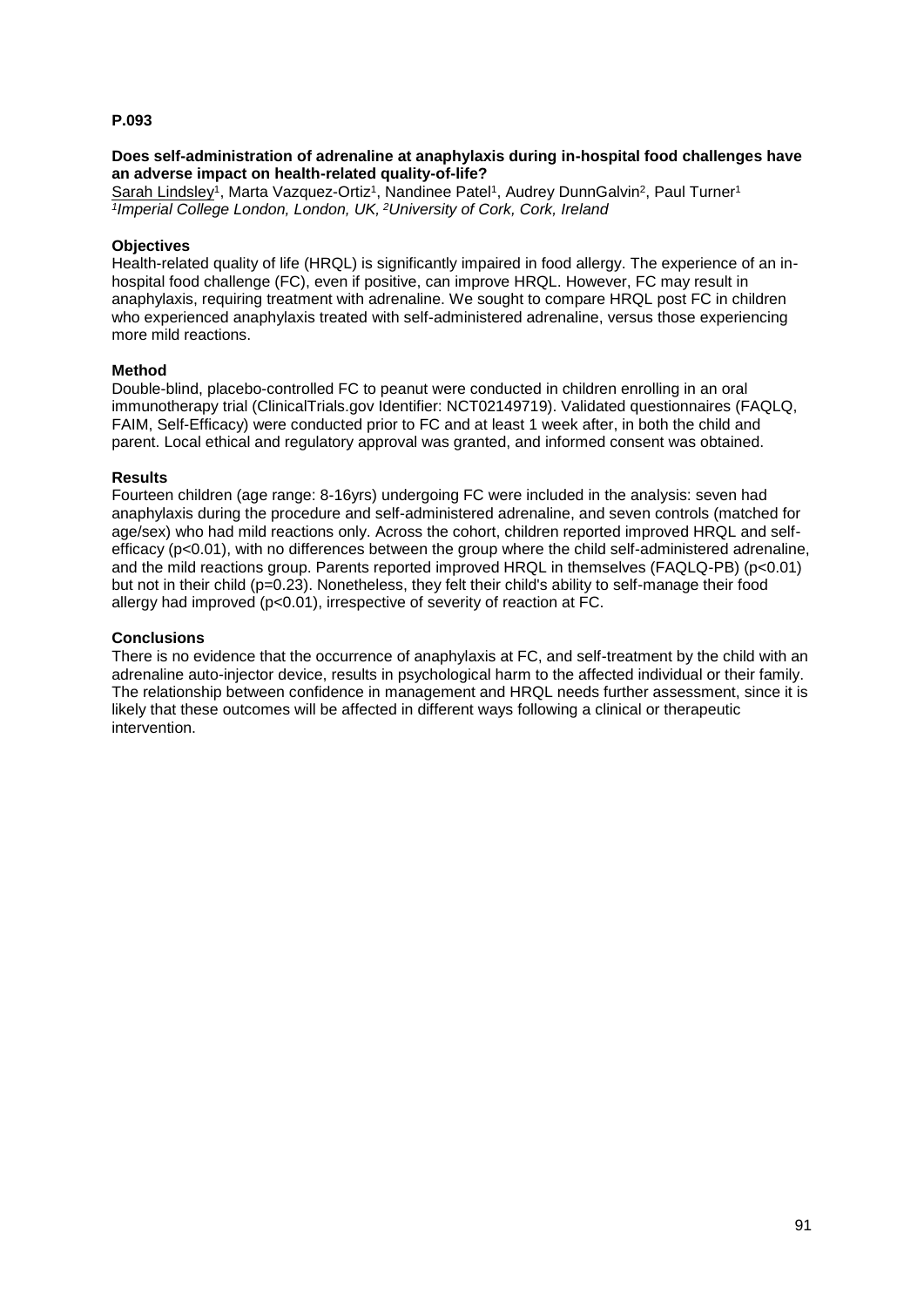**P.093**

**Does self-administration of adrenaline at anaphylaxis during in-hospital food challenges have an adverse impact on health-related quality-of-life?**

Sarah Lindsley[1], Marta Vazquez-Ortiz[1], Nandinee Patel[1], Audrey DunnGalvin[2], Paul Turner[1]
*[1]Imperial College London, London, UK, [2]University of Cork, Cork, Ireland*

**Objectives**

Health-related quality of life (HRQL) is significantly impaired in food allergy. The experience of an in-hospital food challenge (FC), even if positive, can improve HRQL. However, FC may result in anaphylaxis, requiring treatment with adrenaline. We sought to compare HRQL post FC in children who experienced anaphylaxis treated with self-administered adrenaline, versus those experiencing more mild reactions.

**Method**

Double-blind, placebo-controlled FC to peanut were conducted in children enrolling in an oral immunotherapy trial (ClinicalTrials.gov Identifier: NCT02149719). Validated questionnaires (FAQLQ, FAIM, Self-Efficacy) were conducted prior to FC and at least 1 week after, in both the child and parent. Local ethical and regulatory approval was granted, and informed consent was obtained.

**Results**

Fourteen children (age range: 8-16yrs) undergoing FC were included in the analysis: seven had anaphylaxis during the procedure and self-administered adrenaline, and seven controls (matched for age/sex) who had mild reactions only. Across the cohort, children reported improved HRQL and self-efficacy ($p<0.01$), with no differences between the group where the child self-administered adrenaline, and the mild reactions group. Parents reported improved HRQL in themselves (FAQLQ-PB) ($p<0.01$) but not in their child ($p=0.23$). Nonetheless, they felt their child's ability to self-manage their food allergy had improved ($p<0.01$), irrespective of severity of reaction at FC.

**Conclusions**

There is no evidence that the occurrence of anaphylaxis at FC, and self-treatment by the child with an adrenaline auto-injector device, results in psychological harm to the affected individual or their family. The relationship between confidence in management and HRQL needs further assessment, since it is likely that these outcomes will be affected in different ways following a clinical or therapeutic intervention.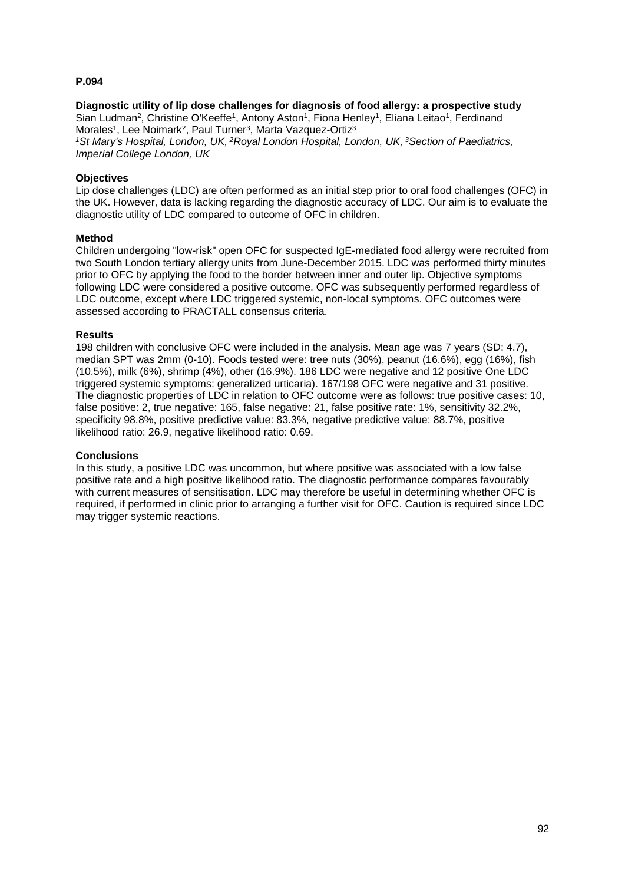**P.094**

**Diagnostic utility of lip dose challenges for diagnosis of food allergy: a prospective study**

Sian Ludman[2], Christine O'Keeffe[1], Antony Aston[1], Fiona Henley[1], Eliana Leitao[1], Ferdinand Morales[1], Lee Noimark[2], Paul Turner[3], Marta Vazquez-Ortiz[3]

*[1]St Mary's Hospital, London, UK, [2]Royal London Hospital, London, UK, [3]Section of Paediatrics, Imperial College London, UK*

**Objectives**

Lip dose challenges (LDC) are often performed as an initial step prior to oral food challenges (OFC) in the UK. However, data is lacking regarding the diagnostic accuracy of LDC. Our aim is to evaluate the diagnostic utility of LDC compared to outcome of OFC in children.

**Method**

Children undergoing "low-risk" open OFC for suspected IgE-mediated food allergy were recruited from two South London tertiary allergy units from June-December 2015. LDC was performed thirty minutes prior to OFC by applying the food to the border between inner and outer lip. Objective symptoms following LDC were considered a positive outcome. OFC was subsequently performed regardless of LDC outcome, except where LDC triggered systemic, non-local symptoms. OFC outcomes were assessed according to PRACTALL consensus criteria.

**Results**

198 children with conclusive OFC were included in the analysis. Mean age was 7 years (SD: 4.7), median SPT was 2mm (0-10). Foods tested were: tree nuts (30%), peanut (16.6%), egg (16%), fish (10.5%), milk (6%), shrimp (4%), other (16.9%). 186 LDC were negative and 12 positive One LDC triggered systemic symptoms: generalized urticaria). 167/198 OFC were negative and 31 positive. The diagnostic properties of LDC in relation to OFC outcome were as follows: true positive cases: 10, false positive: 2, true negative: 165, false negative: 21, false positive rate: 1%, sensitivity 32.2%, specificity 98.8%, positive predictive value: 83.3%, negative predictive value: 88.7%, positive likelihood ratio: 26.9, negative likelihood ratio: 0.69.

**Conclusions**

In this study, a positive LDC was uncommon, but where positive was associated with a low false positive rate and a high positive likelihood ratio. The diagnostic performance compares favourably with current measures of sensitisation. LDC may therefore be useful in determining whether OFC is required, if performed in clinic prior to arranging a further visit for OFC. Caution is required since LDC may trigger systemic reactions.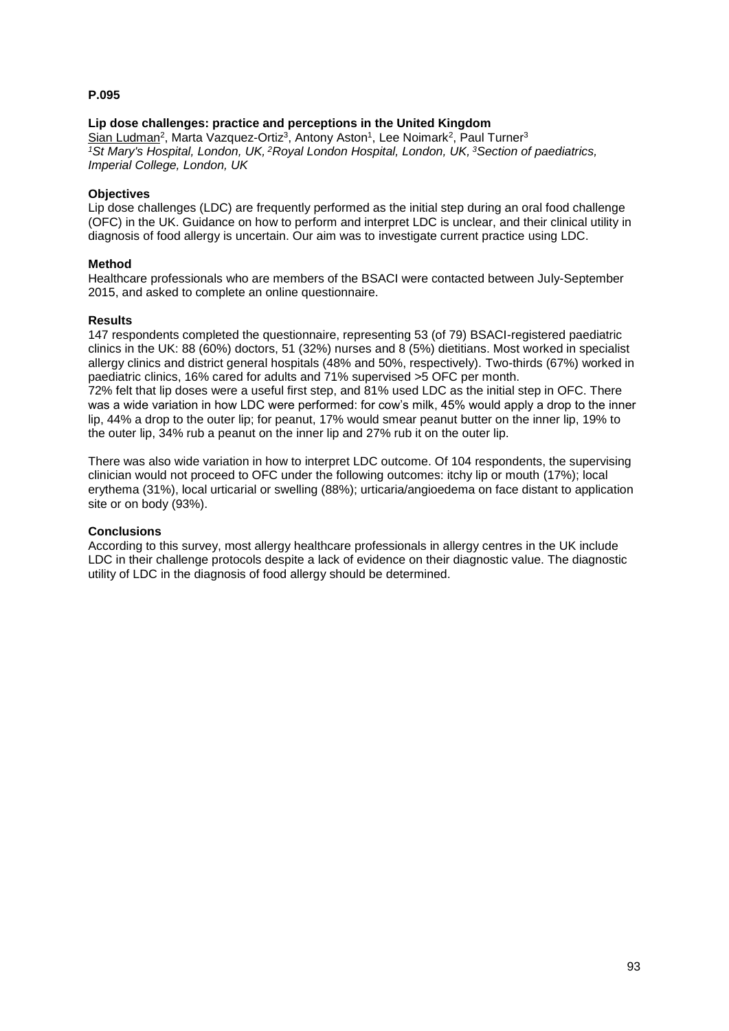**P.095**

**Lip dose challenges: practice and perceptions in the United Kingdom**

Sian Ludman[2], Marta Vazquez-Ortiz[3], Antony Aston[1], Lee Noimark[2], Paul Turner[3]

*[1]St Mary's Hospital, London, UK, [2]Royal London Hospital, London, UK, [3]Section of paediatrics, Imperial College, London, UK*

**Objectives**

Lip dose challenges (LDC) are frequently performed as the initial step during an oral food challenge (OFC) in the UK. Guidance on how to perform and interpret LDC is unclear, and their clinical utility in diagnosis of food allergy is uncertain. Our aim was to investigate current practice using LDC.

**Method**

Healthcare professionals who are members of the BSACI were contacted between July-September 2015, and asked to complete an online questionnaire.

**Results**

147 respondents completed the questionnaire, representing 53 (of 79) BSACI-registered paediatric clinics in the UK: 88 (60%) doctors, 51 (32%) nurses and 8 (5%) dietitians. Most worked in specialist allergy clinics and district general hospitals (48% and 50%, respectively). Two-thirds (67%) worked in paediatric clinics, 16% cared for adults and 71% supervised >5 OFC per month.

72% felt that lip doses were a useful first step, and 81% used LDC as the initial step in OFC. There was a wide variation in how LDC were performed: for cow's milk, 45% would apply a drop to the inner lip, 44% a drop to the outer lip; for peanut, 17% would smear peanut butter on the inner lip, 19% to the outer lip, 34% rub a peanut on the inner lip and 27% rub it on the outer lip.

There was also wide variation in how to interpret LDC outcome. Of 104 respondents, the supervising clinician would not proceed to OFC under the following outcomes: itchy lip or mouth (17%); local erythema (31%), local urticarial or swelling (88%); urticaria/angioedema on face distant to application site or on body (93%).

**Conclusions**

According to this survey, most allergy healthcare professionals in allergy centres in the UK include LDC in their challenge protocols despite a lack of evidence on their diagnostic value. The diagnostic utility of LDC in the diagnosis of food allergy should be determined.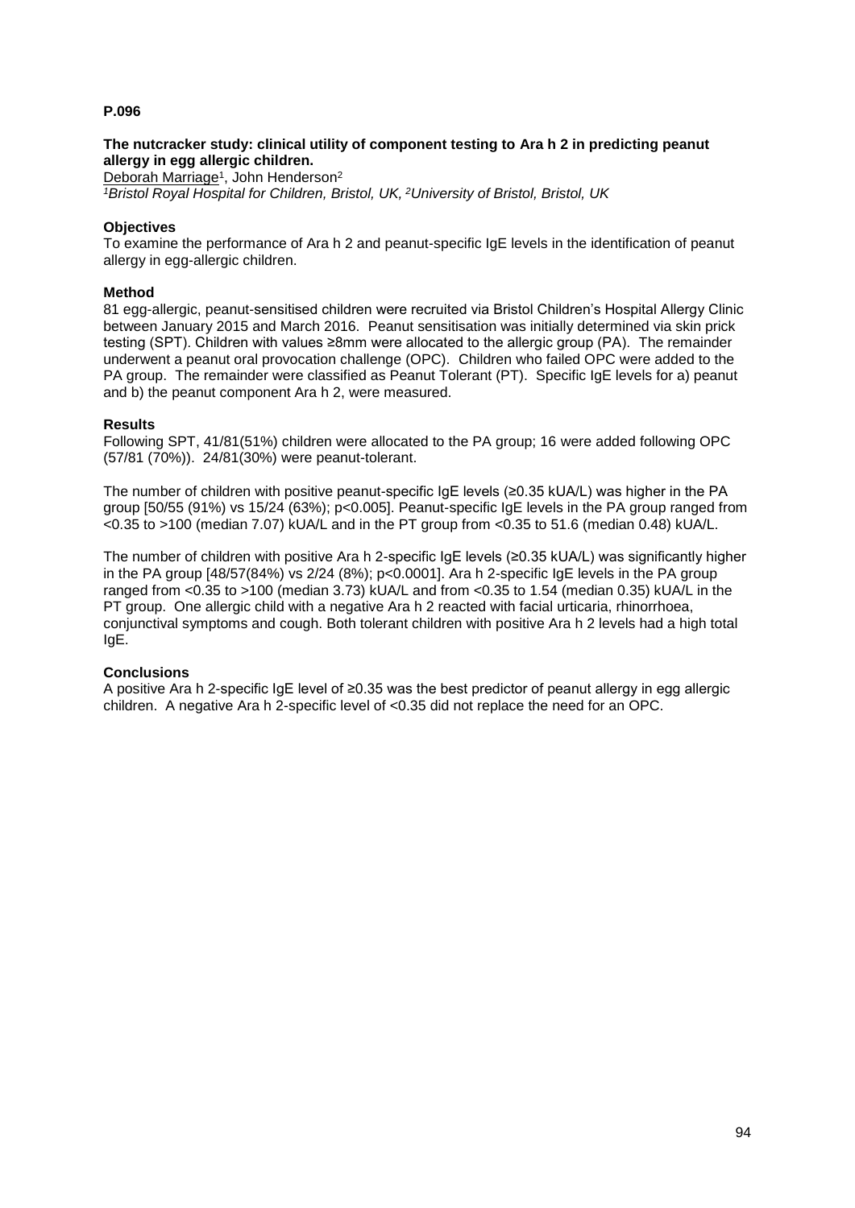**P.096**

**The nutcracker study: clinical utility of component testing to Ara h 2 in predicting peanut allergy in egg allergic children.**

Deborah Marriage[1], John Henderson[2]

*[1]Bristol Royal Hospital for Children, Bristol, UK, [2]University of Bristol, Bristol, UK*

**Objectives**

To examine the performance of Ara h 2 and peanut-specific IgE levels in the identification of peanut allergy in egg-allergic children.

**Method**

81 egg-allergic, peanut-sensitised children were recruited via Bristol Children's Hospital Allergy Clinic between January 2015 and March 2016. Peanut sensitisation was initially determined via skin prick testing (SPT). Children with values ≥8mm were allocated to the allergic group (PA). The remainder underwent a peanut oral provocation challenge (OPC). Children who failed OPC were added to the PA group. The remainder were classified as Peanut Tolerant (PT). Specific IgE levels for a) peanut and b) the peanut component Ara h 2, were measured.

**Results**

Following SPT, 41/81(51%) children were allocated to the PA group; 16 were added following OPC (57/81 (70%)). 24/81(30%) were peanut-tolerant.

The number of children with positive peanut-specific IgE levels (≥0.35 kUA/L) was higher in the PA group [50/55 (91%) vs 15/24 (63%); $p<0.005$]. Peanut-specific IgE levels in the PA group ranged from <0.35 to >100 (median 7.07) kUA/L and in the PT group from <0.35 to 51.6 (median 0.48) kUA/L.

The number of children with positive Ara h 2-specific IgE levels (≥0.35 kUA/L) was significantly higher in the PA group [48/57(84%) vs 2/24 (8%); $p<0.0001$]. Ara h 2-specific IgE levels in the PA group ranged from <0.35 to >100 (median 3.73) kUA/L and from <0.35 to 1.54 (median 0.35) kUA/L in the PT group. One allergic child with a negative Ara h 2 reacted with facial urticaria, rhinorrhoea, conjunctival symptoms and cough. Both tolerant children with positive Ara h 2 levels had a high total IgE.

**Conclusions**

A positive Ara h 2-specific IgE level of ≥0.35 was the best predictor of peanut allergy in egg allergic children. A negative Ara h 2-specific level of <0.35 did not replace the need for an OPC.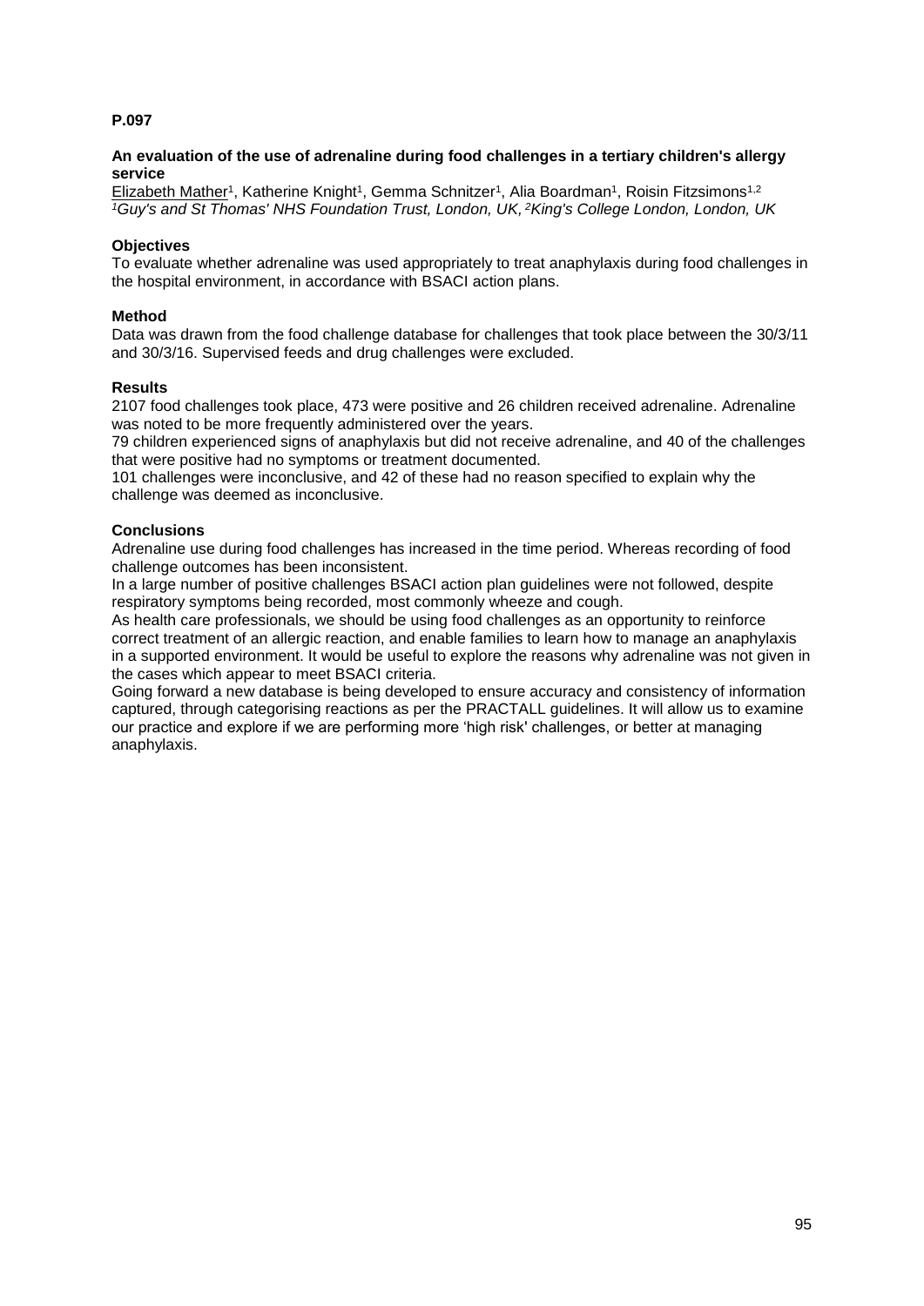**P.097**

**An evaluation of the use of adrenaline during food challenges in a tertiary children's allergy service**

Elizabeth Mather[1], Katherine Knight[1], Gemma Schnitzer[1], Alia Boardman[1], Roisin Fitzsimons[1,2]
*[1]Guy's and St Thomas' NHS Foundation Trust, London, UK, [2]King's College London, London, UK*

**Objectives**

To evaluate whether adrenaline was used appropriately to treat anaphylaxis during food challenges in the hospital environment, in accordance with BSACI action plans.

**Method**

Data was drawn from the food challenge database for challenges that took place between the 30/3/11 and 30/3/16. Supervised feeds and drug challenges were excluded.

**Results**

2107 food challenges took place, 473 were positive and 26 children received adrenaline. Adrenaline was noted to be more frequently administered over the years.

79 children experienced signs of anaphylaxis but did not receive adrenaline, and 40 of the challenges that were positive had no symptoms or treatment documented.

101 challenges were inconclusive, and 42 of these had no reason specified to explain why the challenge was deemed as inconclusive.

**Conclusions**

Adrenaline use during food challenges has increased in the time period. Whereas recording of food challenge outcomes has been inconsistent.

In a large number of positive challenges BSACI action plan guidelines were not followed, despite respiratory symptoms being recorded, most commonly wheeze and cough.

As health care professionals, we should be using food challenges as an opportunity to reinforce correct treatment of an allergic reaction, and enable families to learn how to manage an anaphylaxis in a supported environment. It would be useful to explore the reasons why adrenaline was not given in the cases which appear to meet BSACI criteria.

Going forward a new database is being developed to ensure accuracy and consistency of information captured, through categorising reactions as per the PRACTALL guidelines. It will allow us to examine our practice and explore if we are performing more 'high risk' challenges, or better at managing anaphylaxis.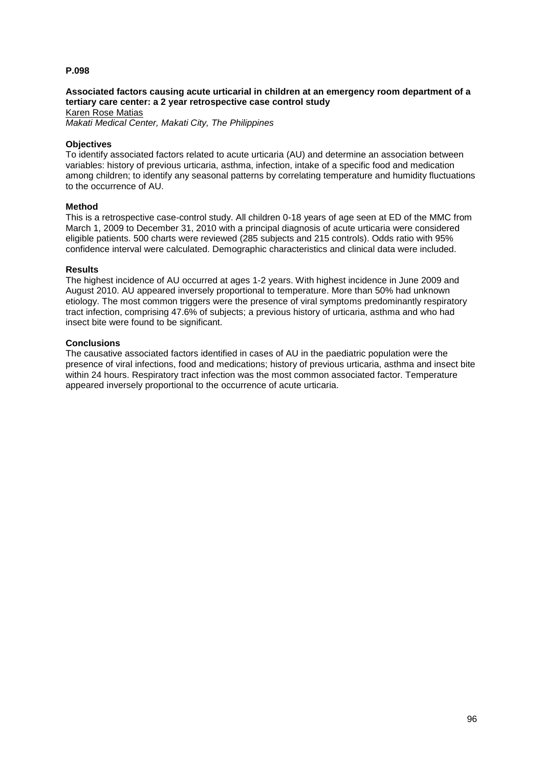**P.098**

**Associated factors causing acute urticarial in children at an emergency room department of a tertiary care center: a 2 year retrospective case control study**

Karen Rose Matias

*Makati Medical Center, Makati City, The Philippines*

**Objectives**

To identify associated factors related to acute urticaria (AU) and determine an association between variables: history of previous urticaria, asthma, infection, intake of a specific food and medication among children; to identify any seasonal patterns by correlating temperature and humidity fluctuations to the occurrence of AU.

**Method**

This is a retrospective case-control study. All children 0-18 years of age seen at ED of the MMC from March 1, 2009 to December 31, 2010 with a principal diagnosis of acute urticaria were considered eligible patients. 500 charts were reviewed (285 subjects and 215 controls). Odds ratio with 95% confidence interval were calculated. Demographic characteristics and clinical data were included.

**Results**

The highest incidence of AU occurred at ages 1-2 years. With highest incidence in June 2009 and August 2010. AU appeared inversely proportional to temperature. More than 50% had unknown etiology. The most common triggers were the presence of viral symptoms predominantly respiratory tract infection, comprising 47.6% of subjects; a previous history of urticaria, asthma and who had insect bite were found to be significant.

**Conclusions**

The causative associated factors identified in cases of AU in the paediatric population were the presence of viral infections, food and medications; history of previous urticaria, asthma and insect bite within 24 hours. Respiratory tract infection was the most common associated factor. Temperature appeared inversely proportional to the occurrence of acute urticaria.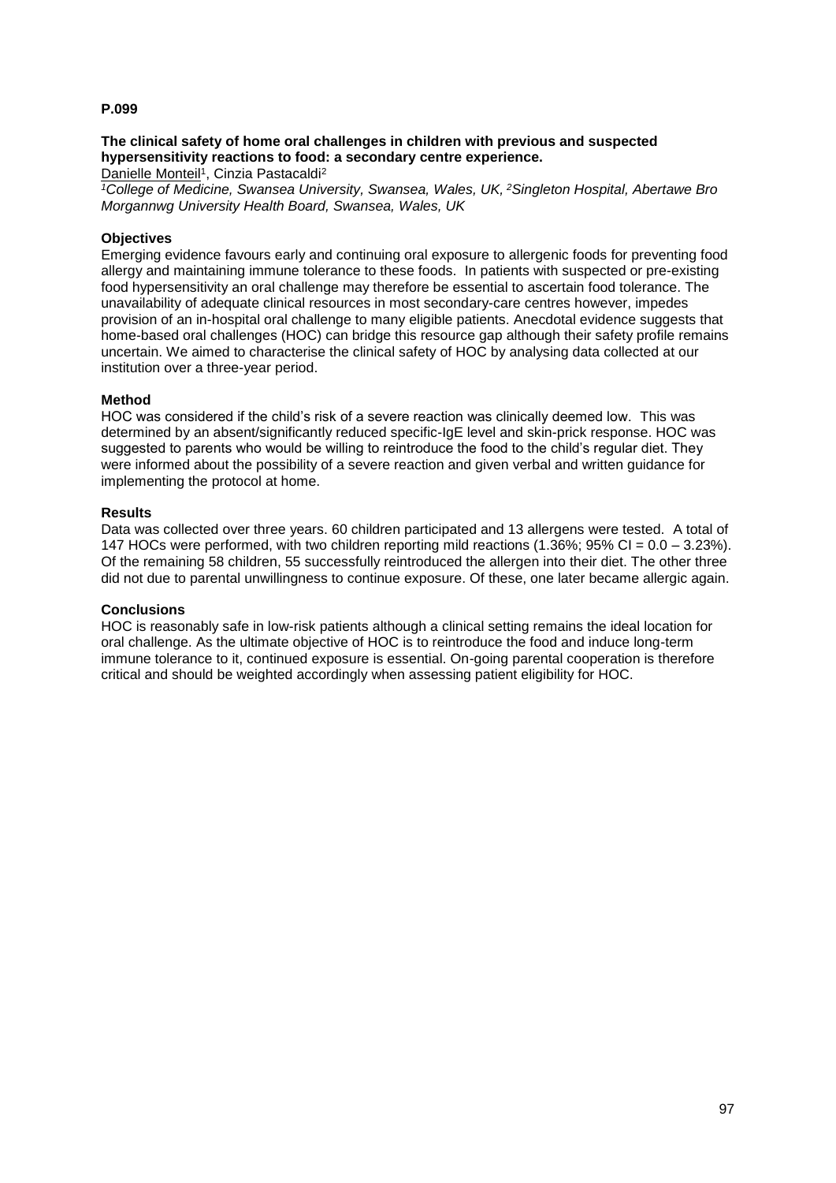**P.099**

**The clinical safety of home oral challenges in children with previous and suspected hypersensitivity reactions to food: a secondary centre experience.**

Danielle Monteil[1], Cinzia Pastacaldi[2]

*[1]College of Medicine, Swansea University, Swansea, Wales, UK, [2]Singleton Hospital, Abertawe Bro Morgannwg University Health Board, Swansea, Wales, UK*

**Objectives**

Emerging evidence favours early and continuing oral exposure to allergenic foods for preventing food allergy and maintaining immune tolerance to these foods. In patients with suspected or pre-existing food hypersensitivity an oral challenge may therefore be essential to ascertain food tolerance. The unavailability of adequate clinical resources in most secondary-care centres however, impedes provision of an in-hospital oral challenge to many eligible patients. Anecdotal evidence suggests that home-based oral challenges (HOC) can bridge this resource gap although their safety profile remains uncertain. We aimed to characterise the clinical safety of HOC by analysing data collected at our institution over a three-year period.

**Method**

HOC was considered if the child's risk of a severe reaction was clinically deemed low. This was determined by an absent/significantly reduced specific-IgE level and skin-prick response. HOC was suggested to parents who would be willing to reintroduce the food to the child's regular diet. They were informed about the possibility of a severe reaction and given verbal and written guidance for implementing the protocol at home.

**Results**

Data was collected over three years. 60 children participated and 13 allergens were tested. A total of 147 HOCs were performed, with two children reporting mild reactions (1.36%; 95% CI = 0.0 – 3.23%). Of the remaining 58 children, 55 successfully reintroduced the allergen into their diet. The other three did not due to parental unwillingness to continue exposure. Of these, one later became allergic again.

**Conclusions**

HOC is reasonably safe in low-risk patients although a clinical setting remains the ideal location for oral challenge. As the ultimate objective of HOC is to reintroduce the food and induce long-term immune tolerance to it, continued exposure is essential. On-going parental cooperation is therefore critical and should be weighted accordingly when assessing patient eligibility for HOC.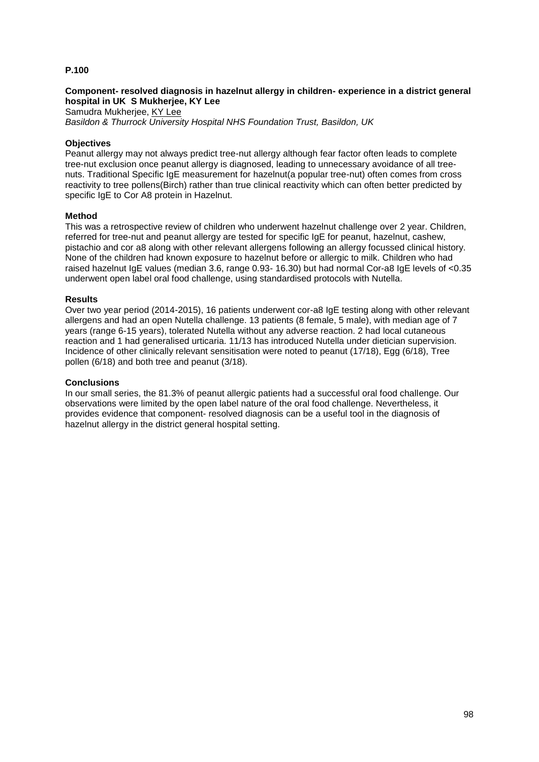**P.100**

**Component- resolved diagnosis in hazelnut allergy in children- experience in a district general hospital in UK S Mukherjee, KY Lee**

Samudra Mukherjee, KY Lee

*Basildon & Thurrock University Hospital NHS Foundation Trust, Basildon, UK*

**Objectives**

Peanut allergy may not always predict tree-nut allergy although fear factor often leads to complete tree-nut exclusion once peanut allergy is diagnosed, leading to unnecessary avoidance of all tree-nuts. Traditional Specific IgE measurement for hazelnut(a popular tree-nut) often comes from cross reactivity to tree pollens(Birch) rather than true clinical reactivity which can often better predicted by specific IgE to Cor A8 protein in Hazelnut.

**Method**

This was a retrospective review of children who underwent hazelnut challenge over 2 year. Children, referred for tree-nut and peanut allergy are tested for specific IgE for peanut, hazelnut, cashew, pistachio and cor a8 along with other relevant allergens following an allergy focussed clinical history. None of the children had known exposure to hazelnut before or allergic to milk. Children who had raised hazelnut IgE values (median 3.6, range 0.93- 16.30) but had normal Cor-a8 IgE levels of <0.35 underwent open label oral food challenge, using standardised protocols with Nutella.

**Results**

Over two year period (2014-2015), 16 patients underwent cor-a8 IgE testing along with other relevant allergens and had an open Nutella challenge. 13 patients (8 female, 5 male), with median age of 7 years (range 6-15 years), tolerated Nutella without any adverse reaction. 2 had local cutaneous reaction and 1 had generalised urticaria. 11/13 has introduced Nutella under dietician supervision. Incidence of other clinically relevant sensitisation were noted to peanut (17/18), Egg (6/18), Tree pollen (6/18) and both tree and peanut (3/18).

**Conclusions**

In our small series, the 81.3% of peanut allergic patients had a successful oral food challenge. Our observations were limited by the open label nature of the oral food challenge. Nevertheless, it provides evidence that component- resolved diagnosis can be a useful tool in the diagnosis of hazelnut allergy in the district general hospital setting.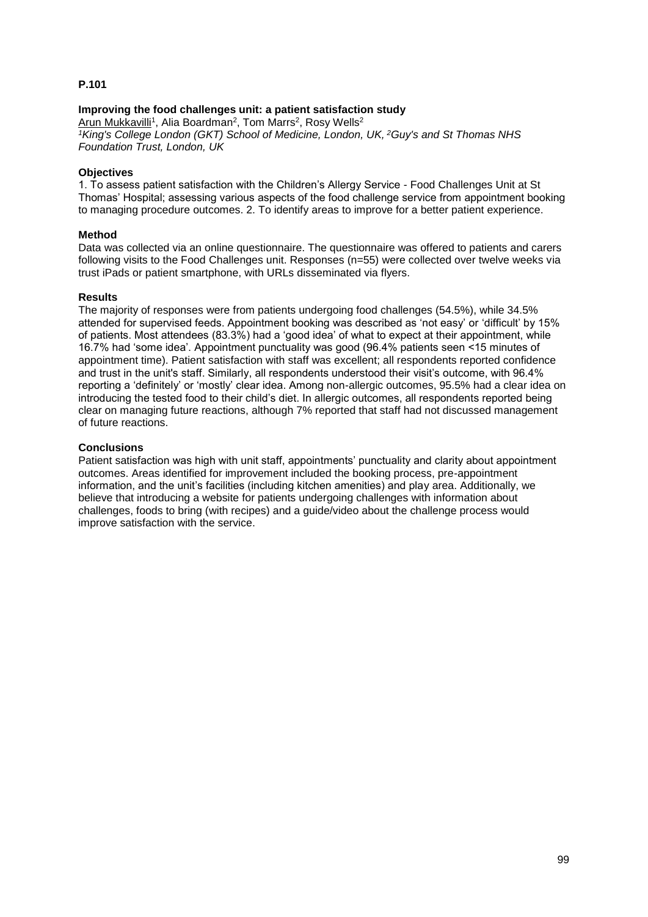**P.101**

### Improving the food challenges unit: a patient satisfaction study

Arun Mukkavilli[1], Alia Boardman[2], Tom Marrs[2], Rosy Wells[2]

*[1]King's College London (GKT) School of Medicine, London, UK, [2]Guy's and St Thomas NHS Foundation Trust, London, UK*

**Objectives**

1. To assess patient satisfaction with the Children's Allergy Service - Food Challenges Unit at St Thomas' Hospital; assessing various aspects of the food challenge service from appointment booking to managing procedure outcomes. 2. To identify areas to improve for a better patient experience.

**Method**

Data was collected via an online questionnaire. The questionnaire was offered to patients and carers following visits to the Food Challenges unit. Responses (n=55) were collected over twelve weeks via trust iPads or patient smartphone, with URLs disseminated via flyers.

**Results**

The majority of responses were from patients undergoing food challenges (54.5%), while 34.5% attended for supervised feeds. Appointment booking was described as 'not easy' or 'difficult' by 15% of patients. Most attendees (83.3%) had a 'good idea' of what to expect at their appointment, while 16.7% had 'some idea'. Appointment punctuality was good (96.4% patients seen <15 minutes of appointment time). Patient satisfaction with staff was excellent; all respondents reported confidence and trust in the unit's staff. Similarly, all respondents understood their visit's outcome, with 96.4% reporting a 'definitely' or 'mostly' clear idea. Among non-allergic outcomes, 95.5% had a clear idea on introducing the tested food to their child's diet. In allergic outcomes, all respondents reported being clear on managing future reactions, although 7% reported that staff had not discussed management of future reactions.

**Conclusions**

Patient satisfaction was high with unit staff, appointments' punctuality and clarity about appointment outcomes. Areas identified for improvement included the booking process, pre-appointment information, and the unit's facilities (including kitchen amenities) and play area. Additionally, we believe that introducing a website for patients undergoing challenges with information about challenges, foods to bring (with recipes) and a guide/video about the challenge process would improve satisfaction with the service.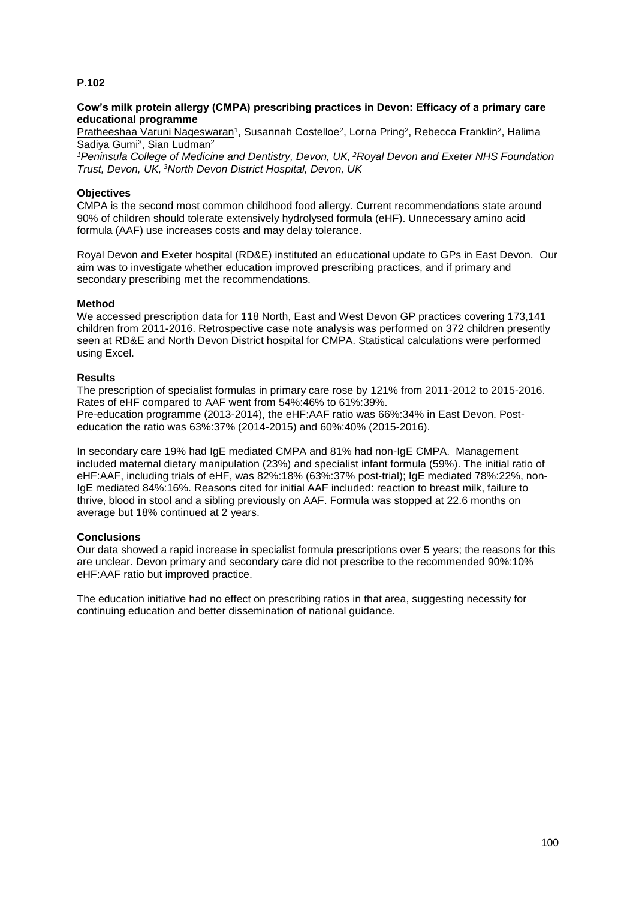**P.102**

**Cow's milk protein allergy (CMPA) prescribing practices in Devon: Efficacy of a primary care educational programme**

Pratheeshaa Varuni Nageswaran[1], Susannah Costelloe[2], Lorna Pring[2], Rebecca Franklin[2], Halima Sadiya Gumi[3], Sian Ludman[2]

*[1]Peninsula College of Medicine and Dentistry, Devon, UK, [2]Royal Devon and Exeter NHS Foundation Trust, Devon, UK, [3]North Devon District Hospital, Devon, UK*

**Objectives**

CMPA is the second most common childhood food allergy. Current recommendations state around 90% of children should tolerate extensively hydrolysed formula (eHF). Unnecessary amino acid formula (AAF) use increases costs and may delay tolerance.

Royal Devon and Exeter hospital (RD&E) instituted an educational update to GPs in East Devon. Our aim was to investigate whether education improved prescribing practices, and if primary and secondary prescribing met the recommendations.

**Method**

We accessed prescription data for 118 North, East and West Devon GP practices covering 173,141 children from 2011-2016. Retrospective case note analysis was performed on 372 children presently seen at RD&E and North Devon District hospital for CMPA. Statistical calculations were performed using Excel.

**Results**

The prescription of specialist formulas in primary care rose by 121% from 2011-2012 to 2015-2016. Rates of eHF compared to AAF went from 54%:46% to 61%:39%.
Pre-education programme (2013-2014), the eHF:AAF ratio was 66%:34% in East Devon. Post-education the ratio was 63%:37% (2014-2015) and 60%:40% (2015-2016).

In secondary care 19% had IgE mediated CMPA and 81% had non-IgE CMPA. Management included maternal dietary manipulation (23%) and specialist infant formula (59%). The initial ratio of eHF:AAF, including trials of eHF, was 82%:18% (63%:37% post-trial); IgE mediated 78%:22%, non-IgE mediated 84%:16%. Reasons cited for initial AAF included: reaction to breast milk, failure to thrive, blood in stool and a sibling previously on AAF. Formula was stopped at 22.6 months on average but 18% continued at 2 years.

**Conclusions**

Our data showed a rapid increase in specialist formula prescriptions over 5 years; the reasons for this are unclear. Devon primary and secondary care did not prescribe to the recommended 90%:10% eHF:AAF ratio but improved practice.

The education initiative had no effect on prescribing ratios in that area, suggesting necessity for continuing education and better dissemination of national guidance.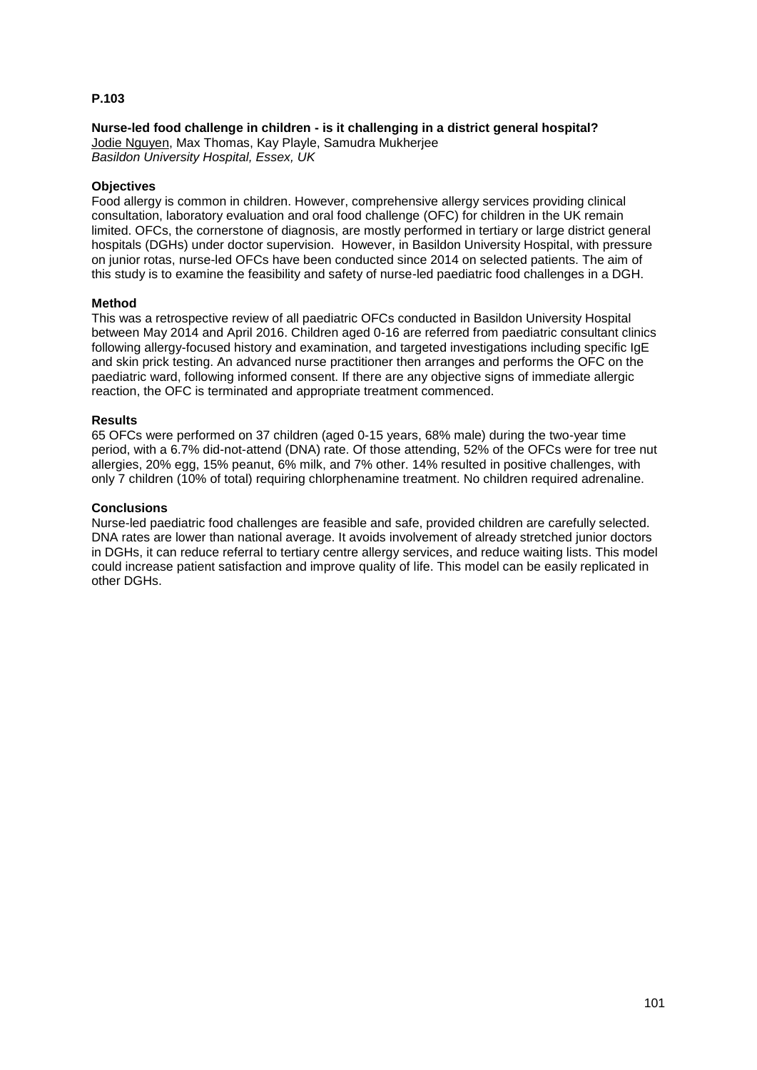**P.103**

**Nurse-led food challenge in children - is it challenging in a district general hospital?**
Jodie Nguyen, Max Thomas, Kay Playle, Samudra Mukherjee
*Basildon University Hospital, Essex, UK*

**Objectives**
Food allergy is common in children. However, comprehensive allergy services providing clinical consultation, laboratory evaluation and oral food challenge (OFC) for children in the UK remain limited. OFCs, the cornerstone of diagnosis, are mostly performed in tertiary or large district general hospitals (DGHs) under doctor supervision. However, in Basildon University Hospital, with pressure on junior rotas, nurse-led OFCs have been conducted since 2014 on selected patients. The aim of this study is to examine the feasibility and safety of nurse-led paediatric food challenges in a DGH.

**Method**
This was a retrospective review of all paediatric OFCs conducted in Basildon University Hospital between May 2014 and April 2016. Children aged 0-16 are referred from paediatric consultant clinics following allergy-focused history and examination, and targeted investigations including specific IgE and skin prick testing. An advanced nurse practitioner then arranges and performs the OFC on the paediatric ward, following informed consent. If there are any objective signs of immediate allergic reaction, the OFC is terminated and appropriate treatment commenced.

**Results**
65 OFCs were performed on 37 children (aged 0-15 years, 68% male) during the two-year time period, with a 6.7% did-not-attend (DNA) rate. Of those attending, 52% of the OFCs were for tree nut allergies, 20% egg, 15% peanut, 6% milk, and 7% other. 14% resulted in positive challenges, with only 7 children (10% of total) requiring chlorphenamine treatment. No children required adrenaline.

**Conclusions**
Nurse-led paediatric food challenges are feasible and safe, provided children are carefully selected. DNA rates are lower than national average. It avoids involvement of already stretched junior doctors in DGHs, it can reduce referral to tertiary centre allergy services, and reduce waiting lists. This model could increase patient satisfaction and improve quality of life. This model can be easily replicated in other DGHs.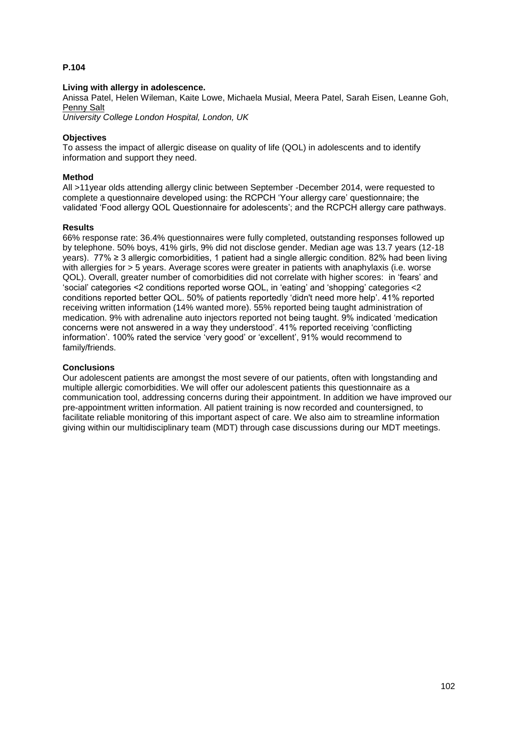**P.104**

**Living with allergy in adolescence.**

Anissa Patel, Helen Wileman, Kaite Lowe, Michaela Musial, Meera Patel, Sarah Eisen, Leanne Goh, Penny Salt

*University College London Hospital, London, UK*

**Objectives**

To assess the impact of allergic disease on quality of life (QOL) in adolescents and to identify information and support they need.

**Method**

All >11year olds attending allergy clinic between September -December 2014, were requested to complete a questionnaire developed using: the RCPCH 'Your allergy care' questionnaire; the validated 'Food allergy QOL Questionnaire for adolescents'; and the RCPCH allergy care pathways.

**Results**

66% response rate: 36.4% questionnaires were fully completed, outstanding responses followed up by telephone. 50% boys, 41% girls, 9% did not disclose gender. Median age was 13.7 years (12-18 years). 77% ≥ 3 allergic comorbidities, 1 patient had a single allergic condition. 82% had been living with allergies for > 5 years. Average scores were greater in patients with anaphylaxis (i.e. worse QOL). Overall, greater number of comorbidities did not correlate with higher scores: in 'fears' and 'social' categories <2 conditions reported worse QOL, in 'eating' and 'shopping' categories <2 conditions reported better QOL. 50% of patients reportedly 'didn't need more help'. 41% reported receiving written information (14% wanted more). 55% reported being taught administration of medication. 9% with adrenaline auto injectors reported not being taught. 9% indicated 'medication concerns were not answered in a way they understood'. 41% reported receiving 'conflicting information'. 100% rated the service 'very good' or 'excellent', 91% would recommend to family/friends.

**Conclusions**

Our adolescent patients are amongst the most severe of our patients, often with longstanding and multiple allergic comorbidities. We will offer our adolescent patients this questionnaire as a communication tool, addressing concerns during their appointment. In addition we have improved our pre-appointment written information. All patient training is now recorded and countersigned, to facilitate reliable monitoring of this important aspect of care. We also aim to streamline information giving within our multidisciplinary team (MDT) through case discussions during our MDT meetings.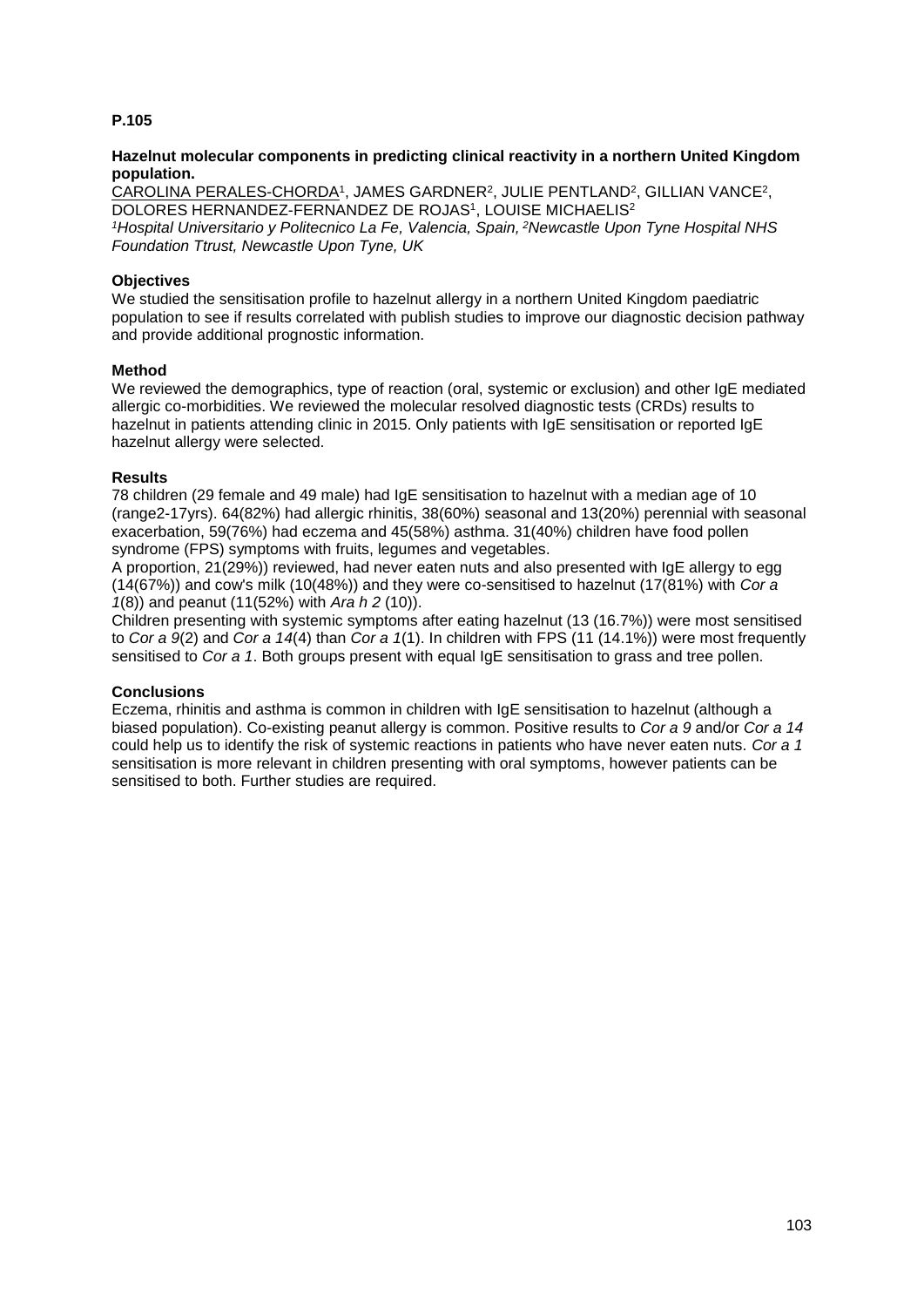**P.105**

**Hazelnut molecular components in predicting clinical reactivity in a northern United Kingdom population.**

CAROLINA PERALES-CHORDA[1], JAMES GARDNER[2], JULIE PENTLAND[2], GILLIAN VANCE[2], DOLORES HERNANDEZ-FERNANDEZ DE ROJAS[1], LOUISE MICHAELIS[2]

*[1]Hospital Universitario y Politecnico La Fe, Valencia, Spain, [2]Newcastle Upon Tyne Hospital NHS Foundation Ttrust, Newcastle Upon Tyne, UK*

**Objectives**

We studied the sensitisation profile to hazelnut allergy in a northern United Kingdom paediatric population to see if results correlated with publish studies to improve our diagnostic decision pathway and provide additional prognostic information.

**Method**

We reviewed the demographics, type of reaction (oral, systemic or exclusion) and other IgE mediated allergic co-morbidities. We reviewed the molecular resolved diagnostic tests (CRDs) results to hazelnut in patients attending clinic in 2015. Only patients with IgE sensitisation or reported IgE hazelnut allergy were selected.

**Results**

78 children (29 female and 49 male) had IgE sensitisation to hazelnut with a median age of 10 (range2-17yrs). 64(82%) had allergic rhinitis, 38(60%) seasonal and 13(20%) perennial with seasonal exacerbation, 59(76%) had eczema and 45(58%) asthma. 31(40%) children have food pollen syndrome (FPS) symptoms with fruits, legumes and vegetables.

A proportion, 21(29%)) reviewed, had never eaten nuts and also presented with IgE allergy to egg (14(67%)) and cow's milk (10(48%)) and they were co-sensitised to hazelnut (17(81%) with *Cor a 1*(8)) and peanut (11(52%) with *Ara h 2* (10)).

Children presenting with systemic symptoms after eating hazelnut (13 (16.7%)) were most sensitised to *Cor a 9*(2) and *Cor a 14*(4) than *Cor a 1*(1). In children with FPS (11 (14.1%)) were most frequently sensitised to *Cor a 1*. Both groups present with equal IgE sensitisation to grass and tree pollen.

**Conclusions**

Eczema, rhinitis and asthma is common in children with IgE sensitisation to hazelnut (although a biased population). Co-existing peanut allergy is common. Positive results to *Cor a 9* and/or *Cor a 14* could help us to identify the risk of systemic reactions in patients who have never eaten nuts. *Cor a 1* sensitisation is more relevant in children presenting with oral symptoms, however patients can be sensitised to both. Further studies are required.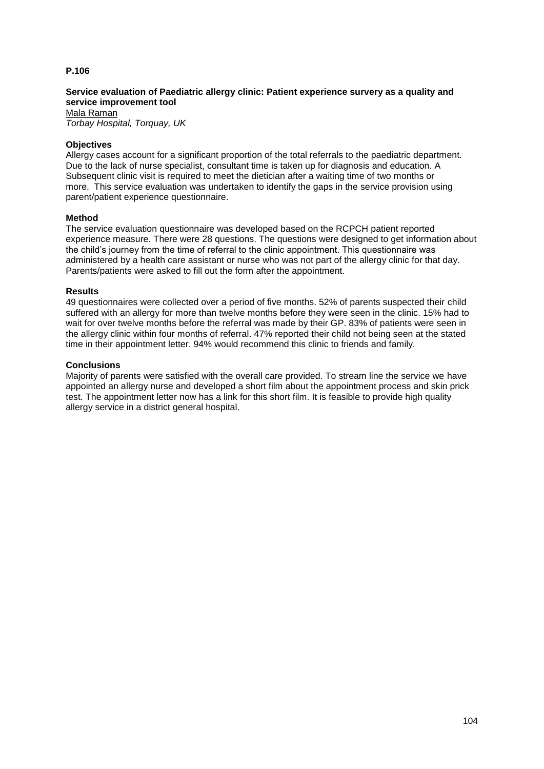**P.106**

**Service evaluation of Paediatric allergy clinic: Patient experience survery as a quality and service improvement tool**

Mala Raman

*Torbay Hospital, Torquay, UK*

**Objectives**

Allergy cases account for a significant proportion of the total referrals to the paediatric department. Due to the lack of nurse specialist, consultant time is taken up for diagnosis and education. A Subsequent clinic visit is required to meet the dietician after a waiting time of two months or more. This service evaluation was undertaken to identify the gaps in the service provision using parent/patient experience questionnaire.

**Method**

The service evaluation questionnaire was developed based on the RCPCH patient reported experience measure. There were 28 questions. The questions were designed to get information about the child's journey from the time of referral to the clinic appointment. This questionnaire was administered by a health care assistant or nurse who was not part of the allergy clinic for that day. Parents/patients were asked to fill out the form after the appointment.

**Results**

49 questionnaires were collected over a period of five months. 52% of parents suspected their child suffered with an allergy for more than twelve months before they were seen in the clinic. 15% had to wait for over twelve months before the referral was made by their GP. 83% of patients were seen in the allergy clinic within four months of referral. 47% reported their child not being seen at the stated time in their appointment letter. 94% would recommend this clinic to friends and family.

**Conclusions**

Majority of parents were satisfied with the overall care provided. To stream line the service we have appointed an allergy nurse and developed a short film about the appointment process and skin prick test. The appointment letter now has a link for this short film. It is feasible to provide high quality allergy service in a district general hospital.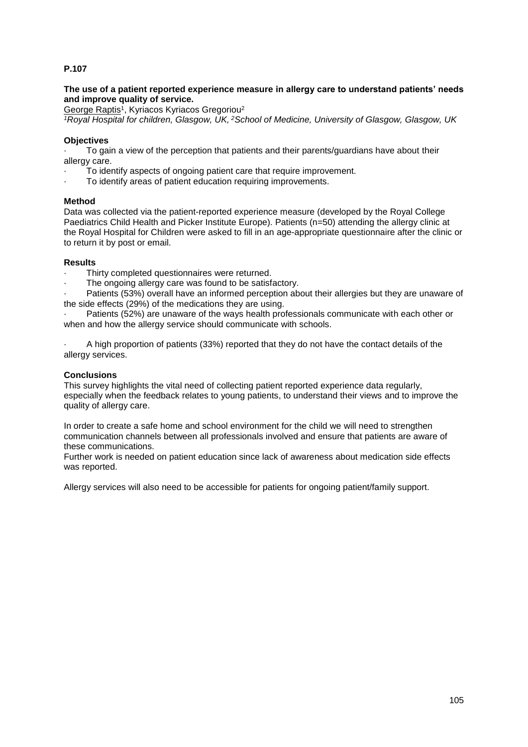**P.107**

**The use of a patient reported experience measure in allergy care to understand patients' needs and improve quality of service.**

George Raptis[1], Kyriacos Kyriacos Gregoriou[2]

*[1]Royal Hospital for children, Glasgow, UK, [2]School of Medicine, University of Glasgow, Glasgow, UK*

**Objectives**

- To gain a view of the perception that patients and their parents/guardians have about their allergy care.
- To identify aspects of ongoing patient care that require improvement.
- To identify areas of patient education requiring improvements.

**Method**

Data was collected via the patient-reported experience measure (developed by the Royal College Paediatrics Child Health and Picker Institute Europe). Patients (n=50) attending the allergy clinic at the Royal Hospital for Children were asked to fill in an age-appropriate questionnaire after the clinic or to return it by post or email.

**Results**

- Thirty completed questionnaires were returned.
- The ongoing allergy care was found to be satisfactory.
- Patients (53%) overall have an informed perception about their allergies but they are unaware of the side effects (29%) of the medications they are using.
- Patients (52%) are unaware of the ways health professionals communicate with each other or when and how the allergy service should communicate with schools.

- A high proportion of patients (33%) reported that they do not have the contact details of the allergy services.

**Conclusions**

This survey highlights the vital need of collecting patient reported experience data regularly, especially when the feedback relates to young patients, to understand their views and to improve the quality of allergy care.

In order to create a safe home and school environment for the child we will need to strengthen communication channels between all professionals involved and ensure that patients are aware of these communications.

Further work is needed on patient education since lack of awareness about medication side effects was reported.

Allergy services will also need to be accessible for patients for ongoing patient/family support.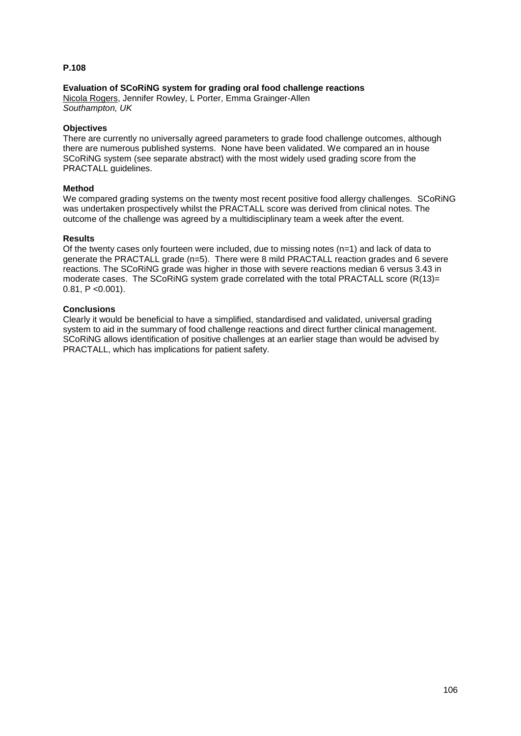**P.108**

**Evaluation of SCoRiNG system for grading oral food challenge reactions**
Nicola Rogers, Jennifer Rowley, L Porter, Emma Grainger-Allen
*Southampton, UK*

**Objectives**
There are currently no universally agreed parameters to grade food challenge outcomes, although there are numerous published systems. None have been validated. We compared an in house SCoRiNG system (see separate abstract) with the most widely used grading score from the PRACTALL guidelines.

**Method**
We compared grading systems on the twenty most recent positive food allergy challenges. SCoRiNG was undertaken prospectively whilst the PRACTALL score was derived from clinical notes. The outcome of the challenge was agreed by a multidisciplinary team a week after the event.

**Results**
Of the twenty cases only fourteen were included, due to missing notes (n=1) and lack of data to generate the PRACTALL grade (n=5). There were 8 mild PRACTALL reaction grades and 6 severe reactions. The SCoRiNG grade was higher in those with severe reactions median 6 versus 3.43 in moderate cases. The SCoRiNG system grade correlated with the total PRACTALL score ($R(13)= 0.81$, $P < 0.001$).

**Conclusions**
Clearly it would be beneficial to have a simplified, standardised and validated, universal grading system to aid in the summary of food challenge reactions and direct further clinical management. SCoRiNG allows identification of positive challenges at an earlier stage than would be advised by PRACTALL, which has implications for patient safety.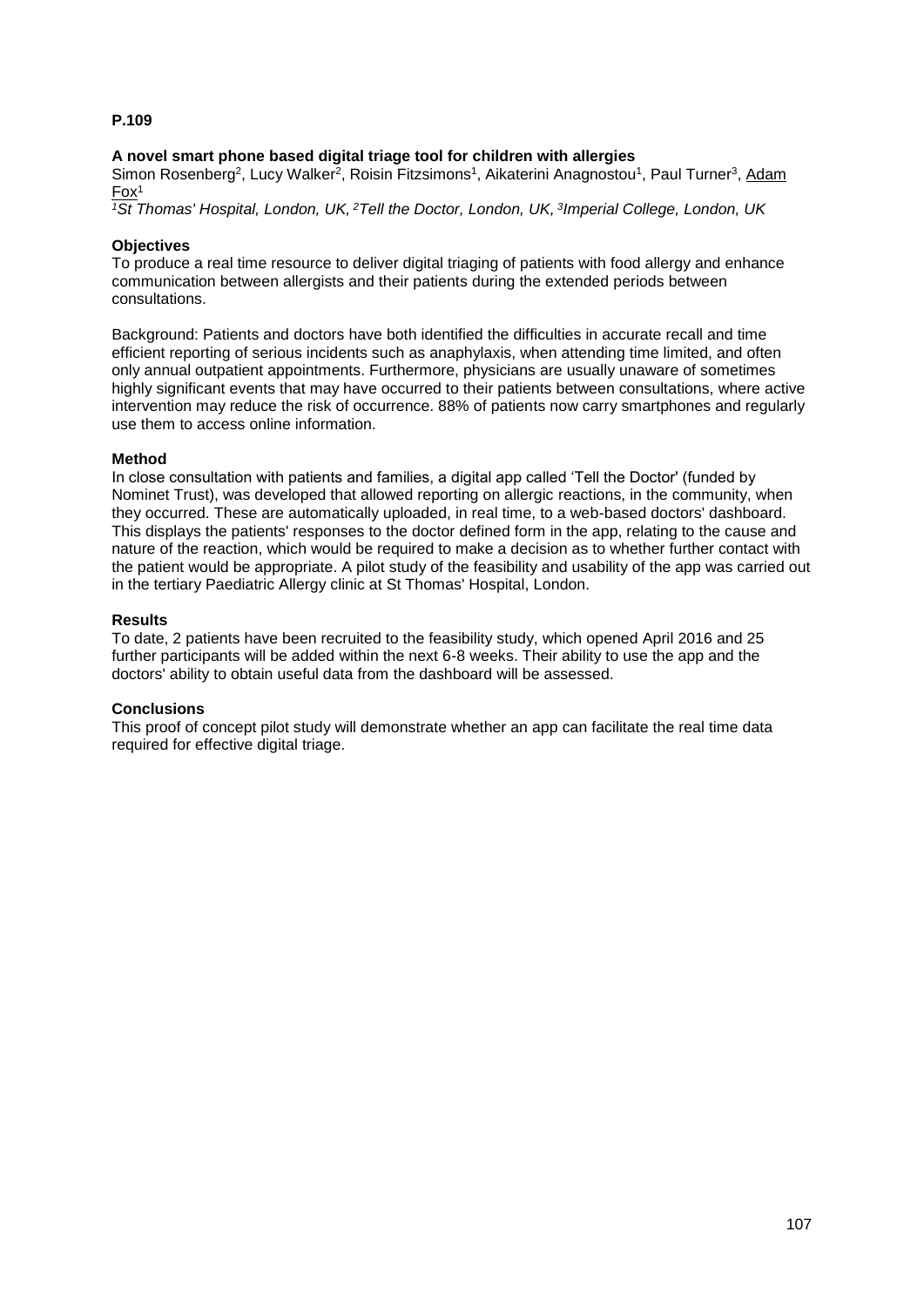**P.109**

**A novel smart phone based digital triage tool for children with allergies**

Simon Rosenberg[2], Lucy Walker[2], Roisin Fitzsimons[1], Aikaterini Anagnostou[1], Paul Turner[3], Adam Fox[1]

*[1]St Thomas' Hospital, London, UK, [2]Tell the Doctor, London, UK, [3]Imperial College, London, UK*

**Objectives**

To produce a real time resource to deliver digital triaging of patients with food allergy and enhance communication between allergists and their patients during the extended periods between consultations.

Background: Patients and doctors have both identified the difficulties in accurate recall and time efficient reporting of serious incidents such as anaphylaxis, when attending time limited, and often only annual outpatient appointments. Furthermore, physicians are usually unaware of sometimes highly significant events that may have occurred to their patients between consultations, where active intervention may reduce the risk of occurrence. 88% of patients now carry smartphones and regularly use them to access online information.

**Method**

In close consultation with patients and families, a digital app called 'Tell the Doctor' (funded by Nominet Trust), was developed that allowed reporting on allergic reactions, in the community, when they occurred. These are automatically uploaded, in real time, to a web-based doctors' dashboard. This displays the patients' responses to the doctor defined form in the app, relating to the cause and nature of the reaction, which would be required to make a decision as to whether further contact with the patient would be appropriate. A pilot study of the feasibility and usability of the app was carried out in the tertiary Paediatric Allergy clinic at St Thomas' Hospital, London.

**Results**

To date, 2 patients have been recruited to the feasibility study, which opened April 2016 and 25 further participants will be added within the next 6-8 weeks. Their ability to use the app and the doctors' ability to obtain useful data from the dashboard will be assessed.

**Conclusions**

This proof of concept pilot study will demonstrate whether an app can facilitate the real time data required for effective digital triage.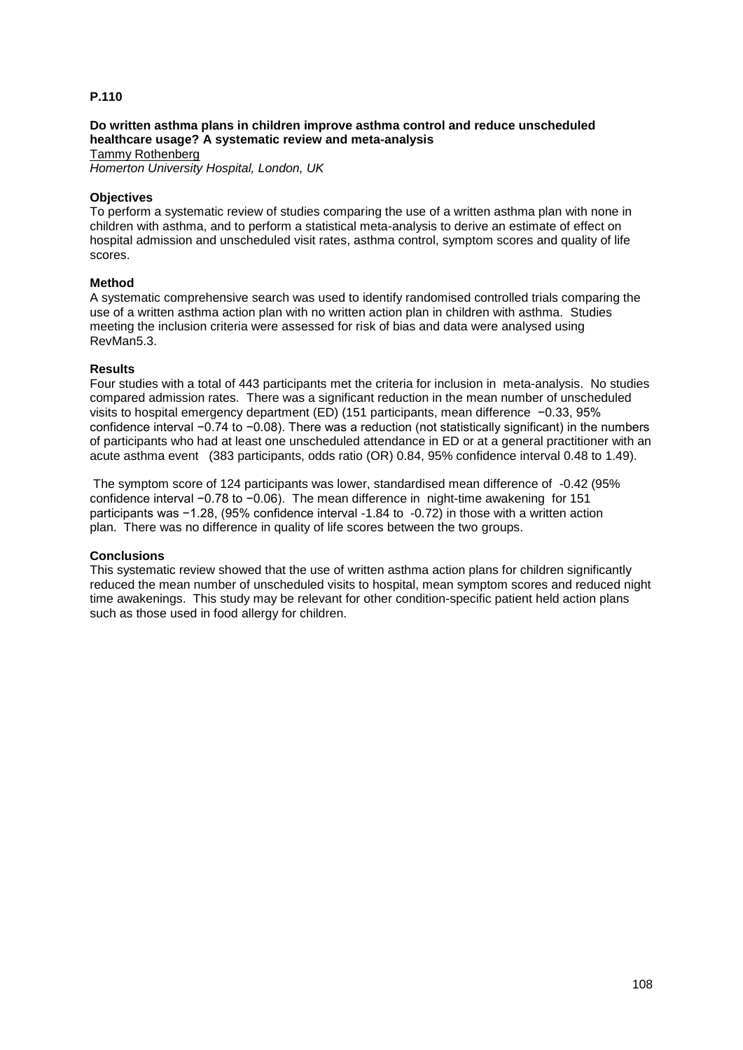**P.110**

**Do written asthma plans in children improve asthma control and reduce unscheduled healthcare usage? A systematic review and meta-analysis**

Tammy Rothenberg

*Homerton University Hospital, London, UK*

**Objectives**

To perform a systematic review of studies comparing the use of a written asthma plan with none in children with asthma, and to perform a statistical meta-analysis to derive an estimate of effect on hospital admission and unscheduled visit rates, asthma control, symptom scores and quality of life scores.

**Method**

A systematic comprehensive search was used to identify randomised controlled trials comparing the use of a written asthma action plan with no written action plan in children with asthma. Studies meeting the inclusion criteria were assessed for risk of bias and data were analysed using RevMan5.3.

**Results**

Four studies with a total of 443 participants met the criteria for inclusion in meta-analysis. No studies compared admission rates. There was a significant reduction in the mean number of unscheduled visits to hospital emergency department (ED) (151 participants, mean difference −0.33, 95% confidence interval −0.74 to −0.08). There was a reduction (not statistically significant) in the numbers of participants who had at least one unscheduled attendance in ED or at a general practitioner with an acute asthma event (383 participants, odds ratio (OR) 0.84, 95% confidence interval 0.48 to 1.49).

The symptom score of 124 participants was lower, standardised mean difference of -0.42 (95% confidence interval −0.78 to −0.06). The mean difference in night-time awakening for 151 participants was −1.28, (95% confidence interval -1.84 to -0.72) in those with a written action plan. There was no difference in quality of life scores between the two groups.

**Conclusions**

This systematic review showed that the use of written asthma action plans for children significantly reduced the mean number of unscheduled visits to hospital, mean symptom scores and reduced night time awakenings. This study may be relevant for other condition-specific patient held action plans such as those used in food allergy for children.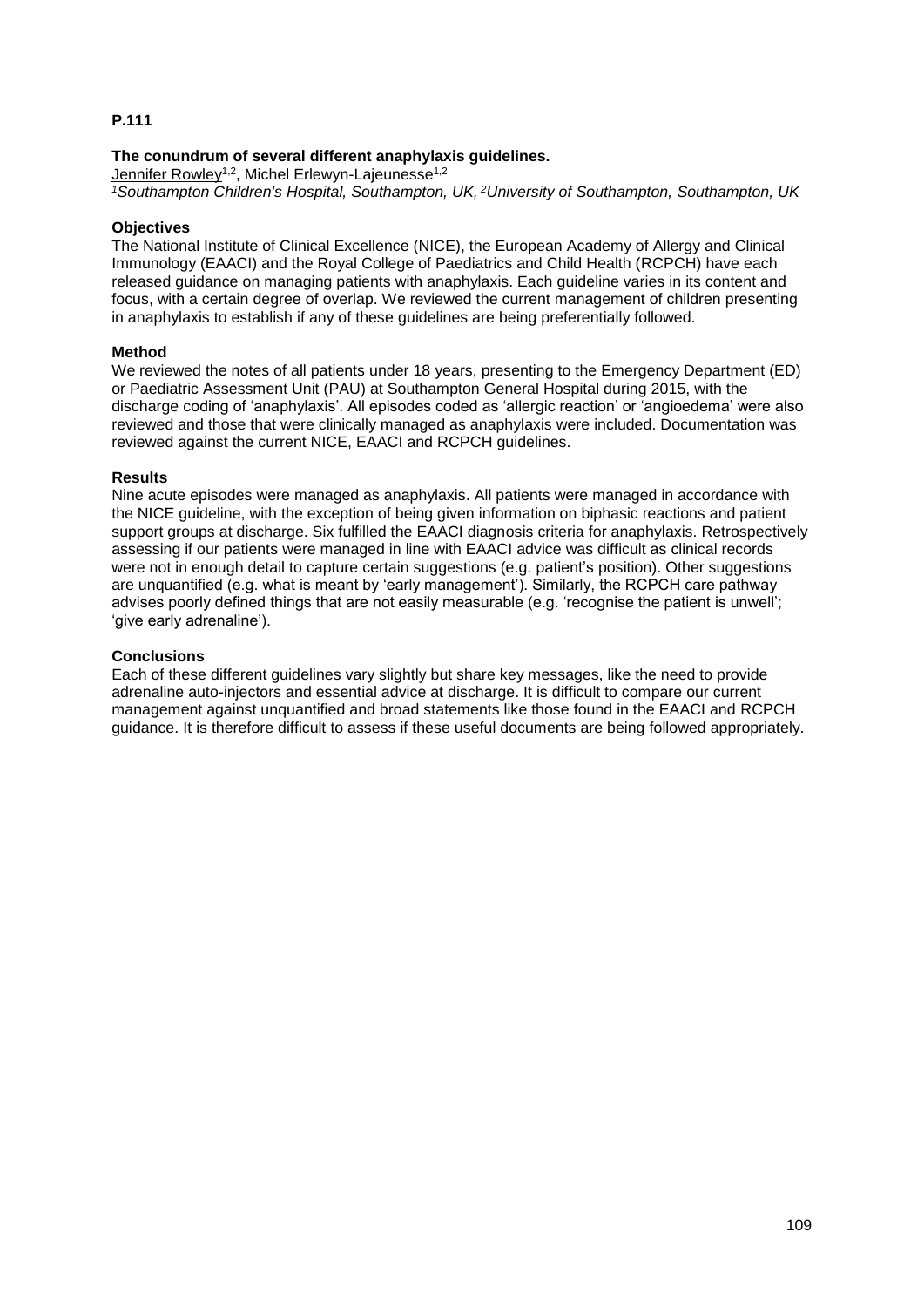**P.111**

**The conundrum of several different anaphylaxis guidelines.**

Jennifer Rowley[1,2], Michel Erlewyn-Lajeunesse[1,2]

*[1]Southampton Children's Hospital, Southampton, UK, [2]University of Southampton, Southampton, UK*

**Objectives**

The National Institute of Clinical Excellence (NICE), the European Academy of Allergy and Clinical Immunology (EAACI) and the Royal College of Paediatrics and Child Health (RCPCH) have each released guidance on managing patients with anaphylaxis. Each guideline varies in its content and focus, with a certain degree of overlap. We reviewed the current management of children presenting in anaphylaxis to establish if any of these guidelines are being preferentially followed.

**Method**

We reviewed the notes of all patients under 18 years, presenting to the Emergency Department (ED) or Paediatric Assessment Unit (PAU) at Southampton General Hospital during 2015, with the discharge coding of 'anaphylaxis'. All episodes coded as 'allergic reaction' or 'angioedema' were also reviewed and those that were clinically managed as anaphylaxis were included. Documentation was reviewed against the current NICE, EAACI and RCPCH guidelines.

**Results**

Nine acute episodes were managed as anaphylaxis. All patients were managed in accordance with the NICE guideline, with the exception of being given information on biphasic reactions and patient support groups at discharge. Six fulfilled the EAACI diagnosis criteria for anaphylaxis. Retrospectively assessing if our patients were managed in line with EAACI advice was difficult as clinical records were not in enough detail to capture certain suggestions (e.g. patient's position). Other suggestions are unquantified (e.g. what is meant by 'early management'). Similarly, the RCPCH care pathway advises poorly defined things that are not easily measurable (e.g. 'recognise the patient is unwell'; 'give early adrenaline').

**Conclusions**

Each of these different guidelines vary slightly but share key messages, like the need to provide adrenaline auto-injectors and essential advice at discharge. It is difficult to compare our current management against unquantified and broad statements like those found in the EAACI and RCPCH guidance. It is therefore difficult to assess if these useful documents are being followed appropriately.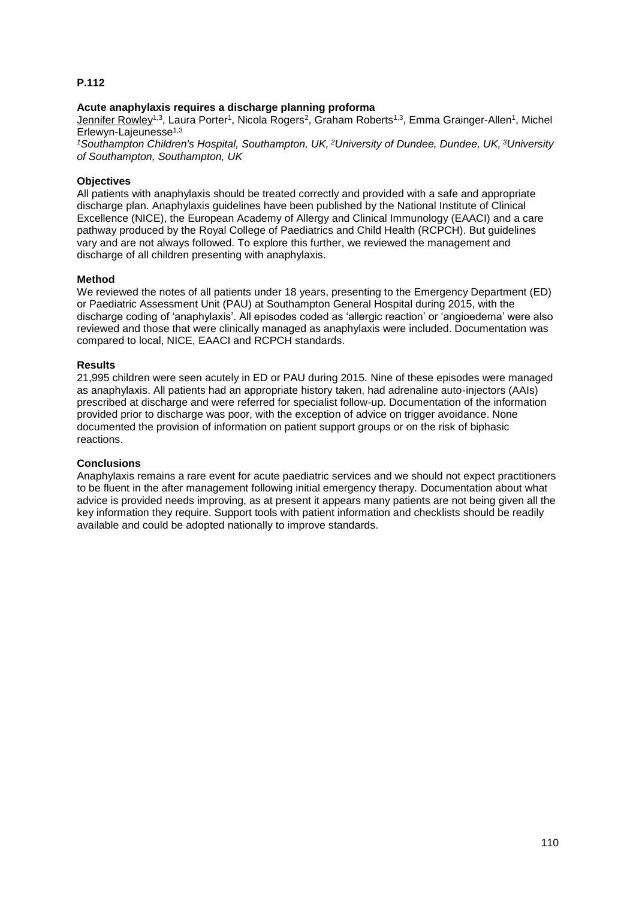**P.112**

**Acute anaphylaxis requires a discharge planning proforma**

Jennifer Rowley[1,3], Laura Porter[1], Nicola Rogers[2], Graham Roberts[1,3], Emma Grainger-Allen[1], Michel Erlewyn-Lajeunesse[1,3]

*[1]Southampton Children's Hospital, Southampton, UK, [2]University of Dundee, Dundee, UK, [3]University of Southampton, Southampton, UK*

**Objectives**

All patients with anaphylaxis should be treated correctly and provided with a safe and appropriate discharge plan. Anaphylaxis guidelines have been published by the National Institute of Clinical Excellence (NICE), the European Academy of Allergy and Clinical Immunology (EAACI) and a care pathway produced by the Royal College of Paediatrics and Child Health (RCPCH). But guidelines vary and are not always followed. To explore this further, we reviewed the management and discharge of all children presenting with anaphylaxis.

**Method**

We reviewed the notes of all patients under 18 years, presenting to the Emergency Department (ED) or Paediatric Assessment Unit (PAU) at Southampton General Hospital during 2015, with the discharge coding of 'anaphylaxis'. All episodes coded as 'allergic reaction' or 'angioedema' were also reviewed and those that were clinically managed as anaphylaxis were included. Documentation was compared to local, NICE, EAACI and RCPCH standards.

**Results**

21,995 children were seen acutely in ED or PAU during 2015. Nine of these episodes were managed as anaphylaxis. All patients had an appropriate history taken, had adrenaline auto-injectors (AAIs) prescribed at discharge and were referred for specialist follow-up. Documentation of the information provided prior to discharge was poor, with the exception of advice on trigger avoidance. None documented the provision of information on patient support groups or on the risk of biphasic reactions.

**Conclusions**

Anaphylaxis remains a rare event for acute paediatric services and we should not expect practitioners to be fluent in the after management following initial emergency therapy. Documentation about what advice is provided needs improving, as at present it appears many patients are not being given all the key information they require. Support tools with patient information and checklists should be readily available and could be adopted nationally to improve standards.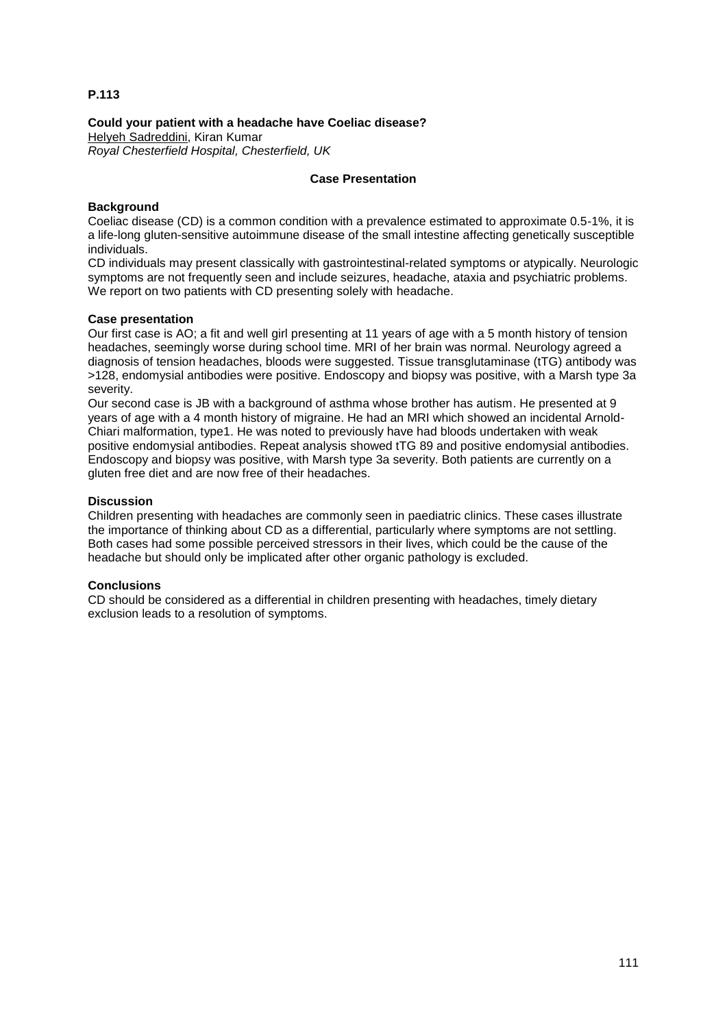**P.113**

**Could your patient with a headache have Coeliac disease?**
Helyeh Sadreddini, Kiran Kumar
*Royal Chesterfield Hospital, Chesterfield, UK*

**Case Presentation**

**Background**

Coeliac disease (CD) is a common condition with a prevalence estimated to approximate 0.5-1%, it is a life-long gluten-sensitive autoimmune disease of the small intestine affecting genetically susceptible individuals.

CD individuals may present classically with gastrointestinal-related symptoms or atypically. Neurologic symptoms are not frequently seen and include seizures, headache, ataxia and psychiatric problems. We report on two patients with CD presenting solely with headache.

**Case presentation**

Our first case is AO; a fit and well girl presenting at 11 years of age with a 5 month history of tension headaches, seemingly worse during school time. MRI of her brain was normal. Neurology agreed a diagnosis of tension headaches, bloods were suggested. Tissue transglutaminase (tTG) antibody was >128, endomysial antibodies were positive. Endoscopy and biopsy was positive, with a Marsh type 3a severity.

Our second case is JB with a background of asthma whose brother has autism. He presented at 9 years of age with a 4 month history of migraine. He had an MRI which showed an incidental Arnold-Chiari malformation, type1. He was noted to previously have had bloods undertaken with weak positive endomysial antibodies. Repeat analysis showed tTG 89 and positive endomysial antibodies. Endoscopy and biopsy was positive, with Marsh type 3a severity. Both patients are currently on a gluten free diet and are now free of their headaches.

**Discussion**

Children presenting with headaches are commonly seen in paediatric clinics. These cases illustrate the importance of thinking about CD as a differential, particularly where symptoms are not settling. Both cases had some possible perceived stressors in their lives, which could be the cause of the headache but should only be implicated after other organic pathology is excluded.

**Conclusions**

CD should be considered as a differential in children presenting with headaches, timely dietary exclusion leads to a resolution of symptoms.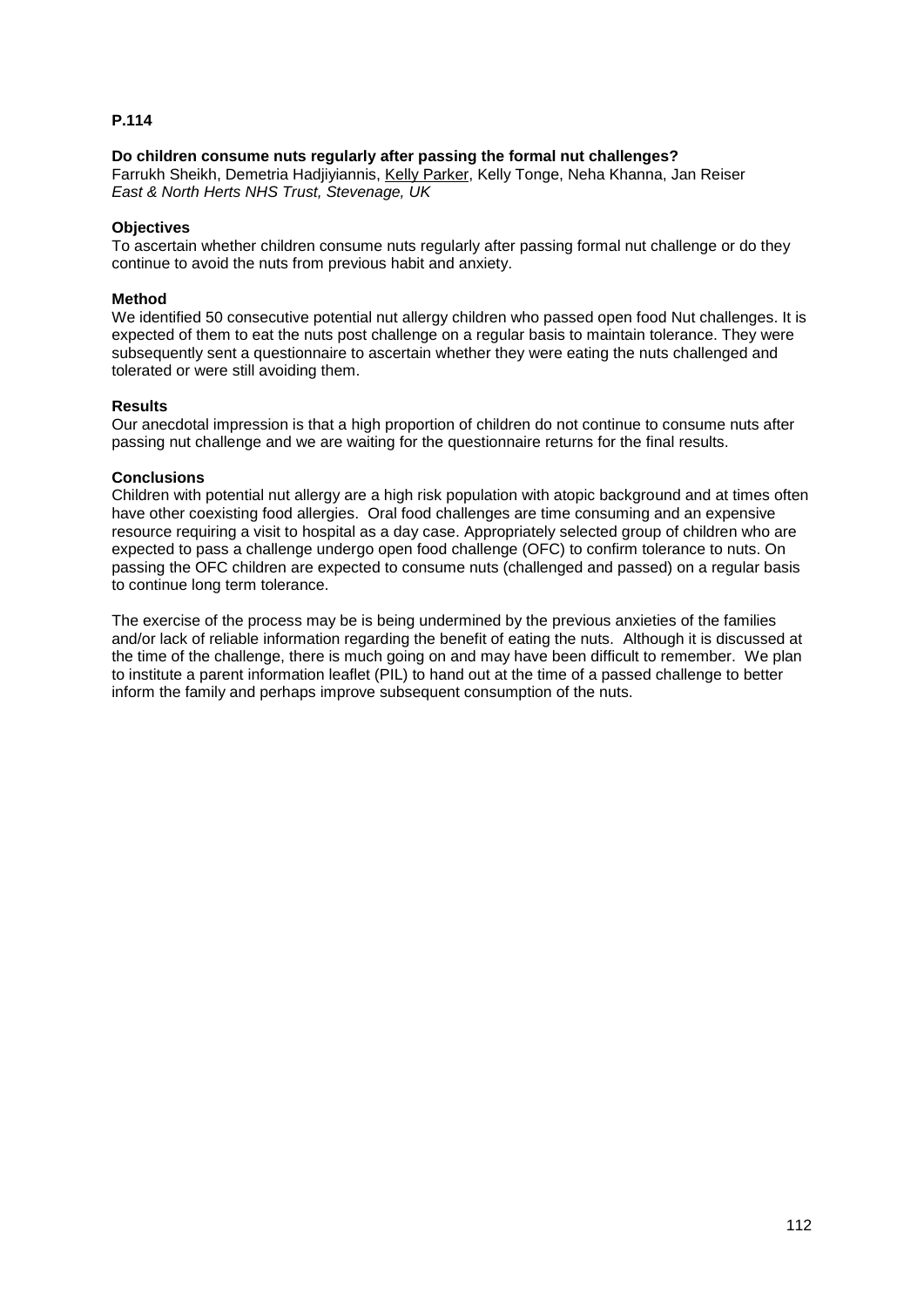**P.114**

**Do children consume nuts regularly after passing the formal nut challenges?**
Farrukh Sheikh, Demetria Hadjiyiannis, Kelly Parker, Kelly Tonge, Neha Khanna, Jan Reiser
*East & North Herts NHS Trust, Stevenage, UK*

**Objectives**
To ascertain whether children consume nuts regularly after passing formal nut challenge or do they continue to avoid the nuts from previous habit and anxiety.

**Method**
We identified 50 consecutive potential nut allergy children who passed open food Nut challenges. It is expected of them to eat the nuts post challenge on a regular basis to maintain tolerance. They were subsequently sent a questionnaire to ascertain whether they were eating the nuts challenged and tolerated or were still avoiding them.

**Results**
Our anecdotal impression is that a high proportion of children do not continue to consume nuts after passing nut challenge and we are waiting for the questionnaire returns for the final results.

**Conclusions**
Children with potential nut allergy are a high risk population with atopic background and at times often have other coexisting food allergies. Oral food challenges are time consuming and an expensive resource requiring a visit to hospital as a day case. Appropriately selected group of children who are expected to pass a challenge undergo open food challenge (OFC) to confirm tolerance to nuts. On passing the OFC children are expected to consume nuts (challenged and passed) on a regular basis to continue long term tolerance.

The exercise of the process may be is being undermined by the previous anxieties of the families and/or lack of reliable information regarding the benefit of eating the nuts. Although it is discussed at the time of the challenge, there is much going on and may have been difficult to remember. We plan to institute a parent information leaflet (PIL) to hand out at the time of a passed challenge to better inform the family and perhaps improve subsequent consumption of the nuts.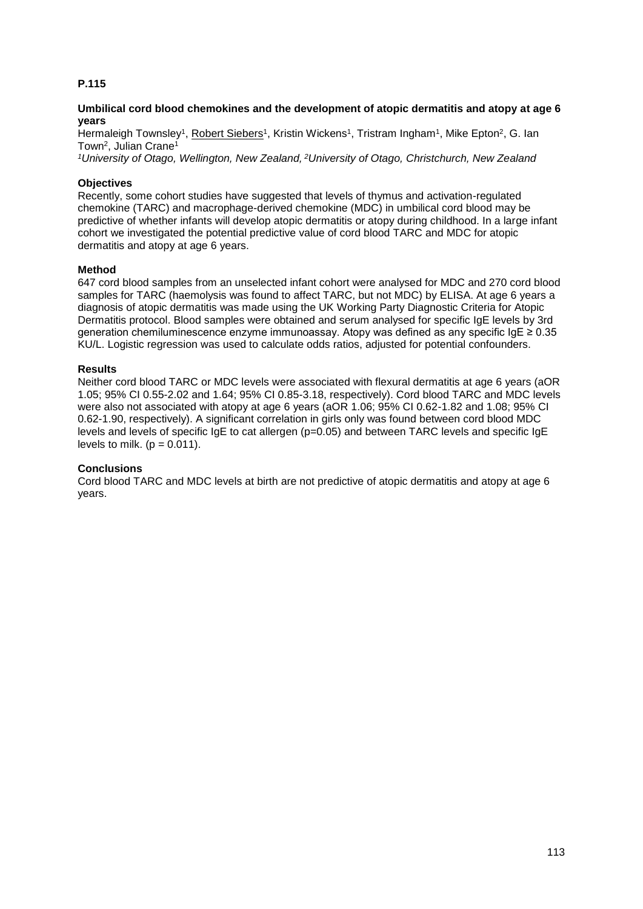**P.115**

**Umbilical cord blood chemokines and the development of atopic dermatitis and atopy at age 6 years**

Hermaleigh Townsley[1], Robert Siebers[1], Kristin Wickens[1], Tristram Ingham[1], Mike Epton[2], G. Ian Town[2], Julian Crane[1]

*[1]University of Otago, Wellington, New Zealand, [2]University of Otago, Christchurch, New Zealand*

**Objectives**

Recently, some cohort studies have suggested that levels of thymus and activation-regulated chemokine (TARC) and macrophage-derived chemokine (MDC) in umbilical cord blood may be predictive of whether infants will develop atopic dermatitis or atopy during childhood. In a large infant cohort we investigated the potential predictive value of cord blood TARC and MDC for atopic dermatitis and atopy at age 6 years.

**Method**

647 cord blood samples from an unselected infant cohort were analysed for MDC and 270 cord blood samples for TARC (haemolysis was found to affect TARC, but not MDC) by ELISA. At age 6 years a diagnosis of atopic dermatitis was made using the UK Working Party Diagnostic Criteria for Atopic Dermatitis protocol. Blood samples were obtained and serum analysed for specific IgE levels by 3rd generation chemiluminescence enzyme immunoassay. Atopy was defined as any specific IgE ≥ 0.35 KU/L. Logistic regression was used to calculate odds ratios, adjusted for potential confounders.

**Results**

Neither cord blood TARC or MDC levels were associated with flexural dermatitis at age 6 years (aOR 1.05; 95% CI 0.55-2.02 and 1.64; 95% CI 0.85-3.18, respectively). Cord blood TARC and MDC levels were also not associated with atopy at age 6 years (aOR 1.06; 95% CI 0.62-1.82 and 1.08; 95% CI 0.62-1.90, respectively). A significant correlation in girls only was found between cord blood MDC levels and levels of specific IgE to cat allergen ($p=0.05$) and between TARC levels and specific IgE levels to milk. ($p = 0.011$).

**Conclusions**

Cord blood TARC and MDC levels at birth are not predictive of atopic dermatitis and atopy at age 6 years.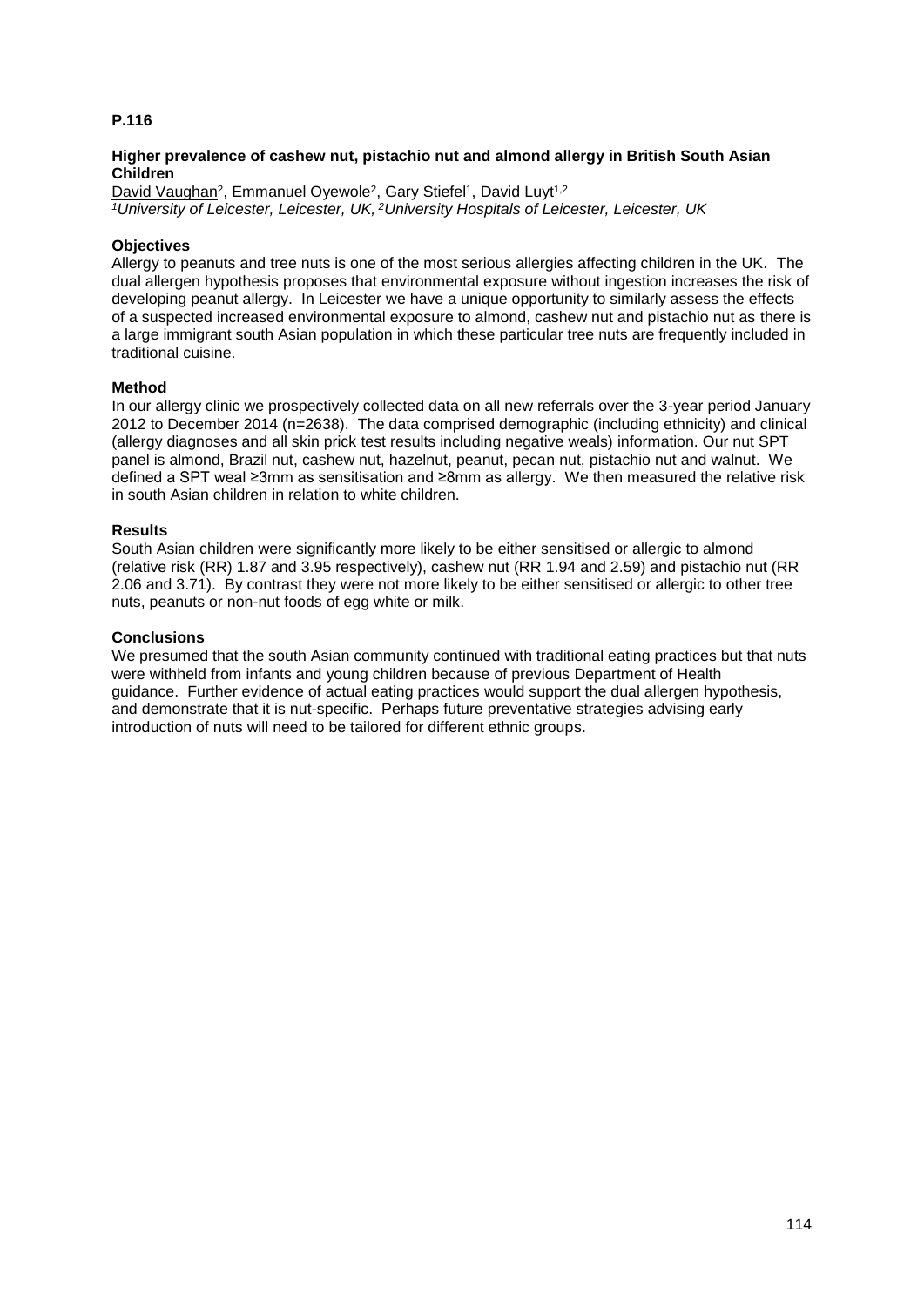**P.116**

**Higher prevalence of cashew nut, pistachio nut and almond allergy in British South Asian Children**

David Vaughan[2], Emmanuel Oyewole[2], Gary Stiefel[1], David Luyt[1,2]
*[1]University of Leicester, Leicester, UK, [2]University Hospitals of Leicester, Leicester, UK*

**Objectives**
Allergy to peanuts and tree nuts is one of the most serious allergies affecting children in the UK. The dual allergen hypothesis proposes that environmental exposure without ingestion increases the risk of developing peanut allergy. In Leicester we have a unique opportunity to similarly assess the effects of a suspected increased environmental exposure to almond, cashew nut and pistachio nut as there is a large immigrant south Asian population in which these particular tree nuts are frequently included in traditional cuisine.

**Method**
In our allergy clinic we prospectively collected data on all new referrals over the 3-year period January 2012 to December 2014 (n=2638). The data comprised demographic (including ethnicity) and clinical (allergy diagnoses and all skin prick test results including negative weals) information. Our nut SPT panel is almond, Brazil nut, cashew nut, hazelnut, peanut, pecan nut, pistachio nut and walnut. We defined a SPT weal ≥3mm as sensitisation and ≥8mm as allergy. We then measured the relative risk in south Asian children in relation to white children.

**Results**
South Asian children were significantly more likely to be either sensitised or allergic to almond (relative risk (RR) 1.87 and 3.95 respectively), cashew nut (RR 1.94 and 2.59) and pistachio nut (RR 2.06 and 3.71). By contrast they were not more likely to be either sensitised or allergic to other tree nuts, peanuts or non-nut foods of egg white or milk.

**Conclusions**
We presumed that the south Asian community continued with traditional eating practices but that nuts were withheld from infants and young children because of previous Department of Health guidance. Further evidence of actual eating practices would support the dual allergen hypothesis, and demonstrate that it is nut-specific. Perhaps future preventative strategies advising early introduction of nuts will need to be tailored for different ethnic groups.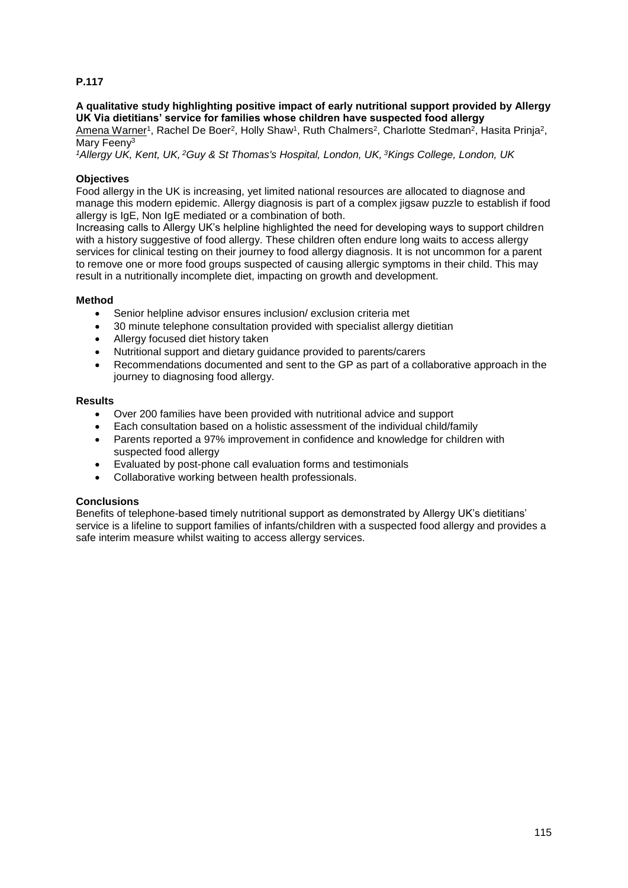**P.117**

**A qualitative study highlighting positive impact of early nutritional support provided by Allergy UK Via dietitians' service for families whose children have suspected food allergy**

Amena Warner[1], Rachel De Boer[2], Holly Shaw[1], Ruth Chalmers[2], Charlotte Stedman[2], Hasita Prinja[2], Mary Feeny[3]

*[1]Allergy UK, Kent, UK, [2]Guy & St Thomas's Hospital, London, UK, [3]Kings College, London, UK*

**Objectives**

Food allergy in the UK is increasing, yet limited national resources are allocated to diagnose and manage this modern epidemic. Allergy diagnosis is part of a complex jigsaw puzzle to establish if food allergy is IgE, Non IgE mediated or a combination of both.

Increasing calls to Allergy UK's helpline highlighted the need for developing ways to support children with a history suggestive of food allergy. These children often endure long waits to access allergy services for clinical testing on their journey to food allergy diagnosis. It is not uncommon for a parent to remove one or more food groups suspected of causing allergic symptoms in their child. This may result in a nutritionally incomplete diet, impacting on growth and development.

**Method**

- Senior helpline advisor ensures inclusion/ exclusion criteria met
- 30 minute telephone consultation provided with specialist allergy dietitian
- Allergy focused diet history taken
- Nutritional support and dietary guidance provided to parents/carers
- Recommendations documented and sent to the GP as part of a collaborative approach in the journey to diagnosing food allergy.

**Results**

- Over 200 families have been provided with nutritional advice and support
- Each consultation based on a holistic assessment of the individual child/family
- Parents reported a 97% improvement in confidence and knowledge for children with suspected food allergy
- Evaluated by post-phone call evaluation forms and testimonials
- Collaborative working between health professionals.

**Conclusions**

Benefits of telephone-based timely nutritional support as demonstrated by Allergy UK's dietitians' service is a lifeline to support families of infants/children with a suspected food allergy and provides a safe interim measure whilst waiting to access allergy services.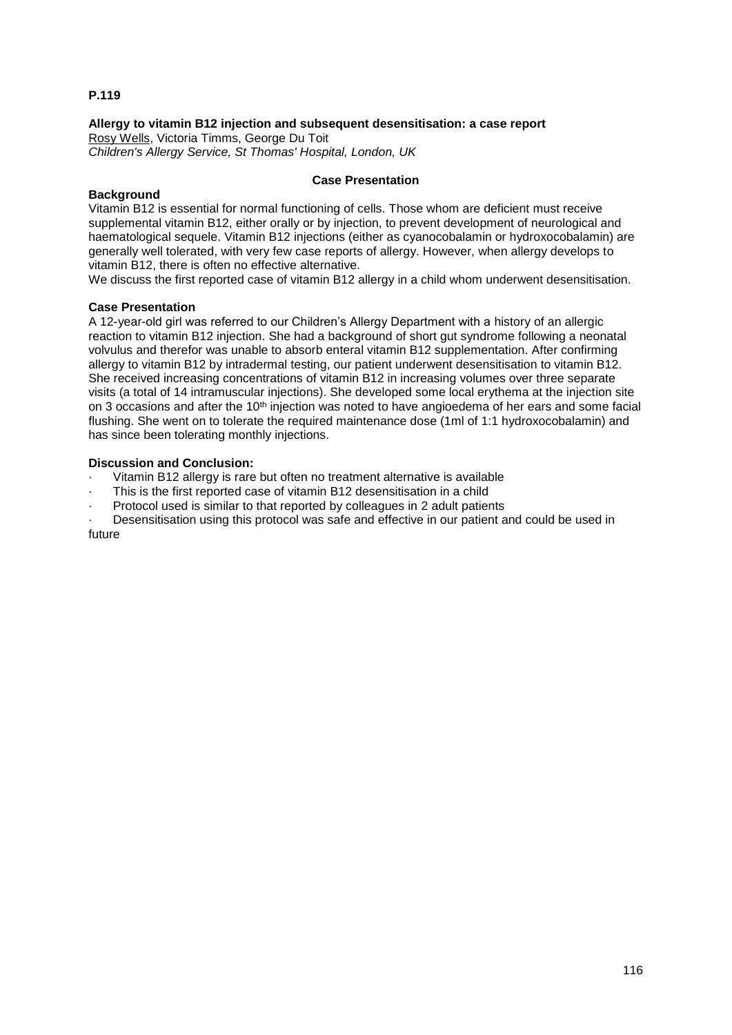**P.119**

**Allergy to vitamin B12 injection and subsequent desensitisation: a case report**
Rosy Wells, Victoria Timms, George Du Toit
*Children's Allergy Service, St Thomas' Hospital, London, UK*

**Case Presentation**

**Background**

Vitamin B12 is essential for normal functioning of cells. Those whom are deficient must receive supplemental vitamin B12, either orally or by injection, to prevent development of neurological and haematological sequele. Vitamin B12 injections (either as cyanocobalamin or hydroxocobalamin) are generally well tolerated, with very few case reports of allergy. However, when allergy develops to vitamin B12, there is often no effective alternative.

We discuss the first reported case of vitamin B12 allergy in a child whom underwent desensitisation.

**Case Presentation**

A 12-year-old girl was referred to our Children's Allergy Department with a history of an allergic reaction to vitamin B12 injection. She had a background of short gut syndrome following a neonatal volvulus and therefor was unable to absorb enteral vitamin B12 supplementation. After confirming allergy to vitamin B12 by intradermal testing, our patient underwent desensitisation to vitamin B12. She received increasing concentrations of vitamin B12 in increasing volumes over three separate visits (a total of 14 intramuscular injections). She developed some local erythema at the injection site on 3 occasions and after the 10th injection was noted to have angioedema of her ears and some facial flushing. She went on to tolerate the required maintenance dose (1ml of 1:1 hydroxocobalamin) and has since been tolerating monthly injections.

**Discussion and Conclusion:**

- Vitamin B12 allergy is rare but often no treatment alternative is available
- This is the first reported case of vitamin B12 desensitisation in a child
- Protocol used is similar to that reported by colleagues in 2 adult patients
- Desensitisation using this protocol was safe and effective in our patient and could be used in future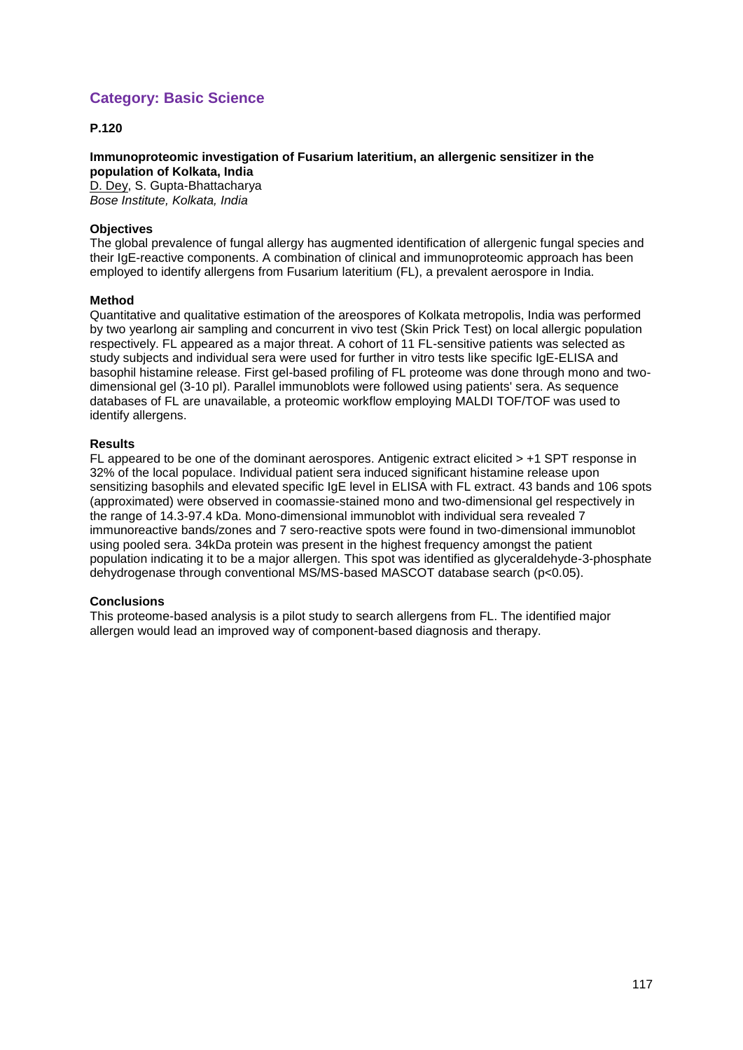## Category: Basic Science

**P.120**

**Immunoproteomic investigation of Fusarium lateritium, an allergenic sensitizer in the population of Kolkata, India**

D. Dey, S. Gupta-Bhattacharya
*Bose Institute, Kolkata, India*

**Objectives**

The global prevalence of fungal allergy has augmented identification of allergenic fungal species and their IgE-reactive components. A combination of clinical and immunoproteomic approach has been employed to identify allergens from Fusarium lateritium (FL), a prevalent aerospore in India.

**Method**

Quantitative and qualitative estimation of the areospores of Kolkata metropolis, India was performed by two yearlong air sampling and concurrent in vivo test (Skin Prick Test) on local allergic population respectively. FL appeared as a major threat. A cohort of 11 FL-sensitive patients was selected as study subjects and individual sera were used for further in vitro tests like specific IgE-ELISA and basophil histamine release. First gel-based profiling of FL proteome was done through mono and two-dimensional gel (3-10 pI). Parallel immunoblots were followed using patients' sera. As sequence databases of FL are unavailable, a proteomic workflow employing MALDI TOF/TOF was used to identify allergens.

**Results**

FL appeared to be one of the dominant aerospores. Antigenic extract elicited > +1 SPT response in 32% of the local populace. Individual patient sera induced significant histamine release upon sensitizing basophils and elevated specific IgE level in ELISA with FL extract. 43 bands and 106 spots (approximated) were observed in coomassie-stained mono and two-dimensional gel respectively in the range of 14.3-97.4 kDa. Mono-dimensional immunoblot with individual sera revealed 7 immunoreactive bands/zones and 7 sero-reactive spots were found in two-dimensional immunoblot using pooled sera. 34kDa protein was present in the highest frequency amongst the patient population indicating it to be a major allergen. This spot was identified as glyceraldehyde-3-phosphate dehydrogenase through conventional MS/MS-based MASCOT database search ($p<0.05$).

**Conclusions**

This proteome-based analysis is a pilot study to search allergens from FL. The identified major allergen would lead an improved way of component-based diagnosis and therapy.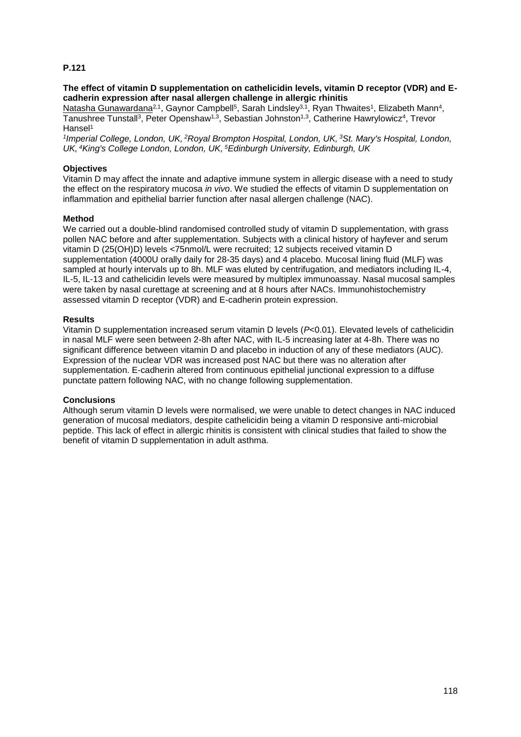**P.121**

**The effect of vitamin D supplementation on cathelicidin levels, vitamin D receptor (VDR) and E-cadherin expression after nasal allergen challenge in allergic rhinitis**

Natasha Gunawardana[2,1], Gaynor Campbell[5], Sarah Lindsley[3,1], Ryan Thwaites[1], Elizabeth Mann[4], Tanushree Tunstall[3], Peter Openshaw[1,3], Sebastian Johnston[1,3], Catherine Hawrylowicz[4], Trevor Hansel[1]

*[1]Imperial College, London, UK, [2]Royal Brompton Hospital, London, UK, [3]St. Mary's Hospital, London, UK, [4]King's College London, London, UK, [5]Edinburgh University, Edinburgh, UK*

### Objectives

Vitamin D may affect the innate and adaptive immune system in allergic disease with a need to study the effect on the respiratory mucosa *in vivo*. We studied the effects of vitamin D supplementation on inflammation and epithelial barrier function after nasal allergen challenge (NAC).

### Method

We carried out a double-blind randomised controlled study of vitamin D supplementation, with grass pollen NAC before and after supplementation. Subjects with a clinical history of hayfever and serum vitamin D (25(OH)D) levels <75nmol/L were recruited; 12 subjects received vitamin D supplementation (4000U orally daily for 28-35 days) and 4 placebo. Mucosal lining fluid (MLF) was sampled at hourly intervals up to 8h. MLF was eluted by centrifugation, and mediators including IL-4, IL-5, IL-13 and cathelicidin levels were measured by multiplex immunoassay. Nasal mucosal samples were taken by nasal curettage at screening and at 8 hours after NACs. Immunohistochemistry assessed vitamin D receptor (VDR) and E-cadherin protein expression.

### Results

Vitamin D supplementation increased serum vitamin D levels ($P<0.01$). Elevated levels of cathelicidin in nasal MLF were seen between 2-8h after NAC, with IL-5 increasing later at 4-8h. There was no significant difference between vitamin D and placebo in induction of any of these mediators (AUC). Expression of the nuclear VDR was increased post NAC but there was no alteration after supplementation. E-cadherin altered from continuous epithelial junctional expression to a diffuse punctate pattern following NAC, with no change following supplementation.

### Conclusions

Although serum vitamin D levels were normalised, we were unable to detect changes in NAC induced generation of mucosal mediators, despite cathelicidin being a vitamin D responsive anti-microbial peptide. This lack of effect in allergic rhinitis is consistent with clinical studies that failed to show the benefit of vitamin D supplementation in adult asthma.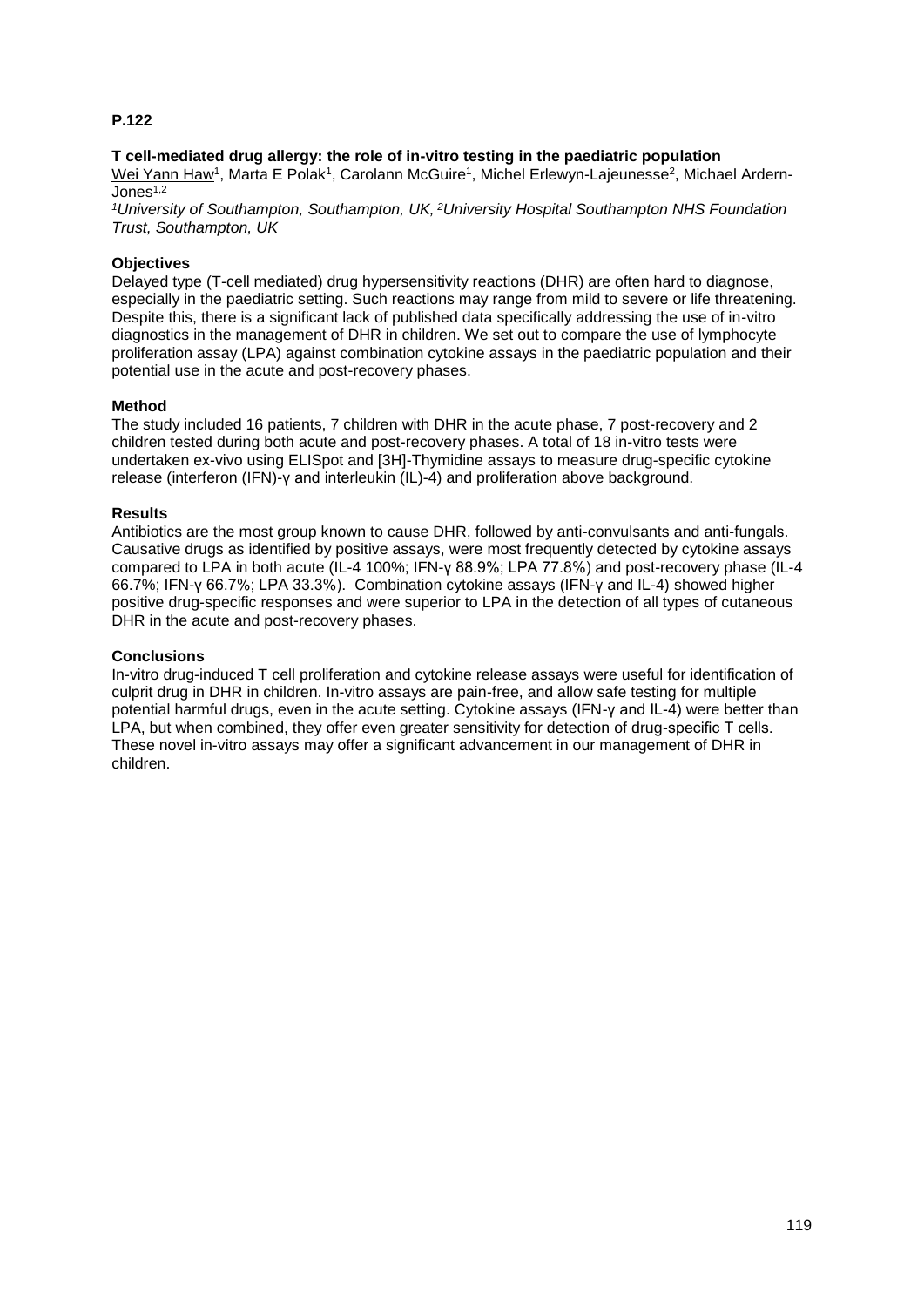**P.122**

**T cell-mediated drug allergy: the role of in-vitro testing in the paediatric population**

Wei Yann Haw[1], Marta E Polak[1], Carolann McGuire[1], Michel Erlewyn-Lajeunesse[2], Michael Ardern-Jones[1,2]

*[1]University of Southampton, Southampton, UK, [2]University Hospital Southampton NHS Foundation Trust, Southampton, UK*

**Objectives**

Delayed type (T-cell mediated) drug hypersensitivity reactions (DHR) are often hard to diagnose, especially in the paediatric setting. Such reactions may range from mild to severe or life threatening. Despite this, there is a significant lack of published data specifically addressing the use of in-vitro diagnostics in the management of DHR in children. We set out to compare the use of lymphocyte proliferation assay (LPA) against combination cytokine assays in the paediatric population and their potential use in the acute and post-recovery phases.

**Method**

The study included 16 patients, 7 children with DHR in the acute phase, 7 post-recovery and 2 children tested during both acute and post-recovery phases. A total of 18 in-vitro tests were undertaken ex-vivo using ELISpot and [3H]-Thymidine assays to measure drug-specific cytokine release (interferon (IFN)-γ and interleukin (IL)-4) and proliferation above background.

**Results**

Antibiotics are the most group known to cause DHR, followed by anti-convulsants and anti-fungals. Causative drugs as identified by positive assays, were most frequently detected by cytokine assays compared to LPA in both acute (IL-4 100%; IFN-γ 88.9%; LPA 77.8%) and post-recovery phase (IL-4 66.7%; IFN-γ 66.7%; LPA 33.3%). Combination cytokine assays (IFN-γ and IL-4) showed higher positive drug-specific responses and were superior to LPA in the detection of all types of cutaneous DHR in the acute and post-recovery phases.

**Conclusions**

In-vitro drug-induced T cell proliferation and cytokine release assays were useful for identification of culprit drug in DHR in children. In-vitro assays are pain-free, and allow safe testing for multiple potential harmful drugs, even in the acute setting. Cytokine assays (IFN-γ and IL-4) were better than LPA, but when combined, they offer even greater sensitivity for detection of drug-specific T cells. These novel in-vitro assays may offer a significant advancement in our management of DHR in children.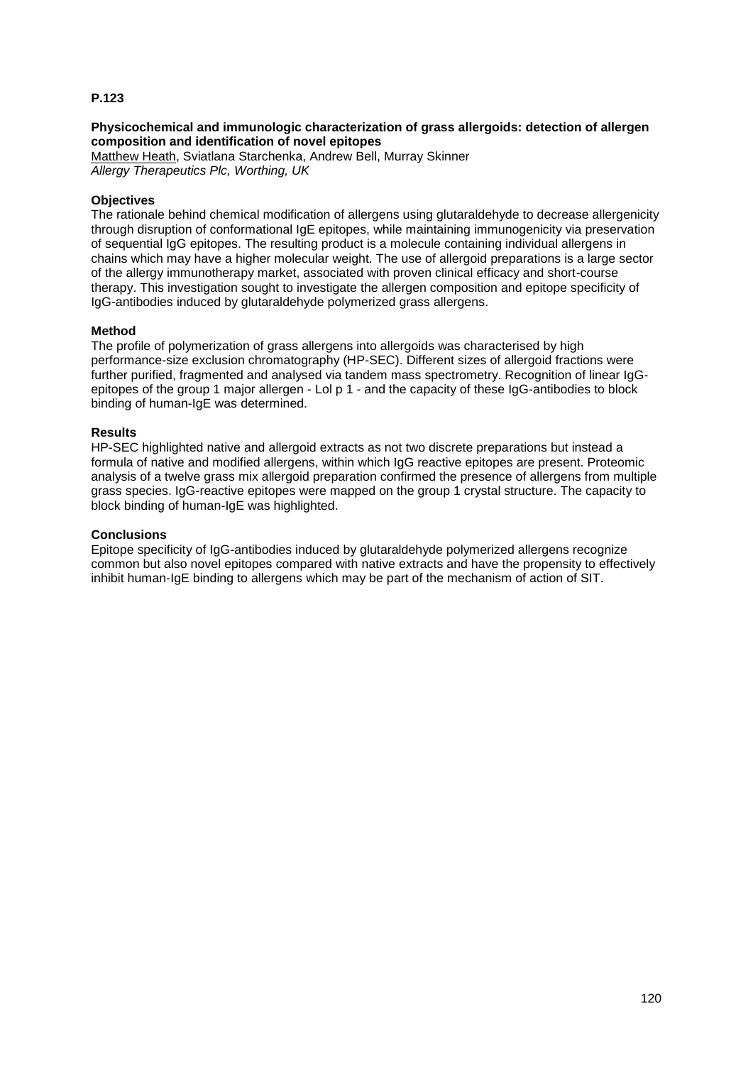**P.123**

**Physicochemical and immunologic characterization of grass allergoids: detection of allergen composition and identification of novel epitopes**

Matthew Heath, Sviatlana Starchenka, Andrew Bell, Murray Skinner

*Allergy Therapeutics Plc, Worthing, UK*

**Objectives**

The rationale behind chemical modification of allergens using glutaraldehyde to decrease allergenicity through disruption of conformational IgE epitopes, while maintaining immunogenicity via preservation of sequential IgG epitopes. The resulting product is a molecule containing individual allergens in chains which may have a higher molecular weight. The use of allergoid preparations is a large sector of the allergy immunotherapy market, associated with proven clinical efficacy and short-course therapy. This investigation sought to investigate the allergen composition and epitope specificity of IgG-antibodies induced by glutaraldehyde polymerized grass allergens.

**Method**

The profile of polymerization of grass allergens into allergoids was characterised by high performance-size exclusion chromatography (HP-SEC). Different sizes of allergoid fractions were further purified, fragmented and analysed via tandem mass spectrometry. Recognition of linear IgG-epitopes of the group 1 major allergen - Lol p 1 - and the capacity of these IgG-antibodies to block binding of human-IgE was determined.

**Results**

HP-SEC highlighted native and allergoid extracts as not two discrete preparations but instead a formula of native and modified allergens, within which IgG reactive epitopes are present. Proteomic analysis of a twelve grass mix allergoid preparation confirmed the presence of allergens from multiple grass species. IgG-reactive epitopes were mapped on the group 1 crystal structure. The capacity to block binding of human-IgE was highlighted.

**Conclusions**

Epitope specificity of IgG-antibodies induced by glutaraldehyde polymerized allergens recognize common but also novel epitopes compared with native extracts and have the propensity to effectively inhibit human-IgE binding to allergens which may be part of the mechanism of action of SIT.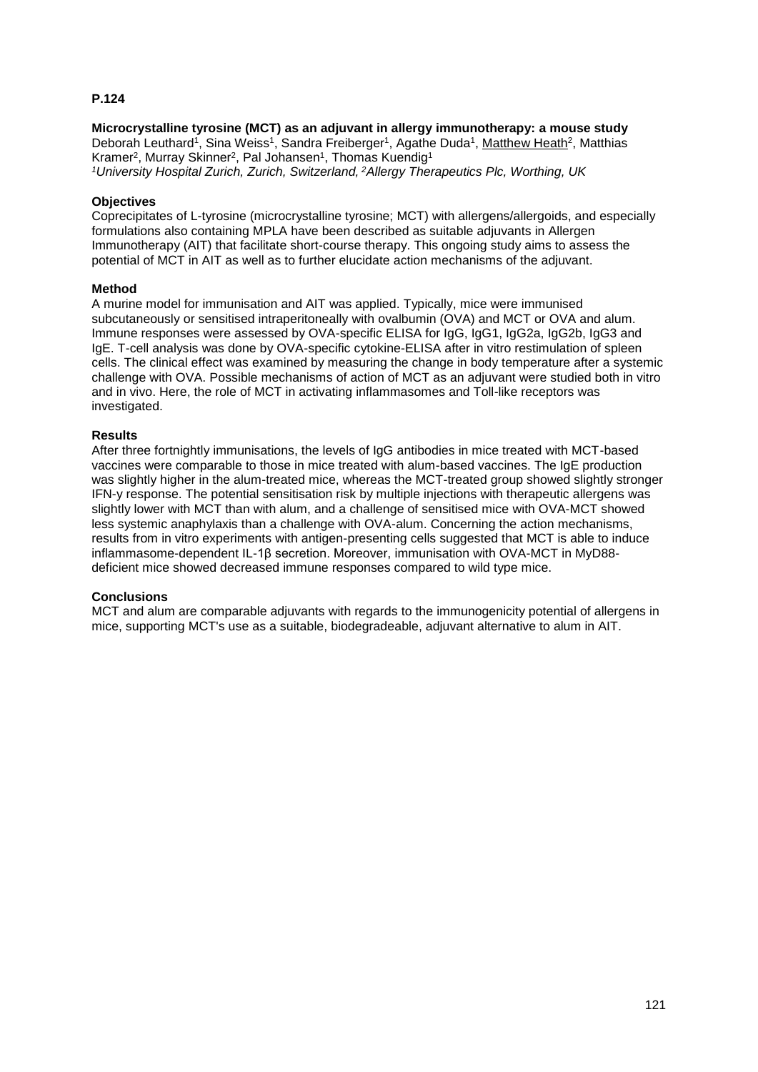**P.124**

**Microcrystalline tyrosine (MCT) as an adjuvant in allergy immunotherapy: a mouse study**

Deborah Leuthard[1], Sina Weiss[1], Sandra Freiberger[1], Agathe Duda[1], Matthew Heath[2], Matthias Kramer[2], Murray Skinner[2], Pal Johansen[1], Thomas Kuendig[1]

*[1]University Hospital Zurich, Zurich, Switzerland, [2]Allergy Therapeutics Plc, Worthing, UK*

**Objectives**

Coprecipitates of L-tyrosine (microcrystalline tyrosine; MCT) with allergens/allergoids, and especially formulations also containing MPLA have been described as suitable adjuvants in Allergen Immunotherapy (AIT) that facilitate short-course therapy. This ongoing study aims to assess the potential of MCT in AIT as well as to further elucidate action mechanisms of the adjuvant.

**Method**

A murine model for immunisation and AIT was applied. Typically, mice were immunised subcutaneously or sensitised intraperitoneally with ovalbumin (OVA) and MCT or OVA and alum. Immune responses were assessed by OVA-specific ELISA for IgG, IgG1, IgG2a, IgG2b, IgG3 and IgE. T-cell analysis was done by OVA-specific cytokine-ELISA after in vitro restimulation of spleen cells. The clinical effect was examined by measuring the change in body temperature after a systemic challenge with OVA. Possible mechanisms of action of MCT as an adjuvant were studied both in vitro and in vivo. Here, the role of MCT in activating inflammasomes and Toll-like receptors was investigated.

**Results**

After three fortnightly immunisations, the levels of IgG antibodies in mice treated with MCT-based vaccines were comparable to those in mice treated with alum-based vaccines. The IgE production was slightly higher in the alum-treated mice, whereas the MCT-treated group showed slightly stronger IFN-γ response. The potential sensitisation risk by multiple injections with therapeutic allergens was slightly lower with MCT than with alum, and a challenge of sensitised mice with OVA-MCT showed less systemic anaphylaxis than a challenge with OVA-alum. Concerning the action mechanisms, results from in vitro experiments with antigen-presenting cells suggested that MCT is able to induce inflammasome-dependent IL-1β secretion. Moreover, immunisation with OVA-MCT in MyD88-deficient mice showed decreased immune responses compared to wild type mice.

**Conclusions**

MCT and alum are comparable adjuvants with regards to the immunogenicity potential of allergens in mice, supporting MCT's use as a suitable, biodegradeable, adjuvant alternative to alum in AIT.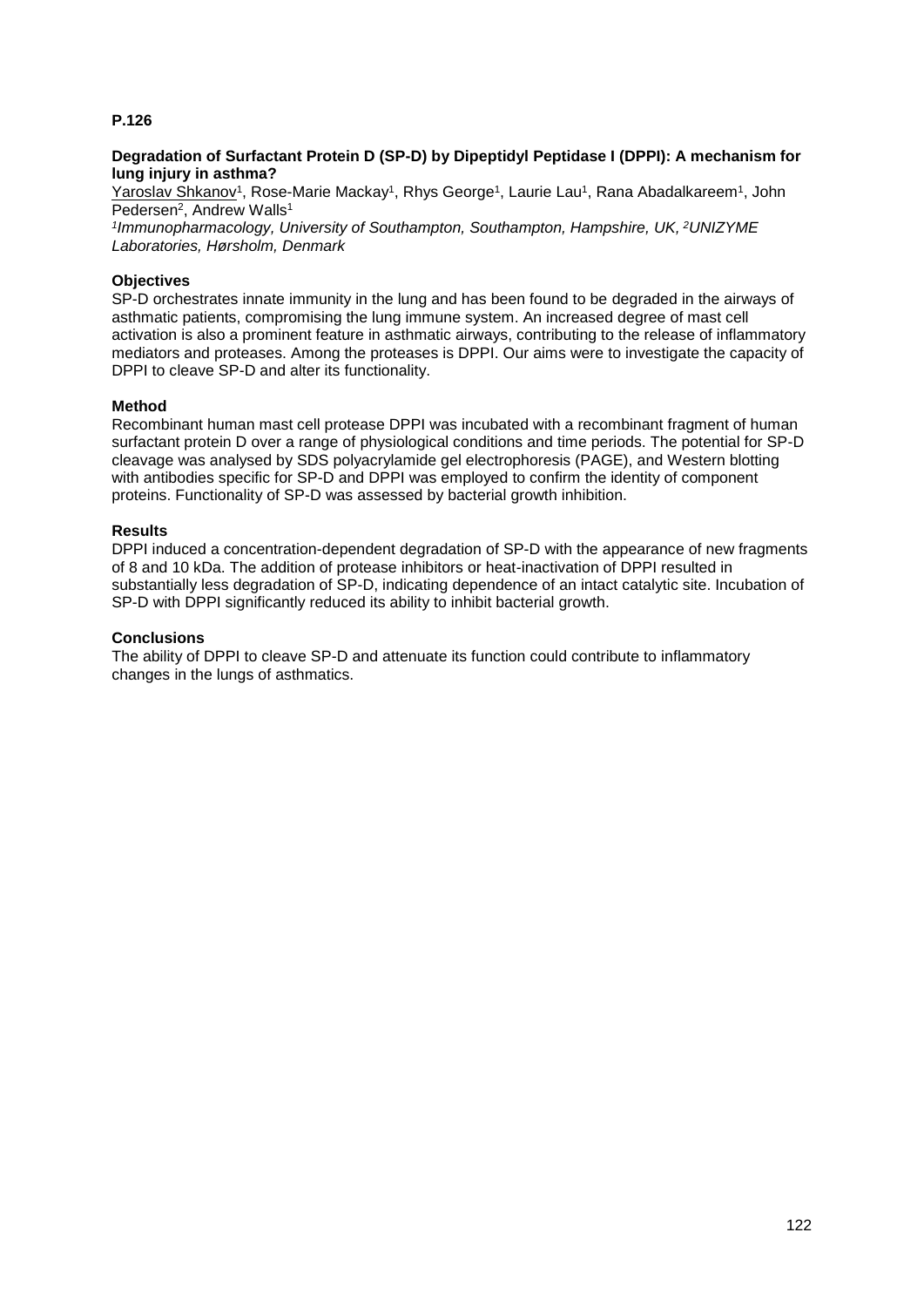**P.126**

**Degradation of Surfactant Protein D (SP-D) by Dipeptidyl Peptidase I (DPPI): A mechanism for lung injury in asthma?**

Yaroslav Shkanov[1], Rose-Marie Mackay[1], Rhys George[1], Laurie Lau[1], Rana Abadalkareem[1], John Pedersen[2], Andrew Walls[1]

*[1]Immunopharmacology, University of Southampton, Southampton, Hampshire, UK, [2]UNIZYME Laboratories, Hørsholm, Denmark*

**Objectives**

SP-D orchestrates innate immunity in the lung and has been found to be degraded in the airways of asthmatic patients, compromising the lung immune system. An increased degree of mast cell activation is also a prominent feature in asthmatic airways, contributing to the release of inflammatory mediators and proteases. Among the proteases is DPPI. Our aims were to investigate the capacity of DPPI to cleave SP-D and alter its functionality.

**Method**

Recombinant human mast cell protease DPPI was incubated with a recombinant fragment of human surfactant protein D over a range of physiological conditions and time periods. The potential for SP-D cleavage was analysed by SDS polyacrylamide gel electrophoresis (PAGE), and Western blotting with antibodies specific for SP-D and DPPI was employed to confirm the identity of component proteins. Functionality of SP-D was assessed by bacterial growth inhibition.

**Results**

DPPI induced a concentration-dependent degradation of SP-D with the appearance of new fragments of 8 and 10 kDa. The addition of protease inhibitors or heat-inactivation of DPPI resulted in substantially less degradation of SP-D, indicating dependence of an intact catalytic site. Incubation of SP-D with DPPI significantly reduced its ability to inhibit bacterial growth.

**Conclusions**

The ability of DPPI to cleave SP-D and attenuate its function could contribute to inflammatory changes in the lungs of asthmatics.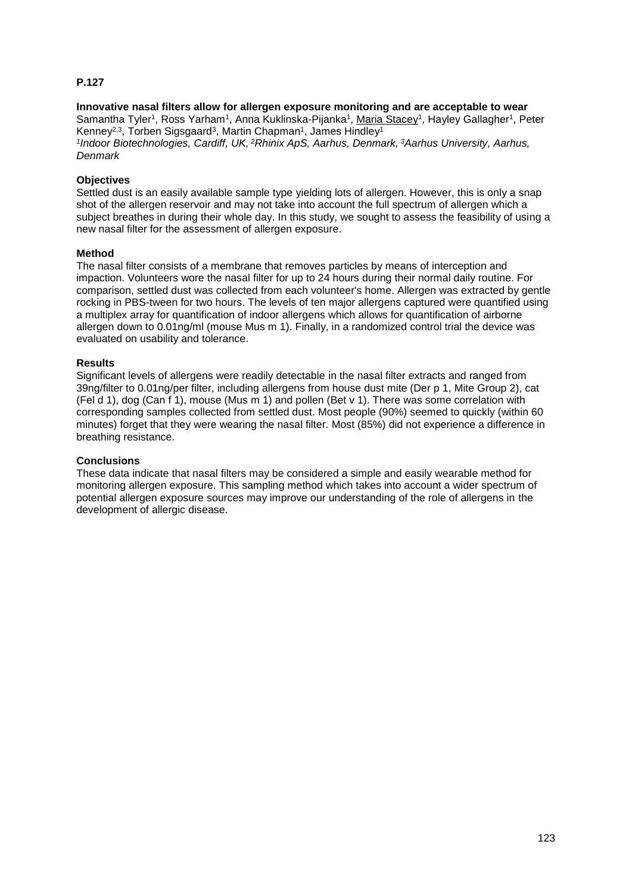**P.127**

**Innovative nasal filters allow for allergen exposure monitoring and are acceptable to wear**

Samantha Tyler[1], Ross Yarham[1], Anna Kuklinska-Pijanka[1], Maria Stacey[1], Hayley Gallagher[1], Peter Kenney[2,3], Torben Sigsgaard[3], Martin Chapman[1], James Hindley[1]

*[1]Indoor Biotechnologies, Cardiff, UK, [2]Rhinix ApS, Aarhus, Denmark, [3]Aarhus University, Aarhus, Denmark*

**Objectives**

Settled dust is an easily available sample type yielding lots of allergen. However, this is only a snap shot of the allergen reservoir and may not take into account the full spectrum of allergen which a subject breathes in during their whole day. In this study, we sought to assess the feasibility of using a new nasal filter for the assessment of allergen exposure.

**Method**

The nasal filter consists of a membrane that removes particles by means of interception and impaction. Volunteers wore the nasal filter for up to 24 hours during their normal daily routine. For comparison, settled dust was collected from each volunteer's home. Allergen was extracted by gentle rocking in PBS-tween for two hours. The levels of ten major allergens captured were quantified using a multiplex array for quantification of indoor allergens which allows for quantification of airborne allergen down to 0.01ng/ml (mouse Mus m 1). Finally, in a randomized control trial the device was evaluated on usability and tolerance.

**Results**

Significant levels of allergens were readily detectable in the nasal filter extracts and ranged from 39ng/filter to 0.01ng/per filter, including allergens from house dust mite (Der p 1, Mite Group 2), cat (Fel d 1), dog (Can f 1), mouse (Mus m 1) and pollen (Bet v 1). There was some correlation with corresponding samples collected from settled dust. Most people (90%) seemed to quickly (within 60 minutes) forget that they were wearing the nasal filter. Most (85%) did not experience a difference in breathing resistance.

**Conclusions**

These data indicate that nasal filters may be considered a simple and easily wearable method for monitoring allergen exposure. This sampling method which takes into account a wider spectrum of potential allergen exposure sources may improve our understanding of the role of allergens in the development of allergic disease.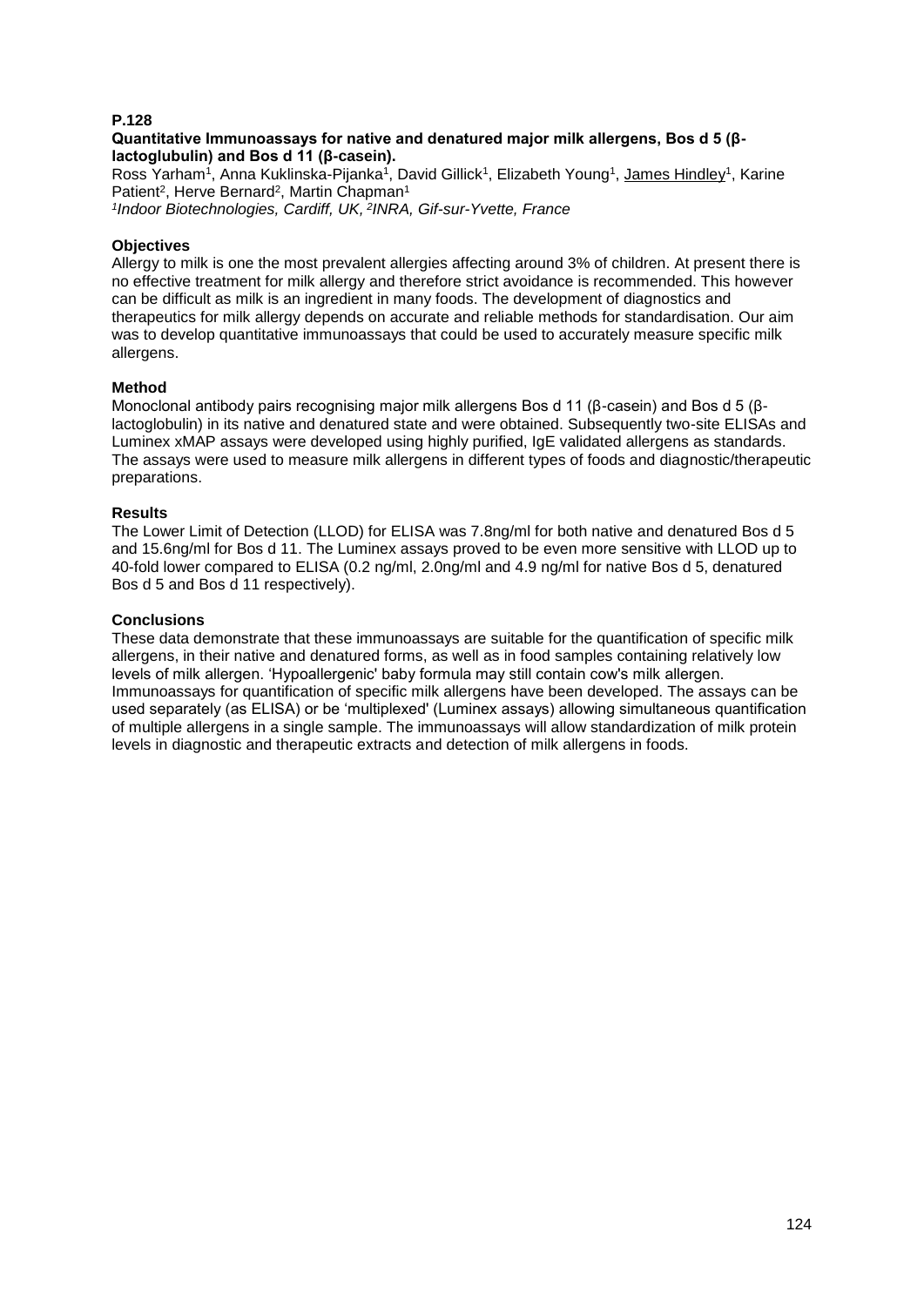**P.128**

**Quantitative Immunoassays for native and denatured major milk allergens, Bos d 5 (β-lactoglubulin) and Bos d 11 (β-casein).**

Ross Yarham[1], Anna Kuklinska-Pijanka[1], David Gillick[1], Elizabeth Young[1], James Hindley[1], Karine Patient[2], Herve Bernard[2], Martin Chapman[1]

*[1]Indoor Biotechnologies, Cardiff, UK, [2]INRA, Gif-sur-Yvette, France*

**Objectives**

Allergy to milk is one the most prevalent allergies affecting around 3% of children. At present there is no effective treatment for milk allergy and therefore strict avoidance is recommended. This however can be difficult as milk is an ingredient in many foods. The development of diagnostics and therapeutics for milk allergy depends on accurate and reliable methods for standardisation. Our aim was to develop quantitative immunoassays that could be used to accurately measure specific milk allergens.

**Method**

Monoclonal antibody pairs recognising major milk allergens Bos d 11 (β-casein) and Bos d 5 (β-lactoglobulin) in its native and denatured state and were obtained. Subsequently two-site ELISAs and Luminex xMAP assays were developed using highly purified, IgE validated allergens as standards. The assays were used to measure milk allergens in different types of foods and diagnostic/therapeutic preparations.

**Results**

The Lower Limit of Detection (LLOD) for ELISA was 7.8ng/ml for both native and denatured Bos d 5 and 15.6ng/ml for Bos d 11. The Luminex assays proved to be even more sensitive with LLOD up to 40-fold lower compared to ELISA (0.2 ng/ml, 2.0ng/ml and 4.9 ng/ml for native Bos d 5, denatured Bos d 5 and Bos d 11 respectively).

**Conclusions**

These data demonstrate that these immunoassays are suitable for the quantification of specific milk allergens, in their native and denatured forms, as well as in food samples containing relatively low levels of milk allergen. 'Hypoallergenic' baby formula may still contain cow's milk allergen. Immunoassays for quantification of specific milk allergens have been developed. The assays can be used separately (as ELISA) or be 'multiplexed' (Luminex assays) allowing simultaneous quantification of multiple allergens in a single sample. The immunoassays will allow standardization of milk protein levels in diagnostic and therapeutic extracts and detection of milk allergens in foods.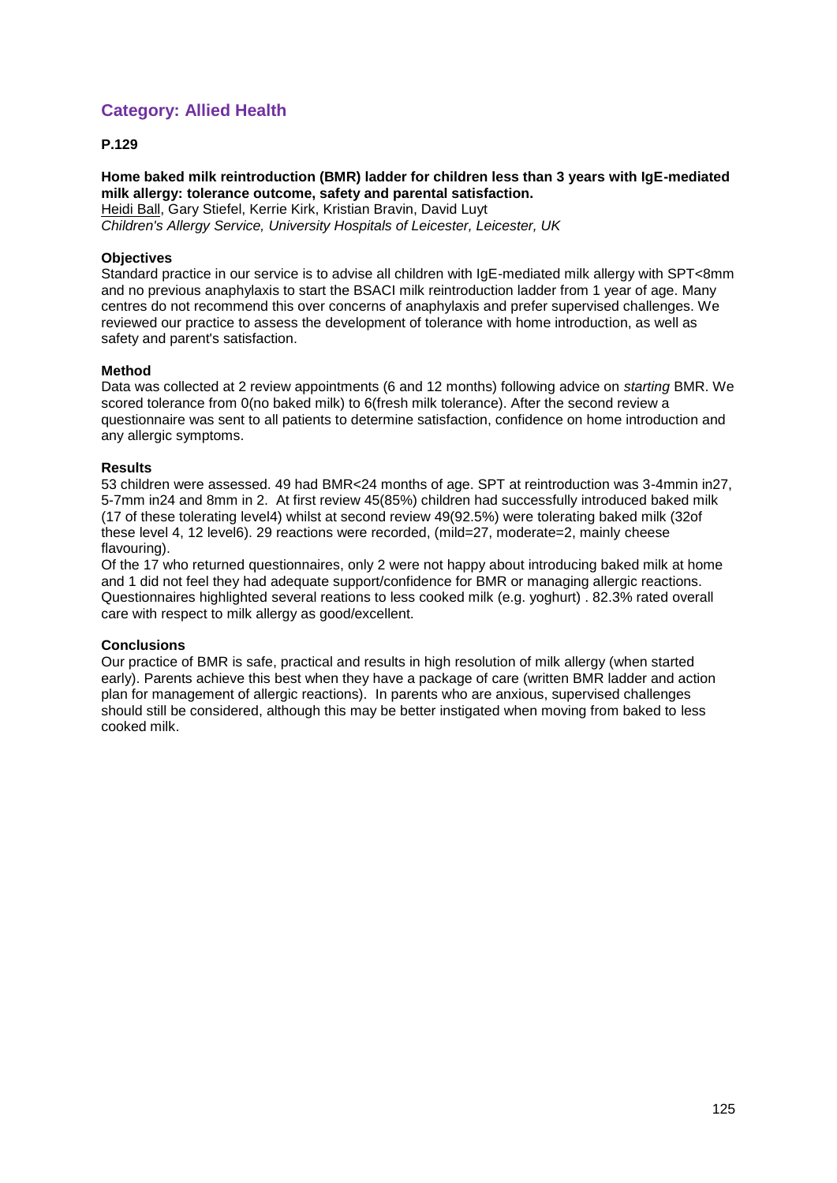## Category: Allied Health

**P.129**

**Home baked milk reintroduction (BMR) ladder for children less than 3 years with IgE-mediated milk allergy: tolerance outcome, safety and parental satisfaction.**
Heidi Ball, Gary Stiefel, Kerrie Kirk, Kristian Bravin, David Luyt
*Children's Allergy Service, University Hospitals of Leicester, Leicester, UK*

**Objectives**
Standard practice in our service is to advise all children with IgE-mediated milk allergy with SPT<8mm and no previous anaphylaxis to start the BSACI milk reintroduction ladder from 1 year of age. Many centres do not recommend this over concerns of anaphylaxis and prefer supervised challenges. We reviewed our practice to assess the development of tolerance with home introduction, as well as safety and parent's satisfaction.

**Method**
Data was collected at 2 review appointments (6 and 12 months) following advice on *starting* BMR. We scored tolerance from 0(no baked milk) to 6(fresh milk tolerance). After the second review a questionnaire was sent to all patients to determine satisfaction, confidence on home introduction and any allergic symptoms.

**Results**
53 children were assessed. 49 had BMR<24 months of age. SPT at reintroduction was 3-4mmin in27, 5-7mm in24 and 8mm in 2. At first review 45(85%) children had successfully introduced baked milk (17 of these tolerating level4) whilst at second review 49(92.5%) were tolerating baked milk (32of these level 4, 12 level6). 29 reactions were recorded, (mild=27, moderate=2, mainly cheese flavouring).
Of the 17 who returned questionnaires, only 2 were not happy about introducing baked milk at home and 1 did not feel they had adequate support/confidence for BMR or managing allergic reactions. Questionnaires highlighted several reations to less cooked milk (e.g. yoghurt) . 82.3% rated overall care with respect to milk allergy as good/excellent.

**Conclusions**
Our practice of BMR is safe, practical and results in high resolution of milk allergy (when started early). Parents achieve this best when they have a package of care (written BMR ladder and action plan for management of allergic reactions). In parents who are anxious, supervised challenges should still be considered, although this may be better instigated when moving from baked to less cooked milk.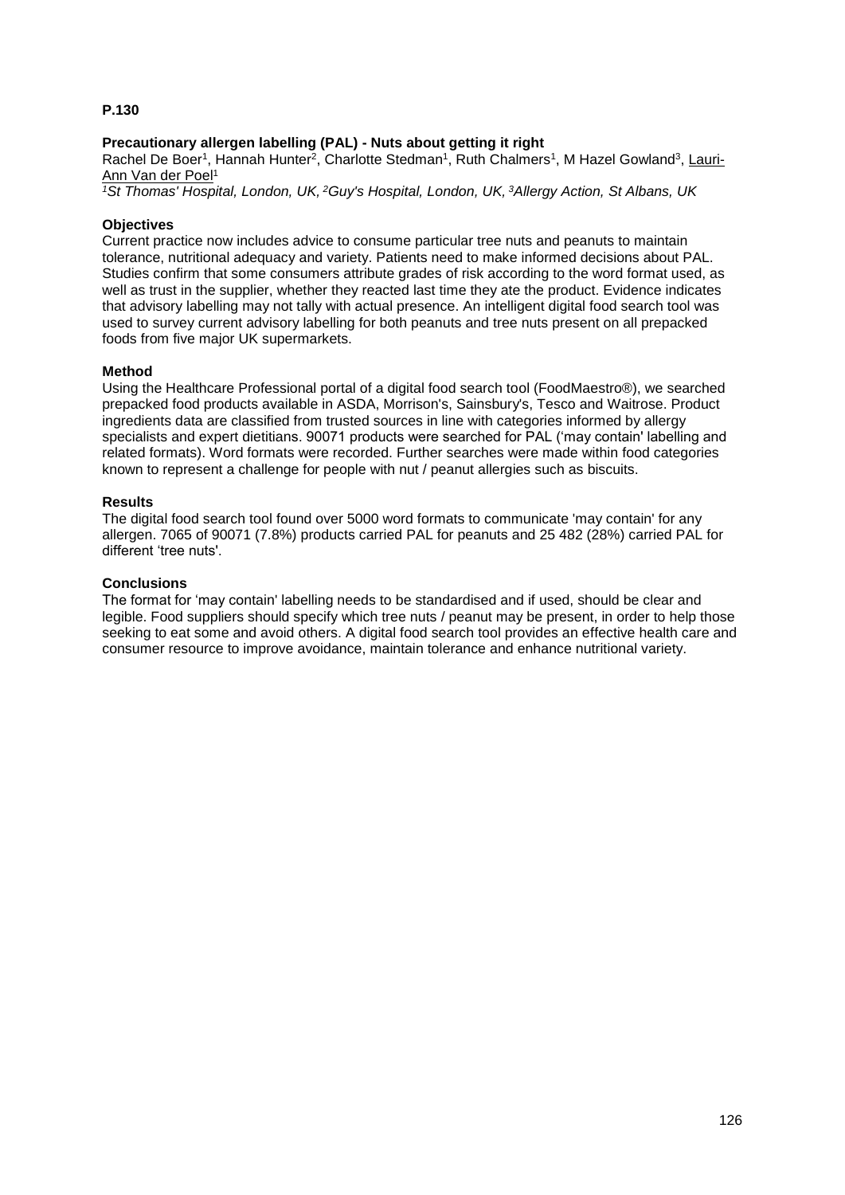**P.130**

**Precautionary allergen labelling (PAL) - Nuts about getting it right**

Rachel De Boer[1], Hannah Hunter[2], Charlotte Stedman[1], Ruth Chalmers[1], M Hazel Gowland[3], Lauri-Ann Van der Poel[1]

*[1]St Thomas' Hospital, London, UK, [2]Guy's Hospital, London, UK, [3]Allergy Action, St Albans, UK*

**Objectives**

Current practice now includes advice to consume particular tree nuts and peanuts to maintain tolerance, nutritional adequacy and variety. Patients need to make informed decisions about PAL. Studies confirm that some consumers attribute grades of risk according to the word format used, as well as trust in the supplier, whether they reacted last time they ate the product. Evidence indicates that advisory labelling may not tally with actual presence. An intelligent digital food search tool was used to survey current advisory labelling for both peanuts and tree nuts present on all prepacked foods from five major UK supermarkets.

**Method**

Using the Healthcare Professional portal of a digital food search tool (FoodMaestro®), we searched prepacked food products available in ASDA, Morrison's, Sainsbury's, Tesco and Waitrose. Product ingredients data are classified from trusted sources in line with categories informed by allergy specialists and expert dietitians. 90071 products were searched for PAL ('may contain' labelling and related formats). Word formats were recorded. Further searches were made within food categories known to represent a challenge for people with nut / peanut allergies such as biscuits.

**Results**

The digital food search tool found over 5000 word formats to communicate 'may contain' for any allergen. 7065 of 90071 (7.8%) products carried PAL for peanuts and 25 482 (28%) carried PAL for different 'tree nuts'.

**Conclusions**

The format for 'may contain' labelling needs to be standardised and if used, should be clear and legible. Food suppliers should specify which tree nuts / peanut may be present, in order to help those seeking to eat some and avoid others. A digital food search tool provides an effective health care and consumer resource to improve avoidance, maintain tolerance and enhance nutritional variety.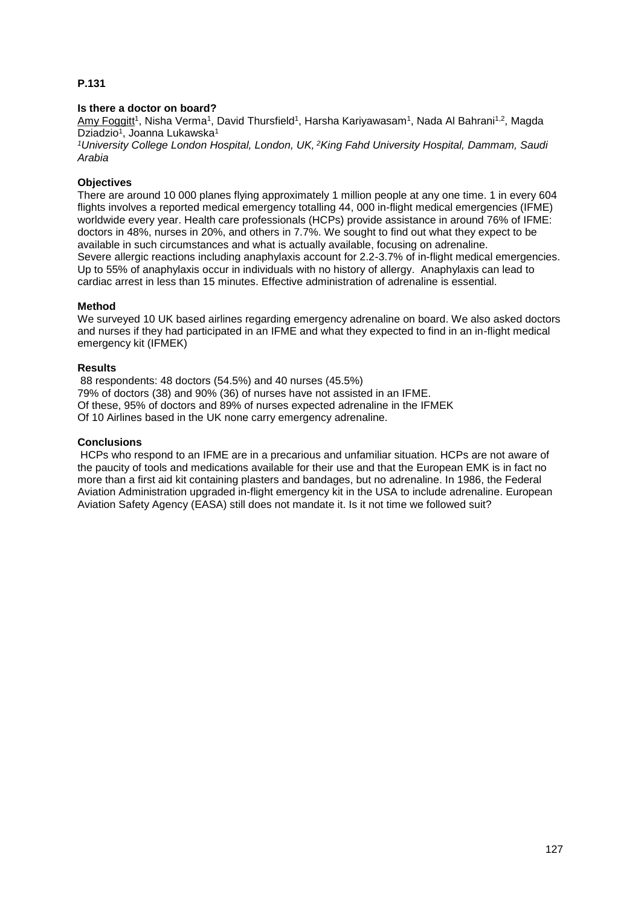**P.131**

**Is there a doctor on board?**

Amy Foggitt[1], Nisha Verma[1], David Thursfield[1], Harsha Kariyawasam[1], Nada Al Bahrani[1,2], Magda Dziadzio[1], Joanna Lukawska[1]

*[1]University College London Hospital, London, UK, [2]King Fahd University Hospital, Dammam, Saudi Arabia*

**Objectives**

There are around 10 000 planes flying approximately 1 million people at any one time. 1 in every 604 flights involves a reported medical emergency totalling 44, 000 in-flight medical emergencies (IFME) worldwide every year. Health care professionals (HCPs) provide assistance in around 76% of IFME: doctors in 48%, nurses in 20%, and others in 7.7%. We sought to find out what they expect to be available in such circumstances and what is actually available, focusing on adrenaline.

Severe allergic reactions including anaphylaxis account for 2.2-3.7% of in-flight medical emergencies. Up to 55% of anaphylaxis occur in individuals with no history of allergy. Anaphylaxis can lead to cardiac arrest in less than 15 minutes. Effective administration of adrenaline is essential.

**Method**

We surveyed 10 UK based airlines regarding emergency adrenaline on board. We also asked doctors and nurses if they had participated in an IFME and what they expected to find in an in-flight medical emergency kit (IFMEK)

**Results**

88 respondents: 48 doctors (54.5%) and 40 nurses (45.5%)
79% of doctors (38) and 90% (36) of nurses have not assisted in an IFME.
Of these, 95% of doctors and 89% of nurses expected adrenaline in the IFMEK
Of 10 Airlines based in the UK none carry emergency adrenaline.

**Conclusions**

HCPs who respond to an IFME are in a precarious and unfamiliar situation. HCPs are not aware of the paucity of tools and medications available for their use and that the European EMK is in fact no more than a first aid kit containing plasters and bandages, but no adrenaline. In 1986, the Federal Aviation Administration upgraded in-flight emergency kit in the USA to include adrenaline. European Aviation Safety Agency (EASA) still does not mandate it. Is it not time we followed suit?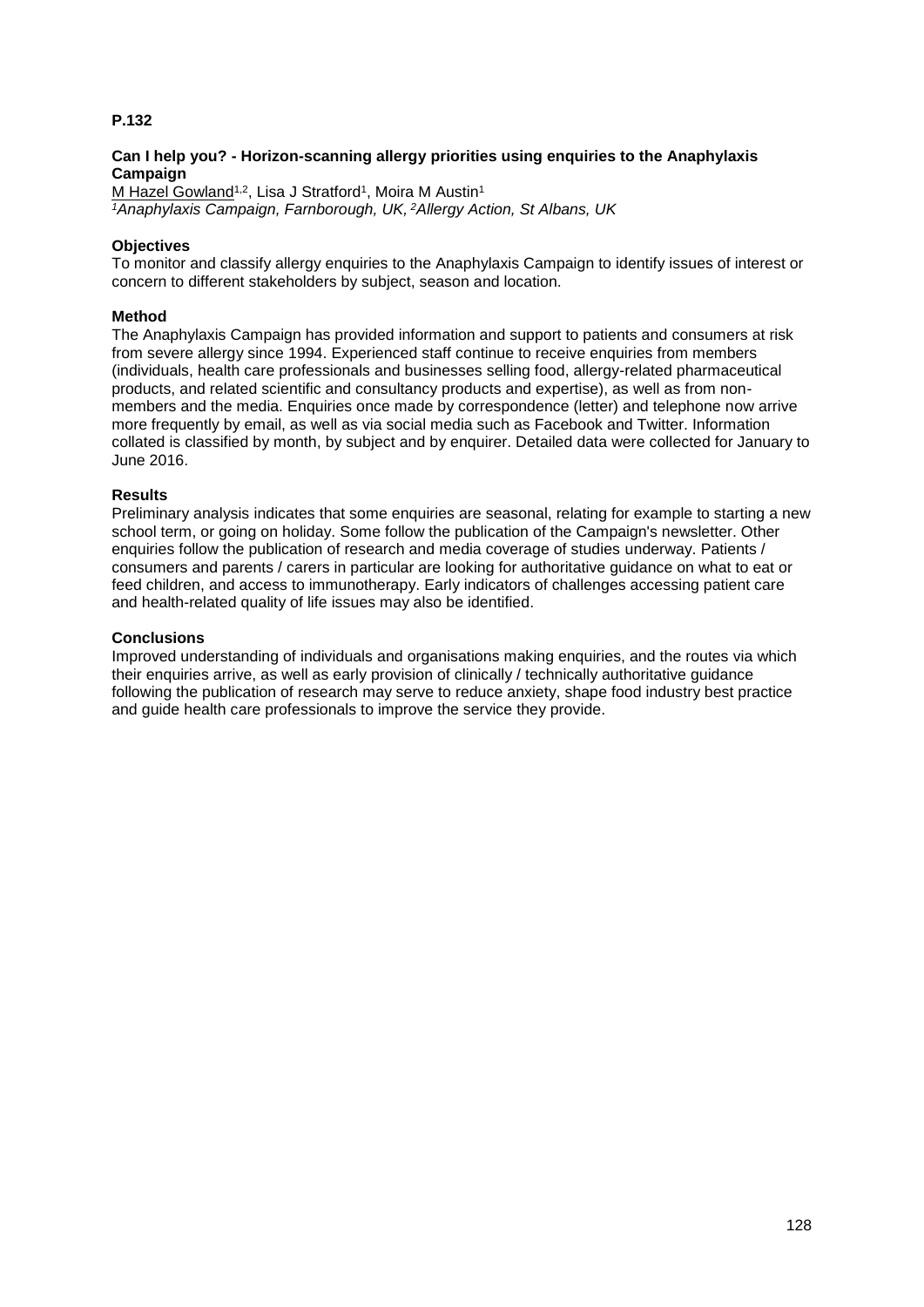**P.132**

**Can I help you? - Horizon-scanning allergy priorities using enquiries to the Anaphylaxis Campaign**

M Hazel Gowland[1,2], Lisa J Stratford[1], Moira M Austin[1]

*[1]Anaphylaxis Campaign, Farnborough, UK, [2]Allergy Action, St Albans, UK*

**Objectives**

To monitor and classify allergy enquiries to the Anaphylaxis Campaign to identify issues of interest or concern to different stakeholders by subject, season and location.

**Method**

The Anaphylaxis Campaign has provided information and support to patients and consumers at risk from severe allergy since 1994. Experienced staff continue to receive enquiries from members (individuals, health care professionals and businesses selling food, allergy-related pharmaceutical products, and related scientific and consultancy products and expertise), as well as from non-members and the media. Enquiries once made by correspondence (letter) and telephone now arrive more frequently by email, as well as via social media such as Facebook and Twitter. Information collated is classified by month, by subject and by enquirer. Detailed data were collected for January to June 2016.

**Results**

Preliminary analysis indicates that some enquiries are seasonal, relating for example to starting a new school term, or going on holiday. Some follow the publication of the Campaign's newsletter. Other enquiries follow the publication of research and media coverage of studies underway. Patients / consumers and parents / carers in particular are looking for authoritative guidance on what to eat or feed children, and access to immunotherapy. Early indicators of challenges accessing patient care and health-related quality of life issues may also be identified.

**Conclusions**

Improved understanding of individuals and organisations making enquiries, and the routes via which their enquiries arrive, as well as early provision of clinically / technically authoritative guidance following the publication of research may serve to reduce anxiety, shape food industry best practice and guide health care professionals to improve the service they provide.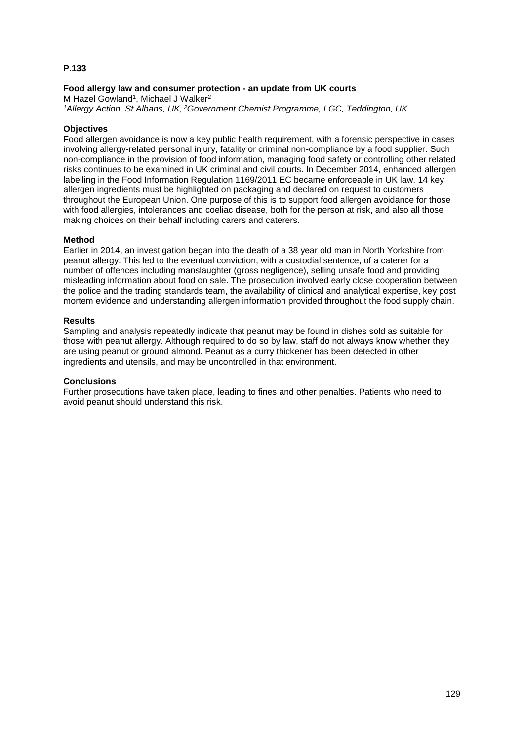**P.133**

### Food allergy law and consumer protection - an update from UK courts

M Hazel Gowland[1], Michael J Walker[2]

*[1]Allergy Action, St Albans, UK, [2]Government Chemist Programme, LGC, Teddington, UK*

#### Objectives

Food allergen avoidance is now a key public health requirement, with a forensic perspective in cases involving allergy-related personal injury, fatality or criminal non-compliance by a food supplier. Such non-compliance in the provision of food information, managing food safety or controlling other related risks continues to be examined in UK criminal and civil courts. In December 2014, enhanced allergen labelling in the Food Information Regulation 1169/2011 EC became enforceable in UK law. 14 key allergen ingredients must be highlighted on packaging and declared on request to customers throughout the European Union. One purpose of this is to support food allergen avoidance for those with food allergies, intolerances and coeliac disease, both for the person at risk, and also all those making choices on their behalf including carers and caterers.

#### Method

Earlier in 2014, an investigation began into the death of a 38 year old man in North Yorkshire from peanut allergy. This led to the eventual conviction, with a custodial sentence, of a caterer for a number of offences including manslaughter (gross negligence), selling unsafe food and providing misleading information about food on sale. The prosecution involved early close cooperation between the police and the trading standards team, the availability of clinical and analytical expertise, key post mortem evidence and understanding allergen information provided throughout the food supply chain.

#### Results

Sampling and analysis repeatedly indicate that peanut may be found in dishes sold as suitable for those with peanut allergy. Although required to do so by law, staff do not always know whether they are using peanut or ground almond. Peanut as a curry thickener has been detected in other ingredients and utensils, and may be uncontrolled in that environment.

#### Conclusions

Further prosecutions have taken place, leading to fines and other penalties. Patients who need to avoid peanut should understand this risk.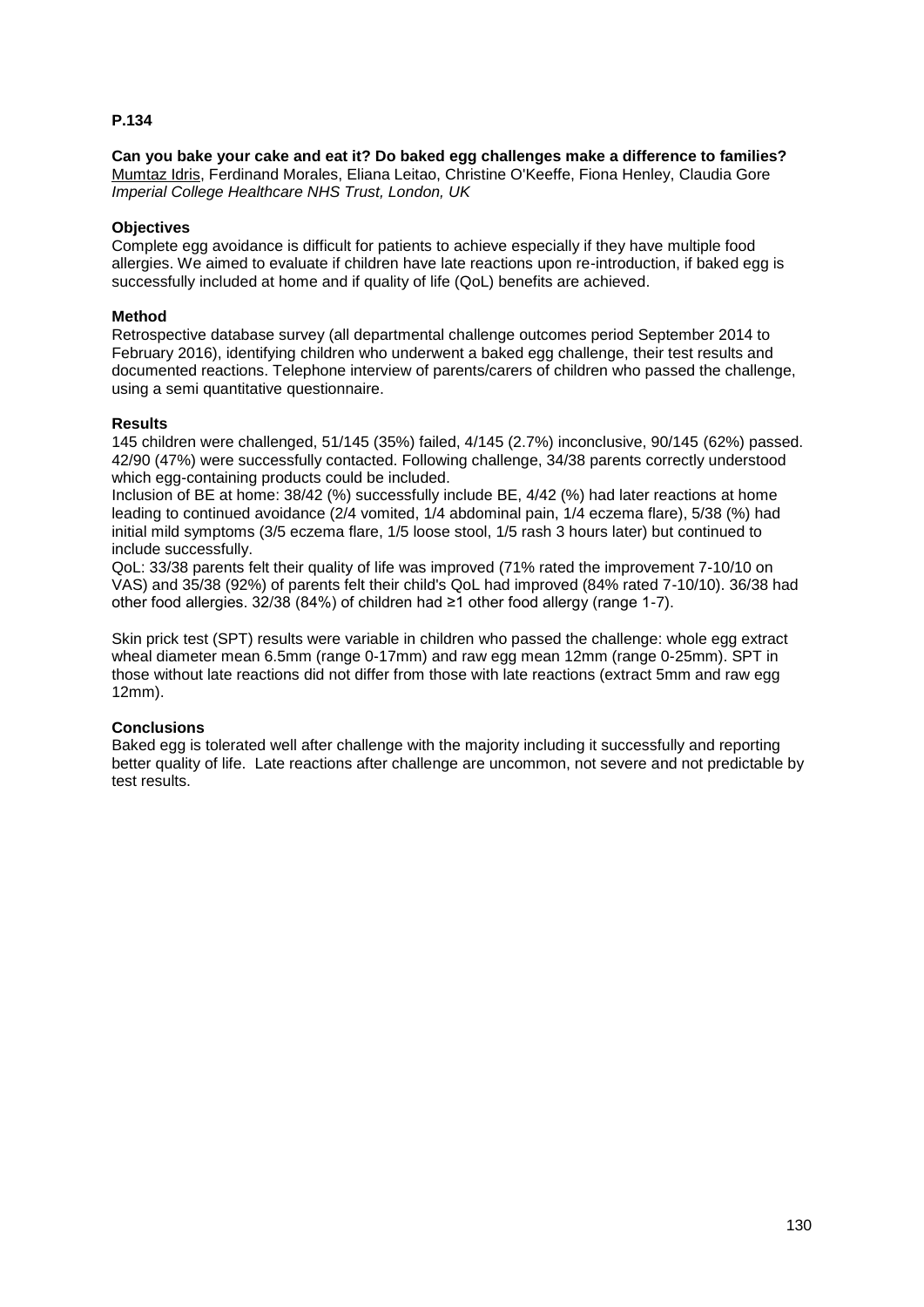**P.134**

**Can you bake your cake and eat it? Do baked egg challenges make a difference to families?**
Mumtaz Idris, Ferdinand Morales, Eliana Leitao, Christine O'Keeffe, Fiona Henley, Claudia Gore
*Imperial College Healthcare NHS Trust, London, UK*

**Objectives**
Complete egg avoidance is difficult for patients to achieve especially if they have multiple food allergies. We aimed to evaluate if children have late reactions upon re-introduction, if baked egg is successfully included at home and if quality of life (QoL) benefits are achieved.

**Method**
Retrospective database survey (all departmental challenge outcomes period September 2014 to February 2016), identifying children who underwent a baked egg challenge, their test results and documented reactions. Telephone interview of parents/carers of children who passed the challenge, using a semi quantitative questionnaire.

**Results**
145 children were challenged, 51/145 (35%) failed, 4/145 (2.7%) inconclusive, 90/145 (62%) passed. 42/90 (47%) were successfully contacted. Following challenge, 34/38 parents correctly understood which egg-containing products could be included.
Inclusion of BE at home: 38/42 (%) successfully include BE, 4/42 (%) had later reactions at home leading to continued avoidance (2/4 vomited, 1/4 abdominal pain, 1/4 eczema flare), 5/38 (%) had initial mild symptoms (3/5 eczema flare, 1/5 loose stool, 1/5 rash 3 hours later) but continued to include successfully.
QoL: 33/38 parents felt their quality of life was improved (71% rated the improvement 7-10/10 on VAS) and 35/38 (92%) of parents felt their child's QoL had improved (84% rated 7-10/10). 36/38 had other food allergies. 32/38 (84%) of children had ≥1 other food allergy (range 1-7).

Skin prick test (SPT) results were variable in children who passed the challenge: whole egg extract wheal diameter mean 6.5mm (range 0-17mm) and raw egg mean 12mm (range 0-25mm). SPT in those without late reactions did not differ from those with late reactions (extract 5mm and raw egg 12mm).

**Conclusions**
Baked egg is tolerated well after challenge with the majority including it successfully and reporting better quality of life. Late reactions after challenge are uncommon, not severe and not predictable by test results.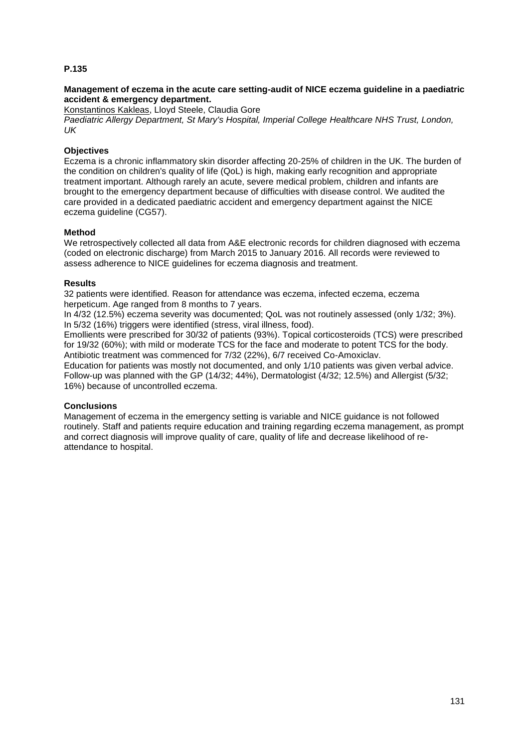**P.135**

**Management of eczema in the acute care setting-audit of NICE eczema guideline in a paediatric accident & emergency department.**

Konstantinos Kakleas, Lloyd Steele, Claudia Gore

*Paediatric Allergy Department, St Mary's Hospital, Imperial College Healthcare NHS Trust, London, UK*

**Objectives**

Eczema is a chronic inflammatory skin disorder affecting 20-25% of children in the UK. The burden of the condition on children's quality of life (QoL) is high, making early recognition and appropriate treatment important. Although rarely an acute, severe medical problem, children and infants are brought to the emergency department because of difficulties with disease control. We audited the care provided in a dedicated paediatric accident and emergency department against the NICE eczema guideline (CG57).

**Method**

We retrospectively collected all data from A&E electronic records for children diagnosed with eczema (coded on electronic discharge) from March 2015 to January 2016. All records were reviewed to assess adherence to NICE guidelines for eczema diagnosis and treatment.

**Results**

32 patients were identified. Reason for attendance was eczema, infected eczema, eczema herpeticum. Age ranged from 8 months to 7 years.

In 4/32 (12.5%) eczema severity was documented; QoL was not routinely assessed (only 1/32; 3%). In 5/32 (16%) triggers were identified (stress, viral illness, food).

Emollients were prescribed for 30/32 of patients (93%). Topical corticosteroids (TCS) were prescribed for 19/32 (60%); with mild or moderate TCS for the face and moderate to potent TCS for the body. Antibiotic treatment was commenced for 7/32 (22%), 6/7 received Co-Amoxiclav.

Education for patients was mostly not documented, and only 1/10 patients was given verbal advice. Follow-up was planned with the GP (14/32; 44%), Dermatologist (4/32; 12.5%) and Allergist (5/32; 16%) because of uncontrolled eczema.

**Conclusions**

Management of eczema in the emergency setting is variable and NICE guidance is not followed routinely. Staff and patients require education and training regarding eczema management, as prompt and correct diagnosis will improve quality of care, quality of life and decrease likelihood of re-attendance to hospital.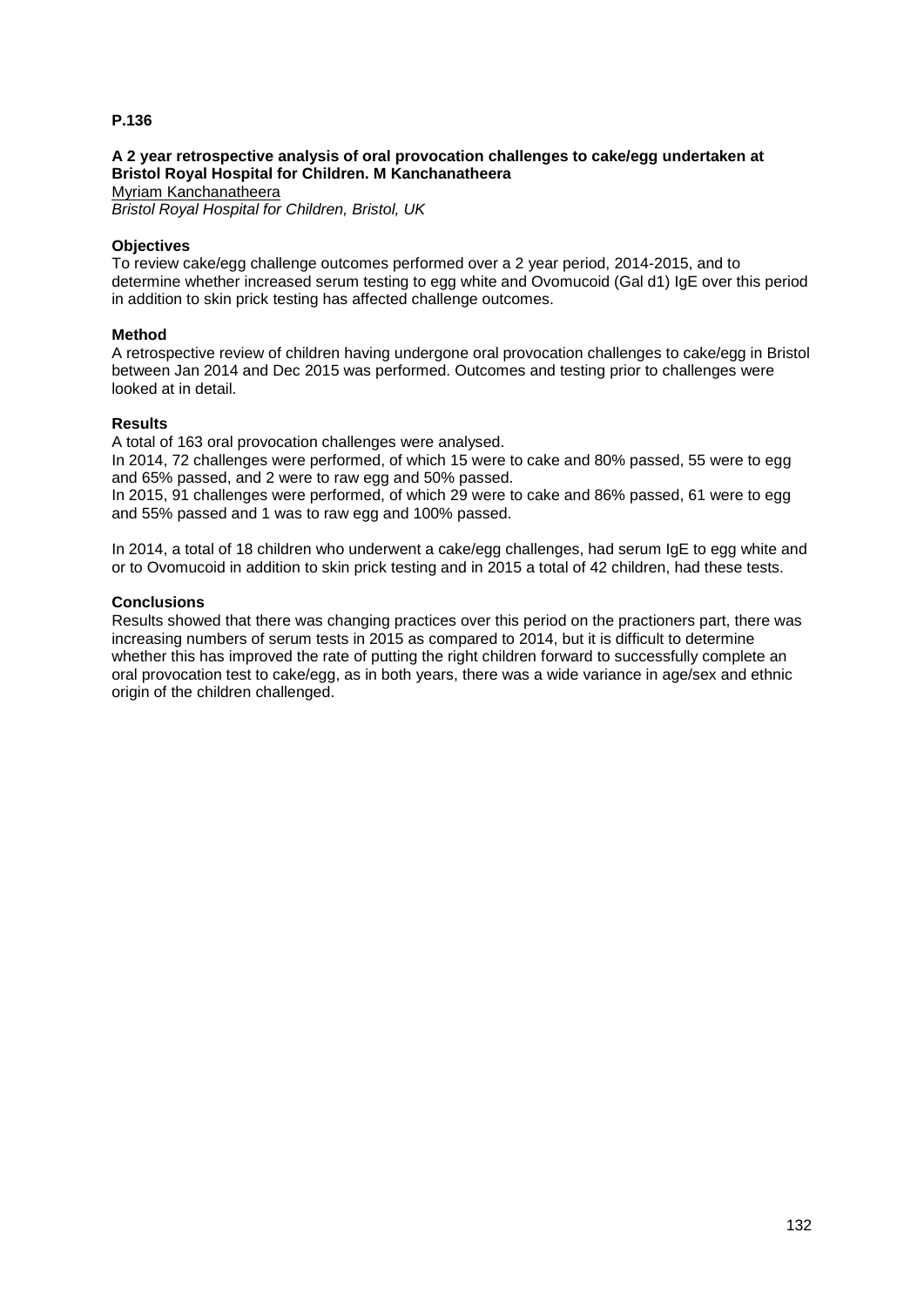**P.136**

**A 2 year retrospective analysis of oral provocation challenges to cake/egg undertaken at Bristol Royal Hospital for Children. M Kanchanatheera**

Myriam Kanchanatheera

*Bristol Royal Hospital for Children, Bristol, UK*

**Objectives**

To review cake/egg challenge outcomes performed over a 2 year period, 2014-2015, and to determine whether increased serum testing to egg white and Ovomucoid (Gal d1) IgE over this period in addition to skin prick testing has affected challenge outcomes.

**Method**

A retrospective review of children having undergone oral provocation challenges to cake/egg in Bristol between Jan 2014 and Dec 2015 was performed. Outcomes and testing prior to challenges were looked at in detail.

**Results**

A total of 163 oral provocation challenges were analysed.

In 2014, 72 challenges were performed, of which 15 were to cake and 80% passed, 55 were to egg and 65% passed, and 2 were to raw egg and 50% passed.

In 2015, 91 challenges were performed, of which 29 were to cake and 86% passed, 61 were to egg and 55% passed and 1 was to raw egg and 100% passed.

In 2014, a total of 18 children who underwent a cake/egg challenges, had serum IgE to egg white and or to Ovomucoid in addition to skin prick testing and in 2015 a total of 42 children, had these tests.

**Conclusions**

Results showed that there was changing practices over this period on the practioners part, there was increasing numbers of serum tests in 2015 as compared to 2014, but it is difficult to determine whether this has improved the rate of putting the right children forward to successfully complete an oral provocation test to cake/egg, as in both years, there was a wide variance in age/sex and ethnic origin of the children challenged.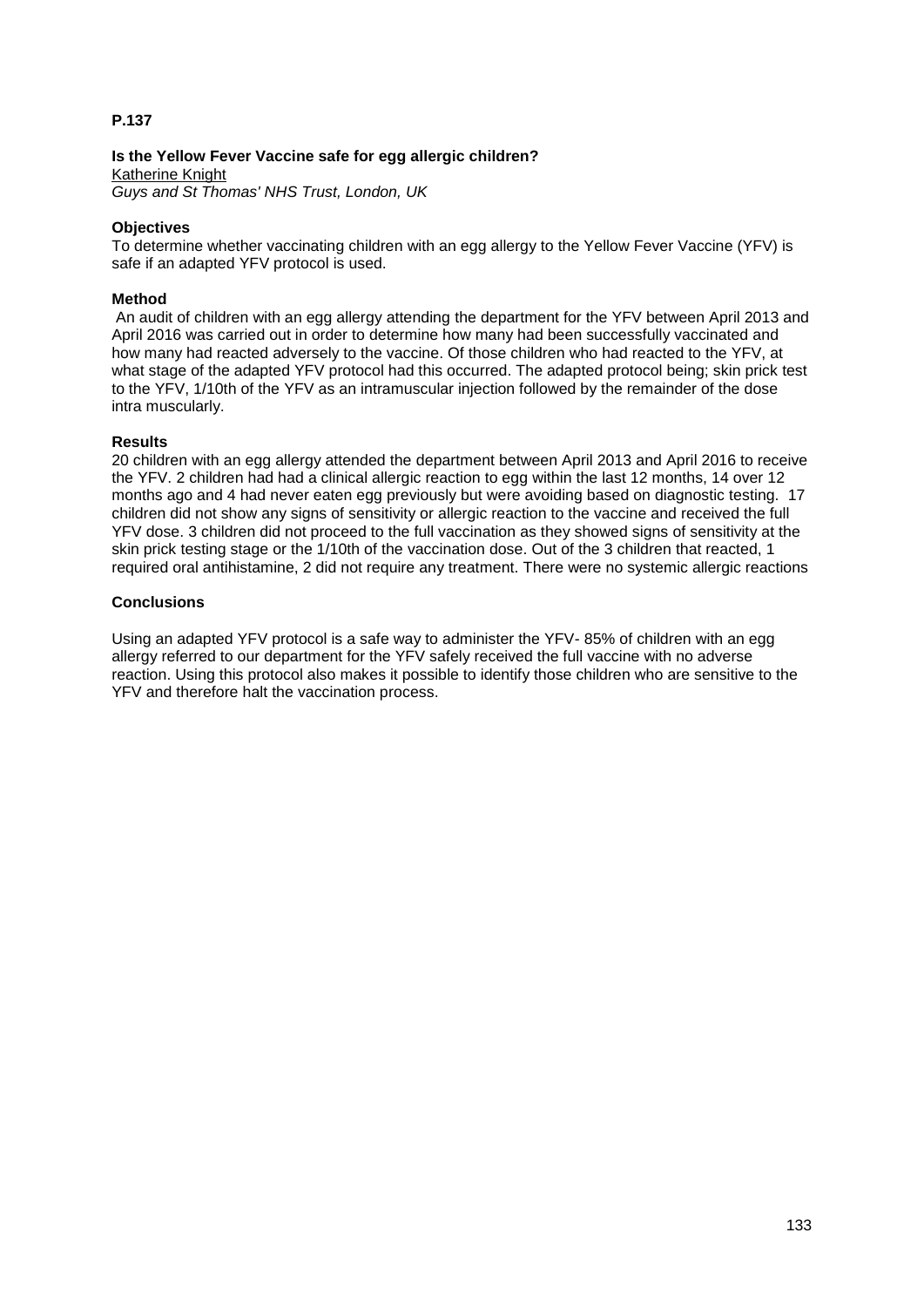**P.137**

**Is the Yellow Fever Vaccine safe for egg allergic children?**

Katherine Knight

*Guys and St Thomas' NHS Trust, London, UK*

**Objectives**

To determine whether vaccinating children with an egg allergy to the Yellow Fever Vaccine (YFV) is safe if an adapted YFV protocol is used.

**Method**

An audit of children with an egg allergy attending the department for the YFV between April 2013 and April 2016 was carried out in order to determine how many had been successfully vaccinated and how many had reacted adversely to the vaccine. Of those children who had reacted to the YFV, at what stage of the adapted YFV protocol had this occurred. The adapted protocol being; skin prick test to the YFV, 1/10th of the YFV as an intramuscular injection followed by the remainder of the dose intra muscularly.

**Results**

20 children with an egg allergy attended the department between April 2013 and April 2016 to receive the YFV. 2 children had had a clinical allergic reaction to egg within the last 12 months, 14 over 12 months ago and 4 had never eaten egg previously but were avoiding based on diagnostic testing. 17 children did not show any signs of sensitivity or allergic reaction to the vaccine and received the full YFV dose. 3 children did not proceed to the full vaccination as they showed signs of sensitivity at the skin prick testing stage or the 1/10th of the vaccination dose. Out of the 3 children that reacted, 1 required oral antihistamine, 2 did not require any treatment. There were no systemic allergic reactions

**Conclusions**

Using an adapted YFV protocol is a safe way to administer the YFV- 85% of children with an egg allergy referred to our department for the YFV safely received the full vaccine with no adverse reaction. Using this protocol also makes it possible to identify those children who are sensitive to the YFV and therefore halt the vaccination process.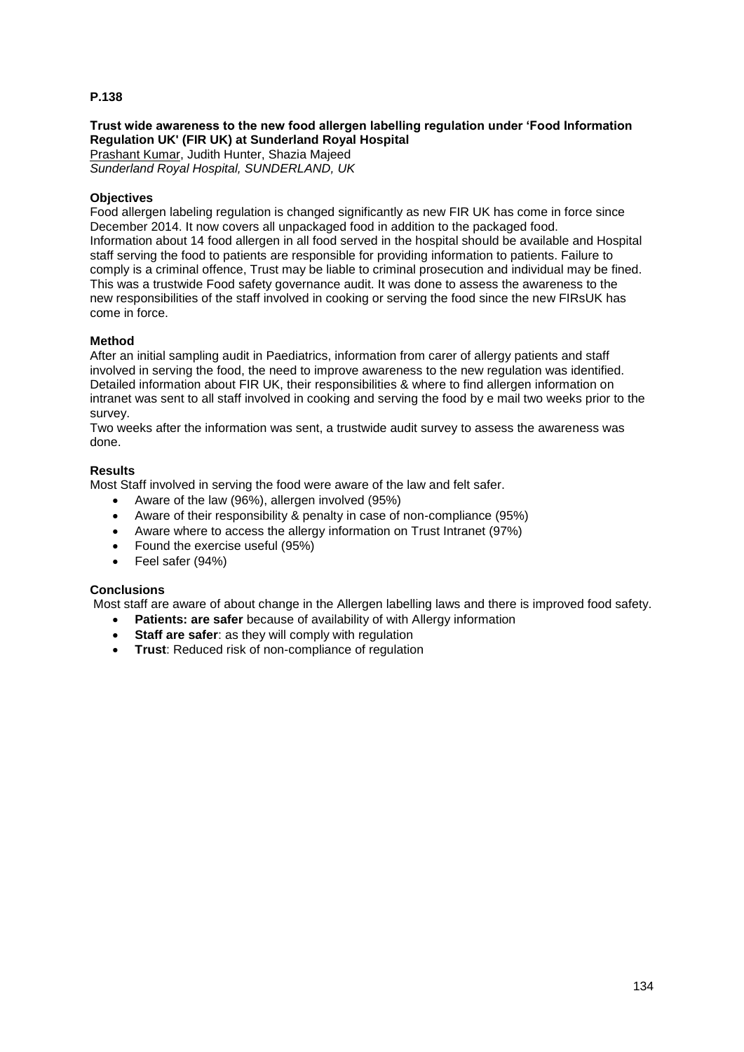**P.138**

**Trust wide awareness to the new food allergen labelling regulation under 'Food Information Regulation UK' (FIR UK) at Sunderland Royal Hospital**

Prashant Kumar, Judith Hunter, Shazia Majeed

*Sunderland Royal Hospital, SUNDERLAND, UK*

**Objectives**

Food allergen labeling regulation is changed significantly as new FIR UK has come in force since December 2014. It now covers all unpackaged food in addition to the packaged food. Information about 14 food allergen in all food served in the hospital should be available and Hospital staff serving the food to patients are responsible for providing information to patients. Failure to comply is a criminal offence, Trust may be liable to criminal prosecution and individual may be fined. This was a trustwide Food safety governance audit. It was done to assess the awareness to the new responsibilities of the staff involved in cooking or serving the food since the new FIRsUK has come in force.

**Method**

After an initial sampling audit in Paediatrics, information from carer of allergy patients and staff involved in serving the food, the need to improve awareness to the new regulation was identified. Detailed information about FIR UK, their responsibilities & where to find allergen information on intranet was sent to all staff involved in cooking and serving the food by e mail two weeks prior to the survey.

Two weeks after the information was sent, a trustwide audit survey to assess the awareness was done.

**Results**

Most Staff involved in serving the food were aware of the law and felt safer.

- Aware of the law (96%), allergen involved (95%)
- Aware of their responsibility & penalty in case of non-compliance (95%)
- Aware where to access the allergy information on Trust Intranet (97%)
- Found the exercise useful (95%)
- Feel safer (94%)

**Conclusions**

Most staff are aware of about change in the Allergen labelling laws and there is improved food safety.

- **Patients: are safer** because of availability of with Allergy information
- **Staff are safer**: as they will comply with regulation
- **Trust**: Reduced risk of non-compliance of regulation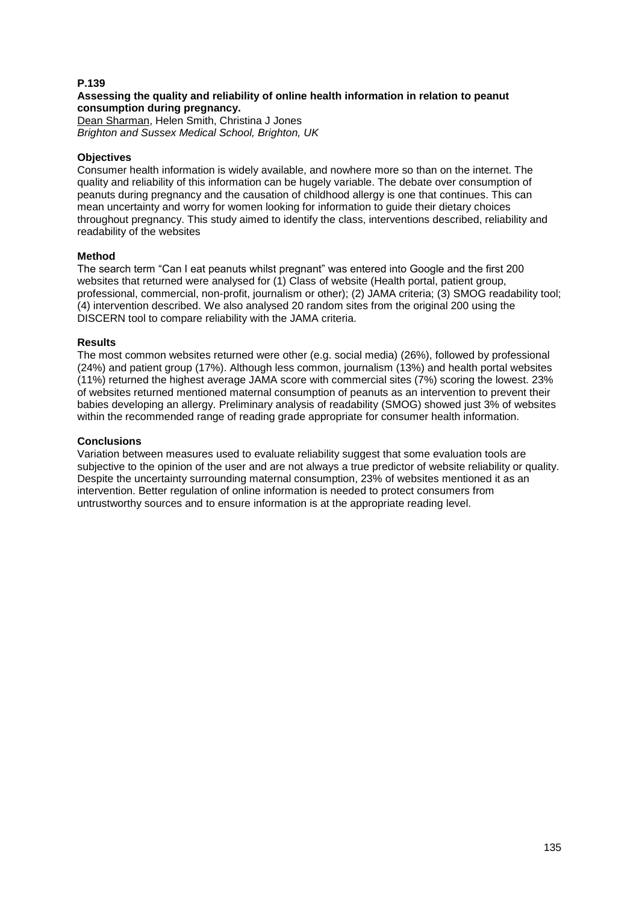**P.139**

**Assessing the quality and reliability of online health information in relation to peanut consumption during pregnancy.**

Dean Sharman, Helen Smith, Christina J Jones

*Brighton and Sussex Medical School, Brighton, UK*

**Objectives**

Consumer health information is widely available, and nowhere more so than on the internet. The quality and reliability of this information can be hugely variable. The debate over consumption of peanuts during pregnancy and the causation of childhood allergy is one that continues. This can mean uncertainty and worry for women looking for information to guide their dietary choices throughout pregnancy. This study aimed to identify the class, interventions described, reliability and readability of the websites

**Method**

The search term "Can I eat peanuts whilst pregnant" was entered into Google and the first 200 websites that returned were analysed for (1) Class of website (Health portal, patient group, professional, commercial, non-profit, journalism or other); (2) JAMA criteria; (3) SMOG readability tool; (4) intervention described. We also analysed 20 random sites from the original 200 using the DISCERN tool to compare reliability with the JAMA criteria.

**Results**

The most common websites returned were other (e.g. social media) (26%), followed by professional (24%) and patient group (17%). Although less common, journalism (13%) and health portal websites (11%) returned the highest average JAMA score with commercial sites (7%) scoring the lowest. 23% of websites returned mentioned maternal consumption of peanuts as an intervention to prevent their babies developing an allergy. Preliminary analysis of readability (SMOG) showed just 3% of websites within the recommended range of reading grade appropriate for consumer health information.

**Conclusions**

Variation between measures used to evaluate reliability suggest that some evaluation tools are subjective to the opinion of the user and are not always a true predictor of website reliability or quality. Despite the uncertainty surrounding maternal consumption, 23% of websites mentioned it as an intervention. Better regulation of online information is needed to protect consumers from untrustworthy sources and to ensure information is at the appropriate reading level.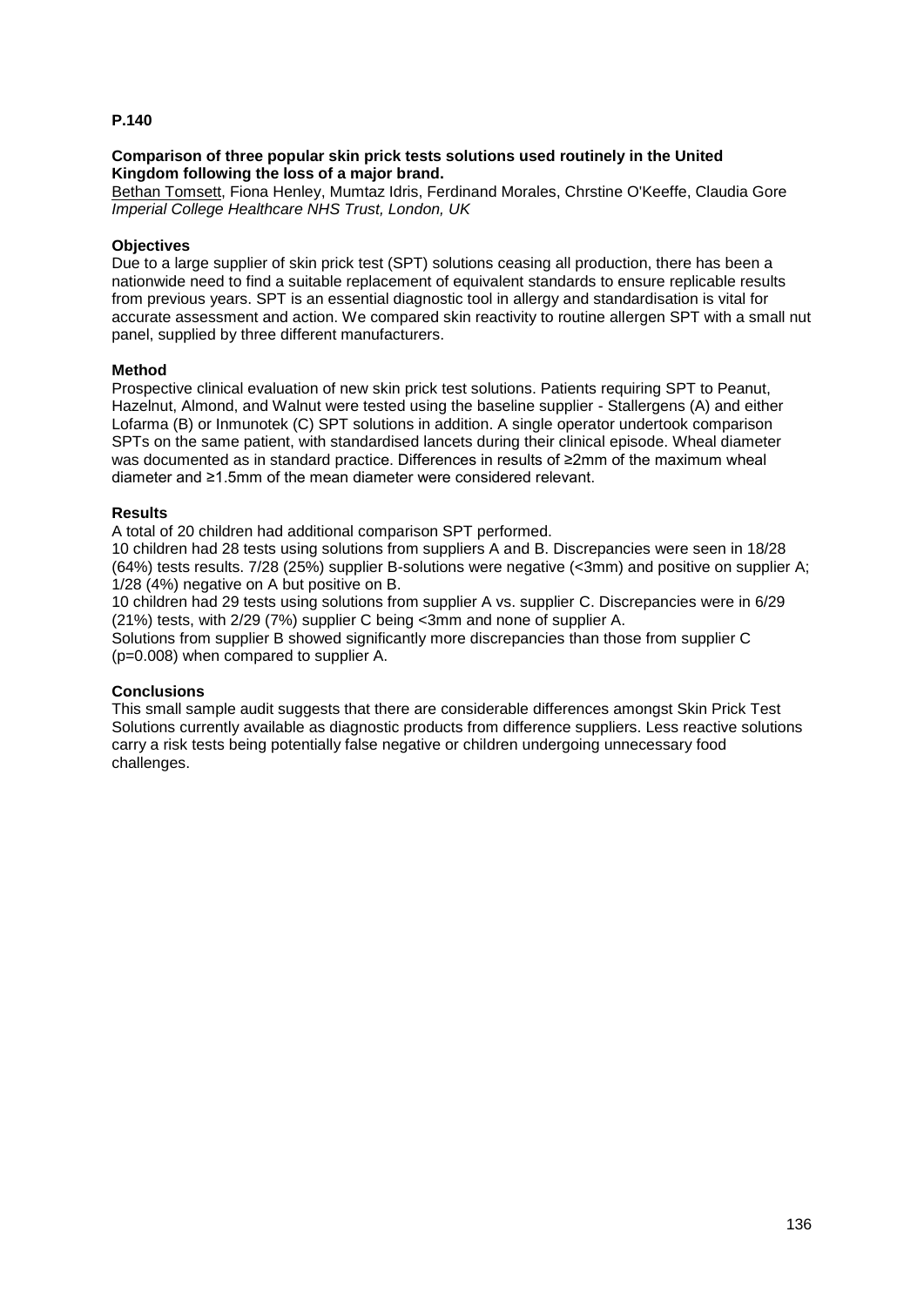**P.140**

**Comparison of three popular skin prick tests solutions used routinely in the United Kingdom following the loss of a major brand.**

Bethan Tomsett, Fiona Henley, Mumtaz Idris, Ferdinand Morales, Chrstine O'Keeffe, Claudia Gore
*Imperial College Healthcare NHS Trust, London, UK*

**Objectives**

Due to a large supplier of skin prick test (SPT) solutions ceasing all production, there has been a nationwide need to find a suitable replacement of equivalent standards to ensure replicable results from previous years. SPT is an essential diagnostic tool in allergy and standardisation is vital for accurate assessment and action. We compared skin reactivity to routine allergen SPT with a small nut panel, supplied by three different manufacturers.

**Method**

Prospective clinical evaluation of new skin prick test solutions. Patients requiring SPT to Peanut, Hazelnut, Almond, and Walnut were tested using the baseline supplier - Stallergens (A) and either Lofarma (B) or Inmunotek (C) SPT solutions in addition. A single operator undertook comparison SPTs on the same patient, with standardised lancets during their clinical episode. Wheal diameter was documented as in standard practice. Differences in results of ≥2mm of the maximum wheal diameter and ≥1.5mm of the mean diameter were considered relevant.

**Results**

A total of 20 children had additional comparison SPT performed.

10 children had 28 tests using solutions from suppliers A and B. Discrepancies were seen in 18/28 (64%) tests results. 7/28 (25%) supplier B-solutions were negative (<3mm) and positive on supplier A; 1/28 (4%) negative on A but positive on B.

10 children had 29 tests using solutions from supplier A vs. supplier C. Discrepancies were in 6/29 (21%) tests, with 2/29 (7%) supplier C being <3mm and none of supplier A.

Solutions from supplier B showed significantly more discrepancies than those from supplier C ($p=0.008$) when compared to supplier A.

**Conclusions**

This small sample audit suggests that there are considerable differences amongst Skin Prick Test Solutions currently available as diagnostic products from difference suppliers. Less reactive solutions carry a risk tests being potentially false negative or children undergoing unnecessary food challenges.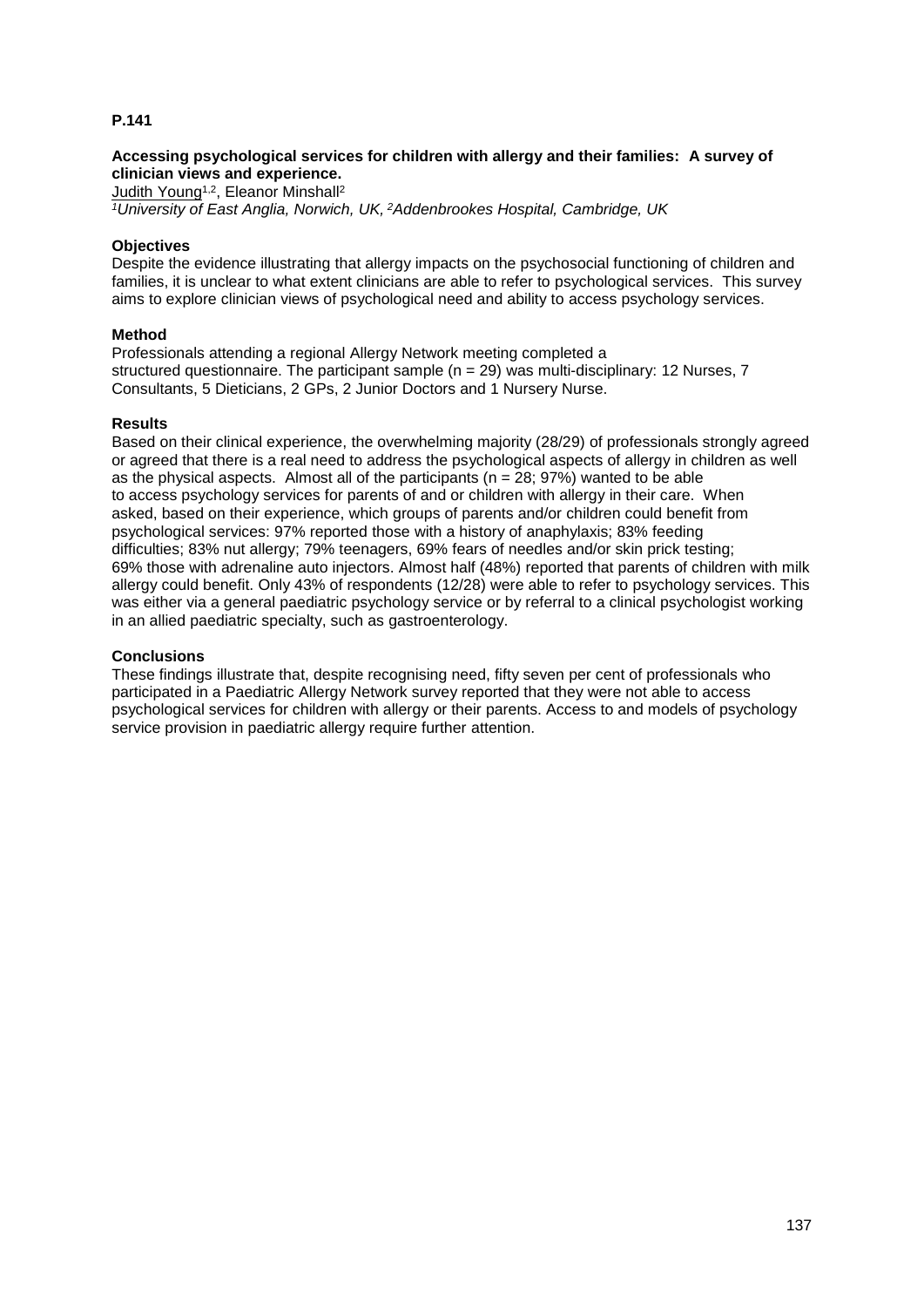**P.141**

**Accessing psychological services for children with allergy and their families: A survey of clinician views and experience.**

Judith Young[1,2], Eleanor Minshall[2]

*[1]University of East Anglia, Norwich, UK, [2]Addenbrookes Hospital, Cambridge, UK*

**Objectives**

Despite the evidence illustrating that allergy impacts on the psychosocial functioning of children and families, it is unclear to what extent clinicians are able to refer to psychological services. This survey aims to explore clinician views of psychological need and ability to access psychology services.

**Method**

Professionals attending a regional Allergy Network meeting completed a structured questionnaire. The participant sample (n = 29) was multi-disciplinary: 12 Nurses, 7 Consultants, 5 Dieticians, 2 GPs, 2 Junior Doctors and 1 Nursery Nurse.

**Results**

Based on their clinical experience, the overwhelming majority (28/29) of professionals strongly agreed or agreed that there is a real need to address the psychological aspects of allergy in children as well as the physical aspects. Almost all of the participants (n = 28; 97%) wanted to be able to access psychology services for parents of and or children with allergy in their care. When asked, based on their experience, which groups of parents and/or children could benefit from psychological services: 97% reported those with a history of anaphylaxis; 83% feeding difficulties; 83% nut allergy; 79% teenagers, 69% fears of needles and/or skin prick testing; 69% those with adrenaline auto injectors. Almost half (48%) reported that parents of children with milk allergy could benefit. Only 43% of respondents (12/28) were able to refer to psychology services. This was either via a general paediatric psychology service or by referral to a clinical psychologist working in an allied paediatric specialty, such as gastroenterology.

**Conclusions**

These findings illustrate that, despite recognising need, fifty seven per cent of professionals who participated in a Paediatric Allergy Network survey reported that they were not able to access psychological services for children with allergy or their parents. Access to and models of psychology service provision in paediatric allergy require further attention.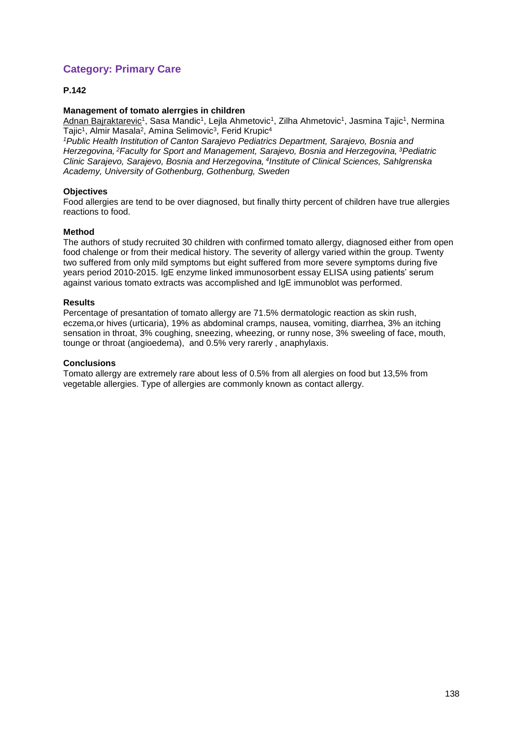## Category: Primary Care

**P.142**

**Management of tomato alerrgies in children**

Adnan Bajraktarevic[1], Sasa Mandic[1], Lejla Ahmetovic[1], Zilha Ahmetovic[1], Jasmina Tajic[1], Nermina Tajic[1], Almir Masala[2], Amina Selimovic[3], Ferid Krupic[4]

*[1]Public Health Institution of Canton Sarajevo Pediatrics Department, Sarajevo, Bosnia and Herzegovina, [2]Faculty for Sport and Management, Sarajevo, Bosnia and Herzegovina, [3]Pediatric Clinic Sarajevo, Sarajevo, Bosnia and Herzegovina, [4]Institute of Clinical Sciences, Sahlgrenska Academy, University of Gothenburg, Gothenburg, Sweden*

**Objectives**

Food allergies are tend to be over diagnosed, but finally thirty percent of children have true allergies reactions to food.

**Method**

The authors of study recruited 30 children with confirmed tomato allergy, diagnosed either from open food chalenge or from their medical history. The severity of allergy varied within the group. Twenty two suffered from only mild symptoms but eight suffered from more severe symptoms during five years period 2010-2015. IgE enzyme linked immunosorbent essay ELISA using patients' serum against various tomato extracts was accomplished and IgE immunoblot was performed.

**Results**

Percentage of presantation of tomato allergy are 71.5% dermatologic reaction as skin rush, eczema,or hives (urticaria), 19% as abdominal cramps, nausea, vomiting, diarrhea, 3% an itching sensation in throat, 3% coughing, sneezing, wheezing, or runny nose, 3% sweeling of face, mouth, tounge or throat (angioedema), and 0.5% very rarerly , anaphylaxis.

**Conclusions**

Tomato allergy are extremely rare about less of 0.5% from all alergies on food but 13,5% from vegetable allergies. Type of allergies are commonly known as contact allergy.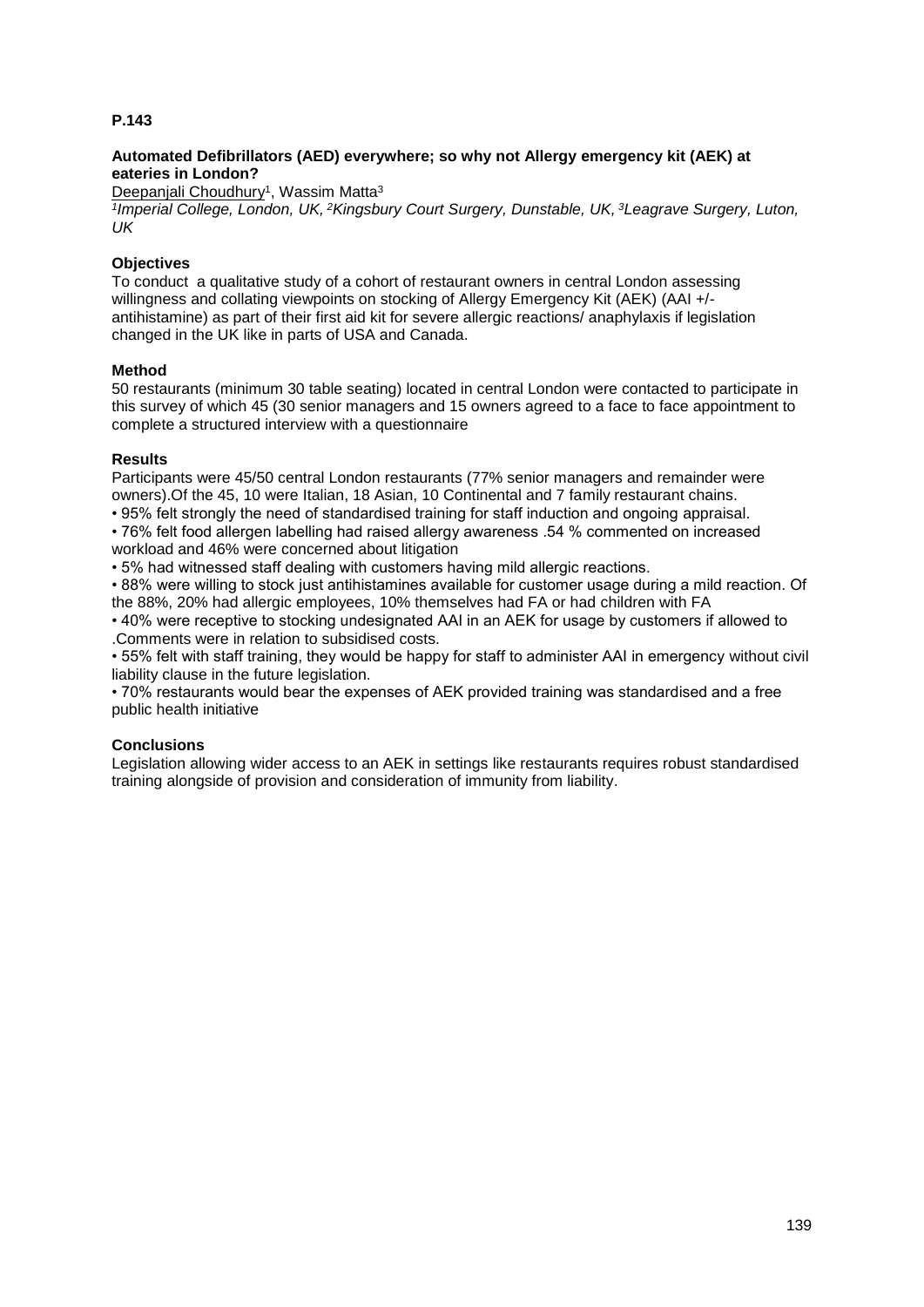**P.143**

### Automated Defibrillators (AED) everywhere; so why not Allergy emergency kit (AEK) at eateries in London?

Deepanjali Choudhury[1], Wassim Matta[3]

*[1]Imperial College, London, UK, [2]Kingsbury Court Surgery, Dunstable, UK, [3]Leagrave Surgery, Luton, UK*

**Objectives**

To conduct a qualitative study of a cohort of restaurant owners in central London assessing willingness and collating viewpoints on stocking of Allergy Emergency Kit (AEK) (AAI +/- antihistamine) as part of their first aid kit for severe allergic reactions/ anaphylaxis if legislation changed in the UK like in parts of USA and Canada.

**Method**

50 restaurants (minimum 30 table seating) located in central London were contacted to participate in this survey of which 45 (30 senior managers and 15 owners agreed to a face to face appointment to complete a structured interview with a questionnaire

**Results**

Participants were 45/50 central London restaurants (77% senior managers and remainder were owners).Of the 45, 10 were Italian, 18 Asian, 10 Continental and 7 family restaurant chains.

- 95% felt strongly the need of standardised training for staff induction and ongoing appraisal.
- 76% felt food allergen labelling had raised allergy awareness .54 % commented on increased workload and 46% were concerned about litigation
- 5% had witnessed staff dealing with customers having mild allergic reactions.
- 88% were willing to stock just antihistamines available for customer usage during a mild reaction. Of the 88%, 20% had allergic employees, 10% themselves had FA or had children with FA
- 40% were receptive to stocking undesignated AAI in an AEK for usage by customers if allowed to .Comments were in relation to subsidised costs.
- 55% felt with staff training, they would be happy for staff to administer AAI in emergency without civil liability clause in the future legislation.
- 70% restaurants would bear the expenses of AEK provided training was standardised and a free public health initiative

**Conclusions**

Legislation allowing wider access to an AEK in settings like restaurants requires robust standardised training alongside of provision and consideration of immunity from liability.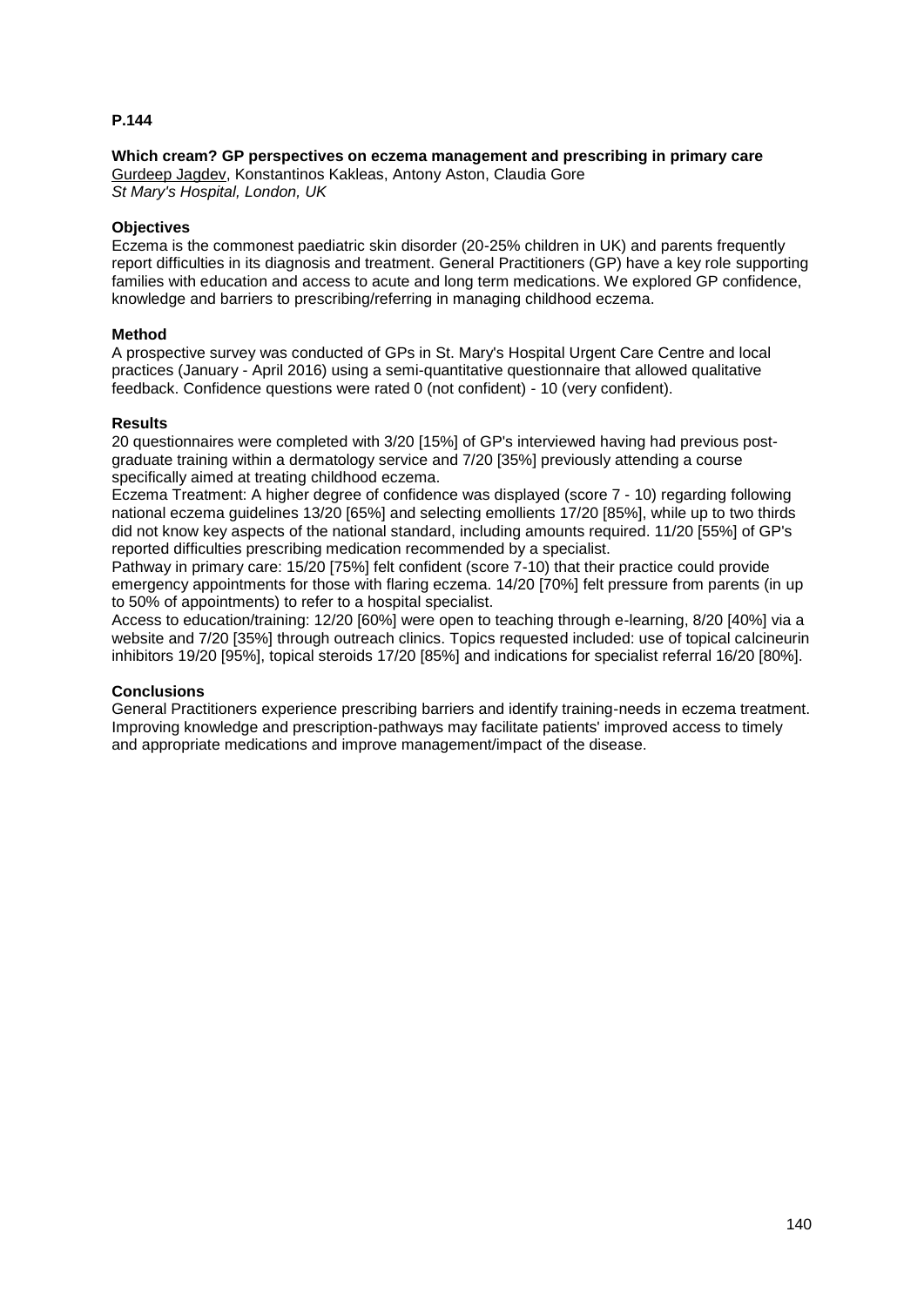**P.144**

**Which cream? GP perspectives on eczema management and prescribing in primary care**
Gurdeep Jagdev, Konstantinos Kakleas, Antony Aston, Claudia Gore
*St Mary's Hospital, London, UK*

**Objectives**
Eczema is the commonest paediatric skin disorder (20-25% children in UK) and parents frequently report difficulties in its diagnosis and treatment. General Practitioners (GP) have a key role supporting families with education and access to acute and long term medications. We explored GP confidence, knowledge and barriers to prescribing/referring in managing childhood eczema.

**Method**
A prospective survey was conducted of GPs in St. Mary's Hospital Urgent Care Centre and local practices (January - April 2016) using a semi-quantitative questionnaire that allowed qualitative feedback. Confidence questions were rated 0 (not confident) - 10 (very confident).

**Results**
20 questionnaires were completed with 3/20 [15%] of GP's interviewed having had previous post-graduate training within a dermatology service and 7/20 [35%] previously attending a course specifically aimed at treating childhood eczema.
Eczema Treatment: A higher degree of confidence was displayed (score 7 - 10) regarding following national eczema guidelines 13/20 [65%] and selecting emollients 17/20 [85%], while up to two thirds did not know key aspects of the national standard, including amounts required. 11/20 [55%] of GP's reported difficulties prescribing medication recommended by a specialist.
Pathway in primary care: 15/20 [75%] felt confident (score 7-10) that their practice could provide emergency appointments for those with flaring eczema. 14/20 [70%] felt pressure from parents (in up to 50% of appointments) to refer to a hospital specialist.
Access to education/training: 12/20 [60%] were open to teaching through e-learning, 8/20 [40%] via a website and 7/20 [35%] through outreach clinics. Topics requested included: use of topical calcineurin inhibitors 19/20 [95%], topical steroids 17/20 [85%] and indications for specialist referral 16/20 [80%].

**Conclusions**
General Practitioners experience prescribing barriers and identify training-needs in eczema treatment. Improving knowledge and prescription-pathways may facilitate patients' improved access to timely and appropriate medications and improve management/impact of the disease.